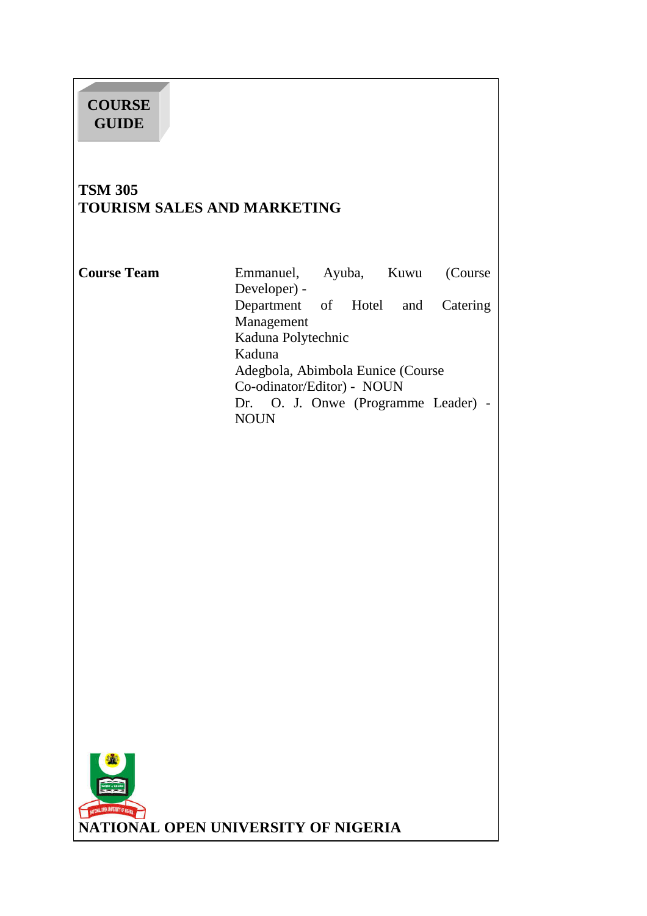**COURSE GUIDE**

# TSM 305
# TOURISM SALES AND MARKETING

**Course Team**

Emmanuel, Ayuba, Kuwu (Course Developer) -
Department of Hotel and Catering Management
Kaduna Polytechnic
Kaduna
Adegbola, Abimbola Eunice (Course Co-odinator/Editor) - NOUN
Dr. O. J. Onwe (Programme Leader) - NOUN

**NATIONAL OPEN UNIVERSITY OF NIGERIA**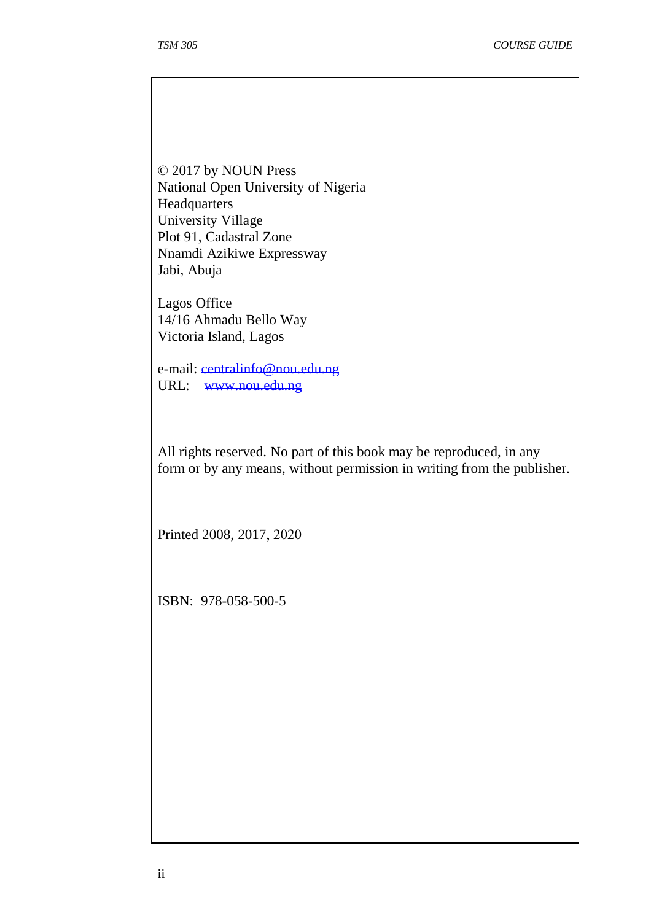© 2017 by NOUN Press
National Open University of Nigeria
Headquarters
University Village
Plot 91, Cadastral Zone
Nnamdi Azikiwe Expressway
Jabi, Abuja

Lagos Office
14/16 Ahmadu Bello Way
Victoria Island, Lagos

e-mail: centralinfo@nou.edu.ng
URL: www.nou.edu.ng

All rights reserved. No part of this book may be reproduced, in any form or by any means, without permission in writing from the publisher.

Printed 2008, 2017, 2020

ISBN: 978-058-500-5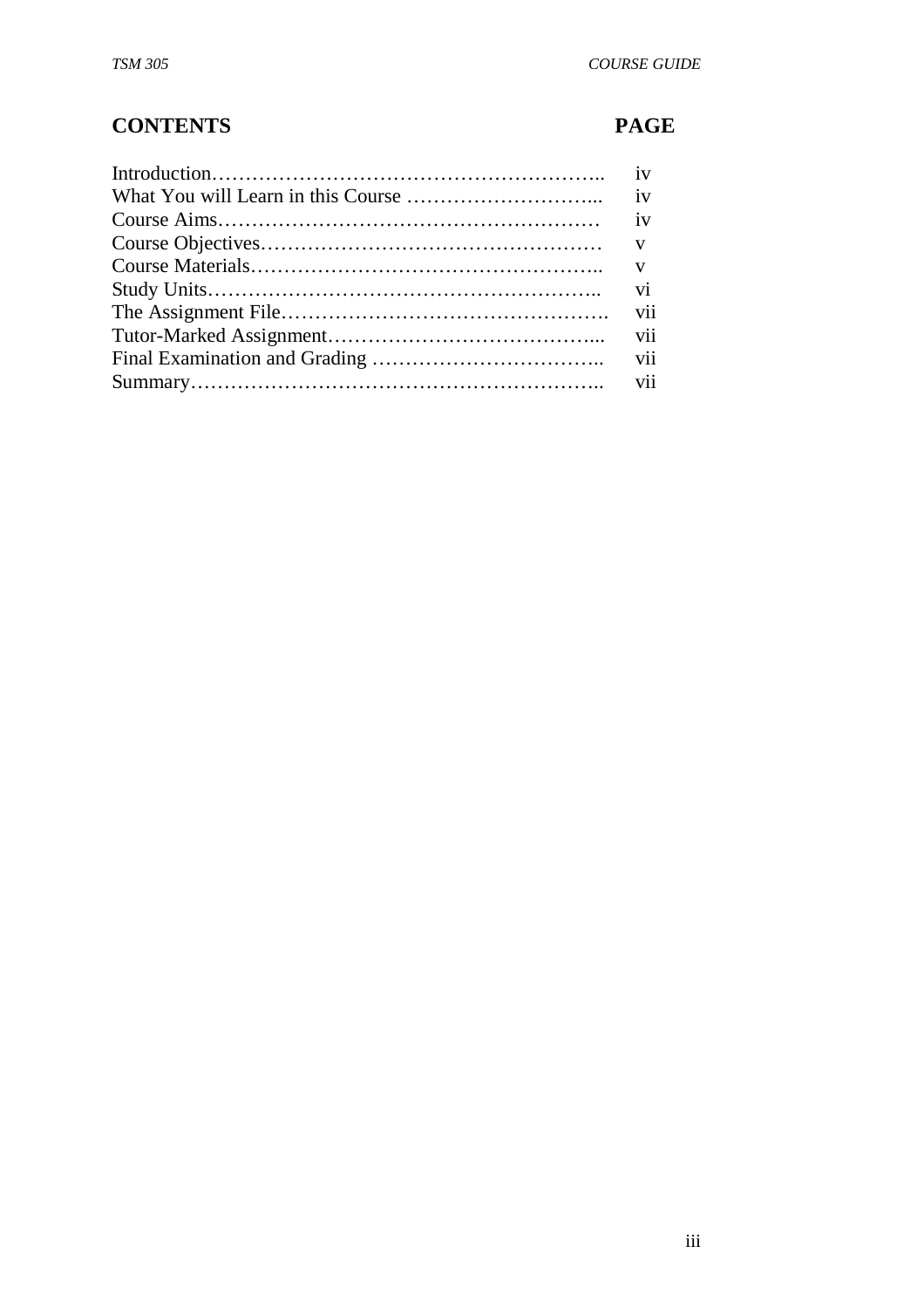## CONTENTS

| CONTENTS | PAGE |
|---|---|
| Introduction | iv |
| What You will Learn in this Course | iv |
| Course Aims | iv |
| Course Objectives | v |
| Course Materials | v |
| Study Units | vi |
| The Assignment File | vii |
| Tutor-Marked Assignment | vii |
| Final Examination and Grading | vii |
| Summary | vii |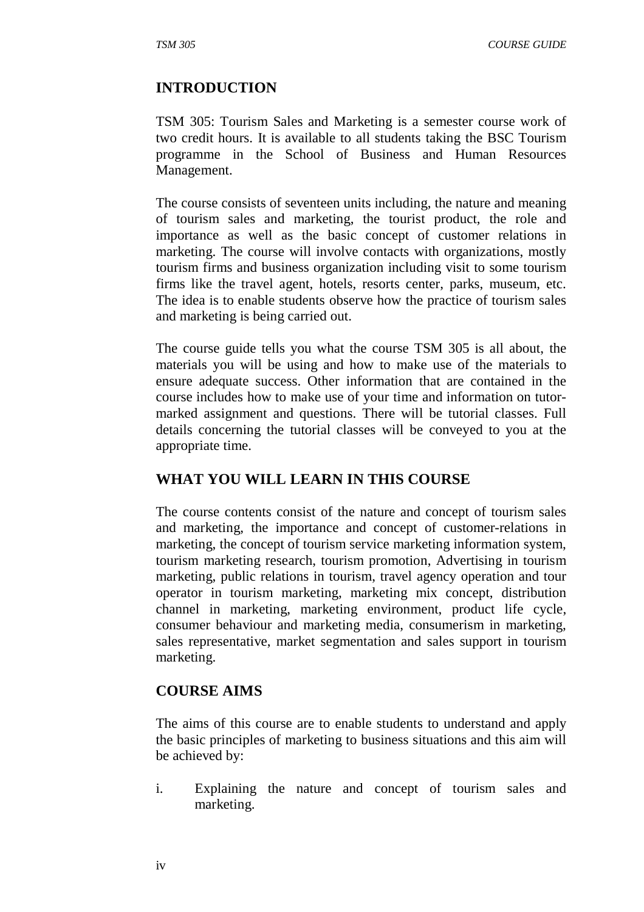## INTRODUCTION

TSM 305: Tourism Sales and Marketing is a semester course work of two credit hours. It is available to all students taking the BSC Tourism programme in the School of Business and Human Resources Management.

The course consists of seventeen units including, the nature and meaning of tourism sales and marketing, the tourist product, the role and importance as well as the basic concept of customer relations in marketing. The course will involve contacts with organizations, mostly tourism firms and business organization including visit to some tourism firms like the travel agent, hotels, resorts center, parks, museum, etc. The idea is to enable students observe how the practice of tourism sales and marketing is being carried out.

The course guide tells you what the course TSM 305 is all about, the materials you will be using and how to make use of the materials to ensure adequate success. Other information that are contained in the course includes how to make use of your time and information on tutor-marked assignment and questions. There will be tutorial classes. Full details concerning the tutorial classes will be conveyed to you at the appropriate time.

## WHAT YOU WILL LEARN IN THIS COURSE

The course contents consist of the nature and concept of tourism sales and marketing, the importance and concept of customer-relations in marketing, the concept of tourism service marketing information system, tourism marketing research, tourism promotion, Advertising in tourism marketing, public relations in tourism, travel agency operation and tour operator in tourism marketing, marketing mix concept, distribution channel in marketing, marketing environment, product life cycle, consumer behaviour and marketing media, consumerism in marketing, sales representative, market segmentation and sales support in tourism marketing.

## COURSE AIMS

The aims of this course are to enable students to understand and apply the basic principles of marketing to business situations and this aim will be achieved by:

i. Explaining the nature and concept of tourism sales and marketing.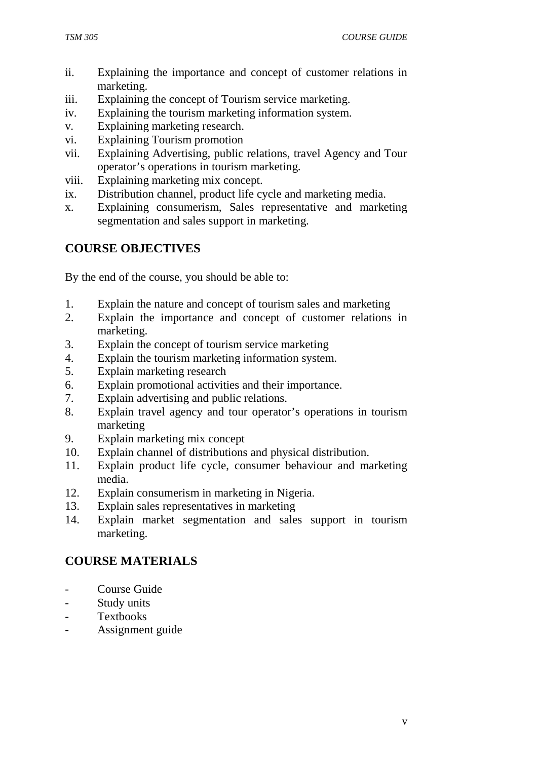ii. Explaining the importance and concept of customer relations in marketing.
iii. Explaining the concept of Tourism service marketing.
iv. Explaining the tourism marketing information system.
v. Explaining marketing research.
vi. Explaining Tourism promotion
vii. Explaining Advertising, public relations, travel Agency and Tour operator's operations in tourism marketing.
viii. Explaining marketing mix concept.
ix. Distribution channel, product life cycle and marketing media.
x. Explaining consumerism, Sales representative and marketing segmentation and sales support in marketing.

## COURSE OBJECTIVES

By the end of the course, you should be able to:

1. Explain the nature and concept of tourism sales and marketing
2. Explain the importance and concept of customer relations in marketing.
3. Explain the concept of tourism service marketing
4. Explain the tourism marketing information system.
5. Explain marketing research
6. Explain promotional activities and their importance.
7. Explain advertising and public relations.
8. Explain travel agency and tour operator's operations in tourism marketing
9. Explain marketing mix concept
10. Explain channel of distributions and physical distribution.
11. Explain product life cycle, consumer behaviour and marketing media.
12. Explain consumerism in marketing in Nigeria.
13. Explain sales representatives in marketing
14. Explain market segmentation and sales support in tourism marketing.

## COURSE MATERIALS

- Course Guide
- Study units
- Textbooks
- Assignment guide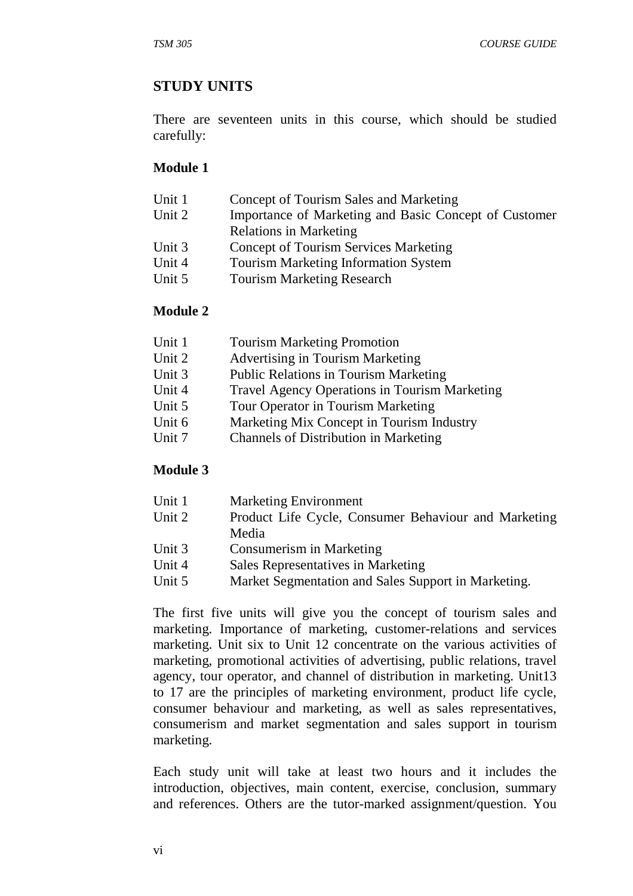## STUDY UNITS

There are seventeen units in this course, which should be studied carefully:

### Module 1

| | |
|---|---|
| Unit 1 | Concept of Tourism Sales and Marketing |
| Unit 2 | Importance of Marketing and Basic Concept of Customer Relations in Marketing |
| Unit 3 | Concept of Tourism Services Marketing |
| Unit 4 | Tourism Marketing Information System |
| Unit 5 | Tourism Marketing Research |

### Module 2

| | |
|---|---|
| Unit 1 | Tourism Marketing Promotion |
| Unit 2 | Advertising in Tourism Marketing |
| Unit 3 | Public Relations in Tourism Marketing |
| Unit 4 | Travel Agency Operations in Tourism Marketing |
| Unit 5 | Tour Operator in Tourism Marketing |
| Unit 6 | Marketing Mix Concept in Tourism Industry |
| Unit 7 | Channels of Distribution in Marketing |

### Module 3

| | |
|---|---|
| Unit 1 | Marketing Environment |
| Unit 2 | Product Life Cycle, Consumer Behaviour and Marketing Media |
| Unit 3 | Consumerism in Marketing |
| Unit 4 | Sales Representatives in Marketing |
| Unit 5 | Market Segmentation and Sales Support in Marketing. |

The first five units will give you the concept of tourism sales and marketing. Importance of marketing, customer-relations and services marketing. Unit six to Unit 12 concentrate on the various activities of marketing, promotional activities of advertising, public relations, travel agency, tour operator, and channel of distribution in marketing. Unit13 to 17 are the principles of marketing environment, product life cycle, consumer behaviour and marketing, as well as sales representatives, consumerism and market segmentation and sales support in tourism marketing.

Each study unit will take at least two hours and it includes the introduction, objectives, main content, exercise, conclusion, summary and references. Others are the tutor-marked assignment/question. You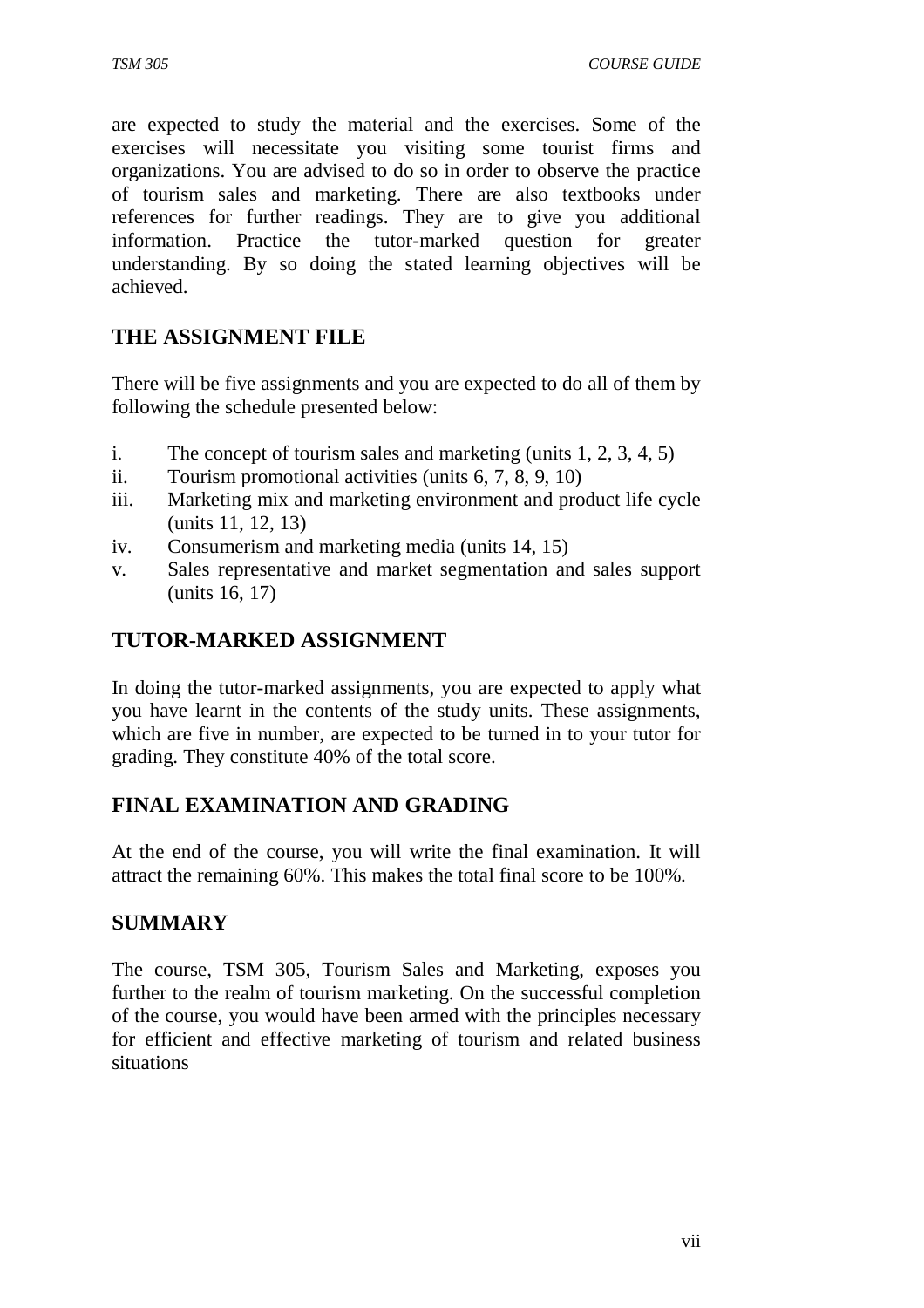are expected to study the material and the exercises. Some of the exercises will necessitate you visiting some tourist firms and organizations. You are advised to do so in order to observe the practice of tourism sales and marketing. There are also textbooks under references for further readings. They are to give you additional information. Practice the tutor-marked question for greater understanding. By so doing the stated learning objectives will be achieved.

## THE ASSIGNMENT FILE

There will be five assignments and you are expected to do all of them by following the schedule presented below:

i. The concept of tourism sales and marketing (units 1, 2, 3, 4, 5)
ii. Tourism promotional activities (units 6, 7, 8, 9, 10)
iii. Marketing mix and marketing environment and product life cycle (units 11, 12, 13)
iv. Consumerism and marketing media (units 14, 15)
v. Sales representative and market segmentation and sales support (units 16, 17)

## TUTOR-MARKED ASSIGNMENT

In doing the tutor-marked assignments, you are expected to apply what you have learnt in the contents of the study units. These assignments, which are five in number, are expected to be turned in to your tutor for grading. They constitute 40% of the total score.

## FINAL EXAMINATION AND GRADING

At the end of the course, you will write the final examination. It will attract the remaining 60%. This makes the total final score to be 100%.

## SUMMARY

The course, TSM 305, Tourism Sales and Marketing, exposes you further to the realm of tourism marketing. On the successful completion of the course, you would have been armed with the principles necessary for efficient and effective marketing of tourism and related business situations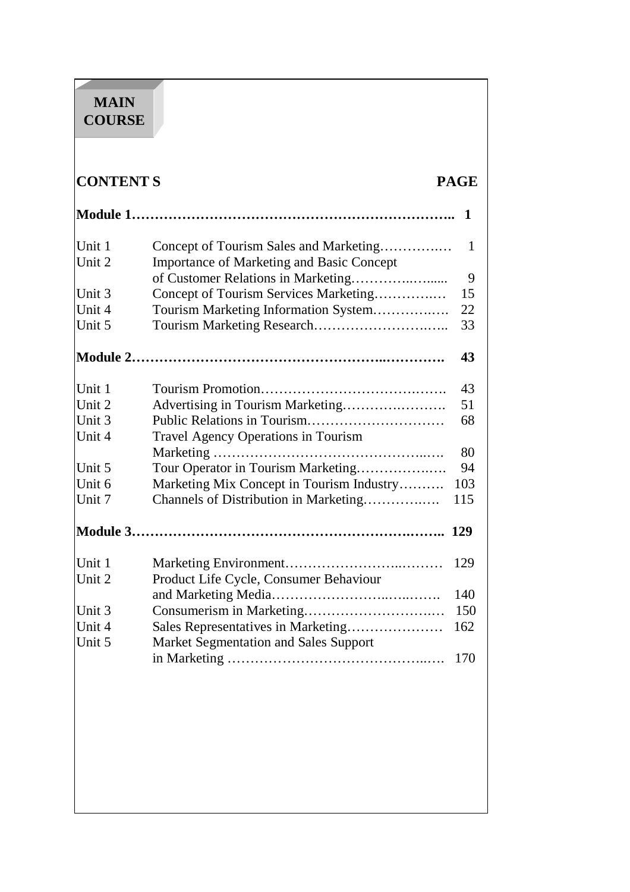# MAIN COURSE

| CONTENT S | | PAGE |
|---|---|---|
| **Module 1** | | **1** |
| Unit 1 | Concept of Tourism Sales and Marketing | 1 |
| Unit 2 | Importance of Marketing and Basic Concept of Customer Relations in Marketing | 9 |
| Unit 3 | Concept of Tourism Services Marketing | 15 |
| Unit 4 | Tourism Marketing Information System | 22 |
| Unit 5 | Tourism Marketing Research | 33 |
| **Module 2** | | **43** |
| Unit 1 | Tourism Promotion | 43 |
| Unit 2 | Advertising in Tourism Marketing | 51 |
| Unit 3 | Public Relations in Tourism | 68 |
| Unit 4 | Travel Agency Operations in Tourism Marketing | 80 |
| Unit 5 | Tour Operator in Tourism Marketing | 94 |
| Unit 6 | Marketing Mix Concept in Tourism Industry | 103 |
| Unit 7 | Channels of Distribution in Marketing | 115 |
| **Module 3** | | **129** |
| Unit 1 | Marketing Environment | 129 |
| Unit 2 | Product Life Cycle, Consumer Behaviour and Marketing Media | 140 |
| Unit 3 | Consumerism in Marketing | 150 |
| Unit 4 | Sales Representatives in Marketing | 162 |
| Unit 5 | Market Segmentation and Sales Support in Marketing | 170 |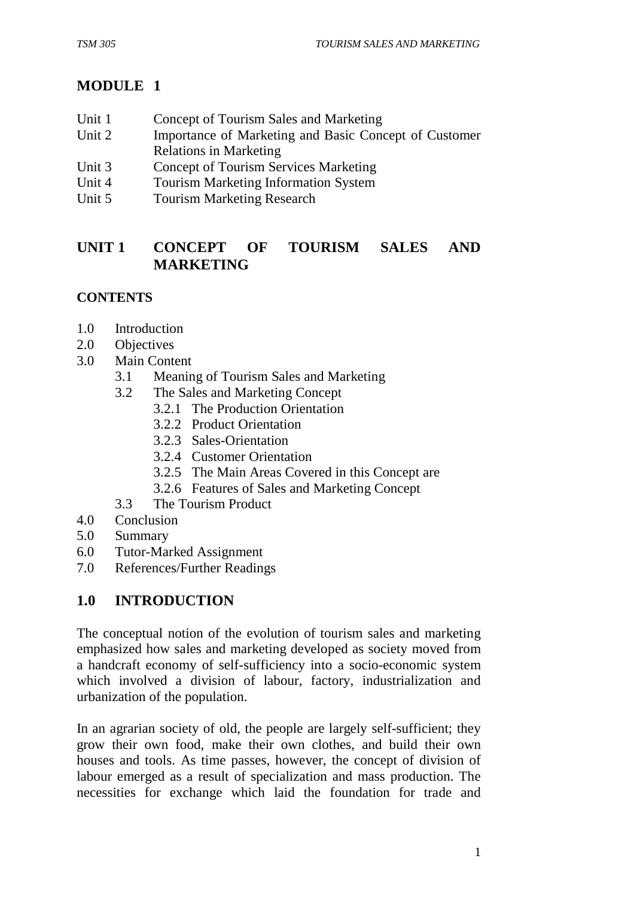# MODULE 1

| | |
|---|---|
| Unit 1 | Concept of Tourism Sales and Marketing |
| Unit 2 | Importance of Marketing and Basic Concept of Customer Relations in Marketing |
| Unit 3 | Concept of Tourism Services Marketing |
| Unit 4 | Tourism Marketing Information System |
| Unit 5 | Tourism Marketing Research |

## UNIT 1 CONCEPT OF TOURISM SALES AND MARKETING

### CONTENTS

1.0 Introduction
2.0 Objectives
3.0 Main Content
- 3.1 Meaning of Tourism Sales and Marketing
- 3.2 The Sales and Marketing Concept
  - 3.2.1 The Production Orientation
  - 3.2.2 Product Orientation
  - 3.2.3 Sales-Orientation
  - 3.2.4 Customer Orientation
  - 3.2.5 The Main Areas Covered in this Concept are
  - 3.2.6 Features of Sales and Marketing Concept
- 3.3 The Tourism Product

4.0 Conclusion
5.0 Summary
6.0 Tutor-Marked Assignment
7.0 References/Further Readings

## 1.0 INTRODUCTION

The conceptual notion of the evolution of tourism sales and marketing emphasized how sales and marketing developed as society moved from a handcraft economy of self-sufficiency into a socio-economic system which involved a division of labour, factory, industrialization and urbanization of the population.

In an agrarian society of old, the people are largely self-sufficient; they grow their own food, make their own clothes, and build their own houses and tools. As time passes, however, the concept of division of labour emerged as a result of specialization and mass production. The necessities for exchange which laid the foundation for trade and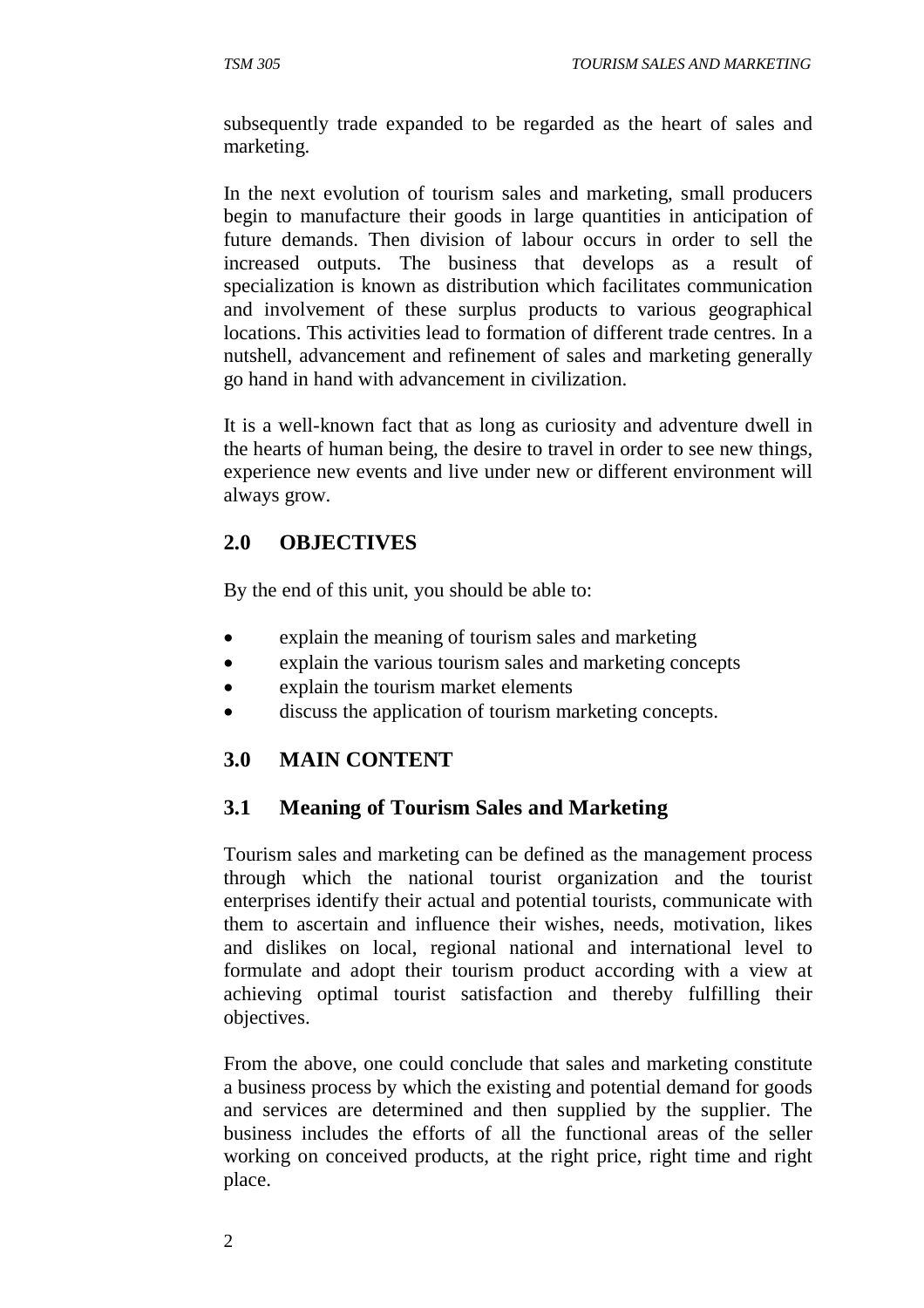subsequently trade expanded to be regarded as the heart of sales and marketing.

In the next evolution of tourism sales and marketing, small producers begin to manufacture their goods in large quantities in anticipation of future demands. Then division of labour occurs in order to sell the increased outputs. The business that develops as a result of specialization is known as distribution which facilitates communication and involvement of these surplus products to various geographical locations. This activities lead to formation of different trade centres. In a nutshell, advancement and refinement of sales and marketing generally go hand in hand with advancement in civilization.

It is a well-known fact that as long as curiosity and adventure dwell in the hearts of human being, the desire to travel in order to see new things, experience new events and live under new or different environment will always grow.

## 2.0 OBJECTIVES

By the end of this unit, you should be able to:

- explain the meaning of tourism sales and marketing
- explain the various tourism sales and marketing concepts
- explain the tourism market elements
- discuss the application of tourism marketing concepts.

## 3.0 MAIN CONTENT

### 3.1 Meaning of Tourism Sales and Marketing

Tourism sales and marketing can be defined as the management process through which the national tourist organization and the tourist enterprises identify their actual and potential tourists, communicate with them to ascertain and influence their wishes, needs, motivation, likes and dislikes on local, regional national and international level to formulate and adopt their tourism product according with a view at achieving optimal tourist satisfaction and thereby fulfilling their objectives.

From the above, one could conclude that sales and marketing constitute a business process by which the existing and potential demand for goods and services are determined and then supplied by the supplier. The business includes the efforts of all the functional areas of the seller working on conceived products, at the right price, right time and right place.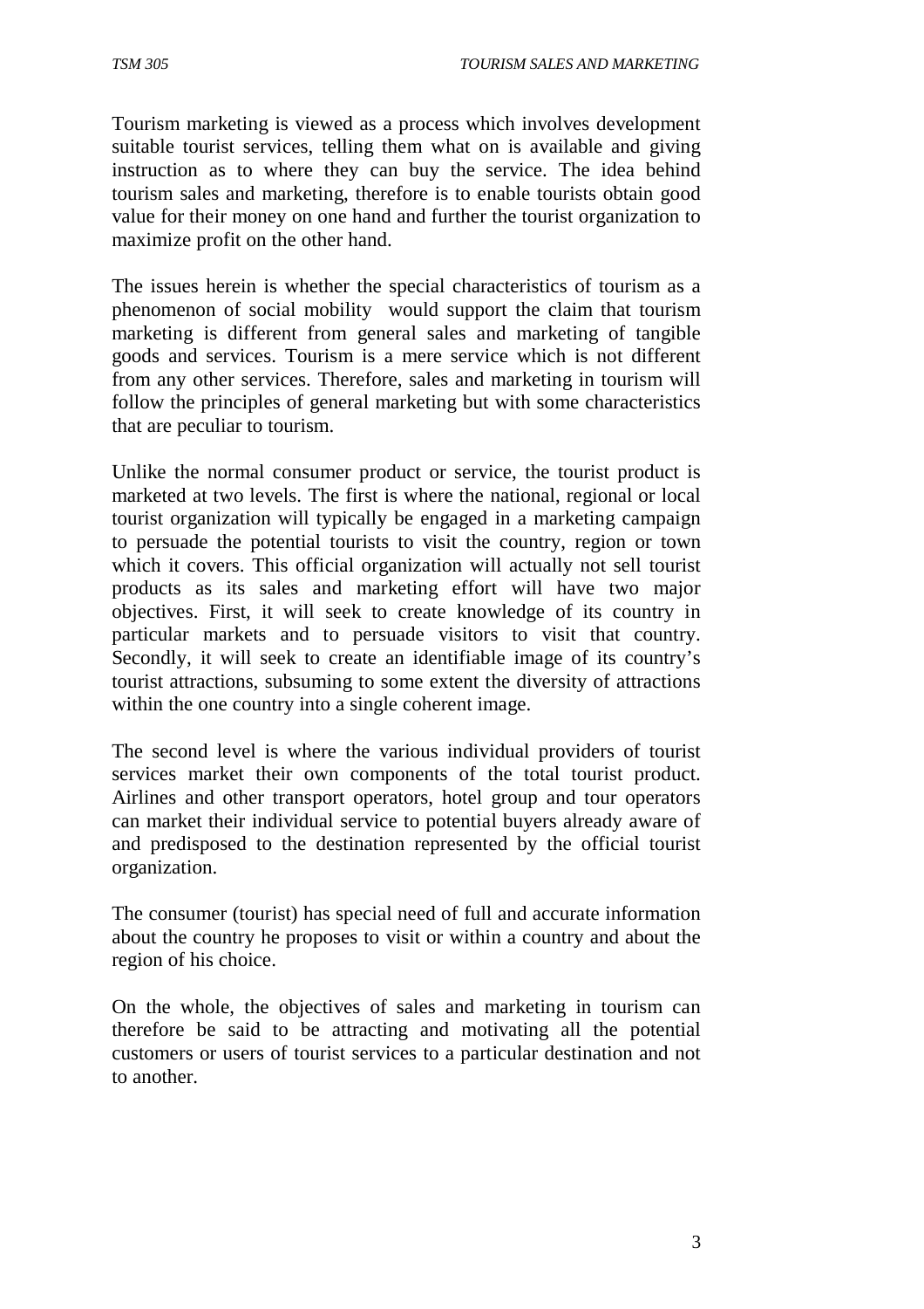Tourism marketing is viewed as a process which involves development suitable tourist services, telling them what on is available and giving instruction as to where they can buy the service. The idea behind tourism sales and marketing, therefore is to enable tourists obtain good value for their money on one hand and further the tourist organization to maximize profit on the other hand.

The issues herein is whether the special characteristics of tourism as a phenomenon of social mobility would support the claim that tourism marketing is different from general sales and marketing of tangible goods and services. Tourism is a mere service which is not different from any other services. Therefore, sales and marketing in tourism will follow the principles of general marketing but with some characteristics that are peculiar to tourism.

Unlike the normal consumer product or service, the tourist product is marketed at two levels. The first is where the national, regional or local tourist organization will typically be engaged in a marketing campaign to persuade the potential tourists to visit the country, region or town which it covers. This official organization will actually not sell tourist products as its sales and marketing effort will have two major objectives. First, it will seek to create knowledge of its country in particular markets and to persuade visitors to visit that country. Secondly, it will seek to create an identifiable image of its country's tourist attractions, subsuming to some extent the diversity of attractions within the one country into a single coherent image.

The second level is where the various individual providers of tourist services market their own components of the total tourist product. Airlines and other transport operators, hotel group and tour operators can market their individual service to potential buyers already aware of and predisposed to the destination represented by the official tourist organization.

The consumer (tourist) has special need of full and accurate information about the country he proposes to visit or within a country and about the region of his choice.

On the whole, the objectives of sales and marketing in tourism can therefore be said to be attracting and motivating all the potential customers or users of tourist services to a particular destination and not to another.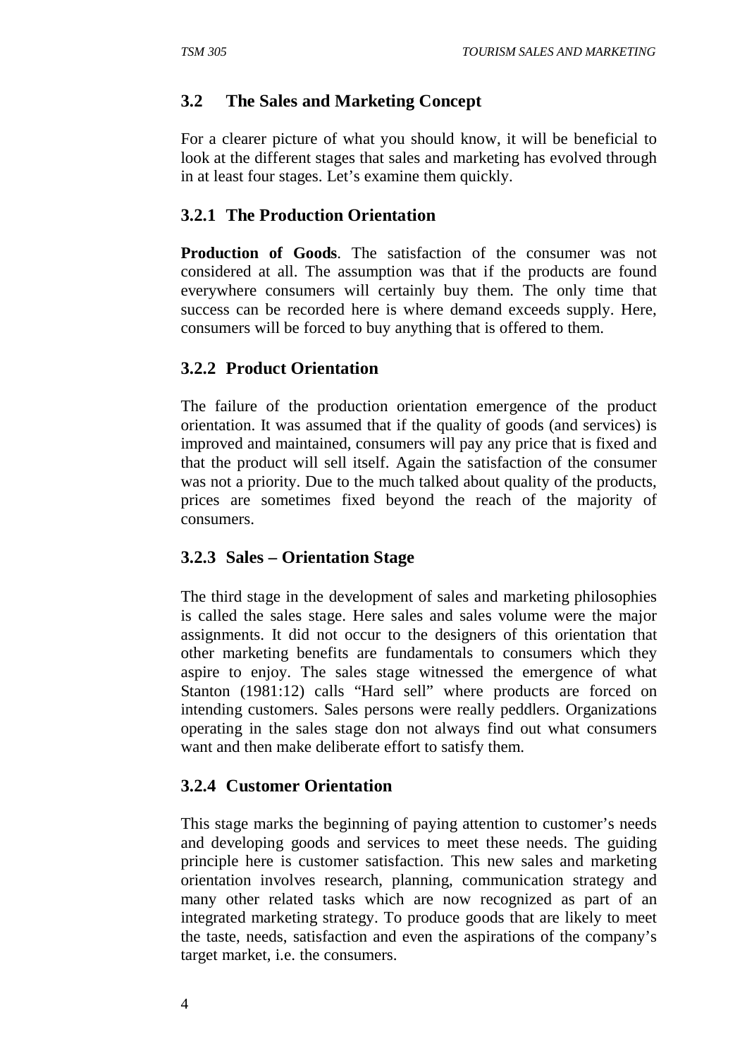## 3.2 The Sales and Marketing Concept

For a clearer picture of what you should know, it will be beneficial to look at the different stages that sales and marketing has evolved through in at least four stages. Let's examine them quickly.

### 3.2.1 The Production Orientation

**Production of Goods**. The satisfaction of the consumer was not considered at all. The assumption was that if the products are found everywhere consumers will certainly buy them. The only time that success can be recorded here is where demand exceeds supply. Here, consumers will be forced to buy anything that is offered to them.

### 3.2.2 Product Orientation

The failure of the production orientation emergence of the product orientation. It was assumed that if the quality of goods (and services) is improved and maintained, consumers will pay any price that is fixed and that the product will sell itself. Again the satisfaction of the consumer was not a priority. Due to the much talked about quality of the products, prices are sometimes fixed beyond the reach of the majority of consumers.

### 3.2.3 Sales – Orientation Stage

The third stage in the development of sales and marketing philosophies is called the sales stage. Here sales and sales volume were the major assignments. It did not occur to the designers of this orientation that other marketing benefits are fundamentals to consumers which they aspire to enjoy. The sales stage witnessed the emergence of what Stanton (1981:12) calls "Hard sell" where products are forced on intending customers. Sales persons were really peddlers. Organizations operating in the sales stage don not always find out what consumers want and then make deliberate effort to satisfy them.

### 3.2.4 Customer Orientation

This stage marks the beginning of paying attention to customer's needs and developing goods and services to meet these needs. The guiding principle here is customer satisfaction. This new sales and marketing orientation involves research, planning, communication strategy and many other related tasks which are now recognized as part of an integrated marketing strategy. To produce goods that are likely to meet the taste, needs, satisfaction and even the aspirations of the company's target market, i.e. the consumers.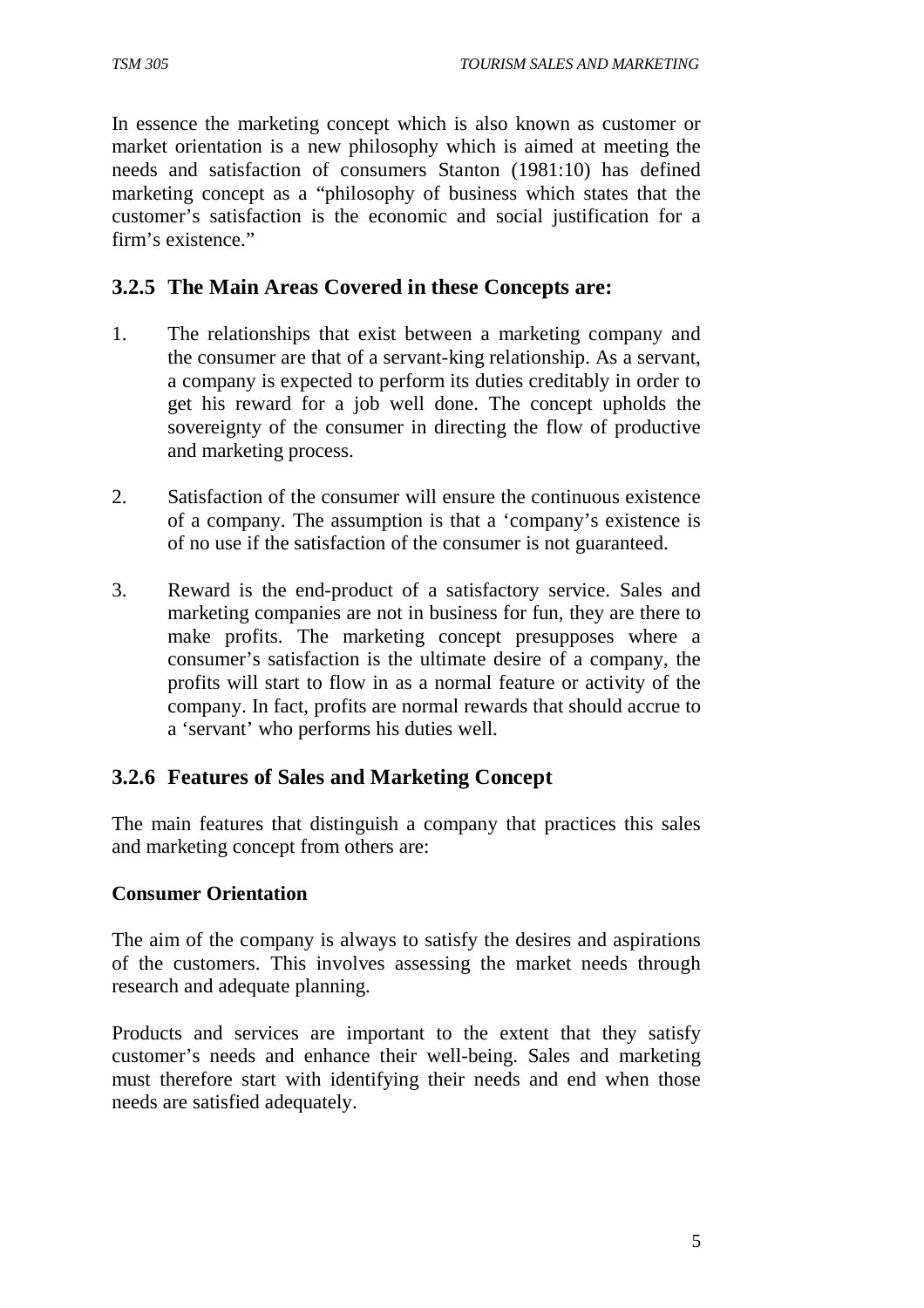In essence the marketing concept which is also known as customer or market orientation is a new philosophy which is aimed at meeting the needs and satisfaction of consumers Stanton (1981:10) has defined marketing concept as a "philosophy of business which states that the customer's satisfaction is the economic and social justification for a firm's existence."

### 3.2.5 The Main Areas Covered in these Concepts are:

1. The relationships that exist between a marketing company and the consumer are that of a servant-king relationship. As a servant, a company is expected to perform its duties creditably in order to get his reward for a job well done. The concept upholds the sovereignty of the consumer in directing the flow of productive and marketing process.

2. Satisfaction of the consumer will ensure the continuous existence of a company. The assumption is that a 'company's existence is of no use if the satisfaction of the consumer is not guaranteed.

3. Reward is the end-product of a satisfactory service. Sales and marketing companies are not in business for fun, they are there to make profits. The marketing concept presupposes where a consumer's satisfaction is the ultimate desire of a company, the profits will start to flow in as a normal feature or activity of the company. In fact, profits are normal rewards that should accrue to a 'servant' who performs his duties well.

### 3.2.6 Features of Sales and Marketing Concept

The main features that distinguish a company that practices this sales and marketing concept from others are:

**Consumer Orientation**

The aim of the company is always to satisfy the desires and aspirations of the customers. This involves assessing the market needs through research and adequate planning.

Products and services are important to the extent that they satisfy customer's needs and enhance their well-being. Sales and marketing must therefore start with identifying their needs and end when those needs are satisfied adequately.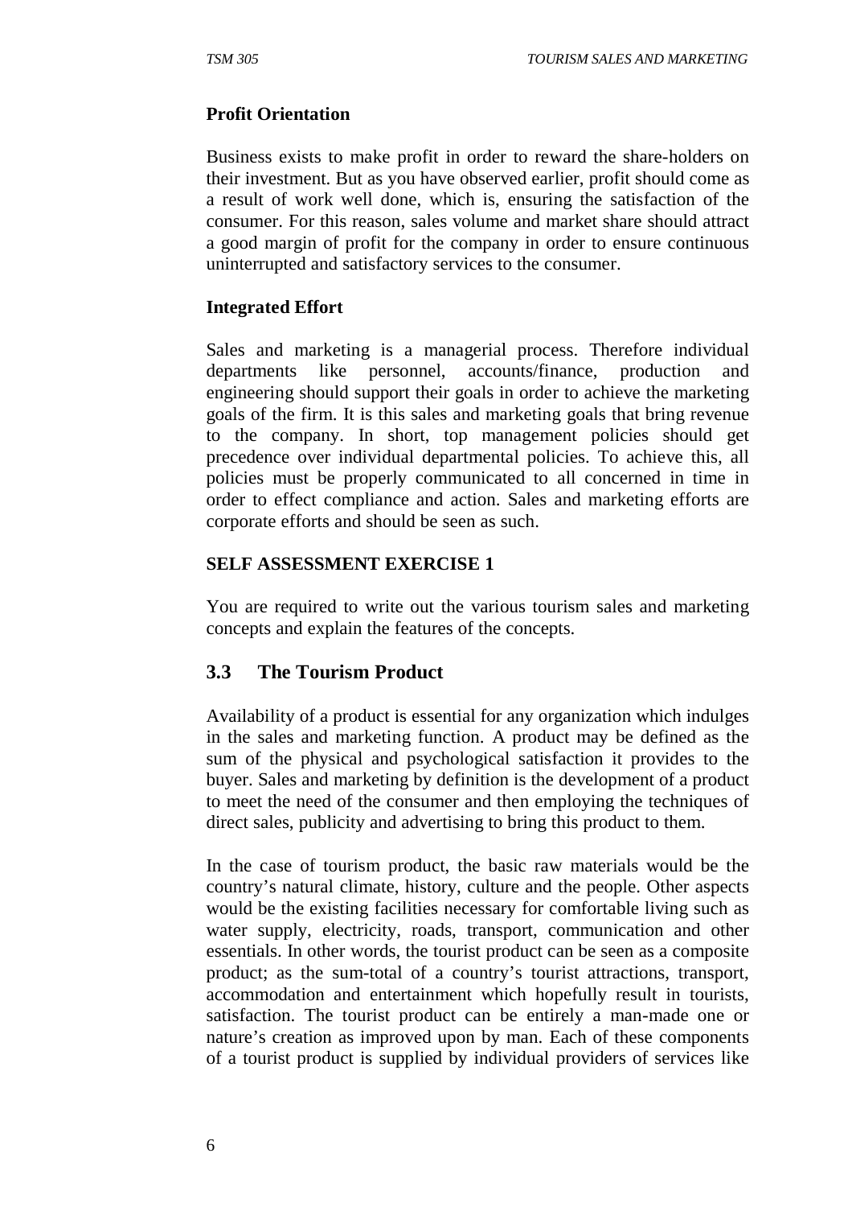**Profit Orientation**

Business exists to make profit in order to reward the share-holders on their investment. But as you have observed earlier, profit should come as a result of work well done, which is, ensuring the satisfaction of the consumer. For this reason, sales volume and market share should attract a good margin of profit for the company in order to ensure continuous uninterrupted and satisfactory services to the consumer.

**Integrated Effort**

Sales and marketing is a managerial process. Therefore individual departments like personnel, accounts/finance, production and engineering should support their goals in order to achieve the marketing goals of the firm. It is this sales and marketing goals that bring revenue to the company. In short, top management policies should get precedence over individual departmental policies. To achieve this, all policies must be properly communicated to all concerned in time in order to effect compliance and action. Sales and marketing efforts are corporate efforts and should be seen as such.

**SELF ASSESSMENT EXERCISE 1**

You are required to write out the various tourism sales and marketing concepts and explain the features of the concepts.

## 3.3 The Tourism Product

Availability of a product is essential for any organization which indulges in the sales and marketing function. A product may be defined as the sum of the physical and psychological satisfaction it provides to the buyer. Sales and marketing by definition is the development of a product to meet the need of the consumer and then employing the techniques of direct sales, publicity and advertising to bring this product to them.

In the case of tourism product, the basic raw materials would be the country's natural climate, history, culture and the people. Other aspects would be the existing facilities necessary for comfortable living such as water supply, electricity, roads, transport, communication and other essentials. In other words, the tourist product can be seen as a composite product; as the sum-total of a country's tourist attractions, transport, accommodation and entertainment which hopefully result in tourists, satisfaction. The tourist product can be entirely a man-made one or nature's creation as improved upon by man. Each of these components of a tourist product is supplied by individual providers of services like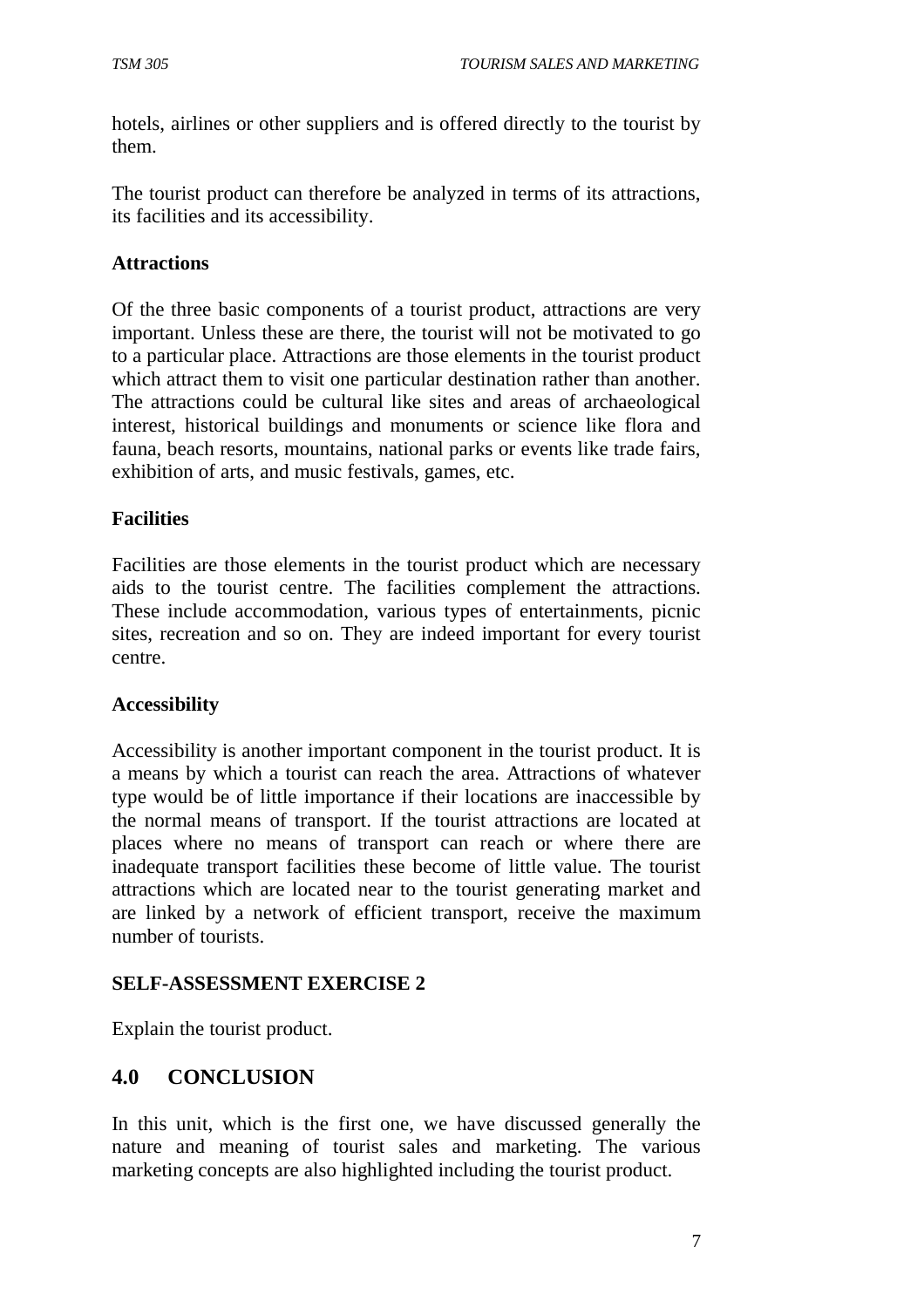hotels, airlines or other suppliers and is offered directly to the tourist by them.

The tourist product can therefore be analyzed in terms of its attractions, its facilities and its accessibility.

**Attractions**

Of the three basic components of a tourist product, attractions are very important. Unless these are there, the tourist will not be motivated to go to a particular place. Attractions are those elements in the tourist product which attract them to visit one particular destination rather than another. The attractions could be cultural like sites and areas of archaeological interest, historical buildings and monuments or science like flora and fauna, beach resorts, mountains, national parks or events like trade fairs, exhibition of arts, and music festivals, games, etc.

**Facilities**

Facilities are those elements in the tourist product which are necessary aids to the tourist centre. The facilities complement the attractions. These include accommodation, various types of entertainments, picnic sites, recreation and so on. They are indeed important for every tourist centre.

**Accessibility**

Accessibility is another important component in the tourist product. It is a means by which a tourist can reach the area. Attractions of whatever type would be of little importance if their locations are inaccessible by the normal means of transport. If the tourist attractions are located at places where no means of transport can reach or where there are inadequate transport facilities these become of little value. The tourist attractions which are located near to the tourist generating market and are linked by a network of efficient transport, receive the maximum number of tourists.

**SELF-ASSESSMENT EXERCISE 2**

Explain the tourist product.

## 4.0 CONCLUSION

In this unit, which is the first one, we have discussed generally the nature and meaning of tourist sales and marketing. The various marketing concepts are also highlighted including the tourist product.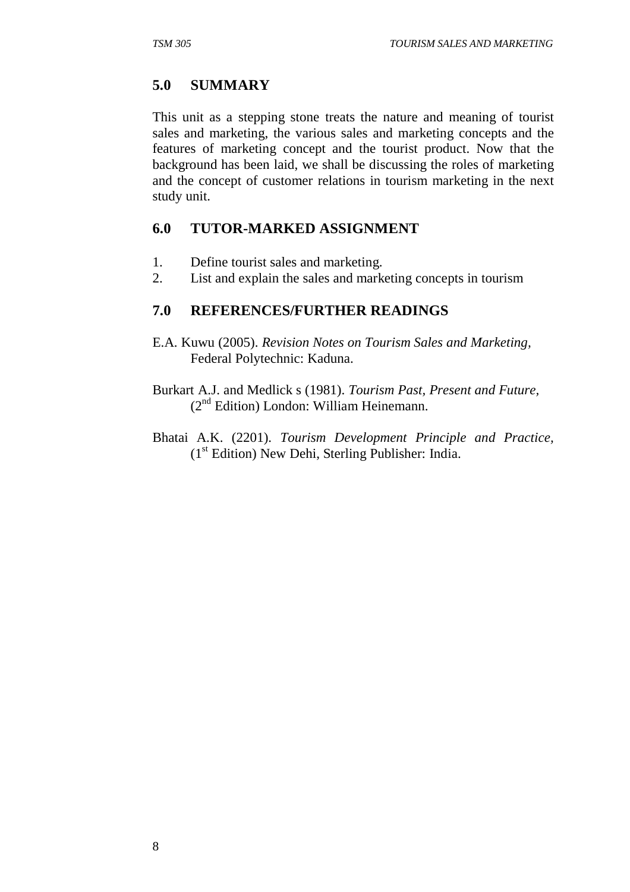## 5.0 SUMMARY

This unit as a stepping stone treats the nature and meaning of tourist sales and marketing, the various sales and marketing concepts and the features of marketing concept and the tourist product. Now that the background has been laid, we shall be discussing the roles of marketing and the concept of customer relations in tourism marketing in the next study unit.

## 6.0 TUTOR-MARKED ASSIGNMENT

1. Define tourist sales and marketing.
2. List and explain the sales and marketing concepts in tourism

## 7.0 REFERENCES/FURTHER READINGS

E.A. Kuwu (2005). *Revision Notes on Tourism Sales and Marketing,* Federal Polytechnic: Kaduna.

Burkart A.J. and Medlick s (1981). *Tourism Past, Present and Future,* (2nd Edition) London: William Heinemann.

Bhatai A.K. (2201). *Tourism Development Principle and Practice*, (1st Edition) New Dehi, Sterling Publisher: India.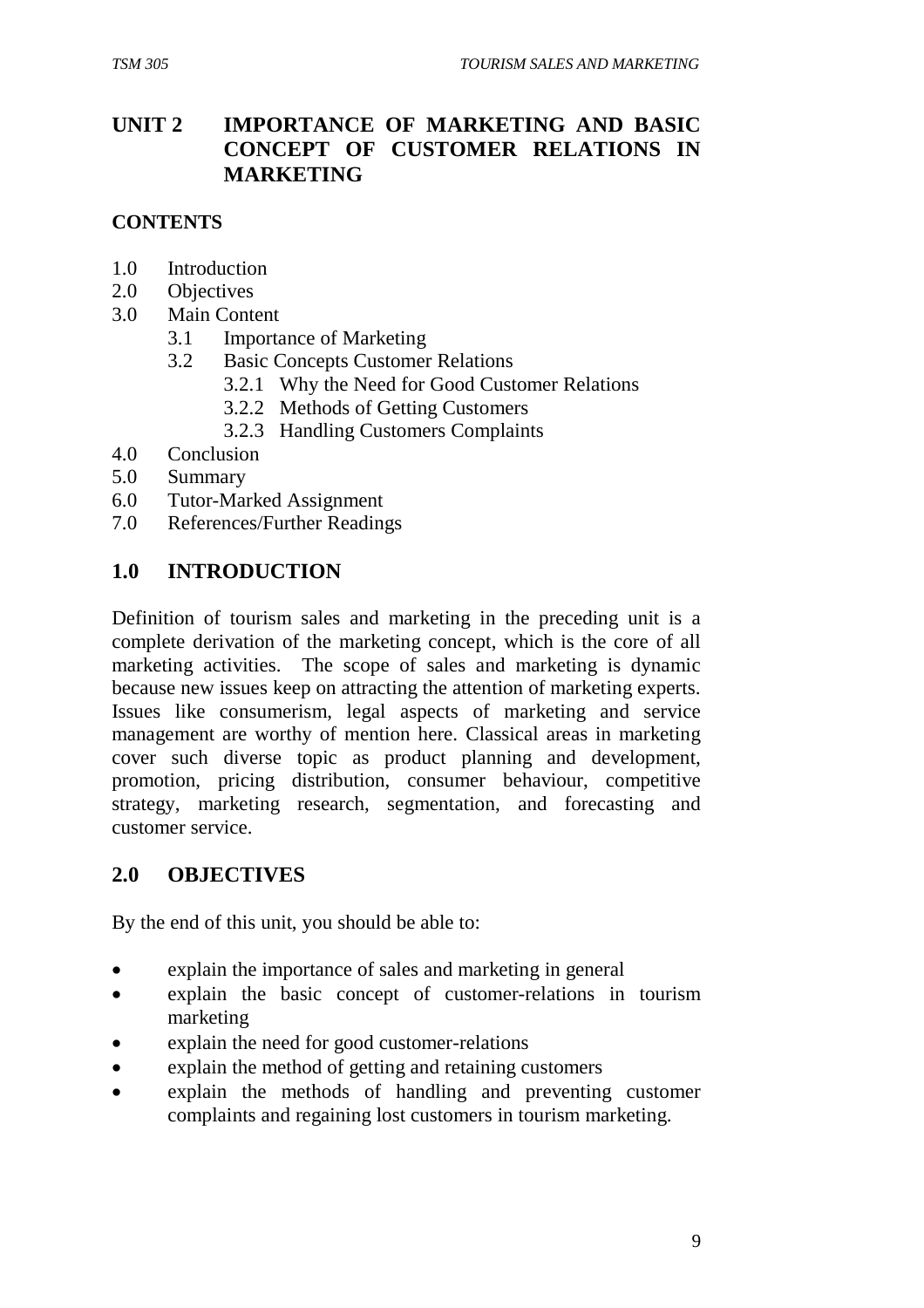# UNIT 2 IMPORTANCE OF MARKETING AND BASIC CONCEPT OF CUSTOMER RELATIONS IN MARKETING

**CONTENTS**

- 1.0 Introduction
- 2.0 Objectives
- 3.0 Main Content
  - 3.1 Importance of Marketing
  - 3.2 Basic Concepts Customer Relations
    - 3.2.1 Why the Need for Good Customer Relations
    - 3.2.2 Methods of Getting Customers
    - 3.2.3 Handling Customers Complaints
- 4.0 Conclusion
- 5.0 Summary
- 6.0 Tutor-Marked Assignment
- 7.0 References/Further Readings

## 1.0 INTRODUCTION

Definition of tourism sales and marketing in the preceding unit is a complete derivation of the marketing concept, which is the core of all marketing activities. The scope of sales and marketing is dynamic because new issues keep on attracting the attention of marketing experts. Issues like consumerism, legal aspects of marketing and service management are worthy of mention here. Classical areas in marketing cover such diverse topic as product planning and development, promotion, pricing distribution, consumer behaviour, competitive strategy, marketing research, segmentation, and forecasting and customer service.

## 2.0 OBJECTIVES

By the end of this unit, you should be able to:

- explain the importance of sales and marketing in general
- explain the basic concept of customer-relations in tourism marketing
- explain the need for good customer-relations
- explain the method of getting and retaining customers
- explain the methods of handling and preventing customer complaints and regaining lost customers in tourism marketing.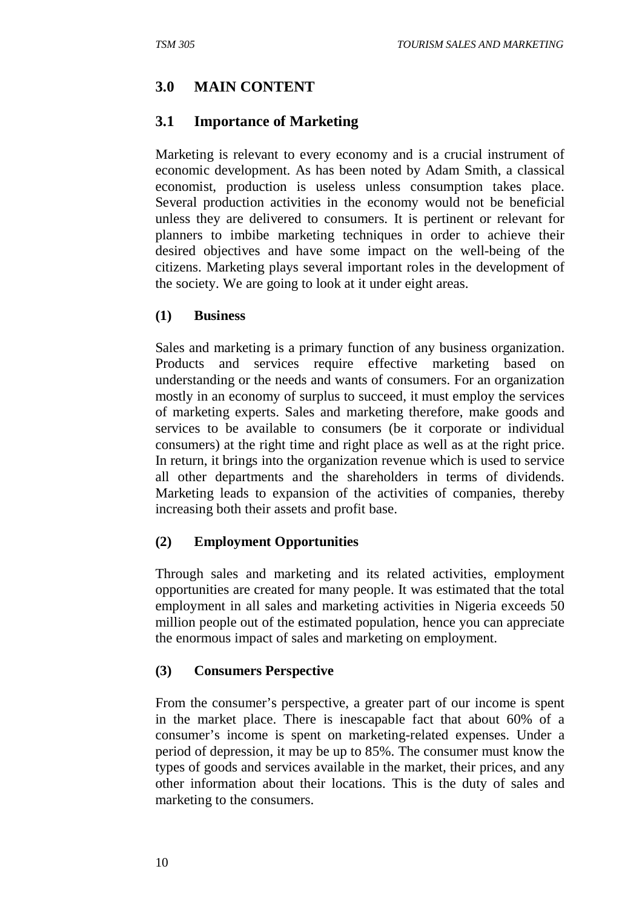## 3.0 MAIN CONTENT

### 3.1 Importance of Marketing

Marketing is relevant to every economy and is a crucial instrument of economic development. As has been noted by Adam Smith, a classical economist, production is useless unless consumption takes place. Several production activities in the economy would not be beneficial unless they are delivered to consumers. It is pertinent or relevant for planners to imbibe marketing techniques in order to achieve their desired objectives and have some impact on the well-being of the citizens. Marketing plays several important roles in the development of the society. We are going to look at it under eight areas.

**(1) Business**

Sales and marketing is a primary function of any business organization. Products and services require effective marketing based on understanding or the needs and wants of consumers. For an organization mostly in an economy of surplus to succeed, it must employ the services of marketing experts. Sales and marketing therefore, make goods and services to be available to consumers (be it corporate or individual consumers) at the right time and right place as well as at the right price. In return, it brings into the organization revenue which is used to service all other departments and the shareholders in terms of dividends. Marketing leads to expansion of the activities of companies, thereby increasing both their assets and profit base.

**(2) Employment Opportunities**

Through sales and marketing and its related activities, employment opportunities are created for many people. It was estimated that the total employment in all sales and marketing activities in Nigeria exceeds 50 million people out of the estimated population, hence you can appreciate the enormous impact of sales and marketing on employment.

**(3) Consumers Perspective**

From the consumer's perspective, a greater part of our income is spent in the market place. There is inescapable fact that about 60% of a consumer's income is spent on marketing-related expenses. Under a period of depression, it may be up to 85%. The consumer must know the types of goods and services available in the market, their prices, and any other information about their locations. This is the duty of sales and marketing to the consumers.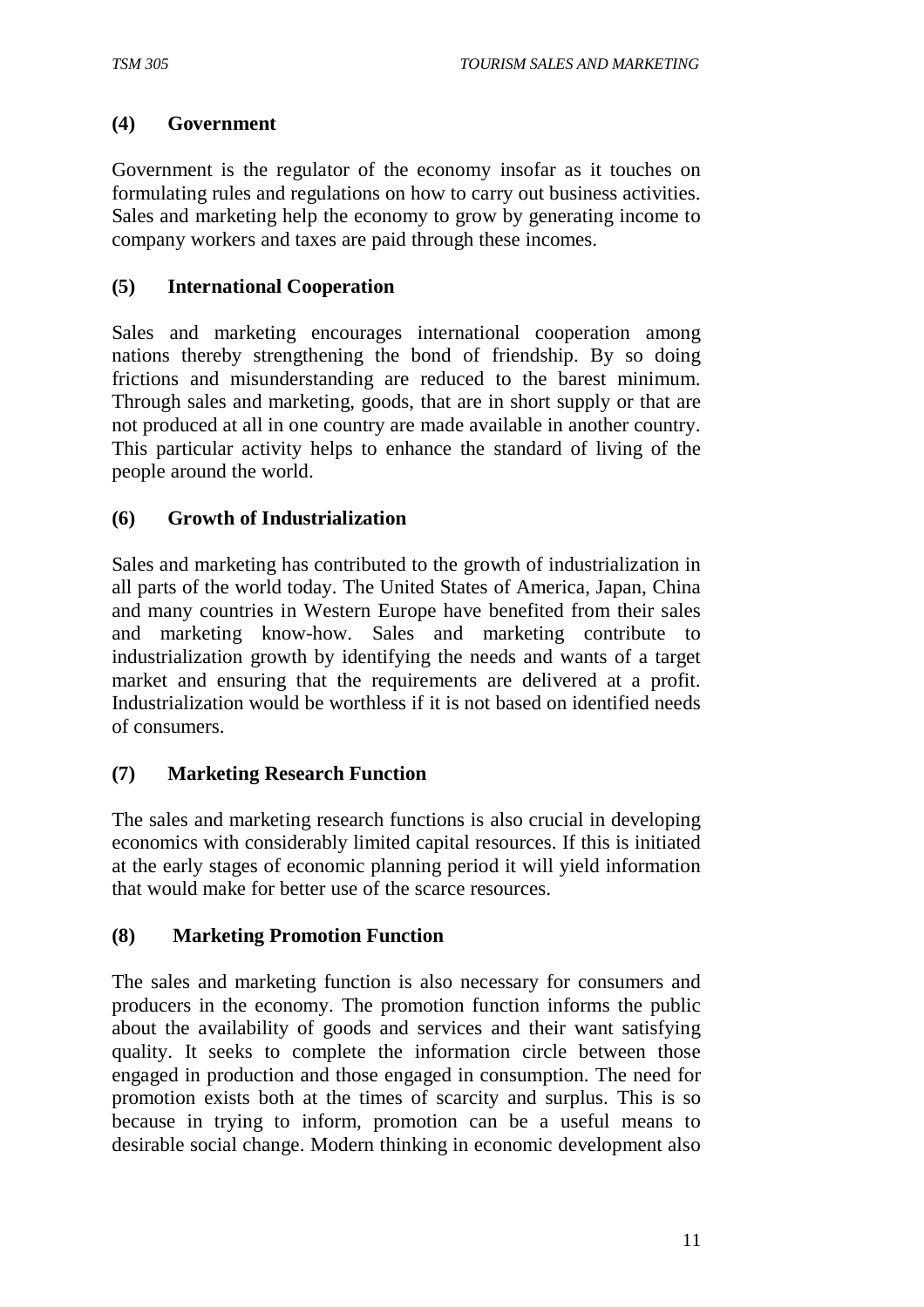**(4) Government**

Government is the regulator of the economy insofar as it touches on formulating rules and regulations on how to carry out business activities. Sales and marketing help the economy to grow by generating income to company workers and taxes are paid through these incomes.

**(5) International Cooperation**

Sales and marketing encourages international cooperation among nations thereby strengthening the bond of friendship. By so doing frictions and misunderstanding are reduced to the barest minimum. Through sales and marketing, goods, that are in short supply or that are not produced at all in one country are made available in another country. This particular activity helps to enhance the standard of living of the people around the world.

**(6) Growth of Industrialization**

Sales and marketing has contributed to the growth of industrialization in all parts of the world today. The United States of America, Japan, China and many countries in Western Europe have benefited from their sales and marketing know-how. Sales and marketing contribute to industrialization growth by identifying the needs and wants of a target market and ensuring that the requirements are delivered at a profit. Industrialization would be worthless if it is not based on identified needs of consumers.

**(7) Marketing Research Function**

The sales and marketing research functions is also crucial in developing economics with considerably limited capital resources. If this is initiated at the early stages of economic planning period it will yield information that would make for better use of the scarce resources.

**(8) Marketing Promotion Function**

The sales and marketing function is also necessary for consumers and producers in the economy. The promotion function informs the public about the availability of goods and services and their want satisfying quality. It seeks to complete the information circle between those engaged in production and those engaged in consumption. The need for promotion exists both at the times of scarcity and surplus. This is so because in trying to inform, promotion can be a useful means to desirable social change. Modern thinking in economic development also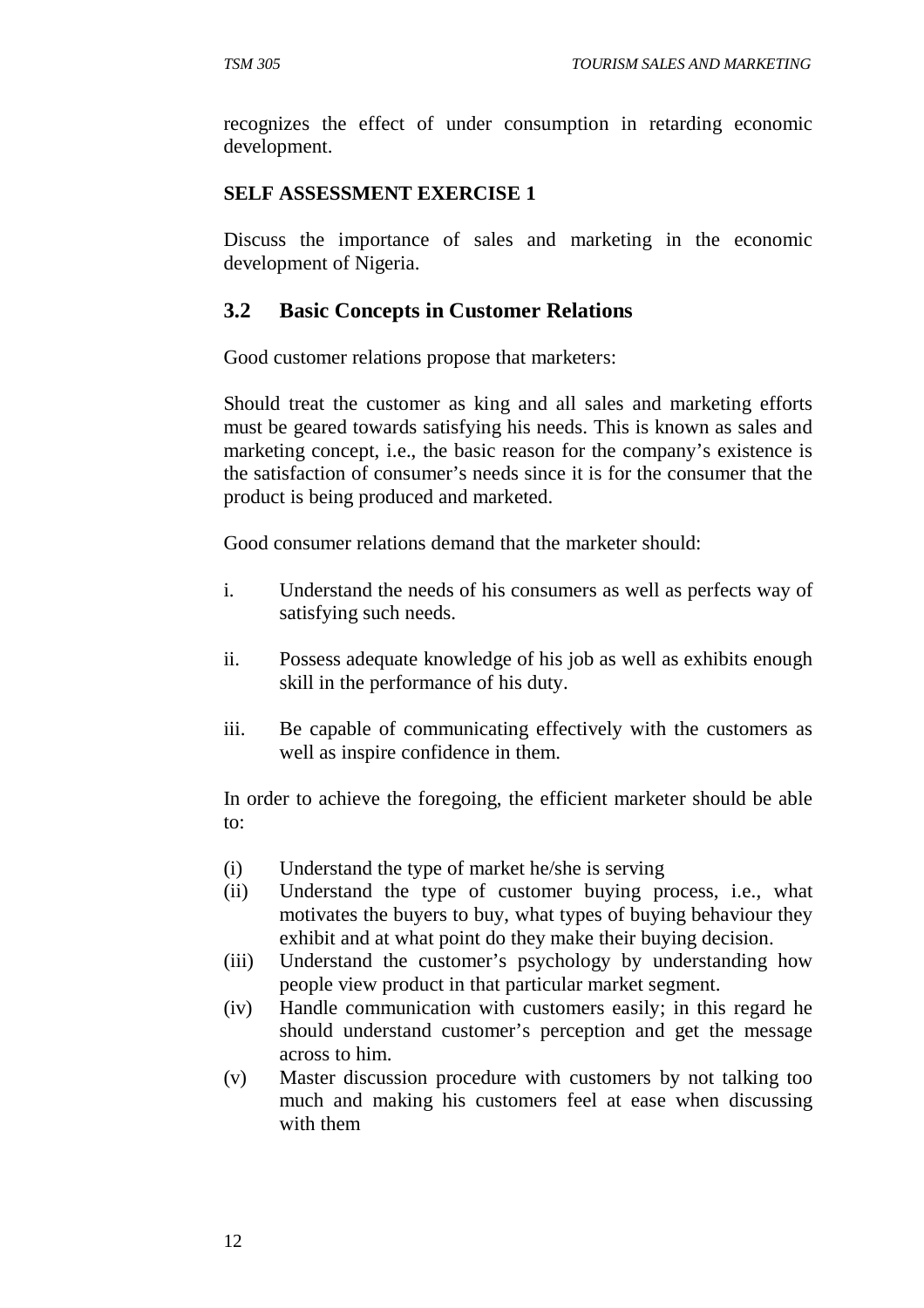recognizes the effect of under consumption in retarding economic development.

**SELF ASSESSMENT EXERCISE 1**

Discuss the importance of sales and marketing in the economic development of Nigeria.

## 3.2 Basic Concepts in Customer Relations

Good customer relations propose that marketers:

Should treat the customer as king and all sales and marketing efforts must be geared towards satisfying his needs. This is known as sales and marketing concept, i.e., the basic reason for the company's existence is the satisfaction of consumer's needs since it is for the consumer that the product is being produced and marketed.

Good consumer relations demand that the marketer should:

i. Understand the needs of his consumers as well as perfects way of satisfying such needs.

ii. Possess adequate knowledge of his job as well as exhibits enough skill in the performance of his duty.

iii. Be capable of communicating effectively with the customers as well as inspire confidence in them.

In order to achieve the foregoing, the efficient marketer should be able to:

(i) Understand the type of market he/she is serving
(ii) Understand the type of customer buying process, i.e., what motivates the buyers to buy, what types of buying behaviour they exhibit and at what point do they make their buying decision.
(iii) Understand the customer's psychology by understanding how people view product in that particular market segment.
(iv) Handle communication with customers easily; in this regard he should understand customer's perception and get the message across to him.
(v) Master discussion procedure with customers by not talking too much and making his customers feel at ease when discussing with them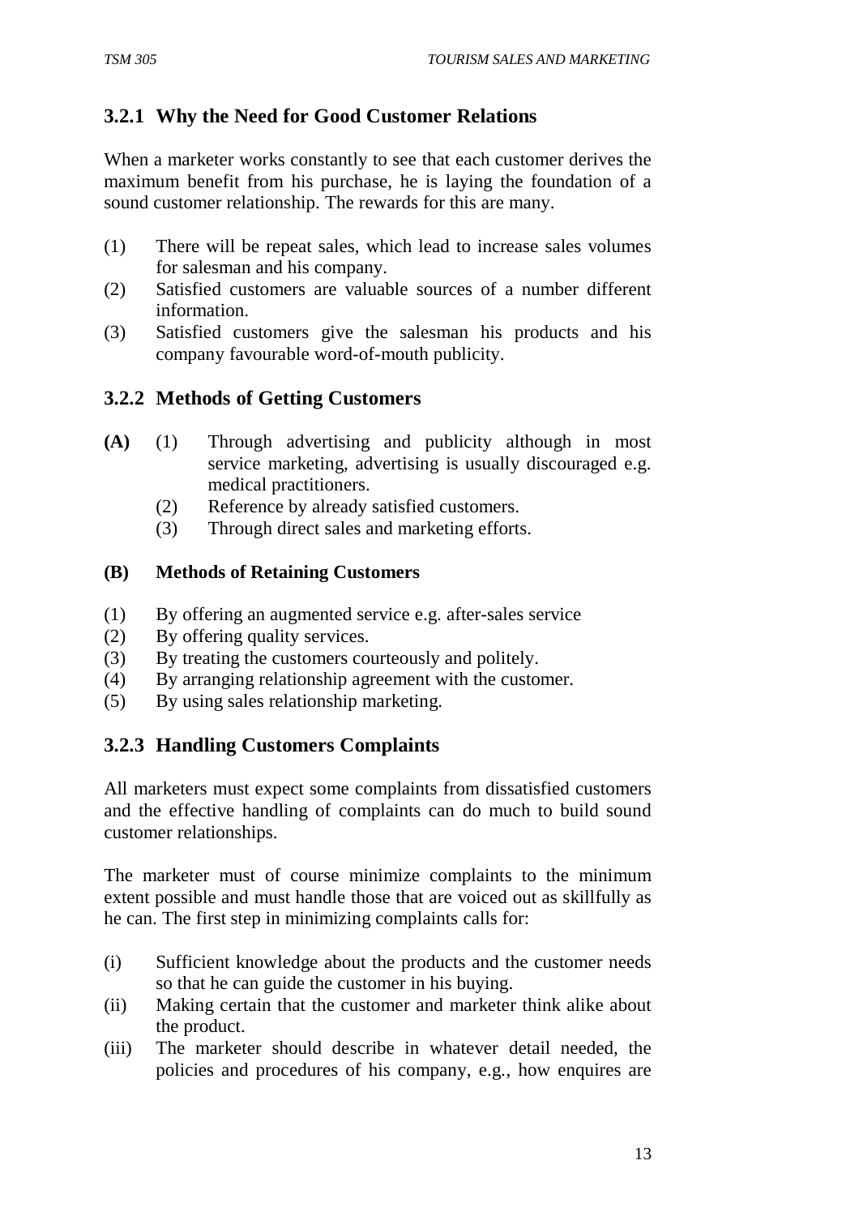### 3.2.1 Why the Need for Good Customer Relations

When a marketer works constantly to see that each customer derives the maximum benefit from his purchase, he is laying the foundation of a sound customer relationship. The rewards for this are many.

(1) There will be repeat sales, which lead to increase sales volumes for salesman and his company.
(2) Satisfied customers are valuable sources of a number different information.
(3) Satisfied customers give the salesman his products and his company favourable word-of-mouth publicity.

### 3.2.2 Methods of Getting Customers

**(A)** (1) Through advertising and publicity although in most service marketing, advertising is usually discouraged e.g. medical practitioners.
(2) Reference by already satisfied customers.
(3) Through direct sales and marketing efforts.

**(B) Methods of Retaining Customers**

(1) By offering an augmented service e.g. after-sales service
(2) By offering quality services.
(3) By treating the customers courteously and politely.
(4) By arranging relationship agreement with the customer.
(5) By using sales relationship marketing.

### 3.2.3 Handling Customers Complaints

All marketers must expect some complaints from dissatisfied customers and the effective handling of complaints can do much to build sound customer relationships.

The marketer must of course minimize complaints to the minimum extent possible and must handle those that are voiced out as skillfully as he can. The first step in minimizing complaints calls for:

(i) Sufficient knowledge about the products and the customer needs so that he can guide the customer in his buying.
(ii) Making certain that the customer and marketer think alike about the product.
(iii) The marketer should describe in whatever detail needed, the policies and procedures of his company, e.g., how enquires are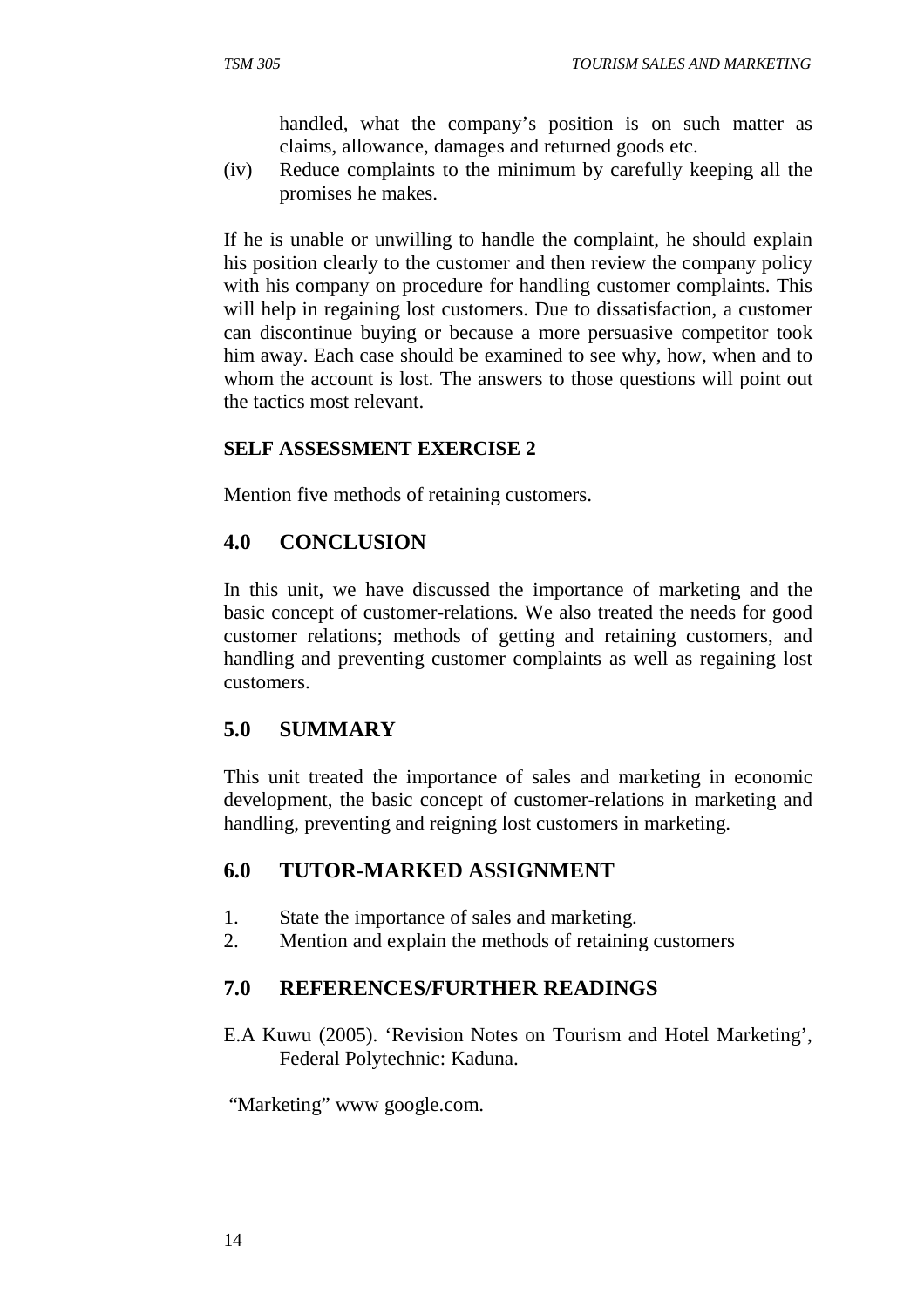handled, what the company's position is on such matter as claims, allowance, damages and returned goods etc.

(iv) Reduce complaints to the minimum by carefully keeping all the promises he makes.

If he is unable or unwilling to handle the complaint, he should explain his position clearly to the customer and then review the company policy with his company on procedure for handling customer complaints. This will help in regaining lost customers. Due to dissatisfaction, a customer can discontinue buying or because a more persuasive competitor took him away. Each case should be examined to see why, how, when and to whom the account is lost. The answers to those questions will point out the tactics most relevant.

**SELF ASSESSMENT EXERCISE 2**

Mention five methods of retaining customers.

## 4.0 CONCLUSION

In this unit, we have discussed the importance of marketing and the basic concept of customer-relations. We also treated the needs for good customer relations; methods of getting and retaining customers, and handling and preventing customer complaints as well as regaining lost customers.

## 5.0 SUMMARY

This unit treated the importance of sales and marketing in economic development, the basic concept of customer-relations in marketing and handling, preventing and reigning lost customers in marketing.

## 6.0 TUTOR-MARKED ASSIGNMENT

1. State the importance of sales and marketing.
2. Mention and explain the methods of retaining customers

## 7.0 REFERENCES/FURTHER READINGS

E.A Kuwu (2005). 'Revision Notes on Tourism and Hotel Marketing', Federal Polytechnic: Kaduna.

"Marketing" www google.com.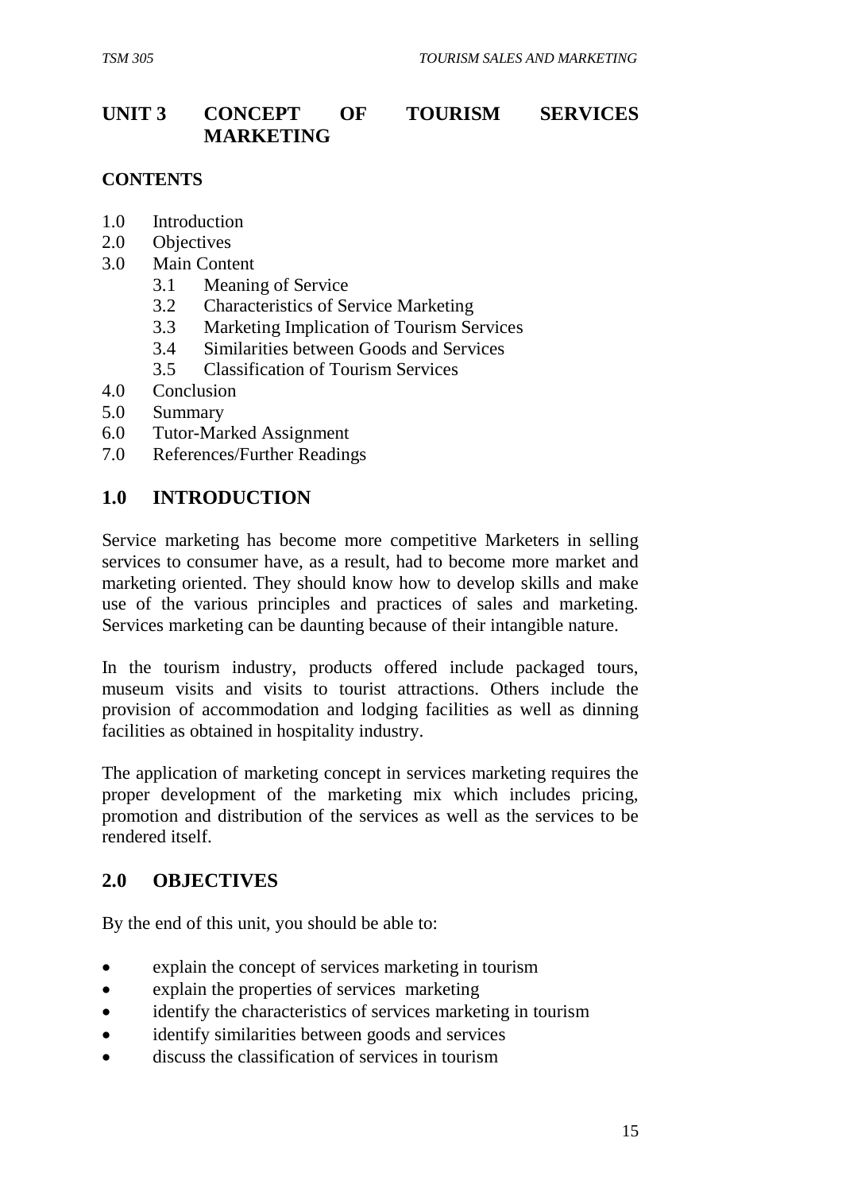# UNIT 3 CONCEPT OF TOURISM SERVICES MARKETING

**CONTENTS**

1.0 Introduction
2.0 Objectives
3.0 Main Content
   3.1 Meaning of Service
   3.2 Characteristics of Service Marketing
   3.3 Marketing Implication of Tourism Services
   3.4 Similarities between Goods and Services
   3.5 Classification of Tourism Services
4.0 Conclusion
5.0 Summary
6.0 Tutor-Marked Assignment
7.0 References/Further Readings

## 1.0 INTRODUCTION

Service marketing has become more competitive Marketers in selling services to consumer have, as a result, had to become more market and marketing oriented. They should know how to develop skills and make use of the various principles and practices of sales and marketing. Services marketing can be daunting because of their intangible nature.

In the tourism industry, products offered include packaged tours, museum visits and visits to tourist attractions. Others include the provision of accommodation and lodging facilities as well as dinning facilities as obtained in hospitality industry.

The application of marketing concept in services marketing requires the proper development of the marketing mix which includes pricing, promotion and distribution of the services as well as the services to be rendered itself.

## 2.0 OBJECTIVES

By the end of this unit, you should be able to:

- explain the concept of services marketing in tourism
- explain the properties of services marketing
- identify the characteristics of services marketing in tourism
- identify similarities between goods and services
- discuss the classification of services in tourism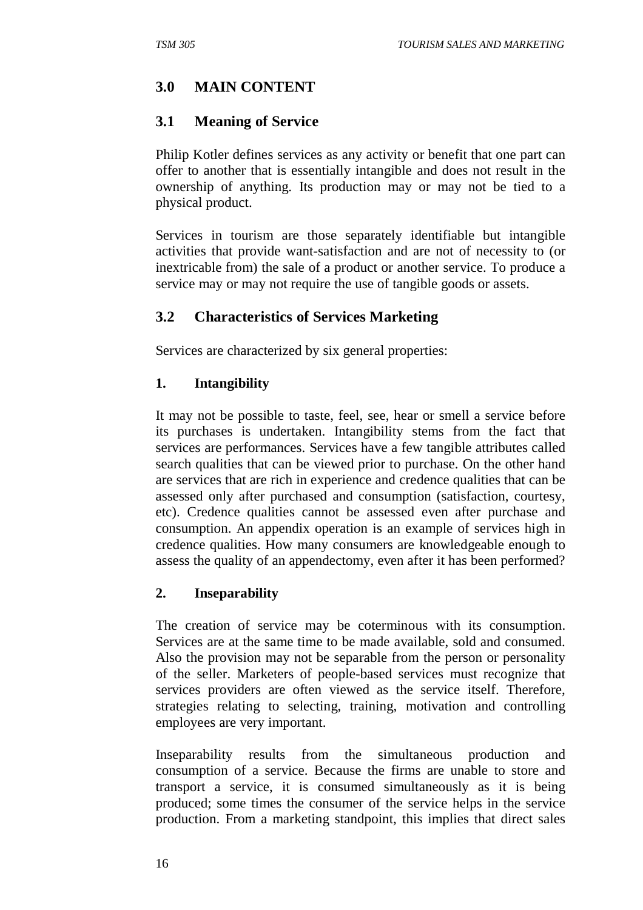## 3.0 MAIN CONTENT

### 3.1 Meaning of Service

Philip Kotler defines services as any activity or benefit that one part can offer to another that is essentially intangible and does not result in the ownership of anything. Its production may or may not be tied to a physical product.

Services in tourism are those separately identifiable but intangible activities that provide want-satisfaction and are not of necessity to (or inextricable from) the sale of a product or another service. To produce a service may or may not require the use of tangible goods or assets.

### 3.2 Characteristics of Services Marketing

Services are characterized by six general properties:

**1. Intangibility**

It may not be possible to taste, feel, see, hear or smell a service before its purchases is undertaken. Intangibility stems from the fact that services are performances. Services have a few tangible attributes called search qualities that can be viewed prior to purchase. On the other hand are services that are rich in experience and credence qualities that can be assessed only after purchased and consumption (satisfaction, courtesy, etc). Credence qualities cannot be assessed even after purchase and consumption. An appendix operation is an example of services high in credence qualities. How many consumers are knowledgeable enough to assess the quality of an appendectomy, even after it has been performed?

**2. Inseparability**

The creation of service may be coterminous with its consumption. Services are at the same time to be made available, sold and consumed. Also the provision may not be separable from the person or personality of the seller. Marketers of people-based services must recognize that services providers are often viewed as the service itself. Therefore, strategies relating to selecting, training, motivation and controlling employees are very important.

Inseparability results from the simultaneous production and consumption of a service. Because the firms are unable to store and transport a service, it is consumed simultaneously as it is being produced; some times the consumer of the service helps in the service production. From a marketing standpoint, this implies that direct sales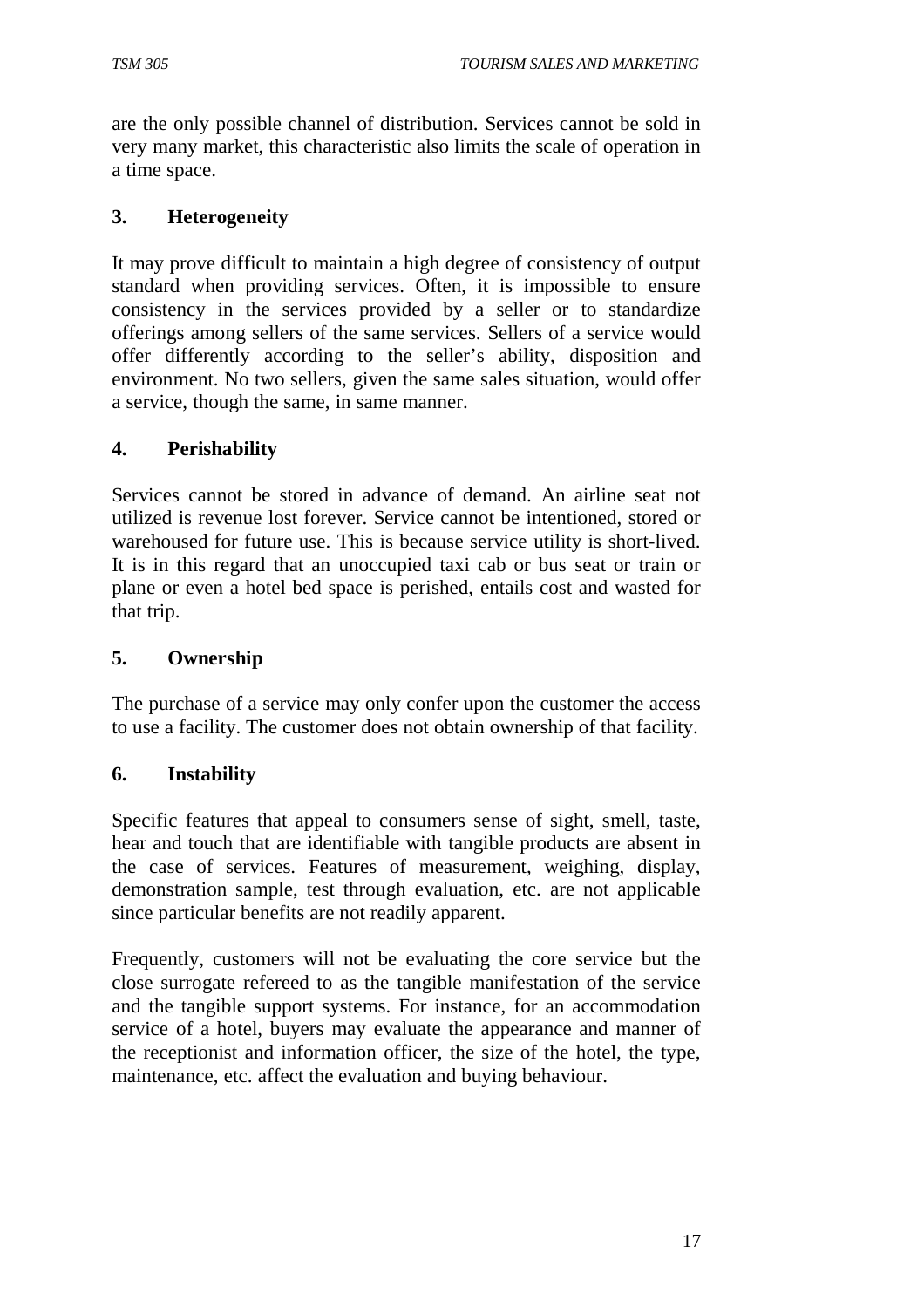are the only possible channel of distribution. Services cannot be sold in very many market, this characteristic also limits the scale of operation in a time space.

### 3. Heterogeneity

It may prove difficult to maintain a high degree of consistency of output standard when providing services. Often, it is impossible to ensure consistency in the services provided by a seller or to standardize offerings among sellers of the same services. Sellers of a service would offer differently according to the seller's ability, disposition and environment. No two sellers, given the same sales situation, would offer a service, though the same, in same manner.

### 4. Perishability

Services cannot be stored in advance of demand. An airline seat not utilized is revenue lost forever. Service cannot be intentioned, stored or warehoused for future use. This is because service utility is short-lived. It is in this regard that an unoccupied taxi cab or bus seat or train or plane or even a hotel bed space is perished, entails cost and wasted for that trip.

### 5. Ownership

The purchase of a service may only confer upon the customer the access to use a facility. The customer does not obtain ownership of that facility.

### 6. Instability

Specific features that appeal to consumers sense of sight, smell, taste, hear and touch that are identifiable with tangible products are absent in the case of services. Features of measurement, weighing, display, demonstration sample, test through evaluation, etc. are not applicable since particular benefits are not readily apparent.

Frequently, customers will not be evaluating the core service but the close surrogate refereed to as the tangible manifestation of the service and the tangible support systems. For instance, for an accommodation service of a hotel, buyers may evaluate the appearance and manner of the receptionist and information officer, the size of the hotel, the type, maintenance, etc. affect the evaluation and buying behaviour.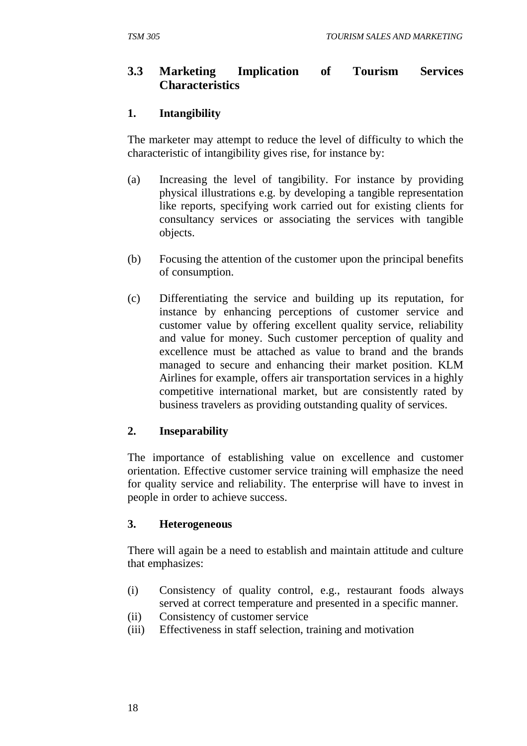## 3.3 Marketing Implication of Tourism Services Characteristics

### 1. Intangibility

The marketer may attempt to reduce the level of difficulty to which the characteristic of intangibility gives rise, for instance by:

(a) Increasing the level of tangibility. For instance by providing physical illustrations e.g. by developing a tangible representation like reports, specifying work carried out for existing clients for consultancy services or associating the services with tangible objects.

(b) Focusing the attention of the customer upon the principal benefits of consumption.

(c) Differentiating the service and building up its reputation, for instance by enhancing perceptions of customer service and customer value by offering excellent quality service, reliability and value for money. Such customer perception of quality and excellence must be attached as value to brand and the brands managed to secure and enhancing their market position. KLM Airlines for example, offers air transportation services in a highly competitive international market, but are consistently rated by business travelers as providing outstanding quality of services.

### 2. Inseparability

The importance of establishing value on excellence and customer orientation. Effective customer service training will emphasize the need for quality service and reliability. The enterprise will have to invest in people in order to achieve success.

### 3. Heterogeneous

There will again be a need to establish and maintain attitude and culture that emphasizes:

(i) Consistency of quality control, e.g., restaurant foods always served at correct temperature and presented in a specific manner.
(ii) Consistency of customer service
(iii) Effectiveness in staff selection, training and motivation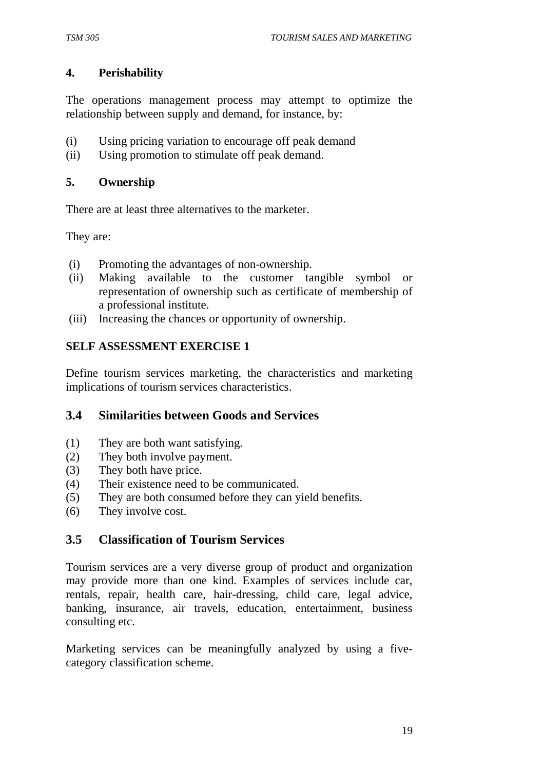**4. Perishability**

The operations management process may attempt to optimize the relationship between supply and demand, for instance, by:

(i) Using pricing variation to encourage off peak demand
(ii) Using promotion to stimulate off peak demand.

**5. Ownership**

There are at least three alternatives to the marketer.

They are:

(i) Promoting the advantages of non-ownership.
(ii) Making available to the customer tangible symbol or representation of ownership such as certificate of membership of a professional institute.
(iii) Increasing the chances or opportunity of ownership.

**SELF ASSESSMENT EXERCISE 1**

Define tourism services marketing, the characteristics and marketing implications of tourism services characteristics.

## 3.4 Similarities between Goods and Services

(1) They are both want satisfying.
(2) They both involve payment.
(3) They both have price.
(4) Their existence need to be communicated.
(5) They are both consumed before they can yield benefits.
(6) They involve cost.

## 3.5 Classification of Tourism Services

Tourism services are a very diverse group of product and organization may provide more than one kind. Examples of services include car, rentals, repair, health care, hair-dressing, child care, legal advice, banking, insurance, air travels, education, entertainment, business consulting etc.

Marketing services can be meaningfully analyzed by using a five-category classification scheme.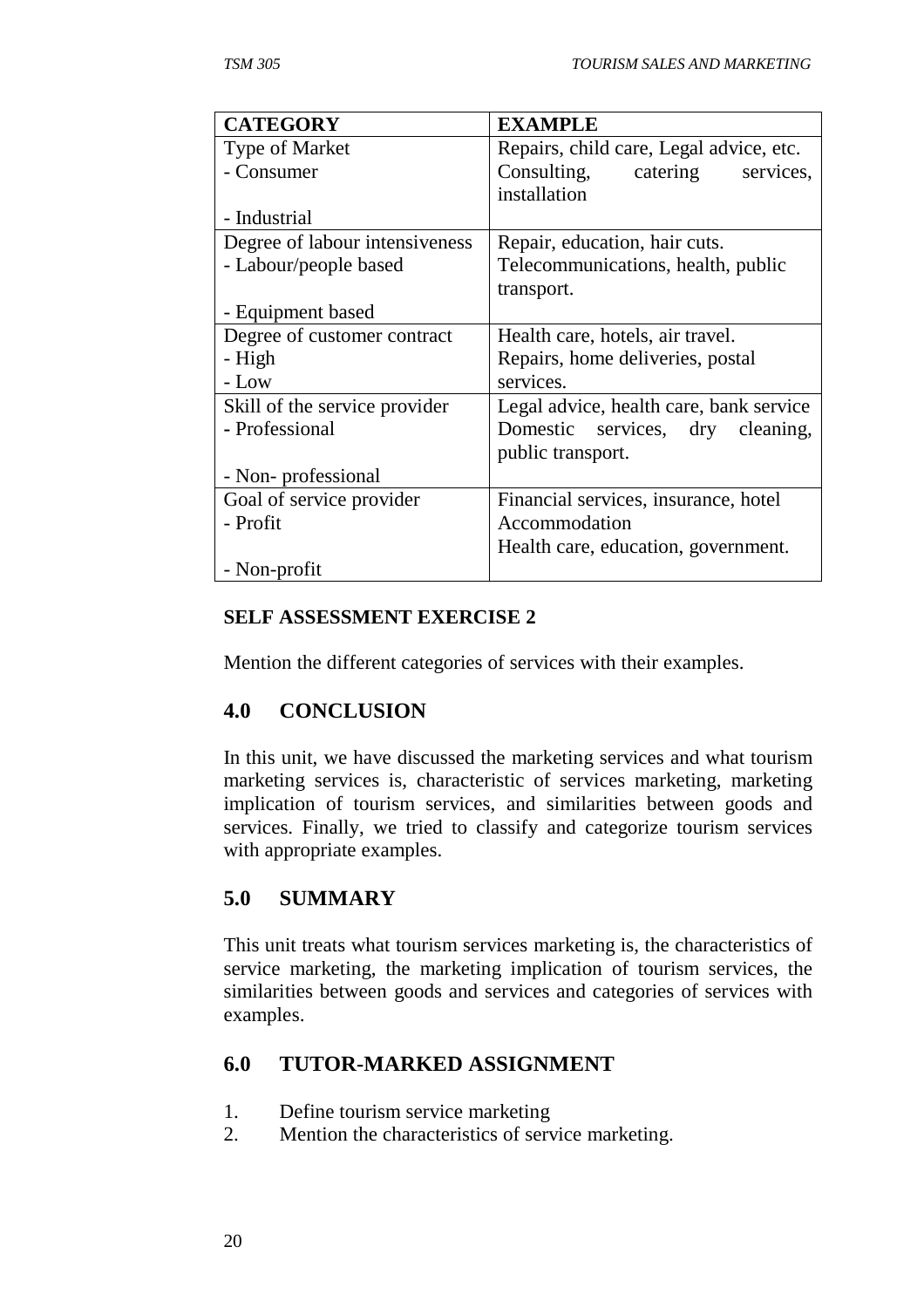| CATEGORY | EXAMPLE |
|---|---|
| Type of Market<br>- Consumer<br><br>- Industrial | Repairs, child care, Legal advice, etc.<br>Consulting, catering services, installation |
| Degree of labour intensiveness<br>- Labour/people based<br><br>- Equipment based | Repair, education, hair cuts.<br>Telecommunications, health, public transport. |
| Degree of customer contract<br>- High<br>- Low | Health care, hotels, air travel.<br>Repairs, home deliveries, postal services. |
| Skill of the service provider<br>- Professional<br><br>- Non- professional | Legal advice, health care, bank service<br>Domestic services, dry cleaning, public transport. |
| Goal of service provider<br>- Profit<br><br>- Non-profit | Financial services, insurance, hotel Accommodation<br>Health care, education, government. |

**SELF ASSESSMENT EXERCISE 2**

Mention the different categories of services with their examples.

## 4.0 CONCLUSION

In this unit, we have discussed the marketing services and what tourism marketing services is, characteristic of services marketing, marketing implication of tourism services, and similarities between goods and services. Finally, we tried to classify and categorize tourism services with appropriate examples.

## 5.0 SUMMARY

This unit treats what tourism services marketing is, the characteristics of service marketing, the marketing implication of tourism services, the similarities between goods and services and categories of services with examples.

## 6.0 TUTOR-MARKED ASSIGNMENT

1. Define tourism service marketing
2. Mention the characteristics of service marketing.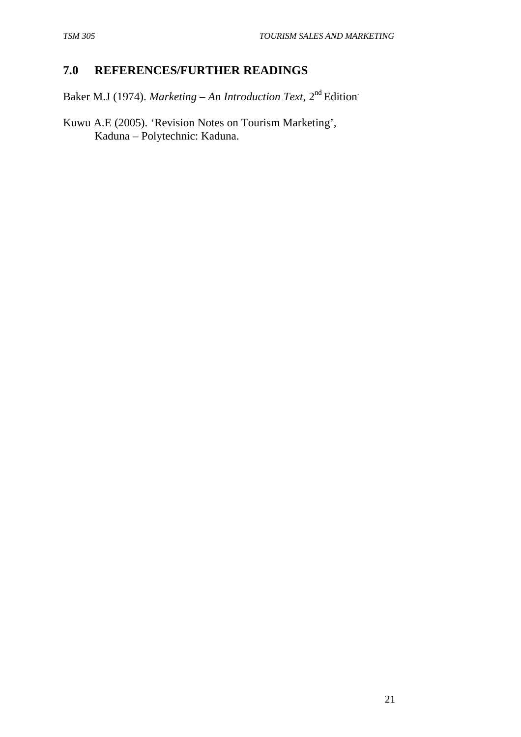## 7.0 REFERENCES/FURTHER READINGS

Baker M.J (1974). *Marketing – An Introduction Text*, 2nd Edition.

Kuwu A.E (2005). 'Revision Notes on Tourism Marketing', Kaduna – Polytechnic: Kaduna.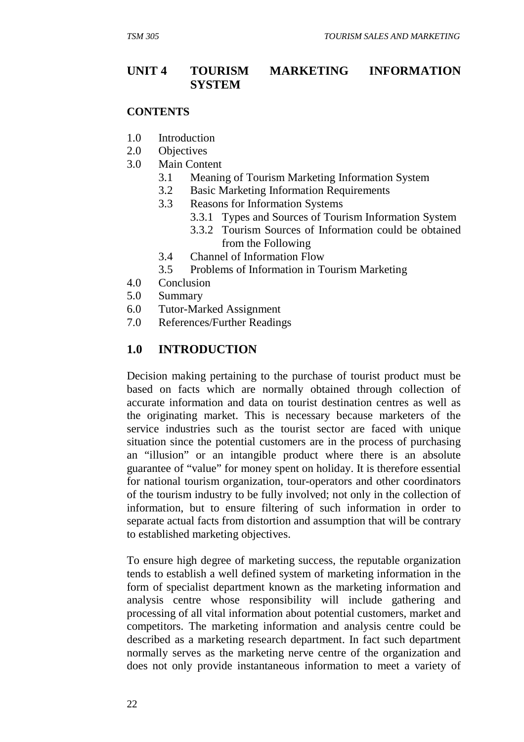## UNIT 4 TOURISM MARKETING INFORMATION SYSTEM

**CONTENTS**

1.0 Introduction
2.0 Objectives
3.0 Main Content
  3.1 Meaning of Tourism Marketing Information System
  3.2 Basic Marketing Information Requirements
  3.3 Reasons for Information Systems
    3.3.1 Types and Sources of Tourism Information System
    3.3.2 Tourism Sources of Information could be obtained from the Following
  3.4 Channel of Information Flow
  3.5 Problems of Information in Tourism Marketing
4.0 Conclusion
5.0 Summary
6.0 Tutor-Marked Assignment
7.0 References/Further Readings

## 1.0 INTRODUCTION

Decision making pertaining to the purchase of tourist product must be based on facts which are normally obtained through collection of accurate information and data on tourist destination centres as well as the originating market. This is necessary because marketers of the service industries such as the tourist sector are faced with unique situation since the potential customers are in the process of purchasing an "illusion" or an intangible product where there is an absolute guarantee of "value" for money spent on holiday. It is therefore essential for national tourism organization, tour-operators and other coordinators of the tourism industry to be fully involved; not only in the collection of information, but to ensure filtering of such information in order to separate actual facts from distortion and assumption that will be contrary to established marketing objectives.

To ensure high degree of marketing success, the reputable organization tends to establish a well defined system of marketing information in the form of specialist department known as the marketing information and analysis centre whose responsibility will include gathering and processing of all vital information about potential customers, market and competitors. The marketing information and analysis centre could be described as a marketing research department. In fact such department normally serves as the marketing nerve centre of the organization and does not only provide instantaneous information to meet a variety of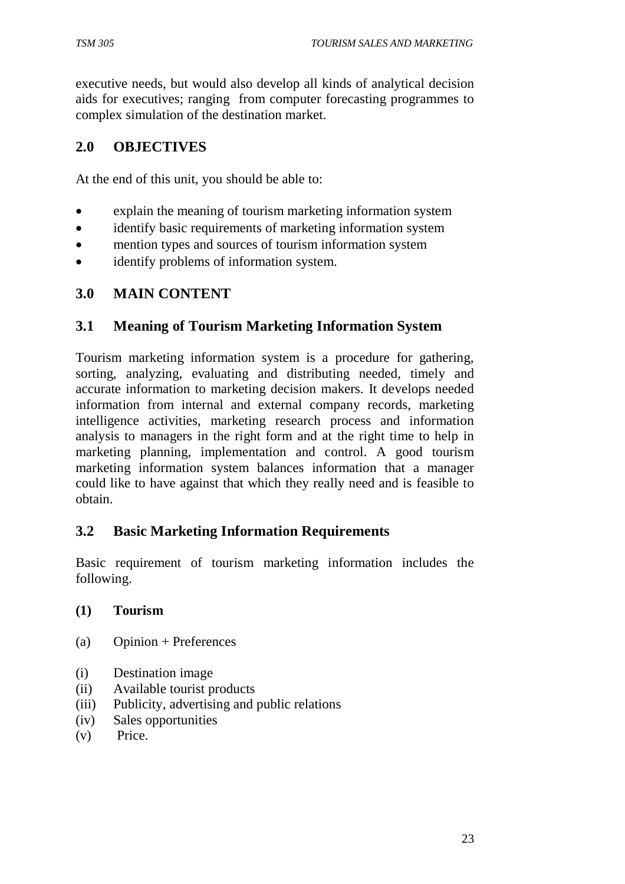executive needs, but would also develop all kinds of analytical decision aids for executives; ranging from computer forecasting programmes to complex simulation of the destination market.

## 2.0 OBJECTIVES

At the end of this unit, you should be able to:

- explain the meaning of tourism marketing information system
- identify basic requirements of marketing information system
- mention types and sources of tourism information system
- identify problems of information system.

## 3.0 MAIN CONTENT

### 3.1 Meaning of Tourism Marketing Information System

Tourism marketing information system is a procedure for gathering, sorting, analyzing, evaluating and distributing needed, timely and accurate information to marketing decision makers. It develops needed information from internal and external company records, marketing intelligence activities, marketing research process and information analysis to managers in the right form and at the right time to help in marketing planning, implementation and control. A good tourism marketing information system balances information that a manager could like to have against that which they really need and is feasible to obtain.

### 3.2 Basic Marketing Information Requirements

Basic requirement of tourism marketing information includes the following.

**(1) Tourism**

(a) Opinion + Preferences

(i) Destination image
(ii) Available tourist products
(iii) Publicity, advertising and public relations
(iv) Sales opportunities
(v) Price.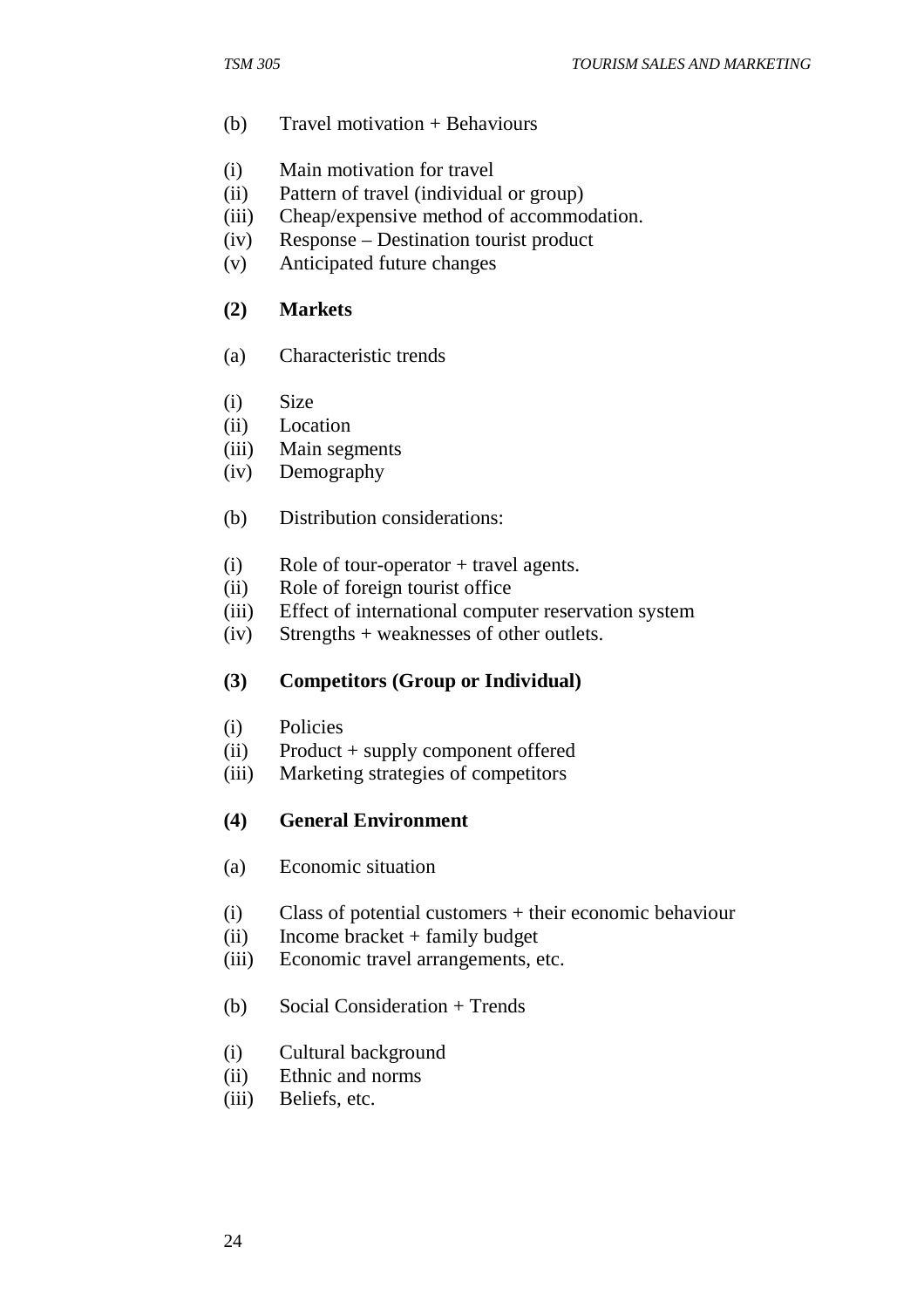(b) Travel motivation + Behaviours

(i) Main motivation for travel
(ii) Pattern of travel (individual or group)
(iii) Cheap/expensive method of accommodation.
(iv) Response – Destination tourist product
(v) Anticipated future changes

**(2) Markets**

(a) Characteristic trends

(i) Size
(ii) Location
(iii) Main segments
(iv) Demography

(b) Distribution considerations:

(i) Role of tour-operator + travel agents.
(ii) Role of foreign tourist office
(iii) Effect of international computer reservation system
(iv) Strengths + weaknesses of other outlets.

**(3) Competitors (Group or Individual)**

(i) Policies
(ii) Product + supply component offered
(iii) Marketing strategies of competitors

**(4) General Environment**

(a) Economic situation

(i) Class of potential customers + their economic behaviour
(ii) Income bracket + family budget
(iii) Economic travel arrangements, etc.

(b) Social Consideration + Trends

(i) Cultural background
(ii) Ethnic and norms
(iii) Beliefs, etc.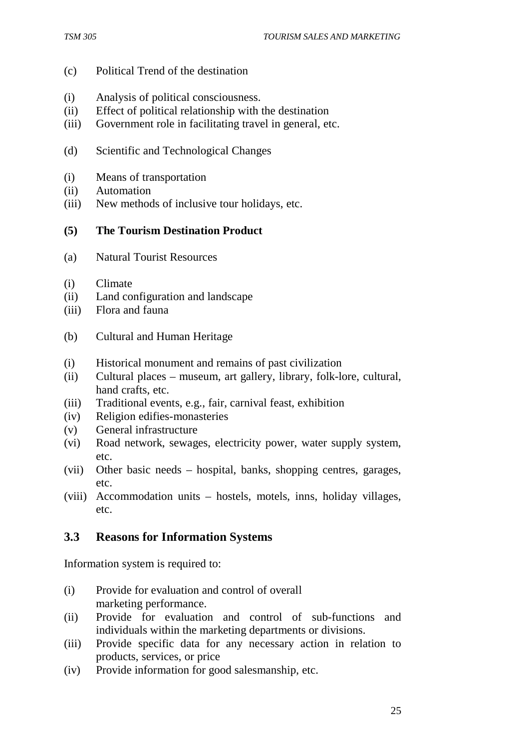(c) Political Trend of the destination

(i) Analysis of political consciousness.
(ii) Effect of political relationship with the destination
(iii) Government role in facilitating travel in general, etc.

(d) Scientific and Technological Changes

(i) Means of transportation
(ii) Automation
(iii) New methods of inclusive tour holidays, etc.

**(5) The Tourism Destination Product**

(a) Natural Tourist Resources

(i) Climate
(ii) Land configuration and landscape
(iii) Flora and fauna

(b) Cultural and Human Heritage

(i) Historical monument and remains of past civilization
(ii) Cultural places – museum, art gallery, library, folk-lore, cultural, hand crafts, etc.
(iii) Traditional events, e.g., fair, carnival feast, exhibition
(iv) Religion edifies-monasteries
(v) General infrastructure
(vi) Road network, sewages, electricity power, water supply system, etc.
(vii) Other basic needs – hospital, banks, shopping centres, garages, etc.
(viii) Accommodation units – hostels, motels, inns, holiday villages, etc.

## 3.3 Reasons for Information Systems

Information system is required to:

(i) Provide for evaluation and control of overall marketing performance.
(ii) Provide for evaluation and control of sub-functions and individuals within the marketing departments or divisions.
(iii) Provide specific data for any necessary action in relation to products, services, or price
(iv) Provide information for good salesmanship, etc.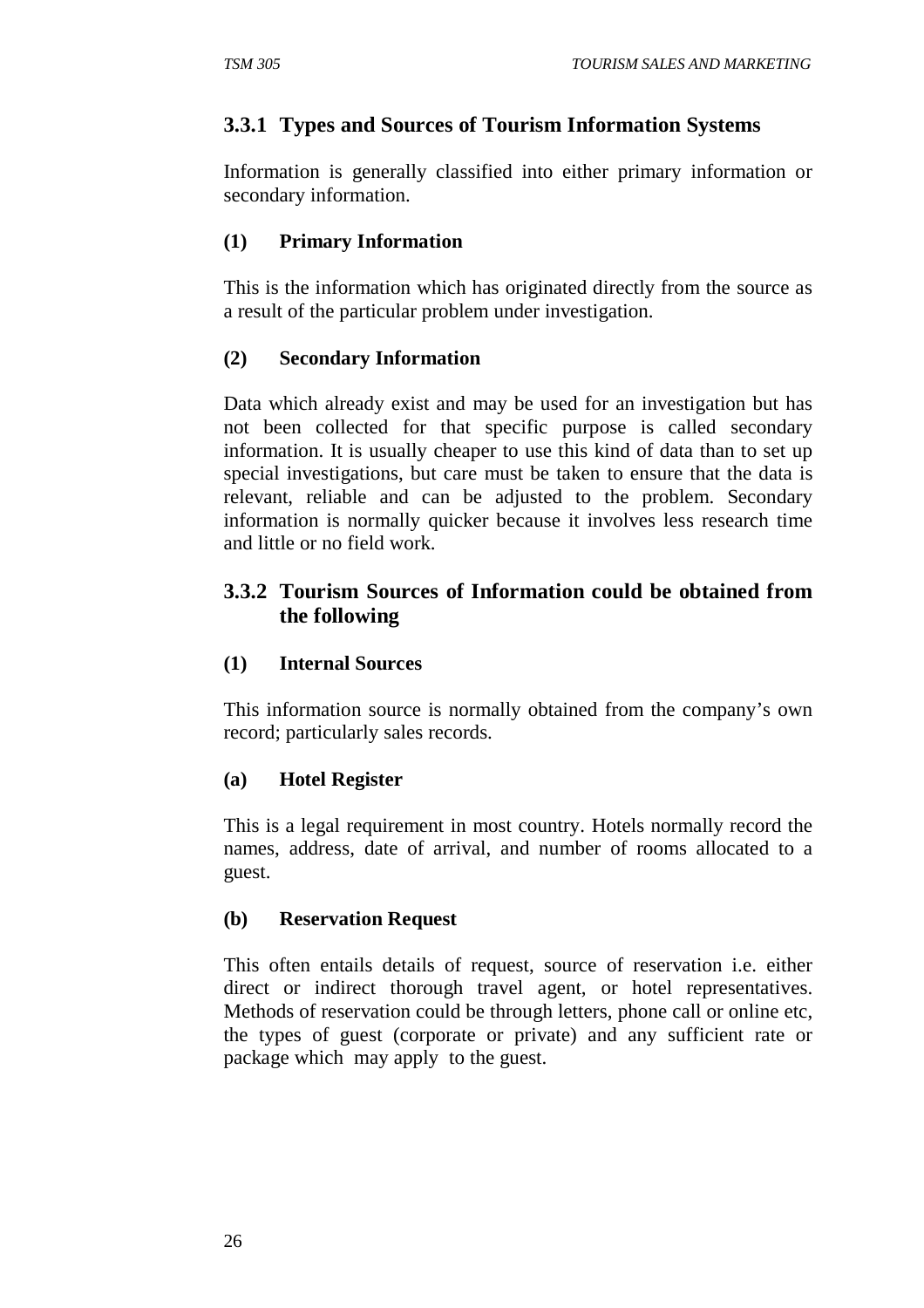### 3.3.1 Types and Sources of Tourism Information Systems

Information is generally classified into either primary information or secondary information.

**(1) Primary Information**

This is the information which has originated directly from the source as a result of the particular problem under investigation.

**(2) Secondary Information**

Data which already exist and may be used for an investigation but has not been collected for that specific purpose is called secondary information. It is usually cheaper to use this kind of data than to set up special investigations, but care must be taken to ensure that the data is relevant, reliable and can be adjusted to the problem. Secondary information is normally quicker because it involves less research time and little or no field work.

### 3.3.2 Tourism Sources of Information could be obtained from the following

**(1) Internal Sources**

This information source is normally obtained from the company's own record; particularly sales records.

**(a) Hotel Register**

This is a legal requirement in most country. Hotels normally record the names, address, date of arrival, and number of rooms allocated to a guest.

**(b) Reservation Request**

This often entails details of request, source of reservation i.e. either direct or indirect thorough travel agent, or hotel representatives. Methods of reservation could be through letters, phone call or online etc, the types of guest (corporate or private) and any sufficient rate or package which may apply to the guest.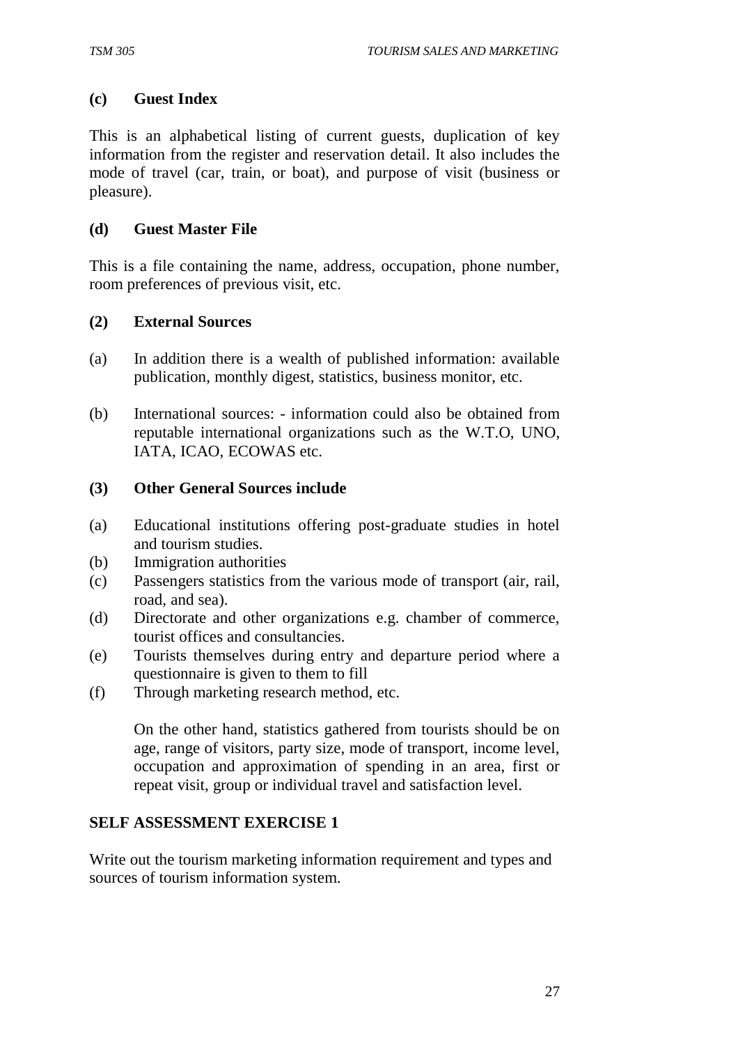**(c) Guest Index**

This is an alphabetical listing of current guests, duplication of key information from the register and reservation detail. It also includes the mode of travel (car, train, or boat), and purpose of visit (business or pleasure).

**(d) Guest Master File**

This is a file containing the name, address, occupation, phone number, room preferences of previous visit, etc.

**(2) External Sources**

(a) In addition there is a wealth of published information: available publication, monthly digest, statistics, business monitor, etc.

(b) International sources: - information could also be obtained from reputable international organizations such as the W.T.O, UNO, IATA, ICAO, ECOWAS etc.

**(3) Other General Sources include**

(a) Educational institutions offering post-graduate studies in hotel and tourism studies.
(b) Immigration authorities
(c) Passengers statistics from the various mode of transport (air, rail, road, and sea).
(d) Directorate and other organizations e.g. chamber of commerce, tourist offices and consultancies.
(e) Tourists themselves during entry and departure period where a questionnaire is given to them to fill
(f) Through marketing research method, etc.

On the other hand, statistics gathered from tourists should be on age, range of visitors, party size, mode of transport, income level, occupation and approximation of spending in an area, first or repeat visit, group or individual travel and satisfaction level.

**SELF ASSESSMENT EXERCISE 1**

Write out the tourism marketing information requirement and types and sources of tourism information system.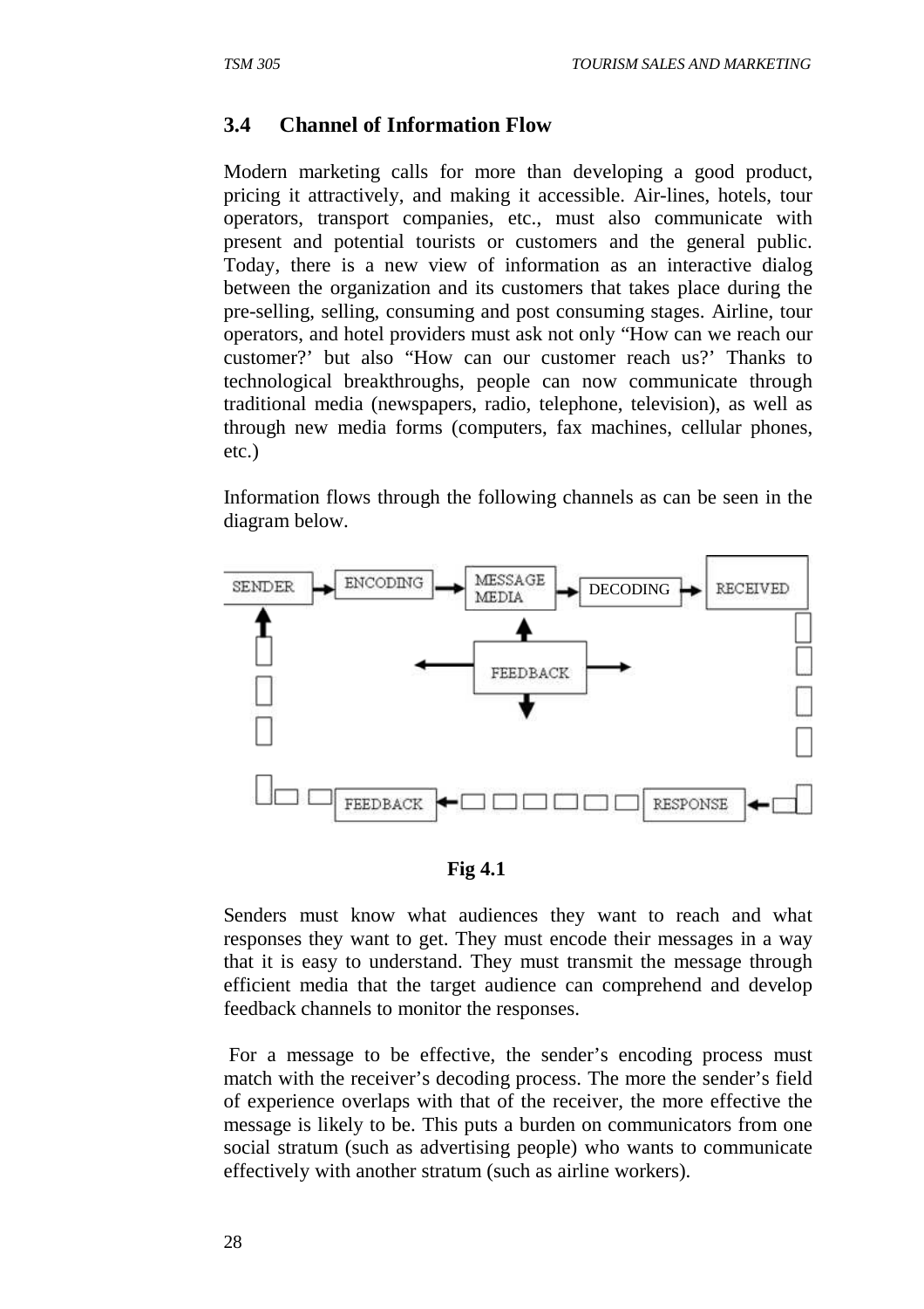### 3.4 Channel of Information Flow

Modern marketing calls for more than developing a good product, pricing it attractively, and making it accessible. Air-lines, hotels, tour operators, transport companies, etc., must also communicate with present and potential tourists or customers and the general public. Today, there is a new view of information as an interactive dialog between the organization and its customers that takes place during the pre-selling, selling, consuming and post consuming stages. Airline, tour operators, and hotel providers must ask not only "How can we reach our customer?' but also "How can our customer reach us?' Thanks to technological breakthroughs, people can now communicate through traditional media (newspapers, radio, telephone, television), as well as through new media forms (computers, fax machines, cellular phones, etc.)

Information flows through the following channels as can be seen in the diagram below.

SENDER → ENCODING → MESSAGE MEDIA → DECODING → RECEIVED

FEEDBACK

FEEDBACK ← RESPONSE

**Fig 4.1**

Senders must know what audiences they want to reach and what responses they want to get. They must encode their messages in a way that it is easy to understand. They must transmit the message through efficient media that the target audience can comprehend and develop feedback channels to monitor the responses.

For a message to be effective, the sender's encoding process must match with the receiver's decoding process. The more the sender's field of experience overlaps with that of the receiver, the more effective the message is likely to be. This puts a burden on communicators from one social stratum (such as advertising people) who wants to communicate effectively with another stratum (such as airline workers).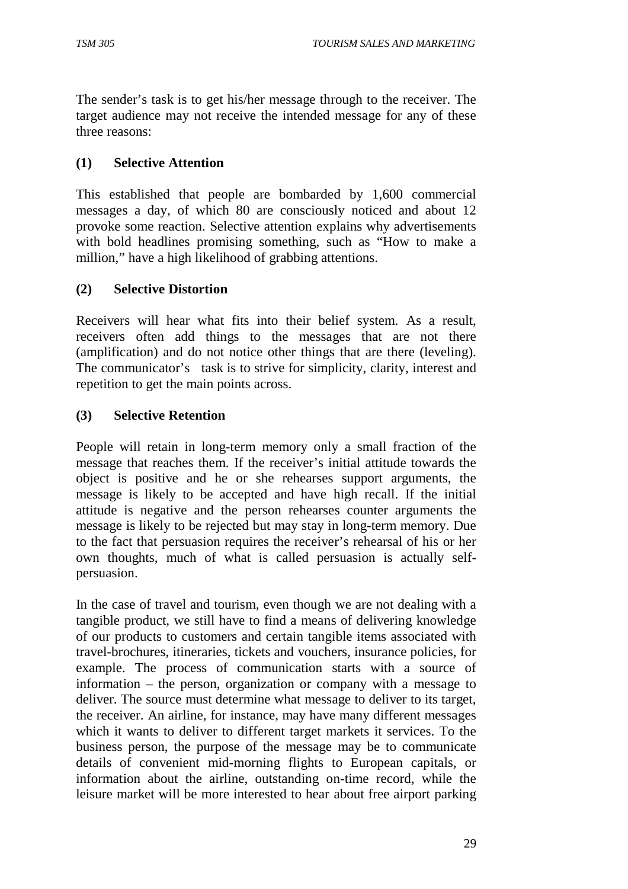The sender's task is to get his/her message through to the receiver. The target audience may not receive the intended message for any of these three reasons:

**(1) Selective Attention**

This established that people are bombarded by 1,600 commercial messages a day, of which 80 are consciously noticed and about 12 provoke some reaction. Selective attention explains why advertisements with bold headlines promising something, such as "How to make a million," have a high likelihood of grabbing attentions.

**(2) Selective Distortion**

Receivers will hear what fits into their belief system. As a result, receivers often add things to the messages that are not there (amplification) and do not notice other things that are there (leveling). The communicator's task is to strive for simplicity, clarity, interest and repetition to get the main points across.

**(3) Selective Retention**

People will retain in long-term memory only a small fraction of the message that reaches them. If the receiver's initial attitude towards the object is positive and he or she rehearses support arguments, the message is likely to be accepted and have high recall. If the initial attitude is negative and the person rehearses counter arguments the message is likely to be rejected but may stay in long-term memory. Due to the fact that persuasion requires the receiver's rehearsal of his or her own thoughts, much of what is called persuasion is actually self-persuasion.

In the case of travel and tourism, even though we are not dealing with a tangible product, we still have to find a means of delivering knowledge of our products to customers and certain tangible items associated with travel-brochures, itineraries, tickets and vouchers, insurance policies, for example. The process of communication starts with a source of information – the person, organization or company with a message to deliver. The source must determine what message to deliver to its target, the receiver. An airline, for instance, may have many different messages which it wants to deliver to different target markets it services. To the business person, the purpose of the message may be to communicate details of convenient mid-morning flights to European capitals, or information about the airline, outstanding on-time record, while the leisure market will be more interested to hear about free airport parking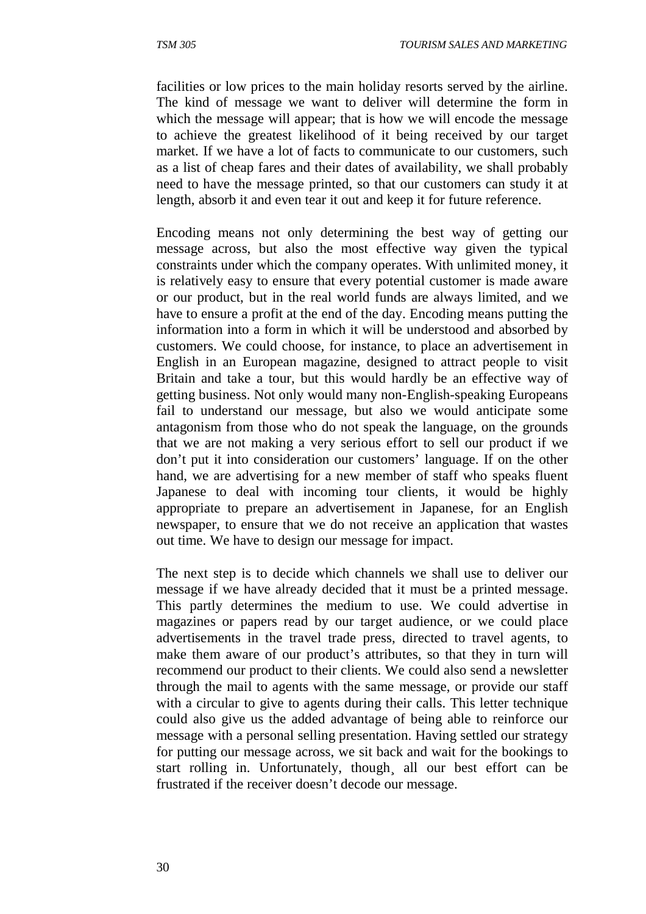facilities or low prices to the main holiday resorts served by the airline. The kind of message we want to deliver will determine the form in which the message will appear; that is how we will encode the message to achieve the greatest likelihood of it being received by our target market. If we have a lot of facts to communicate to our customers, such as a list of cheap fares and their dates of availability, we shall probably need to have the message printed, so that our customers can study it at length, absorb it and even tear it out and keep it for future reference.

Encoding means not only determining the best way of getting our message across, but also the most effective way given the typical constraints under which the company operates. With unlimited money, it is relatively easy to ensure that every potential customer is made aware or our product, but in the real world funds are always limited, and we have to ensure a profit at the end of the day. Encoding means putting the information into a form in which it will be understood and absorbed by customers. We could choose, for instance, to place an advertisement in English in an European magazine, designed to attract people to visit Britain and take a tour, but this would hardly be an effective way of getting business. Not only would many non-English-speaking Europeans fail to understand our message, but also we would anticipate some antagonism from those who do not speak the language, on the grounds that we are not making a very serious effort to sell our product if we don't put it into consideration our customers' language. If on the other hand, we are advertising for a new member of staff who speaks fluent Japanese to deal with incoming tour clients, it would be highly appropriate to prepare an advertisement in Japanese, for an English newspaper, to ensure that we do not receive an application that wastes out time. We have to design our message for impact.

The next step is to decide which channels we shall use to deliver our message if we have already decided that it must be a printed message. This partly determines the medium to use. We could advertise in magazines or papers read by our target audience, or we could place advertisements in the travel trade press, directed to travel agents, to make them aware of our product's attributes, so that they in turn will recommend our product to their clients. We could also send a newsletter through the mail to agents with the same message, or provide our staff with a circular to give to agents during their calls. This letter technique could also give us the added advantage of being able to reinforce our message with a personal selling presentation. Having settled our strategy for putting our message across, we sit back and wait for the bookings to start rolling in. Unfortunately, though¸ all our best effort can be frustrated if the receiver doesn't decode our message.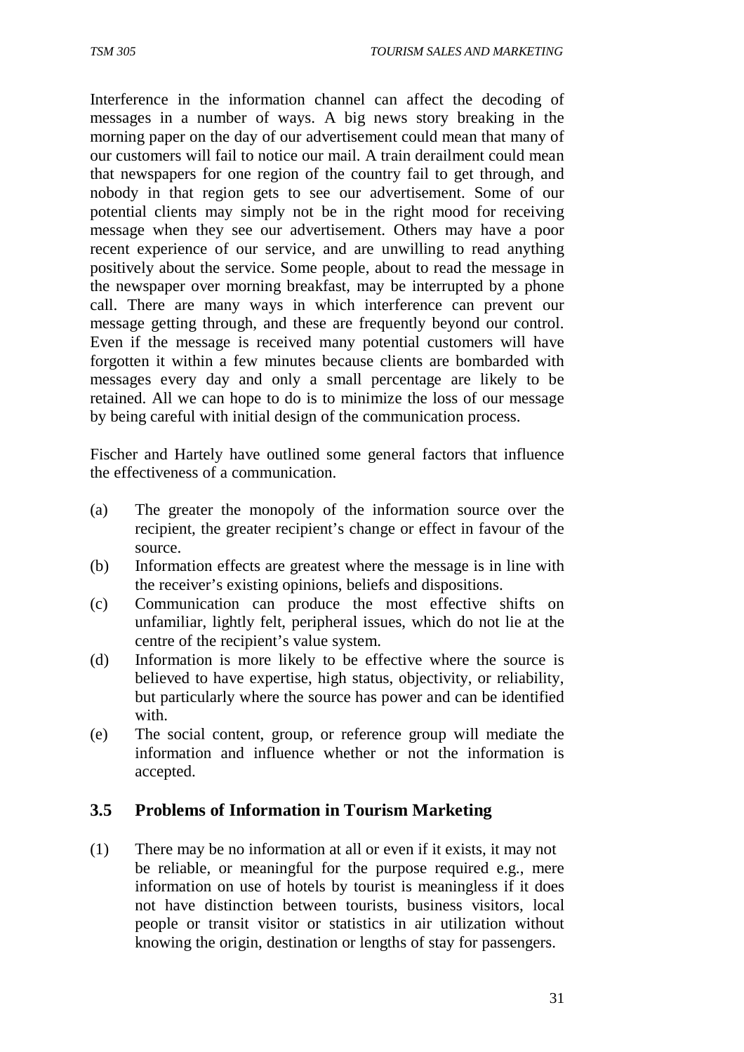Interference in the information channel can affect the decoding of messages in a number of ways. A big news story breaking in the morning paper on the day of our advertisement could mean that many of our customers will fail to notice our mail. A train derailment could mean that newspapers for one region of the country fail to get through, and nobody in that region gets to see our advertisement. Some of our potential clients may simply not be in the right mood for receiving message when they see our advertisement. Others may have a poor recent experience of our service, and are unwilling to read anything positively about the service. Some people, about to read the message in the newspaper over morning breakfast, may be interrupted by a phone call. There are many ways in which interference can prevent our message getting through, and these are frequently beyond our control. Even if the message is received many potential customers will have forgotten it within a few minutes because clients are bombarded with messages every day and only a small percentage are likely to be retained. All we can hope to do is to minimize the loss of our message by being careful with initial design of the communication process.

Fischer and Hartely have outlined some general factors that influence the effectiveness of a communication.

(a) The greater the monopoly of the information source over the recipient, the greater recipient's change or effect in favour of the source.

(b) Information effects are greatest where the message is in line with the receiver's existing opinions, beliefs and dispositions.

(c) Communication can produce the most effective shifts on unfamiliar, lightly felt, peripheral issues, which do not lie at the centre of the recipient's value system.

(d) Information is more likely to be effective where the source is believed to have expertise, high status, objectivity, or reliability, but particularly where the source has power and can be identified with.

(e) The social content, group, or reference group will mediate the information and influence whether or not the information is accepted.

### 3.5 Problems of Information in Tourism Marketing

(1) There may be no information at all or even if it exists, it may not be reliable, or meaningful for the purpose required e.g., mere information on use of hotels by tourist is meaningless if it does not have distinction between tourists, business visitors, local people or transit visitor or statistics in air utilization without knowing the origin, destination or lengths of stay for passengers.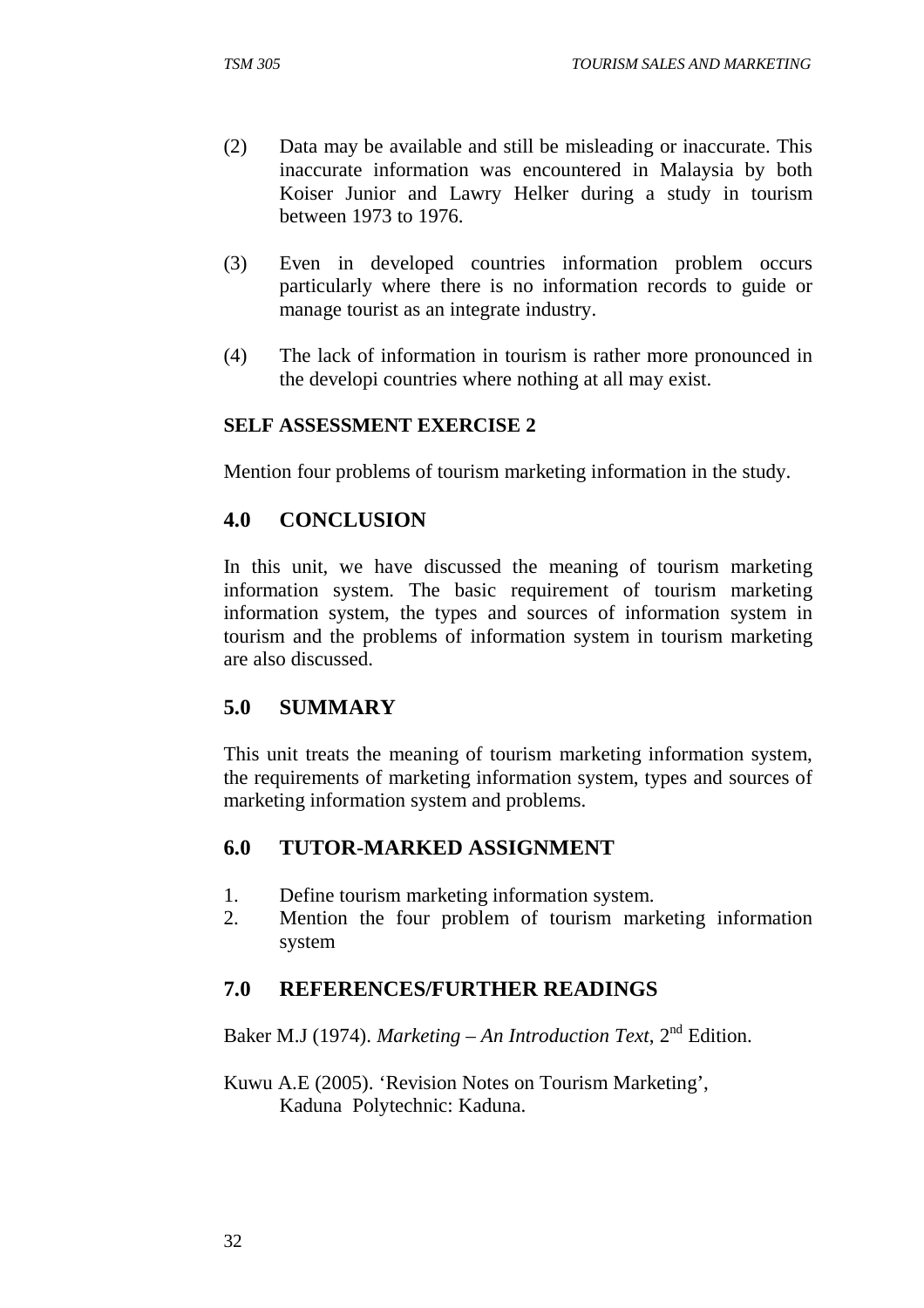(2) Data may be available and still be misleading or inaccurate. This inaccurate information was encountered in Malaysia by both Koiser Junior and Lawry Helker during a study in tourism between 1973 to 1976.

(3) Even in developed countries information problem occurs particularly where there is no information records to guide or manage tourist as an integrate industry.

(4) The lack of information in tourism is rather more pronounced in the developi countries where nothing at all may exist.

**SELF ASSESSMENT EXERCISE 2**

Mention four problems of tourism marketing information in the study.

## 4.0 CONCLUSION

In this unit, we have discussed the meaning of tourism marketing information system. The basic requirement of tourism marketing information system, the types and sources of information system in tourism and the problems of information system in tourism marketing are also discussed.

## 5.0 SUMMARY

This unit treats the meaning of tourism marketing information system, the requirements of marketing information system, types and sources of marketing information system and problems.

## 6.0 TUTOR-MARKED ASSIGNMENT

1. Define tourism marketing information system.
2. Mention the four problem of tourism marketing information system

## 7.0 REFERENCES/FURTHER READINGS

Baker M.J (1974). *Marketing – An Introduction Text*, 2nd Edition.

Kuwu A.E (2005). 'Revision Notes on Tourism Marketing', Kaduna Polytechnic: Kaduna.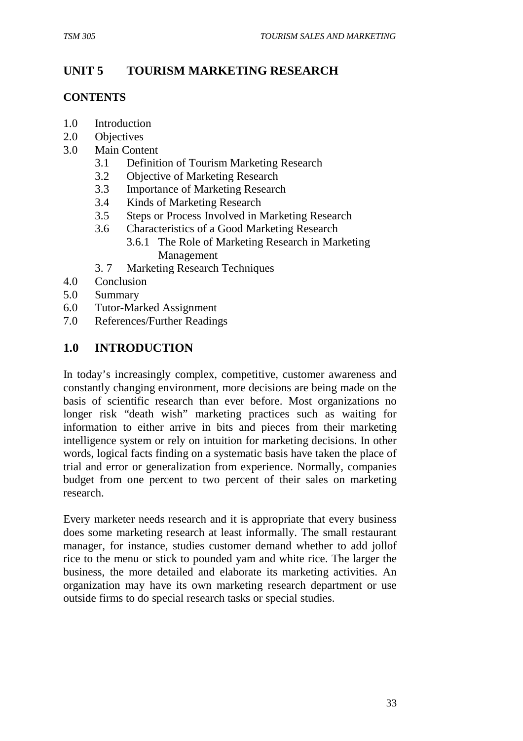# UNIT 5 TOURISM MARKETING RESEARCH

## CONTENTS

1.0 Introduction
2.0 Objectives
3.0 Main Content
    3.1 Definition of Tourism Marketing Research
    3.2 Objective of Marketing Research
    3.3 Importance of Marketing Research
    3.4 Kinds of Marketing Research
    3.5 Steps or Process Involved in Marketing Research
    3.6 Characteristics of a Good Marketing Research
        3.6.1 The Role of Marketing Research in Marketing Management
    3. 7 Marketing Research Techniques
4.0 Conclusion
5.0 Summary
6.0 Tutor-Marked Assignment
7.0 References/Further Readings

## 1.0 INTRODUCTION

In today's increasingly complex, competitive, customer awareness and constantly changing environment, more decisions are being made on the basis of scientific research than ever before. Most organizations no longer risk "death wish" marketing practices such as waiting for information to either arrive in bits and pieces from their marketing intelligence system or rely on intuition for marketing decisions. In other words, logical facts finding on a systematic basis have taken the place of trial and error or generalization from experience. Normally, companies budget from one percent to two percent of their sales on marketing research.

Every marketer needs research and it is appropriate that every business does some marketing research at least informally. The small restaurant manager, for instance, studies customer demand whether to add jollof rice to the menu or stick to pounded yam and white rice. The larger the business, the more detailed and elaborate its marketing activities. An organization may have its own marketing research department or use outside firms to do special research tasks or special studies.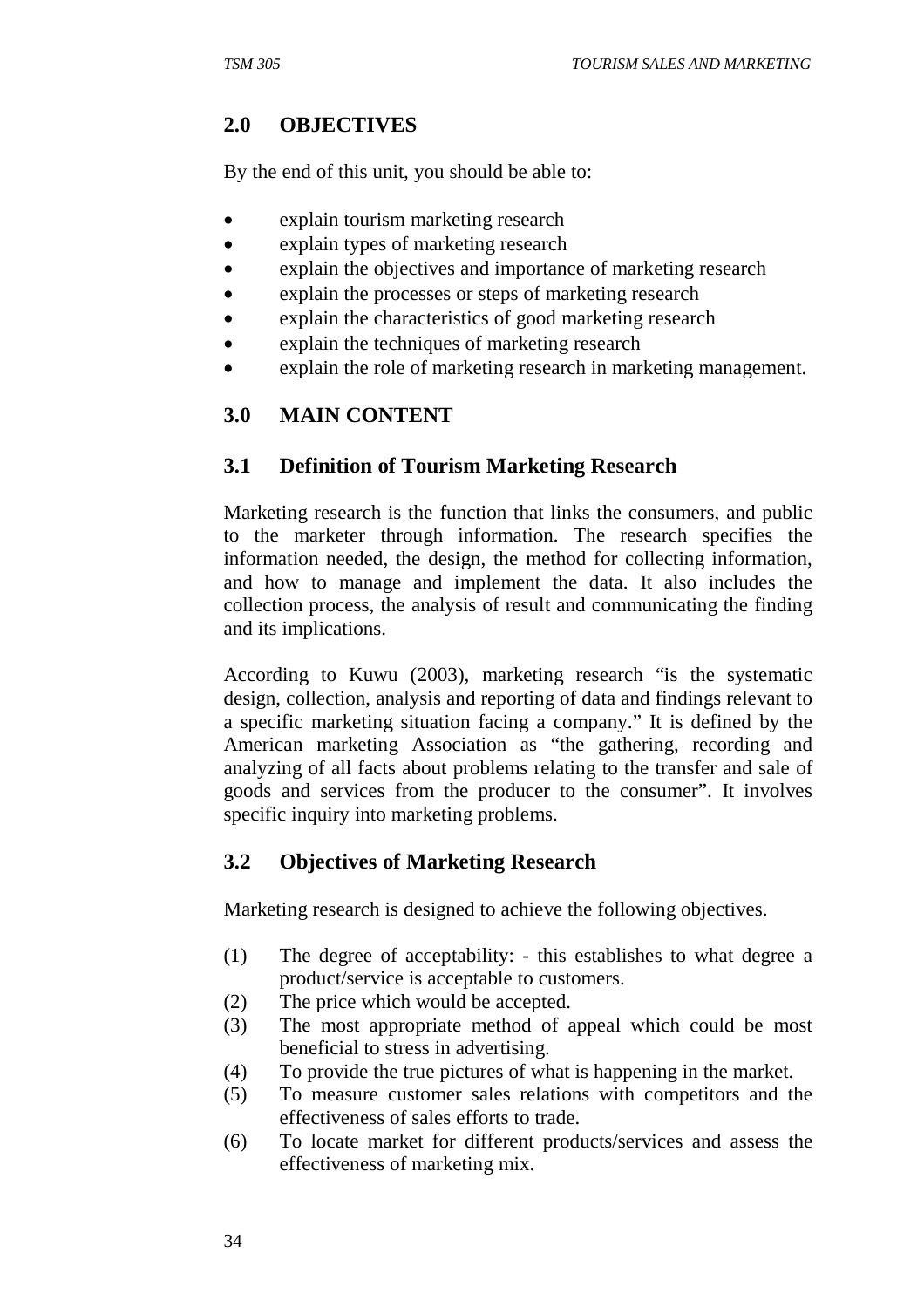## 2.0 OBJECTIVES

By the end of this unit, you should be able to:

- explain tourism marketing research
- explain types of marketing research
- explain the objectives and importance of marketing research
- explain the processes or steps of marketing research
- explain the characteristics of good marketing research
- explain the techniques of marketing research
- explain the role of marketing research in marketing management.

## 3.0 MAIN CONTENT

### 3.1 Definition of Tourism Marketing Research

Marketing research is the function that links the consumers, and public to the marketer through information. The research specifies the information needed, the design, the method for collecting information, and how to manage and implement the data. It also includes the collection process, the analysis of result and communicating the finding and its implications.

According to Kuwu (2003), marketing research "is the systematic design, collection, analysis and reporting of data and findings relevant to a specific marketing situation facing a company." It is defined by the American marketing Association as "the gathering, recording and analyzing of all facts about problems relating to the transfer and sale of goods and services from the producer to the consumer". It involves specific inquiry into marketing problems.

### 3.2 Objectives of Marketing Research

Marketing research is designed to achieve the following objectives.

(1) The degree of acceptability: - this establishes to what degree a product/service is acceptable to customers.
(2) The price which would be accepted.
(3) The most appropriate method of appeal which could be most beneficial to stress in advertising.
(4) To provide the true pictures of what is happening in the market.
(5) To measure customer sales relations with competitors and the effectiveness of sales efforts to trade.
(6) To locate market for different products/services and assess the effectiveness of marketing mix.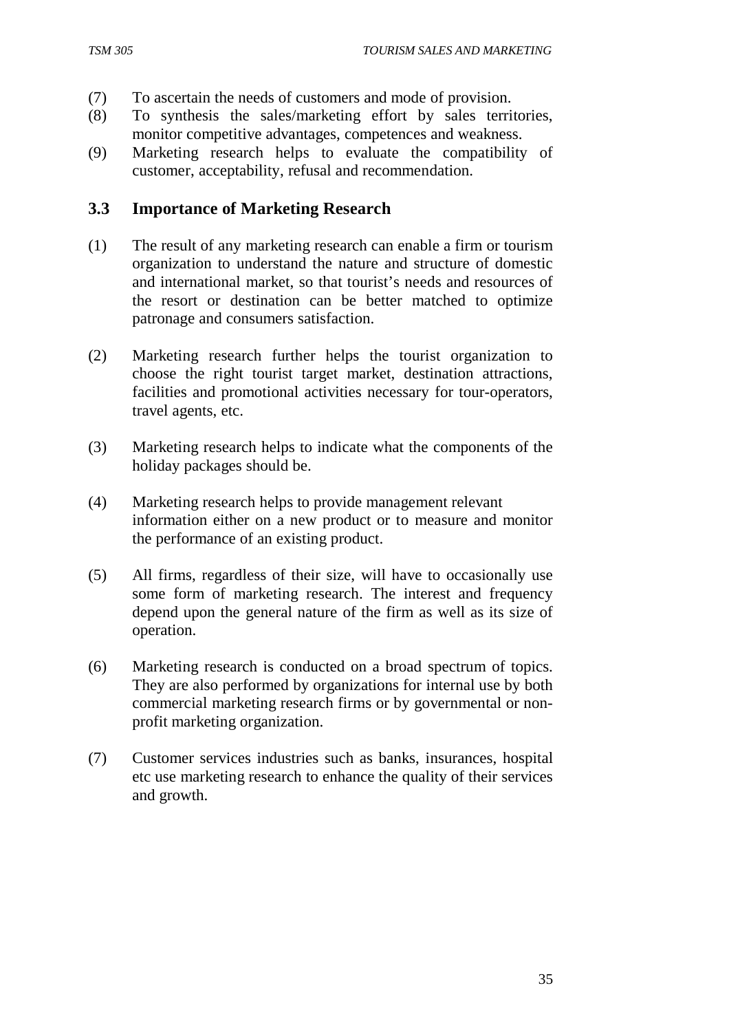(7) To ascertain the needs of customers and mode of provision.

(8) To synthesis the sales/marketing effort by sales territories, monitor competitive advantages, competences and weakness.

(9) Marketing research helps to evaluate the compatibility of customer, acceptability, refusal and recommendation.

### 3.3 Importance of Marketing Research

(1) The result of any marketing research can enable a firm or tourism organization to understand the nature and structure of domestic and international market, so that tourist's needs and resources of the resort or destination can be better matched to optimize patronage and consumers satisfaction.

(2) Marketing research further helps the tourist organization to choose the right tourist target market, destination attractions, facilities and promotional activities necessary for tour-operators, travel agents, etc.

(3) Marketing research helps to indicate what the components of the holiday packages should be.

(4) Marketing research helps to provide management relevant information either on a new product or to measure and monitor the performance of an existing product.

(5) All firms, regardless of their size, will have to occasionally use some form of marketing research. The interest and frequency depend upon the general nature of the firm as well as its size of operation.

(6) Marketing research is conducted on a broad spectrum of topics. They are also performed by organizations for internal use by both commercial marketing research firms or by governmental or non-profit marketing organization.

(7) Customer services industries such as banks, insurances, hospital etc use marketing research to enhance the quality of their services and growth.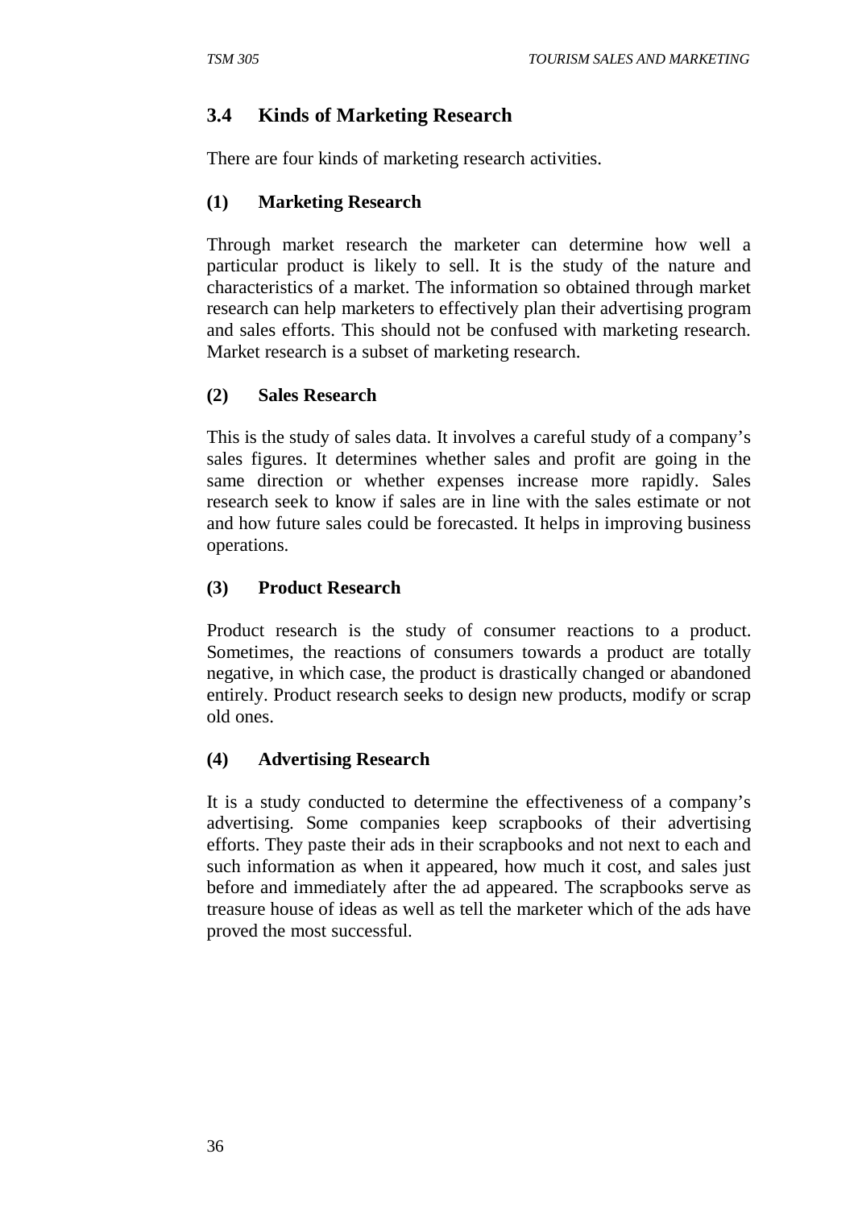## 3.4 Kinds of Marketing Research

There are four kinds of marketing research activities.

**(1) Marketing Research**

Through market research the marketer can determine how well a particular product is likely to sell. It is the study of the nature and characteristics of a market. The information so obtained through market research can help marketers to effectively plan their advertising program and sales efforts. This should not be confused with marketing research. Market research is a subset of marketing research.

**(2) Sales Research**

This is the study of sales data. It involves a careful study of a company's sales figures. It determines whether sales and profit are going in the same direction or whether expenses increase more rapidly. Sales research seek to know if sales are in line with the sales estimate or not and how future sales could be forecasted. It helps in improving business operations.

**(3) Product Research**

Product research is the study of consumer reactions to a product. Sometimes, the reactions of consumers towards a product are totally negative, in which case, the product is drastically changed or abandoned entirely. Product research seeks to design new products, modify or scrap old ones.

**(4) Advertising Research**

It is a study conducted to determine the effectiveness of a company's advertising. Some companies keep scrapbooks of their advertising efforts. They paste their ads in their scrapbooks and not next to each and such information as when it appeared, how much it cost, and sales just before and immediately after the ad appeared. The scrapbooks serve as treasure house of ideas as well as tell the marketer which of the ads have proved the most successful.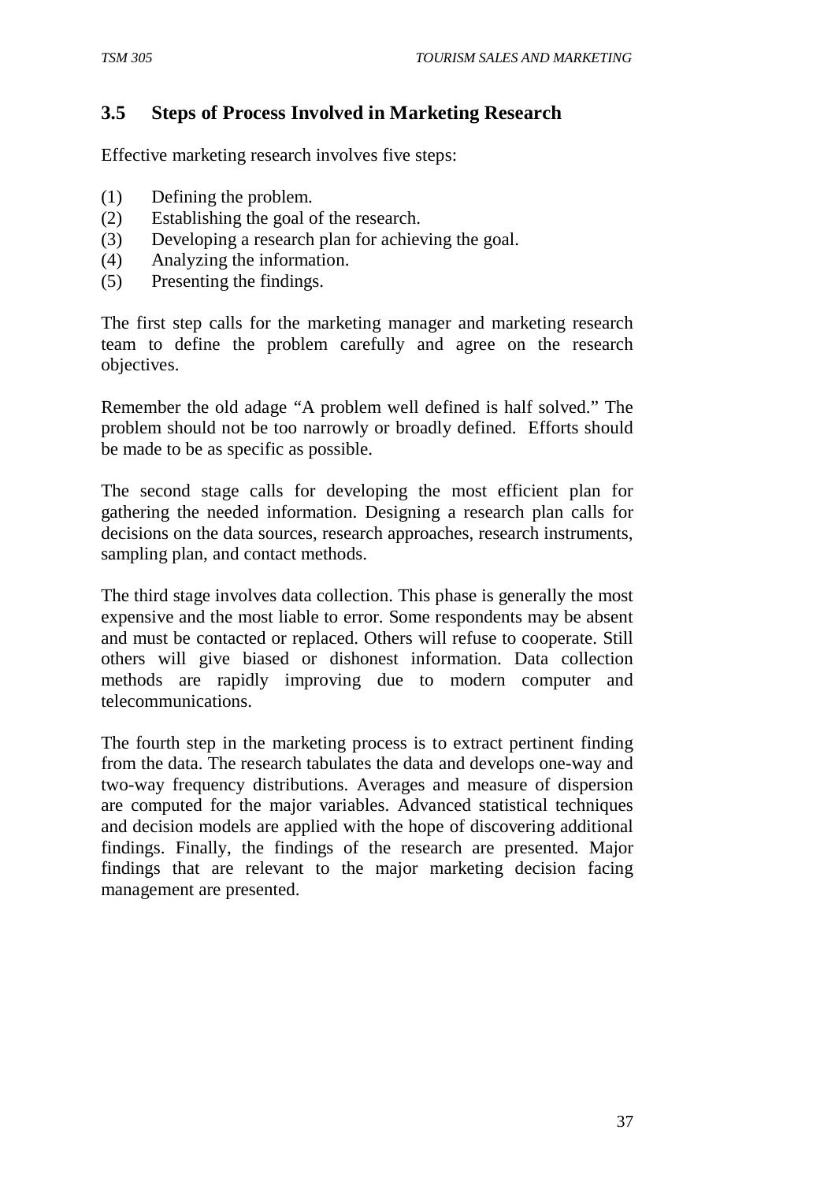## 3.5 Steps of Process Involved in Marketing Research

Effective marketing research involves five steps:

(1) Defining the problem.
(2) Establishing the goal of the research.
(3) Developing a research plan for achieving the goal.
(4) Analyzing the information.
(5) Presenting the findings.

The first step calls for the marketing manager and marketing research team to define the problem carefully and agree on the research objectives.

Remember the old adage "A problem well defined is half solved." The problem should not be too narrowly or broadly defined. Efforts should be made to be as specific as possible.

The second stage calls for developing the most efficient plan for gathering the needed information. Designing a research plan calls for decisions on the data sources, research approaches, research instruments, sampling plan, and contact methods.

The third stage involves data collection. This phase is generally the most expensive and the most liable to error. Some respondents may be absent and must be contacted or replaced. Others will refuse to cooperate. Still others will give biased or dishonest information. Data collection methods are rapidly improving due to modern computer and telecommunications.

The fourth step in the marketing process is to extract pertinent finding from the data. The research tabulates the data and develops one-way and two-way frequency distributions. Averages and measure of dispersion are computed for the major variables. Advanced statistical techniques and decision models are applied with the hope of discovering additional findings. Finally, the findings of the research are presented. Major findings that are relevant to the major marketing decision facing management are presented.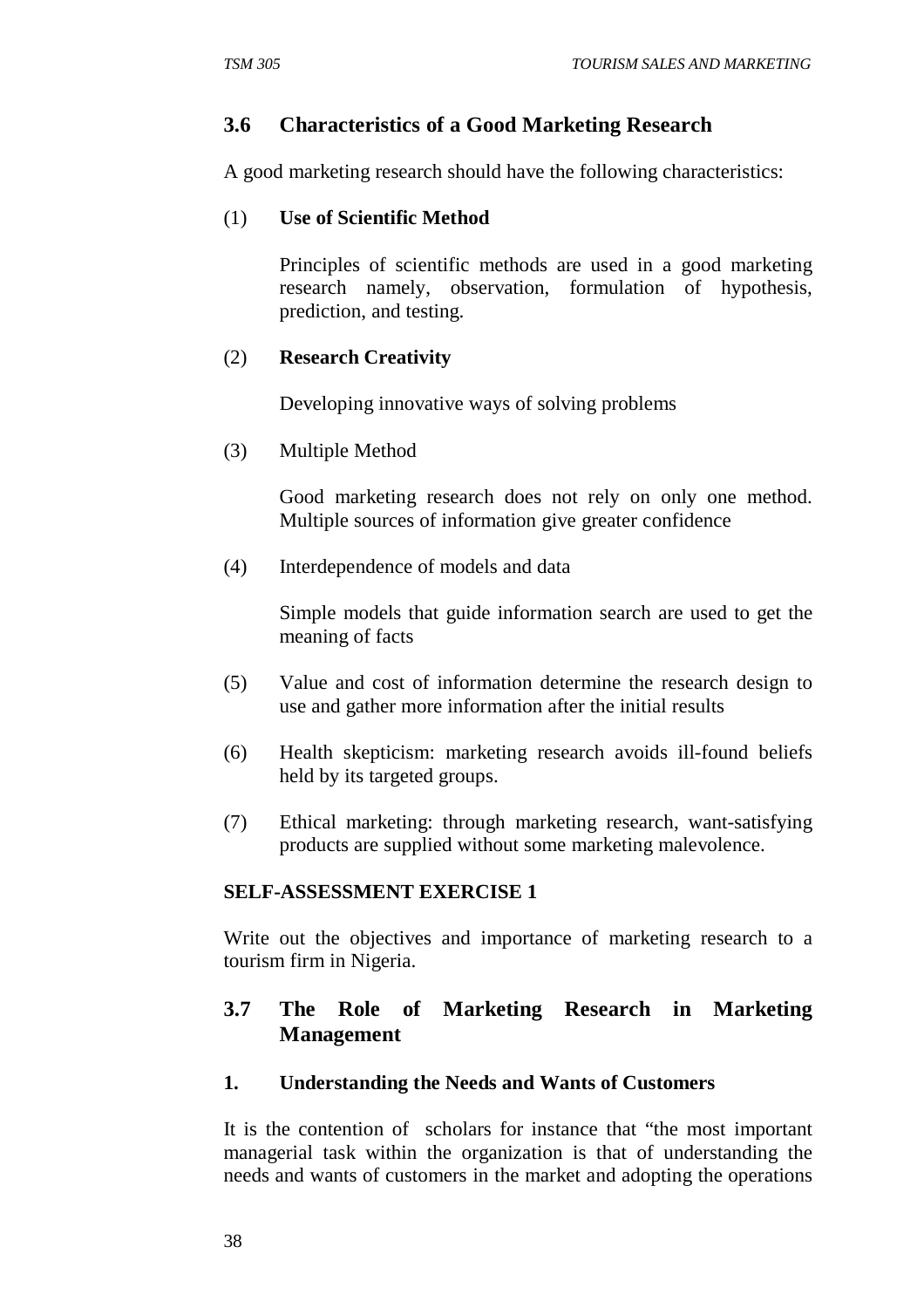## 3.6 Characteristics of a Good Marketing Research

A good marketing research should have the following characteristics:

(1) **Use of Scientific Method**

Principles of scientific methods are used in a good marketing research namely, observation, formulation of hypothesis, prediction, and testing.

(2) **Research Creativity**

Developing innovative ways of solving problems

(3) Multiple Method

Good marketing research does not rely on only one method. Multiple sources of information give greater confidence

(4) Interdependence of models and data

Simple models that guide information search are used to get the meaning of facts

(5) Value and cost of information determine the research design to use and gather more information after the initial results

(6) Health skepticism: marketing research avoids ill-found beliefs held by its targeted groups.

(7) Ethical marketing: through marketing research, want-satisfying products are supplied without some marketing malevolence.

**SELF-ASSESSMENT EXERCISE 1**

Write out the objectives and importance of marketing research to a tourism firm in Nigeria.

## 3.7 The Role of Marketing Research in Marketing Management

**1. Understanding the Needs and Wants of Customers**

It is the contention of scholars for instance that "the most important managerial task within the organization is that of understanding the needs and wants of customers in the market and adopting the operations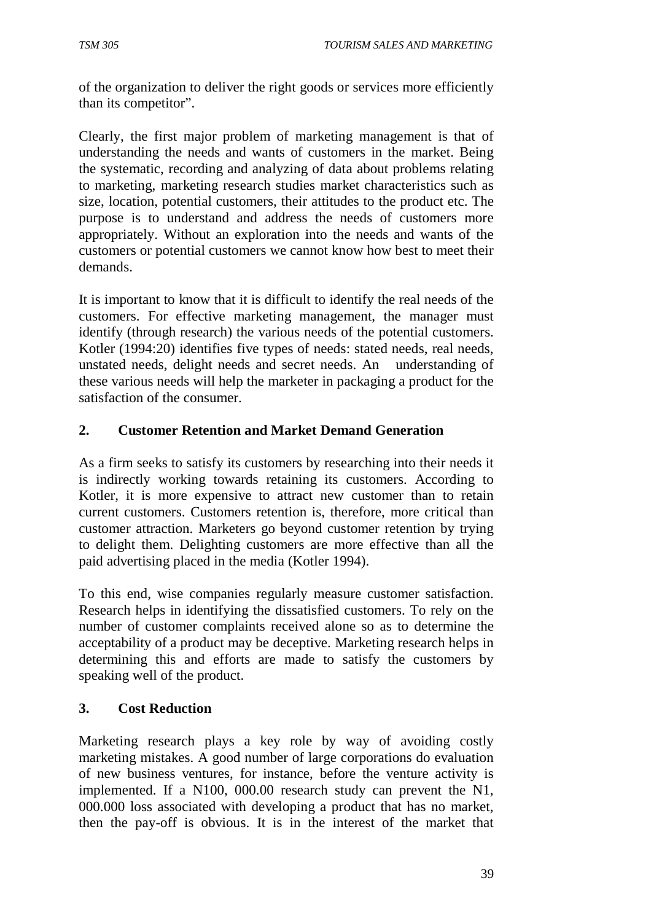of the organization to deliver the right goods or services more efficiently than its competitor".

Clearly, the first major problem of marketing management is that of understanding the needs and wants of customers in the market. Being the systematic, recording and analyzing of data about problems relating to marketing, marketing research studies market characteristics such as size, location, potential customers, their attitudes to the product etc. The purpose is to understand and address the needs of customers more appropriately. Without an exploration into the needs and wants of the customers or potential customers we cannot know how best to meet their demands.

It is important to know that it is difficult to identify the real needs of the customers. For effective marketing management, the manager must identify (through research) the various needs of the potential customers. Kotler (1994:20) identifies five types of needs: stated needs, real needs, unstated needs, delight needs and secret needs. An understanding of these various needs will help the marketer in packaging a product for the satisfaction of the consumer.

## 2. Customer Retention and Market Demand Generation

As a firm seeks to satisfy its customers by researching into their needs it is indirectly working towards retaining its customers. According to Kotler, it is more expensive to attract new customer than to retain current customers. Customers retention is, therefore, more critical than customer attraction. Marketers go beyond customer retention by trying to delight them. Delighting customers are more effective than all the paid advertising placed in the media (Kotler 1994).

To this end, wise companies regularly measure customer satisfaction. Research helps in identifying the dissatisfied customers. To rely on the number of customer complaints received alone so as to determine the acceptability of a product may be deceptive. Marketing research helps in determining this and efforts are made to satisfy the customers by speaking well of the product.

## 3. Cost Reduction

Marketing research plays a key role by way of avoiding costly marketing mistakes. A good number of large corporations do evaluation of new business ventures, for instance, before the venture activity is implemented. If a N100, 000.00 research study can prevent the N1, 000.000 loss associated with developing a product that has no market, then the pay-off is obvious. It is in the interest of the market that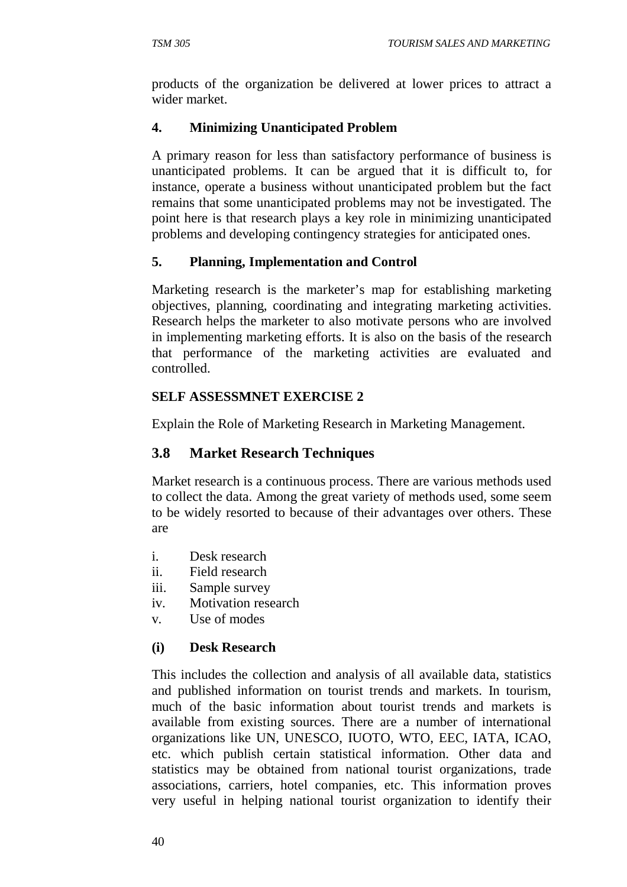products of the organization be delivered at lower prices to attract a wider market.

#### 4. Minimizing Unanticipated Problem

A primary reason for less than satisfactory performance of business is unanticipated problems. It can be argued that it is difficult to, for instance, operate a business without unanticipated problem but the fact remains that some unanticipated problems may not be investigated. The point here is that research plays a key role in minimizing unanticipated problems and developing contingency strategies for anticipated ones.

#### 5. Planning, Implementation and Control

Marketing research is the marketer's map for establishing marketing objectives, planning, coordinating and integrating marketing activities. Research helps the marketer to also motivate persons who are involved in implementing marketing efforts. It is also on the basis of the research that performance of the marketing activities are evaluated and controlled.

#### SELF ASSESSMNET EXERCISE 2

Explain the Role of Marketing Research in Marketing Management.

## 3.8 Market Research Techniques

Market research is a continuous process. There are various methods used to collect the data. Among the great variety of methods used, some seem to be widely resorted to because of their advantages over others. These are

i. Desk research
ii. Field research
iii. Sample survey
iv. Motivation research
v. Use of modes

#### (i) Desk Research

This includes the collection and analysis of all available data, statistics and published information on tourist trends and markets. In tourism, much of the basic information about tourist trends and markets is available from existing sources. There are a number of international organizations like UN, UNESCO, IUOTO, WTO, EEC, IATA, ICAO, etc. which publish certain statistical information. Other data and statistics may be obtained from national tourist organizations, trade associations, carriers, hotel companies, etc. This information proves very useful in helping national tourist organization to identify their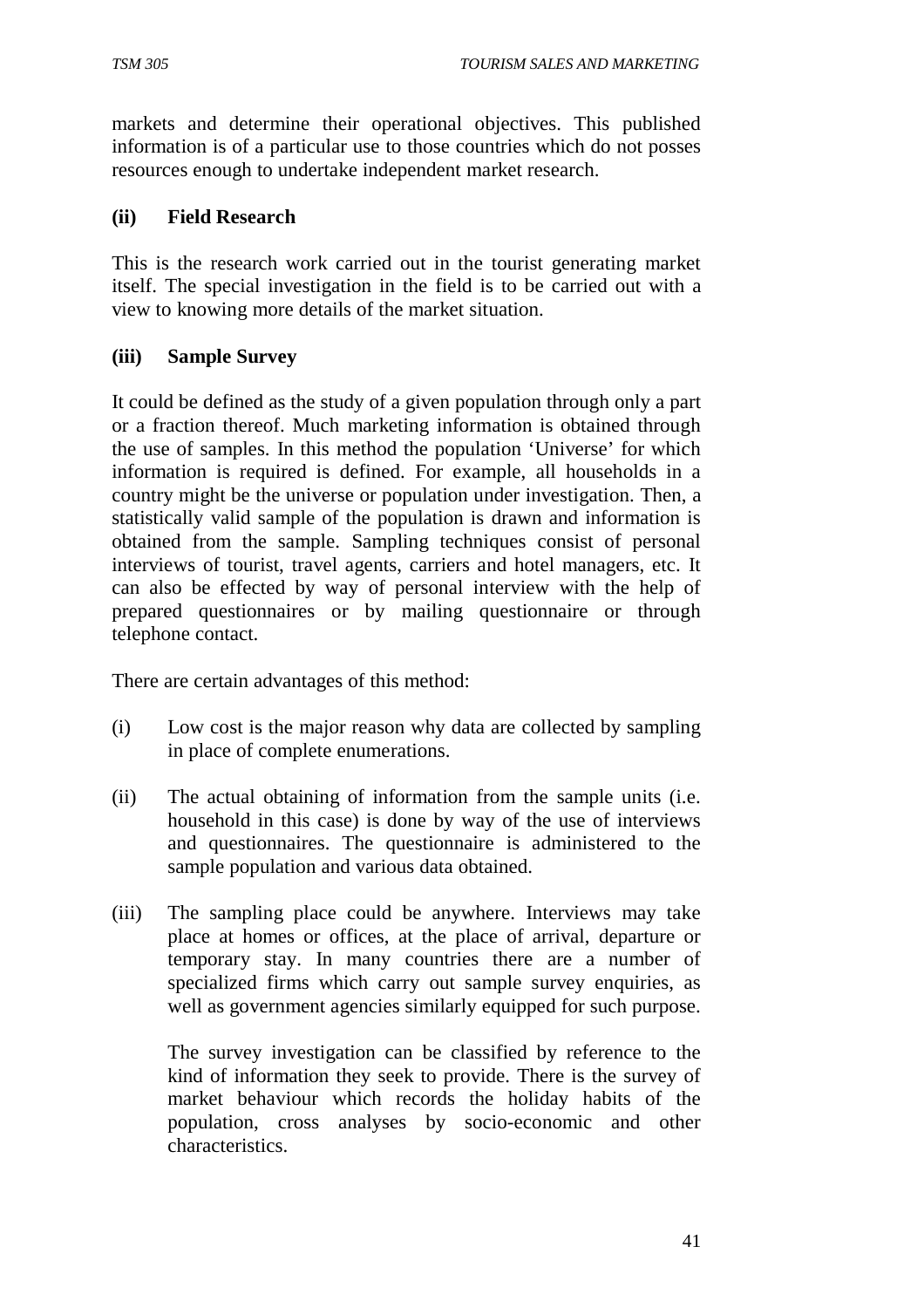markets and determine their operational objectives. This published information is of a particular use to those countries which do not posses resources enough to undertake independent market research.

**(ii) Field Research**

This is the research work carried out in the tourist generating market itself. The special investigation in the field is to be carried out with a view to knowing more details of the market situation.

**(iii) Sample Survey**

It could be defined as the study of a given population through only a part or a fraction thereof. Much marketing information is obtained through the use of samples. In this method the population 'Universe' for which information is required is defined. For example, all households in a country might be the universe or population under investigation. Then, a statistically valid sample of the population is drawn and information is obtained from the sample. Sampling techniques consist of personal interviews of tourist, travel agents, carriers and hotel managers, etc. It can also be effected by way of personal interview with the help of prepared questionnaires or by mailing questionnaire or through telephone contact.

There are certain advantages of this method:

(i) Low cost is the major reason why data are collected by sampling in place of complete enumerations.

(ii) The actual obtaining of information from the sample units (i.e. household in this case) is done by way of the use of interviews and questionnaires. The questionnaire is administered to the sample population and various data obtained.

(iii) The sampling place could be anywhere. Interviews may take place at homes or offices, at the place of arrival, departure or temporary stay. In many countries there are a number of specialized firms which carry out sample survey enquiries, as well as government agencies similarly equipped for such purpose.

    The survey investigation can be classified by reference to the kind of information they seek to provide. There is the survey of market behaviour which records the holiday habits of the population, cross analyses by socio-economic and other characteristics.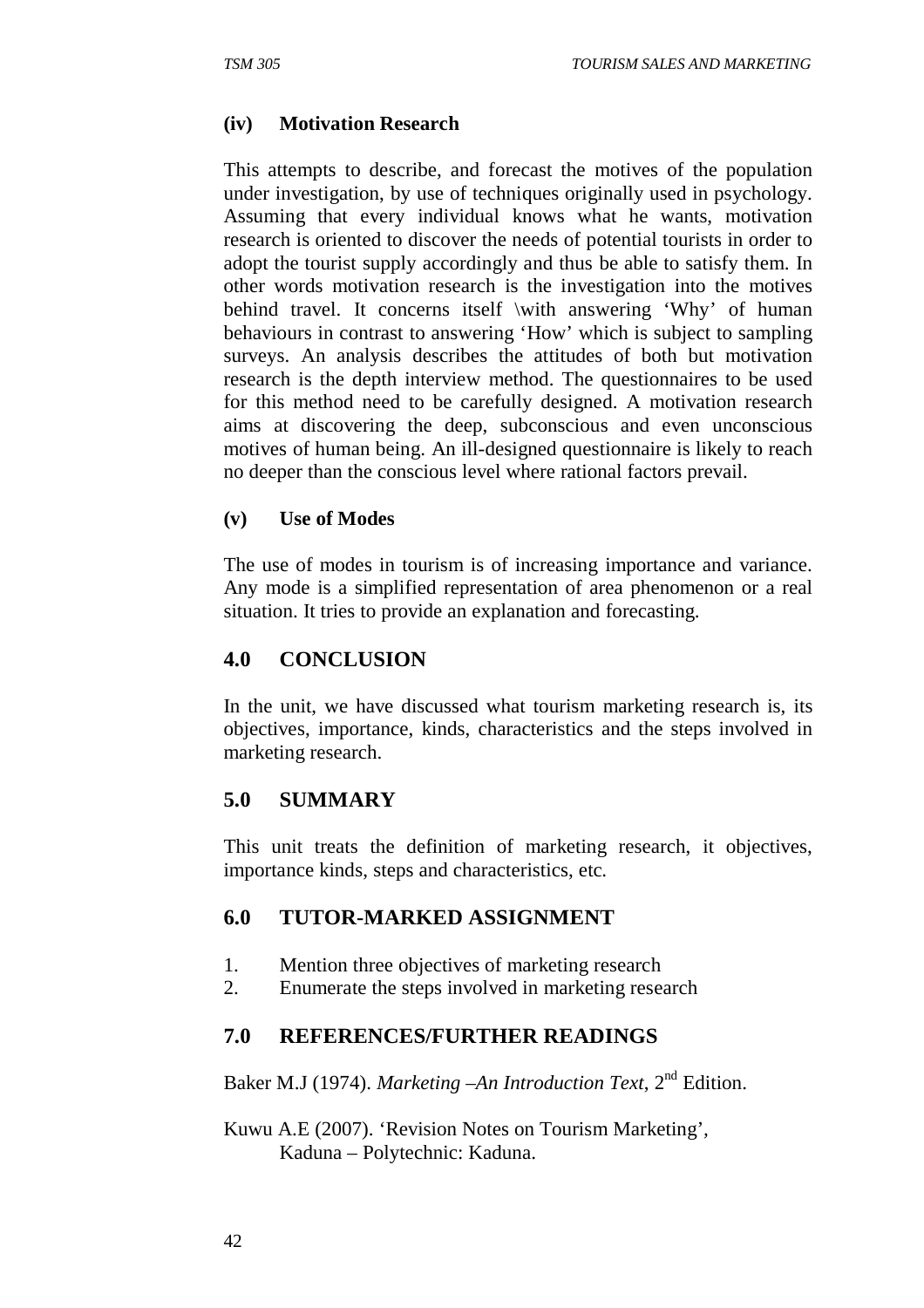**(iv) Motivation Research**

This attempts to describe, and forecast the motives of the population under investigation, by use of techniques originally used in psychology. Assuming that every individual knows what he wants, motivation research is oriented to discover the needs of potential tourists in order to adopt the tourist supply accordingly and thus be able to satisfy them. In other words motivation research is the investigation into the motives behind travel. It concerns itself \with answering 'Why' of human behaviours in contrast to answering 'How' which is subject to sampling surveys. An analysis describes the attitudes of both but motivation research is the depth interview method. The questionnaires to be used for this method need to be carefully designed. A motivation research aims at discovering the deep, subconscious and even unconscious motives of human being. An ill-designed questionnaire is likely to reach no deeper than the conscious level where rational factors prevail.

**(v) Use of Modes**

The use of modes in tourism is of increasing importance and variance. Any mode is a simplified representation of area phenomenon or a real situation. It tries to provide an explanation and forecasting.

## 4.0 CONCLUSION

In the unit, we have discussed what tourism marketing research is, its objectives, importance, kinds, characteristics and the steps involved in marketing research.

## 5.0 SUMMARY

This unit treats the definition of marketing research, it objectives, importance kinds, steps and characteristics, etc.

## 6.0 TUTOR-MARKED ASSIGNMENT

1. Mention three objectives of marketing research
2. Enumerate the steps involved in marketing research

## 7.0 REFERENCES/FURTHER READINGS

Baker M.J (1974). *Marketing –An Introduction Text*, 2nd Edition.

Kuwu A.E (2007). 'Revision Notes on Tourism Marketing', Kaduna – Polytechnic: Kaduna.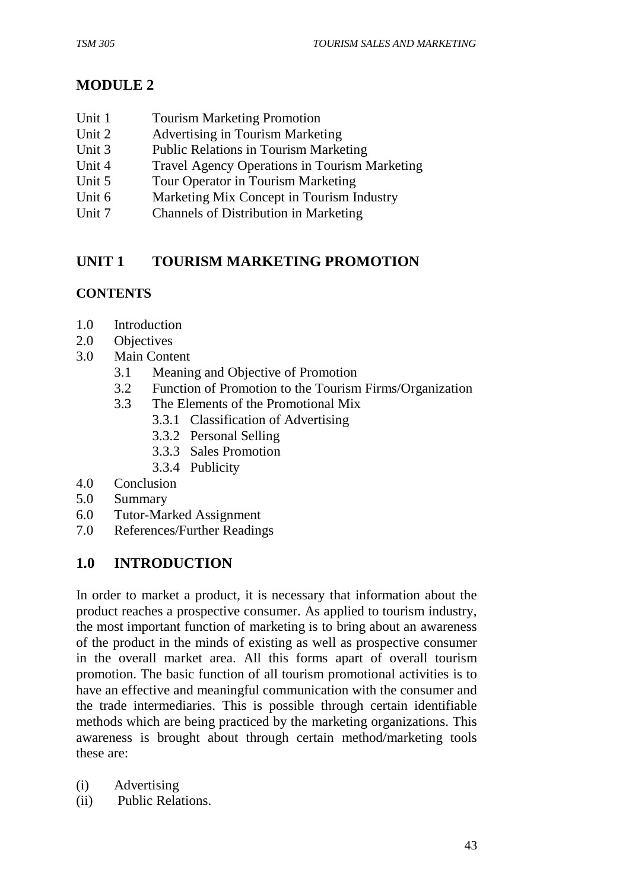## MODULE 2

Unit 1 Tourism Marketing Promotion
Unit 2 Advertising in Tourism Marketing
Unit 3 Public Relations in Tourism Marketing
Unit 4 Travel Agency Operations in Tourism Marketing
Unit 5 Tour Operator in Tourism Marketing
Unit 6 Marketing Mix Concept in Tourism Industry
Unit 7 Channels of Distribution in Marketing

## UNIT 1 TOURISM MARKETING PROMOTION

### CONTENTS

1.0 Introduction
2.0 Objectives
3.0 Main Content
  3.1 Meaning and Objective of Promotion
  3.2 Function of Promotion to the Tourism Firms/Organization
  3.3 The Elements of the Promotional Mix
    3.3.1 Classification of Advertising
    3.3.2 Personal Selling
    3.3.3 Sales Promotion
    3.3.4 Publicity
4.0 Conclusion
5.0 Summary
6.0 Tutor-Marked Assignment
7.0 References/Further Readings

### 1.0 INTRODUCTION

In order to market a product, it is necessary that information about the product reaches a prospective consumer. As applied to tourism industry, the most important function of marketing is to bring about an awareness of the product in the minds of existing as well as prospective consumer in the overall market area. All this forms apart of overall tourism promotion. The basic function of all tourism promotional activities is to have an effective and meaningful communication with the consumer and the trade intermediaries. This is possible through certain identifiable methods which are being practiced by the marketing organizations. This awareness is brought about through certain method/marketing tools these are:

(i) Advertising
(ii) Public Relations.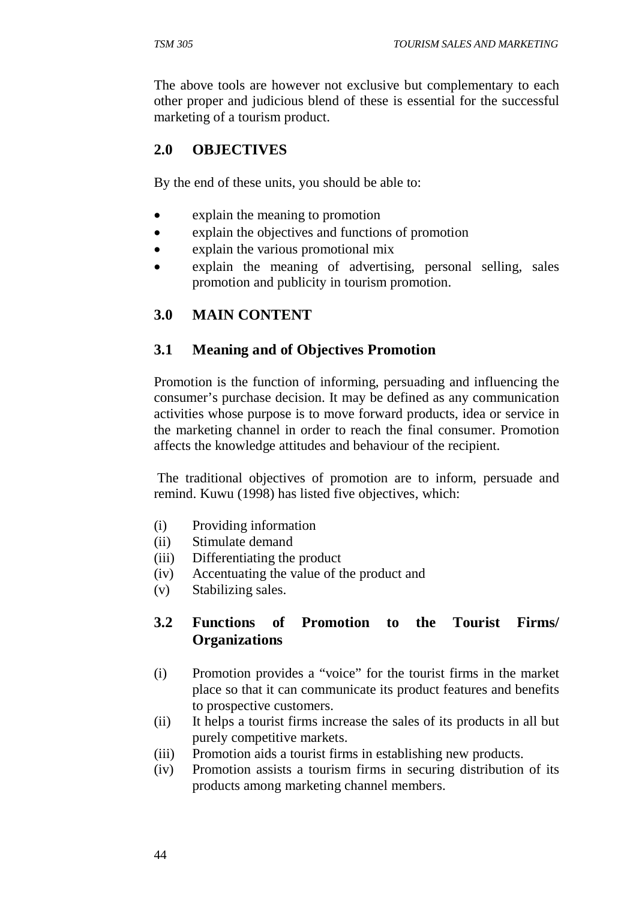The above tools are however not exclusive but complementary to each other proper and judicious blend of these is essential for the successful marketing of a tourism product.

## 2.0 OBJECTIVES

By the end of these units, you should be able to:

- explain the meaning to promotion
- explain the objectives and functions of promotion
- explain the various promotional mix
- explain the meaning of advertising, personal selling, sales promotion and publicity in tourism promotion.

## 3.0 MAIN CONTENT

### 3.1 Meaning and of Objectives Promotion

Promotion is the function of informing, persuading and influencing the consumer's purchase decision. It may be defined as any communication activities whose purpose is to move forward products, idea or service in the marketing channel in order to reach the final consumer. Promotion affects the knowledge attitudes and behaviour of the recipient.

The traditional objectives of promotion are to inform, persuade and remind. Kuwu (1998) has listed five objectives, which:

(i) Providing information
(ii) Stimulate demand
(iii) Differentiating the product
(iv) Accentuating the value of the product and
(v) Stabilizing sales.

### 3.2 Functions of Promotion to the Tourist Firms/ Organizations

(i) Promotion provides a "voice" for the tourist firms in the market place so that it can communicate its product features and benefits to prospective customers.
(ii) It helps a tourist firms increase the sales of its products in all but purely competitive markets.
(iii) Promotion aids a tourist firms in establishing new products.
(iv) Promotion assists a tourism firms in securing distribution of its products among marketing channel members.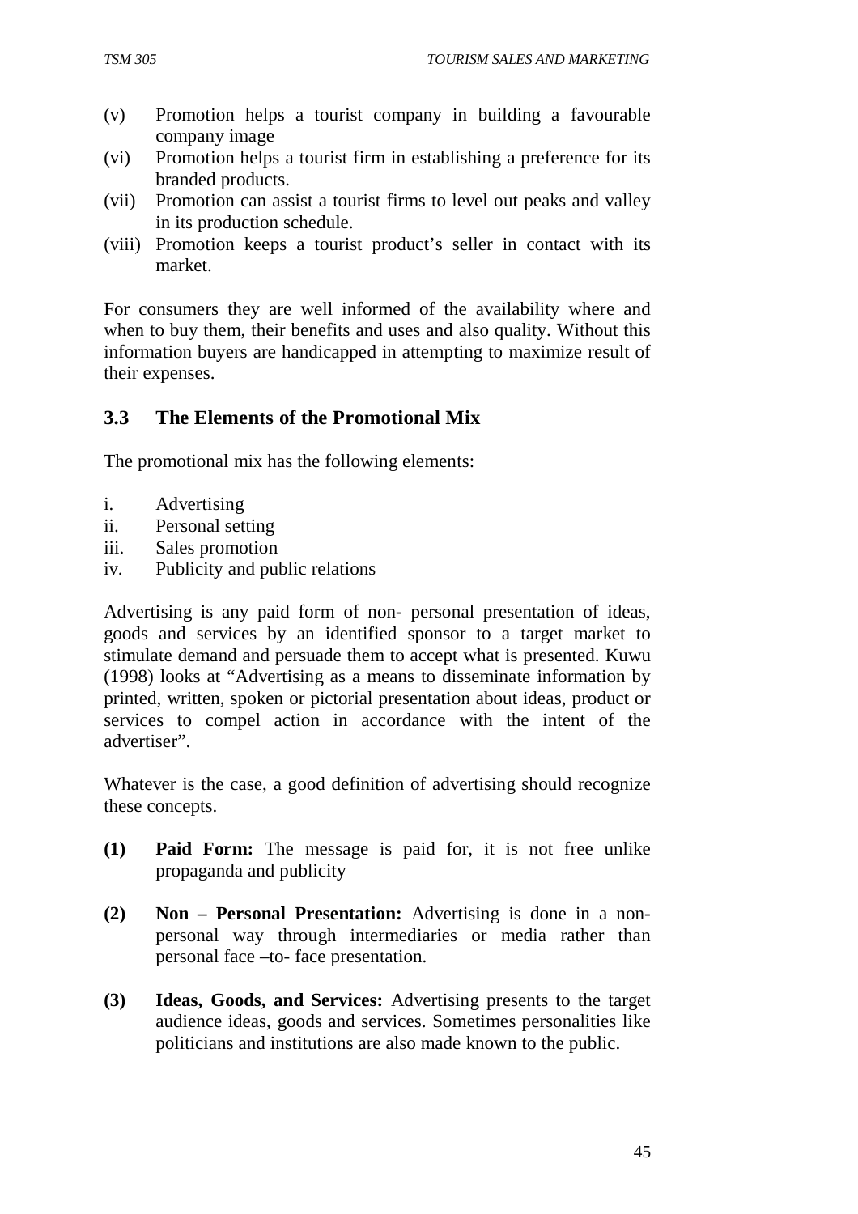(v) Promotion helps a tourist company in building a favourable company image

(vi) Promotion helps a tourist firm in establishing a preference for its branded products.

(vii) Promotion can assist a tourist firms to level out peaks and valley in its production schedule.

(viii) Promotion keeps a tourist product's seller in contact with its market.

For consumers they are well informed of the availability where and when to buy them, their benefits and uses and also quality. Without this information buyers are handicapped in attempting to maximize result of their expenses.

## 3.3 The Elements of the Promotional Mix

The promotional mix has the following elements:

i. Advertising
ii. Personal setting
iii. Sales promotion
iv. Publicity and public relations

Advertising is any paid form of non- personal presentation of ideas, goods and services by an identified sponsor to a target market to stimulate demand and persuade them to accept what is presented. Kuwu (1998) looks at "Advertising as a means to disseminate information by printed, written, spoken or pictorial presentation about ideas, product or services to compel action in accordance with the intent of the advertiser".

Whatever is the case, a good definition of advertising should recognize these concepts.

**(1) Paid Form:** The message is paid for, it is not free unlike propaganda and publicity

**(2) Non – Personal Presentation:** Advertising is done in a non-personal way through intermediaries or media rather than personal face –to- face presentation.

**(3) Ideas, Goods, and Services:** Advertising presents to the target audience ideas, goods and services. Sometimes personalities like politicians and institutions are also made known to the public.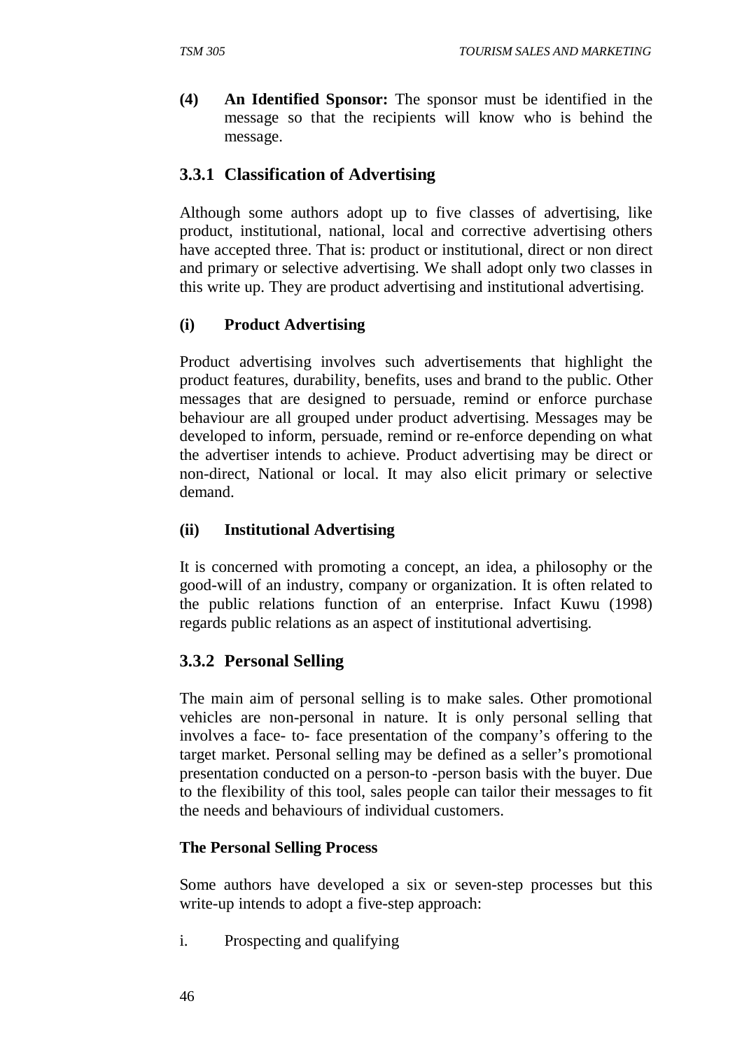**(4) An Identified Sponsor:** The sponsor must be identified in the message so that the recipients will know who is behind the message.

### 3.3.1 Classification of Advertising

Although some authors adopt up to five classes of advertising, like product, institutional, national, local and corrective advertising others have accepted three. That is: product or institutional, direct or non direct and primary or selective advertising. We shall adopt only two classes in this write up. They are product advertising and institutional advertising.

#### (i) Product Advertising

Product advertising involves such advertisements that highlight the product features, durability, benefits, uses and brand to the public. Other messages that are designed to persuade, remind or enforce purchase behaviour are all grouped under product advertising. Messages may be developed to inform, persuade, remind or re-enforce depending on what the advertiser intends to achieve. Product advertising may be direct or non-direct, National or local. It may also elicit primary or selective demand.

#### (ii) Institutional Advertising

It is concerned with promoting a concept, an idea, a philosophy or the good-will of an industry, company or organization. It is often related to the public relations function of an enterprise. Infact Kuwu (1998) regards public relations as an aspect of institutional advertising.

### 3.3.2 Personal Selling

The main aim of personal selling is to make sales. Other promotional vehicles are non-personal in nature. It is only personal selling that involves a face- to- face presentation of the company's offering to the target market. Personal selling may be defined as a seller's promotional presentation conducted on a person-to -person basis with the buyer. Due to the flexibility of this tool, sales people can tailor their messages to fit the needs and behaviours of individual customers.

**The Personal Selling Process**

Some authors have developed a six or seven-step processes but this write-up intends to adopt a five-step approach:

i. Prospecting and qualifying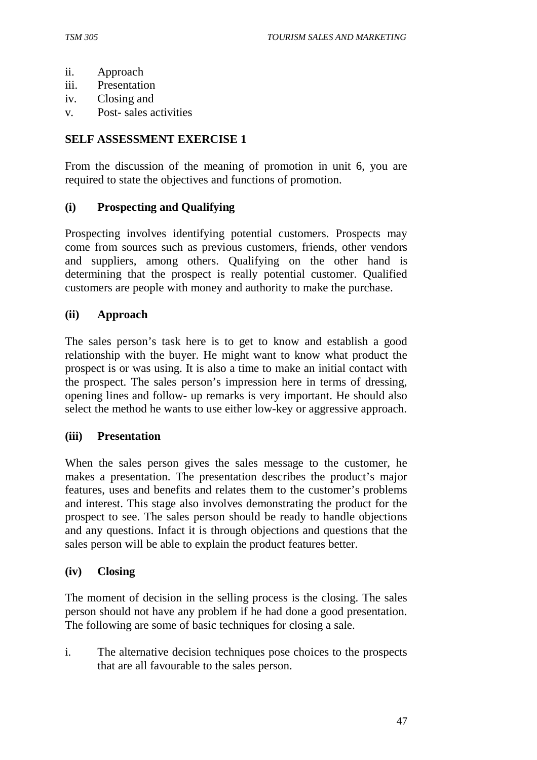ii. Approach
iii. Presentation
iv. Closing and
v. Post- sales activities

**SELF ASSESSMENT EXERCISE 1**

From the discussion of the meaning of promotion in unit 6, you are required to state the objectives and functions of promotion.

**(i) Prospecting and Qualifying**

Prospecting involves identifying potential customers. Prospects may come from sources such as previous customers, friends, other vendors and suppliers, among others. Qualifying on the other hand is determining that the prospect is really potential customer. Qualified customers are people with money and authority to make the purchase.

**(ii) Approach**

The sales person's task here is to get to know and establish a good relationship with the buyer. He might want to know what product the prospect is or was using. It is also a time to make an initial contact with the prospect. The sales person's impression here in terms of dressing, opening lines and follow- up remarks is very important. He should also select the method he wants to use either low-key or aggressive approach.

**(iii) Presentation**

When the sales person gives the sales message to the customer, he makes a presentation. The presentation describes the product's major features, uses and benefits and relates them to the customer's problems and interest. This stage also involves demonstrating the product for the prospect to see. The sales person should be ready to handle objections and any questions. Infact it is through objections and questions that the sales person will be able to explain the product features better.

**(iv) Closing**

The moment of decision in the selling process is the closing. The sales person should not have any problem if he had done a good presentation. The following are some of basic techniques for closing a sale.

i. The alternative decision techniques pose choices to the prospects that are all favourable to the sales person.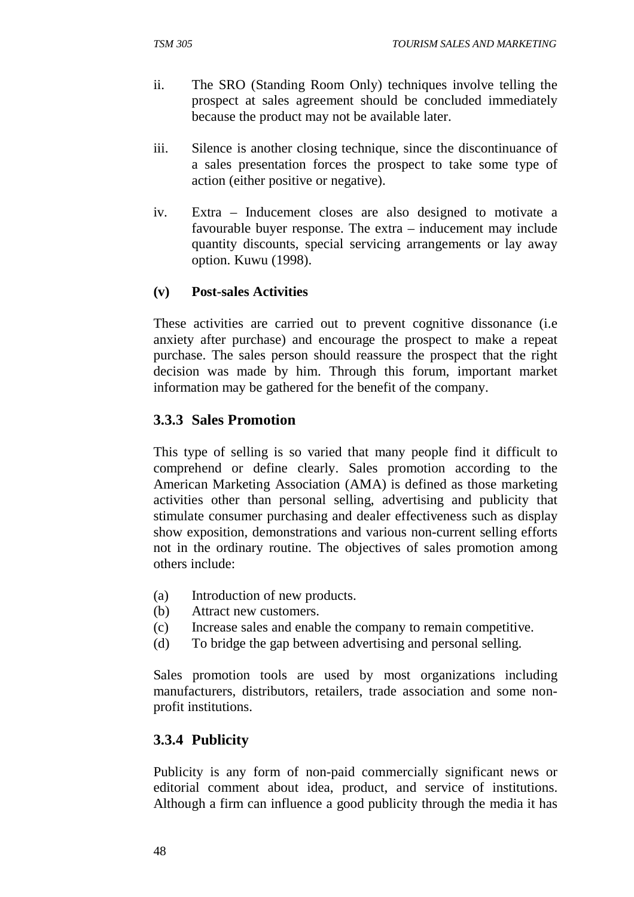ii. The SRO (Standing Room Only) techniques involve telling the prospect at sales agreement should be concluded immediately because the product may not be available later.

iii. Silence is another closing technique, since the discontinuance of a sales presentation forces the prospect to take some type of action (either positive or negative).

iv. Extra – Inducement closes are also designed to motivate a favourable buyer response. The extra – inducement may include quantity discounts, special servicing arrangements or lay away option. Kuwu (1998).

**(v) Post-sales Activities**

These activities are carried out to prevent cognitive dissonance (i.e anxiety after purchase) and encourage the prospect to make a repeat purchase. The sales person should reassure the prospect that the right decision was made by him. Through this forum, important market information may be gathered for the benefit of the company.

### 3.3.3 Sales Promotion

This type of selling is so varied that many people find it difficult to comprehend or define clearly. Sales promotion according to the American Marketing Association (AMA) is defined as those marketing activities other than personal selling, advertising and publicity that stimulate consumer purchasing and dealer effectiveness such as display show exposition, demonstrations and various non-current selling efforts not in the ordinary routine. The objectives of sales promotion among others include:

(a) Introduction of new products.
(b) Attract new customers.
(c) Increase sales and enable the company to remain competitive.
(d) To bridge the gap between advertising and personal selling.

Sales promotion tools are used by most organizations including manufacturers, distributors, retailers, trade association and some non-profit institutions.

### 3.3.4 Publicity

Publicity is any form of non-paid commercially significant news or editorial comment about idea, product, and service of institutions. Although a firm can influence a good publicity through the media it has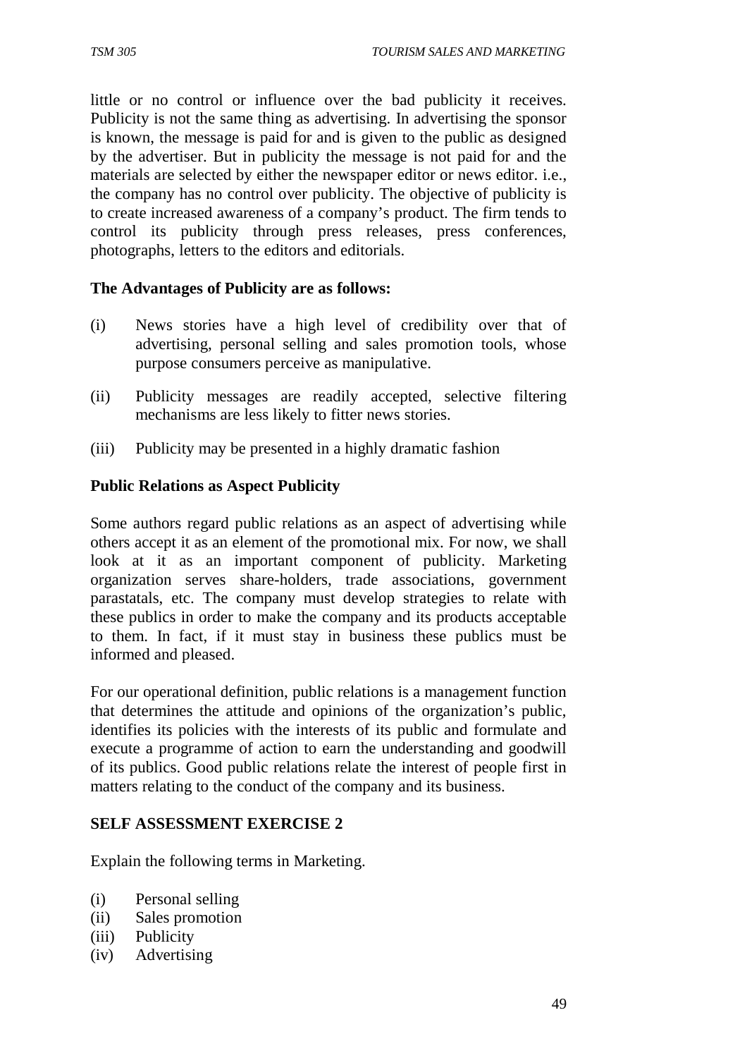little or no control or influence over the bad publicity it receives. Publicity is not the same thing as advertising. In advertising the sponsor is known, the message is paid for and is given to the public as designed by the advertiser. But in publicity the message is not paid for and the materials are selected by either the newspaper editor or news editor. i.e., the company has no control over publicity. The objective of publicity is to create increased awareness of a company's product. The firm tends to control its publicity through press releases, press conferences, photographs, letters to the editors and editorials.

**The Advantages of Publicity are as follows:**

(i) News stories have a high level of credibility over that of advertising, personal selling and sales promotion tools, whose purpose consumers perceive as manipulative.

(ii) Publicity messages are readily accepted, selective filtering mechanisms are less likely to fitter news stories.

(iii) Publicity may be presented in a highly dramatic fashion

**Public Relations as Aspect Publicity**

Some authors regard public relations as an aspect of advertising while others accept it as an element of the promotional mix. For now, we shall look at it as an important component of publicity. Marketing organization serves share-holders, trade associations, government parastatals, etc. The company must develop strategies to relate with these publics in order to make the company and its products acceptable to them. In fact, if it must stay in business these publics must be informed and pleased.

For our operational definition, public relations is a management function that determines the attitude and opinions of the organization's public, identifies its policies with the interests of its public and formulate and execute a programme of action to earn the understanding and goodwill of its publics. Good public relations relate the interest of people first in matters relating to the conduct of the company and its business.

**SELF ASSESSMENT EXERCISE 2**

Explain the following terms in Marketing.

(i) Personal selling
(ii) Sales promotion
(iii) Publicity
(iv) Advertising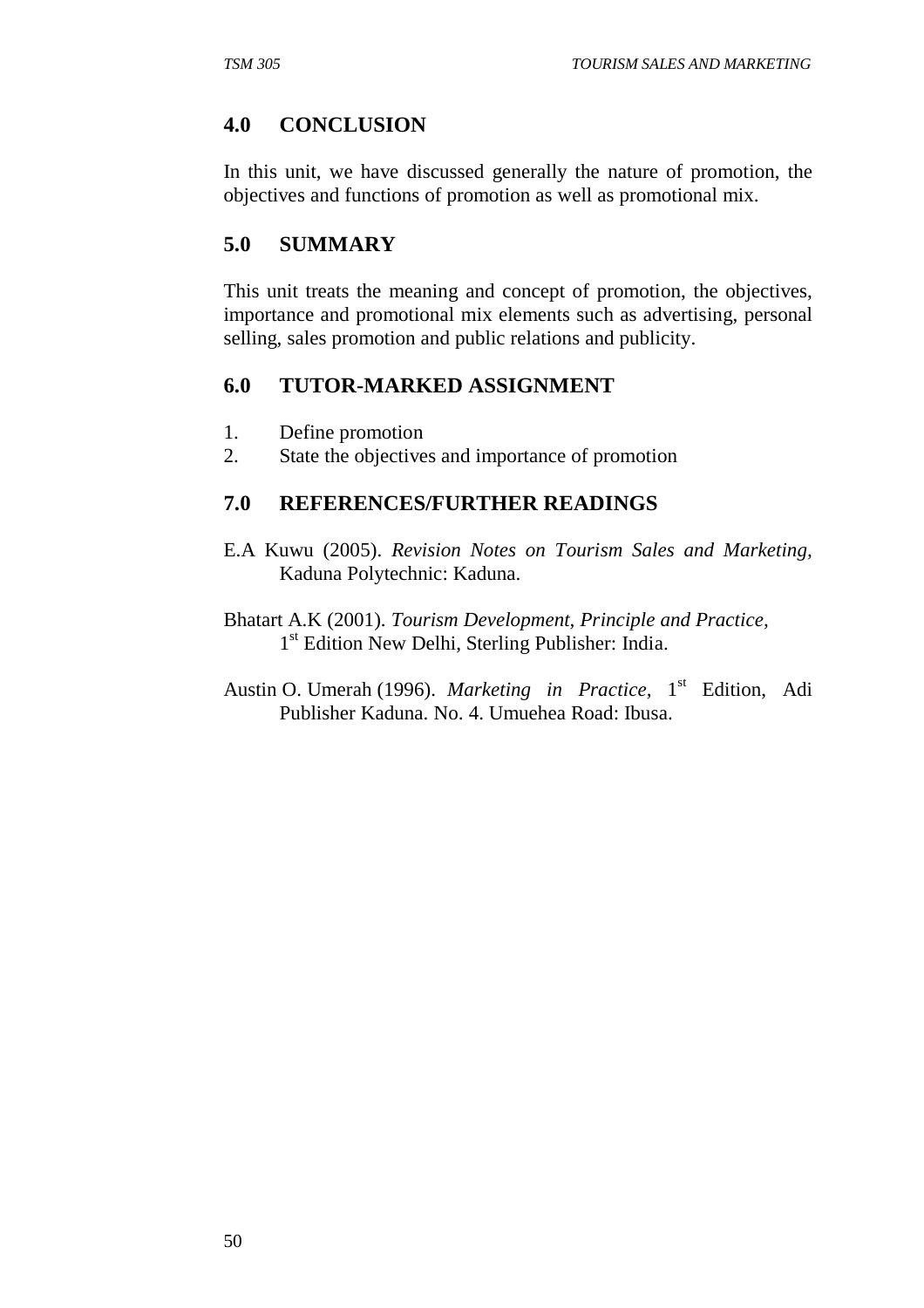## 4.0 CONCLUSION

In this unit, we have discussed generally the nature of promotion, the objectives and functions of promotion as well as promotional mix.

## 5.0 SUMMARY

This unit treats the meaning and concept of promotion, the objectives, importance and promotional mix elements such as advertising, personal selling, sales promotion and public relations and publicity.

## 6.0 TUTOR-MARKED ASSIGNMENT

1. Define promotion
2. State the objectives and importance of promotion

## 7.0 REFERENCES/FURTHER READINGS

E.A Kuwu (2005). *Revision Notes on Tourism Sales and Marketing*, Kaduna Polytechnic: Kaduna.

Bhatart A.K (2001). *Tourism Development, Principle and Practice,* 1st Edition New Delhi, Sterling Publisher: India.

Austin O. Umerah (1996). *Marketing in Practice*, 1st Edition, Adi Publisher Kaduna. No. 4. Umuehea Road: Ibusa.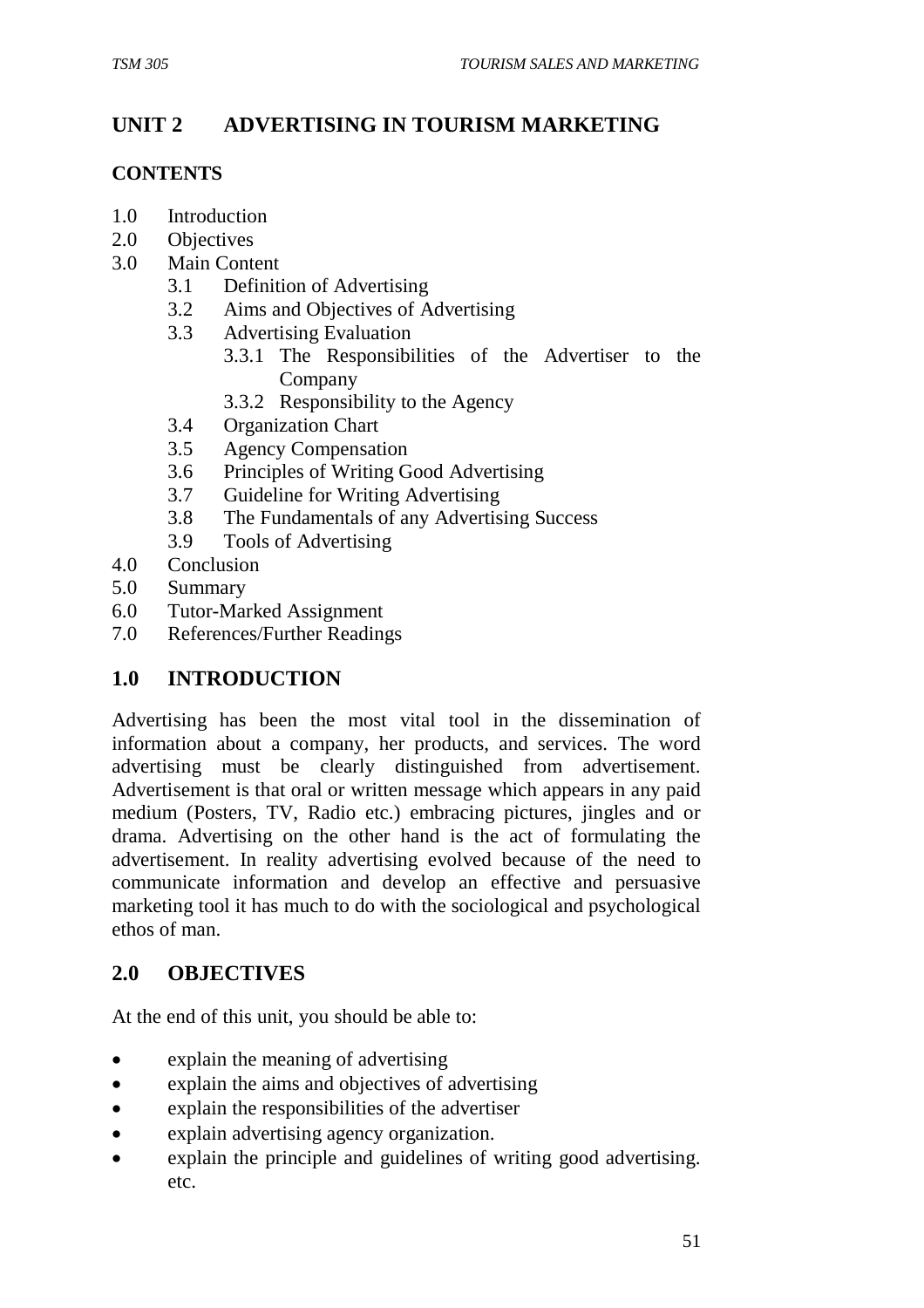# UNIT 2 ADVERTISING IN TOURISM MARKETING

## CONTENTS

- 1.0 Introduction
- 2.0 Objectives
- 3.0 Main Content
  - 3.1 Definition of Advertising
  - 3.2 Aims and Objectives of Advertising
  - 3.3 Advertising Evaluation
    - 3.3.1 The Responsibilities of the Advertiser to the Company
    - 3.3.2 Responsibility to the Agency
  - 3.4 Organization Chart
  - 3.5 Agency Compensation
  - 3.6 Principles of Writing Good Advertising
  - 3.7 Guideline for Writing Advertising
  - 3.8 The Fundamentals of any Advertising Success
  - 3.9 Tools of Advertising
- 4.0 Conclusion
- 5.0 Summary
- 6.0 Tutor-Marked Assignment
- 7.0 References/Further Readings

## 1.0 INTRODUCTION

Advertising has been the most vital tool in the dissemination of information about a company, her products, and services. The word advertising must be clearly distinguished from advertisement. Advertisement is that oral or written message which appears in any paid medium (Posters, TV, Radio etc.) embracing pictures, jingles and or drama. Advertising on the other hand is the act of formulating the advertisement. In reality advertising evolved because of the need to communicate information and develop an effective and persuasive marketing tool it has much to do with the sociological and psychological ethos of man.

## 2.0 OBJECTIVES

At the end of this unit, you should be able to:

- explain the meaning of advertising
- explain the aims and objectives of advertising
- explain the responsibilities of the advertiser
- explain advertising agency organization.
- explain the principle and guidelines of writing good advertising. etc.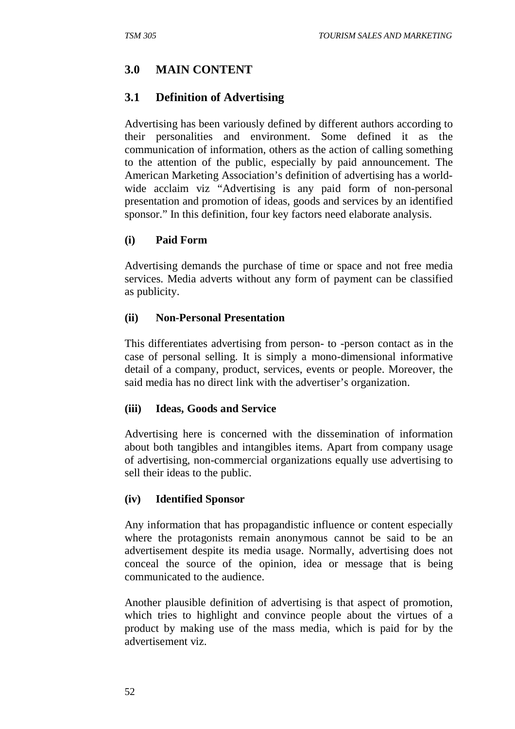## 3.0 MAIN CONTENT

### 3.1 Definition of Advertising

Advertising has been variously defined by different authors according to their personalities and environment. Some defined it as the communication of information, others as the action of calling something to the attention of the public, especially by paid announcement. The American Marketing Association's definition of advertising has a world-wide acclaim viz "Advertising is any paid form of non-personal presentation and promotion of ideas, goods and services by an identified sponsor." In this definition, four key factors need elaborate analysis.

**(i) Paid Form**

Advertising demands the purchase of time or space and not free media services. Media adverts without any form of payment can be classified as publicity.

**(ii) Non-Personal Presentation**

This differentiates advertising from person- to -person contact as in the case of personal selling. It is simply a mono-dimensional informative detail of a company, product, services, events or people. Moreover, the said media has no direct link with the advertiser's organization.

**(iii) Ideas, Goods and Service**

Advertising here is concerned with the dissemination of information about both tangibles and intangibles items. Apart from company usage of advertising, non-commercial organizations equally use advertising to sell their ideas to the public.

**(iv) Identified Sponsor**

Any information that has propagandistic influence or content especially where the protagonists remain anonymous cannot be said to be an advertisement despite its media usage. Normally, advertising does not conceal the source of the opinion, idea or message that is being communicated to the audience.

Another plausible definition of advertising is that aspect of promotion, which tries to highlight and convince people about the virtues of a product by making use of the mass media, which is paid for by the advertisement viz.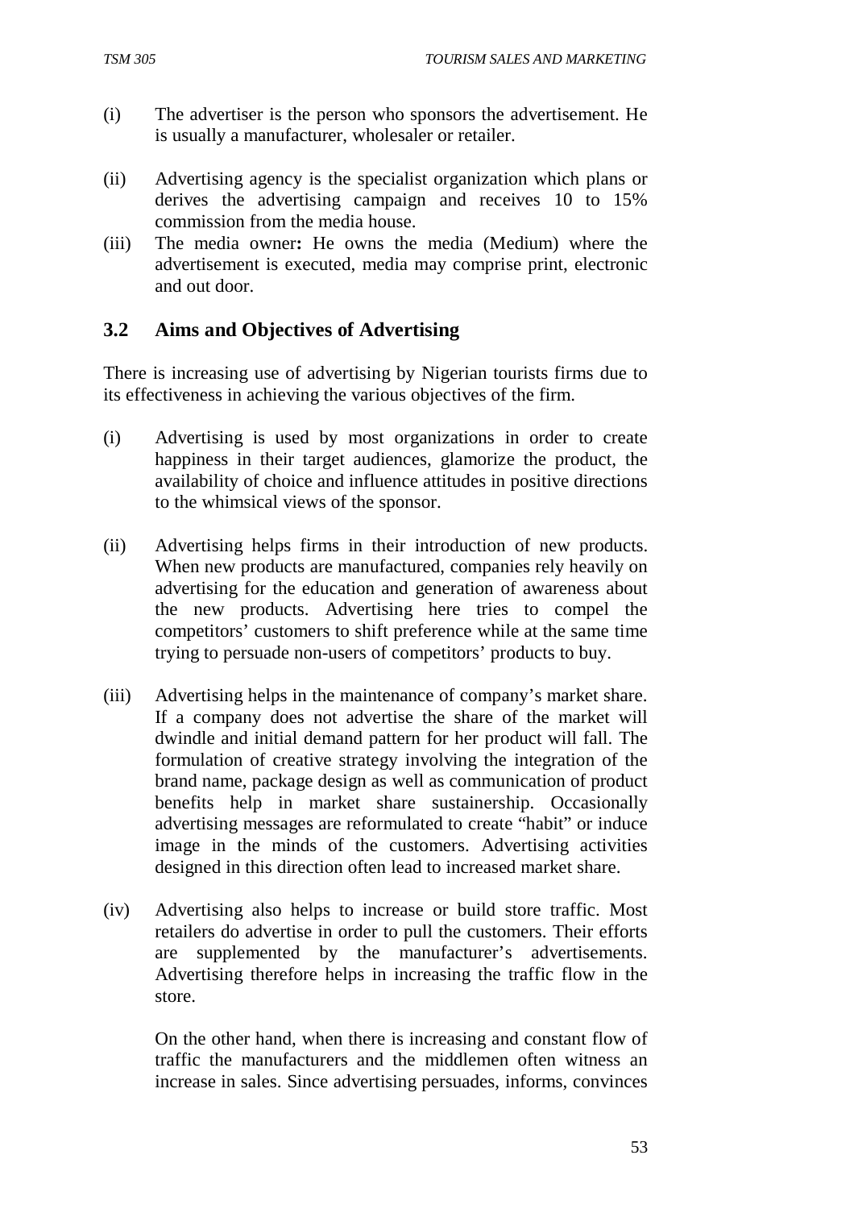(i) The advertiser is the person who sponsors the advertisement. He is usually a manufacturer, wholesaler or retailer.

(ii) Advertising agency is the specialist organization which plans or derives the advertising campaign and receives 10 to 15% commission from the media house.

(iii) The media owner**:** He owns the media (Medium) where the advertisement is executed, media may comprise print, electronic and out door.

## 3.2 Aims and Objectives of Advertising

There is increasing use of advertising by Nigerian tourists firms due to its effectiveness in achieving the various objectives of the firm.

(i) Advertising is used by most organizations in order to create happiness in their target audiences, glamorize the product, the availability of choice and influence attitudes in positive directions to the whimsical views of the sponsor.

(ii) Advertising helps firms in their introduction of new products. When new products are manufactured, companies rely heavily on advertising for the education and generation of awareness about the new products. Advertising here tries to compel the competitors' customers to shift preference while at the same time trying to persuade non-users of competitors' products to buy.

(iii) Advertising helps in the maintenance of company's market share. If a company does not advertise the share of the market will dwindle and initial demand pattern for her product will fall. The formulation of creative strategy involving the integration of the brand name, package design as well as communication of product benefits help in market share sustainership. Occasionally advertising messages are reformulated to create "habit" or induce image in the minds of the customers. Advertising activities designed in this direction often lead to increased market share.

(iv) Advertising also helps to increase or build store traffic. Most retailers do advertise in order to pull the customers. Their efforts are supplemented by the manufacturer's advertisements. Advertising therefore helps in increasing the traffic flow in the store.

On the other hand, when there is increasing and constant flow of traffic the manufacturers and the middlemen often witness an increase in sales. Since advertising persuades, informs, convinces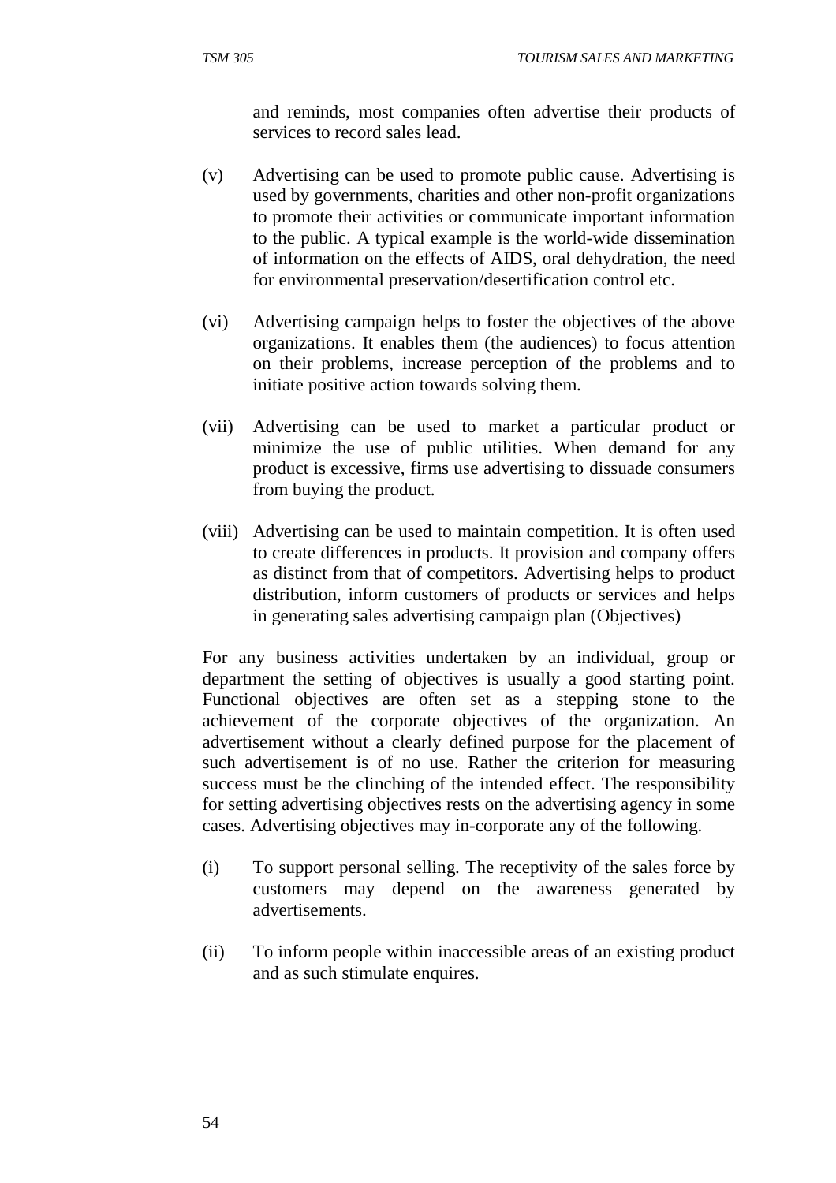and reminds, most companies often advertise their products of services to record sales lead.

(v) Advertising can be used to promote public cause. Advertising is used by governments, charities and other non-profit organizations to promote their activities or communicate important information to the public. A typical example is the world-wide dissemination of information on the effects of AIDS, oral dehydration, the need for environmental preservation/desertification control etc.

(vi) Advertising campaign helps to foster the objectives of the above organizations. It enables them (the audiences) to focus attention on their problems, increase perception of the problems and to initiate positive action towards solving them.

(vii) Advertising can be used to market a particular product or minimize the use of public utilities. When demand for any product is excessive, firms use advertising to dissuade consumers from buying the product.

(viii) Advertising can be used to maintain competition. It is often used to create differences in products. It provision and company offers as distinct from that of competitors. Advertising helps to product distribution, inform customers of products or services and helps in generating sales advertising campaign plan (Objectives)

For any business activities undertaken by an individual, group or department the setting of objectives is usually a good starting point. Functional objectives are often set as a stepping stone to the achievement of the corporate objectives of the organization. An advertisement without a clearly defined purpose for the placement of such advertisement is of no use. Rather the criterion for measuring success must be the clinching of the intended effect. The responsibility for setting advertising objectives rests on the advertising agency in some cases. Advertising objectives may in-corporate any of the following.

(i) To support personal selling. The receptivity of the sales force by customers may depend on the awareness generated by advertisements.

(ii) To inform people within inaccessible areas of an existing product and as such stimulate enquires.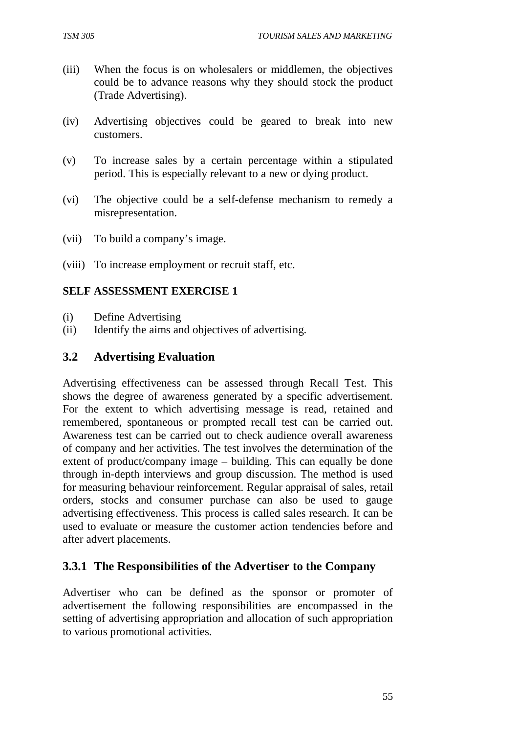(iii) When the focus is on wholesalers or middlemen, the objectives could be to advance reasons why they should stock the product (Trade Advertising).

(iv) Advertising objectives could be geared to break into new customers.

(v) To increase sales by a certain percentage within a stipulated period. This is especially relevant to a new or dying product.

(vi) The objective could be a self-defense mechanism to remedy a misrepresentation.

(vii) To build a company's image.

(viii) To increase employment or recruit staff, etc.

**SELF ASSESSMENT EXERCISE 1**

(i) Define Advertising
(ii) Identify the aims and objectives of advertising.

## 3.2 Advertising Evaluation

Advertising effectiveness can be assessed through Recall Test. This shows the degree of awareness generated by a specific advertisement. For the extent to which advertising message is read, retained and remembered, spontaneous or prompted recall test can be carried out. Awareness test can be carried out to check audience overall awareness of company and her activities. The test involves the determination of the extent of product/company image – building. This can equally be done through in-depth interviews and group discussion. The method is used for measuring behaviour reinforcement. Regular appraisal of sales, retail orders, stocks and consumer purchase can also be used to gauge advertising effectiveness. This process is called sales research. It can be used to evaluate or measure the customer action tendencies before and after advert placements.

### 3.3.1 The Responsibilities of the Advertiser to the Company

Advertiser who can be defined as the sponsor or promoter of advertisement the following responsibilities are encompassed in the setting of advertising appropriation and allocation of such appropriation to various promotional activities.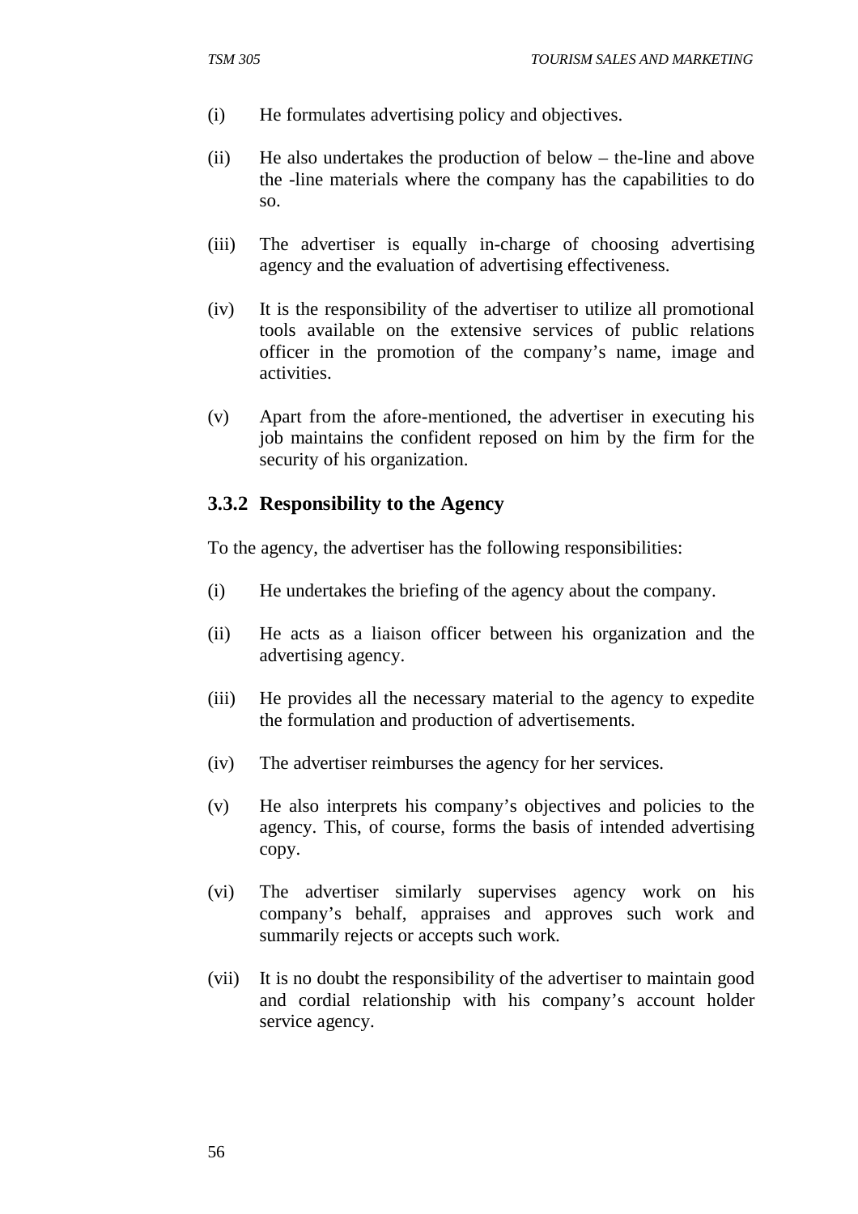(i) He formulates advertising policy and objectives.

(ii) He also undertakes the production of below – the-line and above the -line materials where the company has the capabilities to do so.

(iii) The advertiser is equally in-charge of choosing advertising agency and the evaluation of advertising effectiveness.

(iv) It is the responsibility of the advertiser to utilize all promotional tools available on the extensive services of public relations officer in the promotion of the company's name, image and activities.

(v) Apart from the afore-mentioned, the advertiser in executing his job maintains the confident reposed on him by the firm for the security of his organization.

### 3.3.2 Responsibility to the Agency

To the agency, the advertiser has the following responsibilities:

(i) He undertakes the briefing of the agency about the company.

(ii) He acts as a liaison officer between his organization and the advertising agency.

(iii) He provides all the necessary material to the agency to expedite the formulation and production of advertisements.

(iv) The advertiser reimburses the agency for her services.

(v) He also interprets his company's objectives and policies to the agency. This, of course, forms the basis of intended advertising copy.

(vi) The advertiser similarly supervises agency work on his company's behalf, appraises and approves such work and summarily rejects or accepts such work.

(vii) It is no doubt the responsibility of the advertiser to maintain good and cordial relationship with his company's account holder service agency.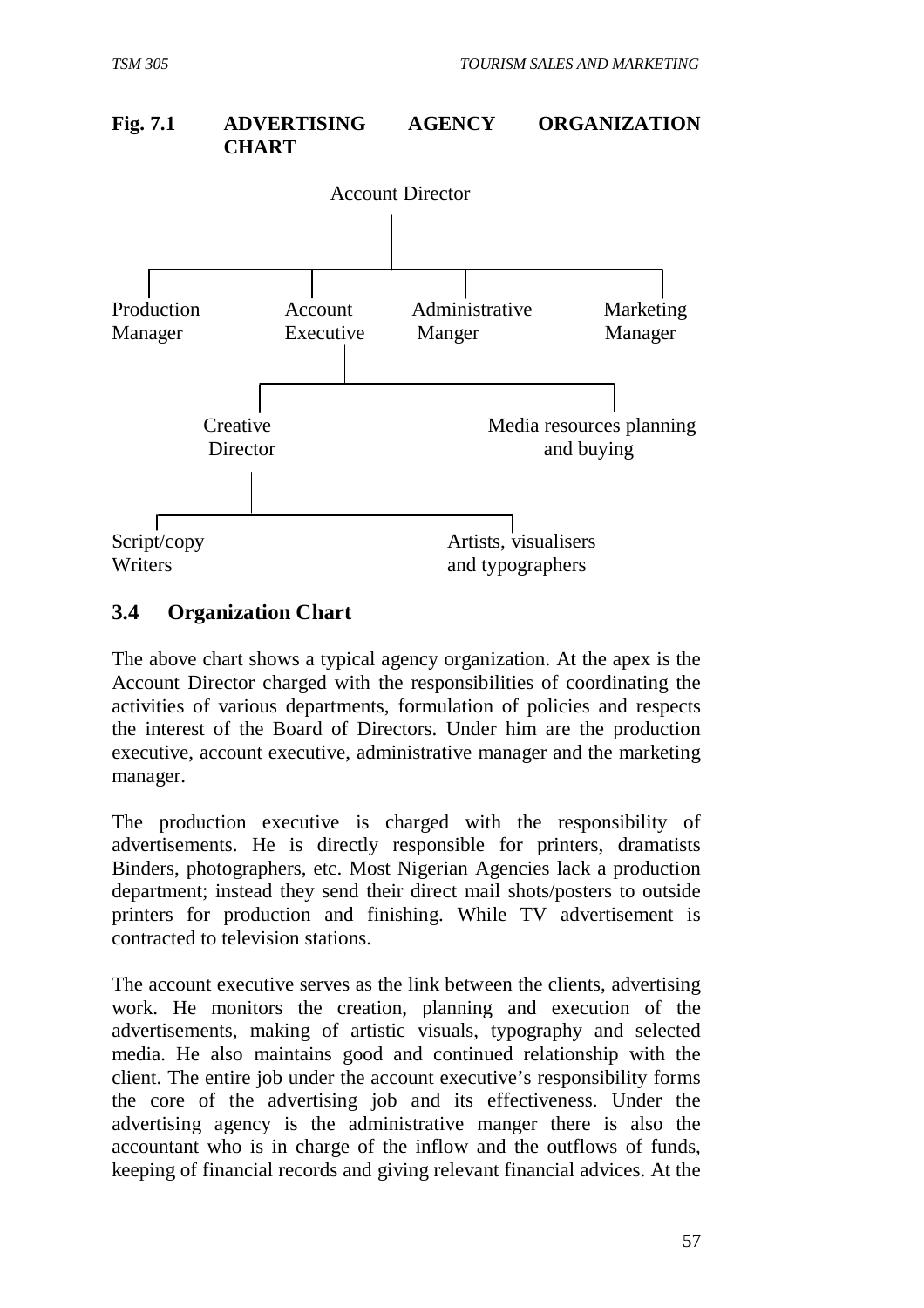**Fig. 7.1 ADVERTISING AGENCY ORGANIZATION CHART**

- Account Director
  - Production Manager
  - Account Executive
    - Creative Director
      - Script/copy Writers
      - Artists, visualisers and typographers
    - Media resources planning and buying
  - Administrative Manger
  - Marketing Manager

### 3.4 Organization Chart

The above chart shows a typical agency organization. At the apex is the Account Director charged with the responsibilities of coordinating the activities of various departments, formulation of policies and respects the interest of the Board of Directors. Under him are the production executive, account executive, administrative manager and the marketing manager.

The production executive is charged with the responsibility of advertisements. He is directly responsible for printers, dramatists Binders, photographers, etc. Most Nigerian Agencies lack a production department; instead they send their direct mail shots/posters to outside printers for production and finishing. While TV advertisement is contracted to television stations.

The account executive serves as the link between the clients, advertising work. He monitors the creation, planning and execution of the advertisements, making of artistic visuals, typography and selected media. He also maintains good and continued relationship with the client. The entire job under the account executive's responsibility forms the core of the advertising job and its effectiveness. Under the advertising agency is the administrative manger there is also the accountant who is in charge of the inflow and the outflows of funds, keeping of financial records and giving relevant financial advices. At the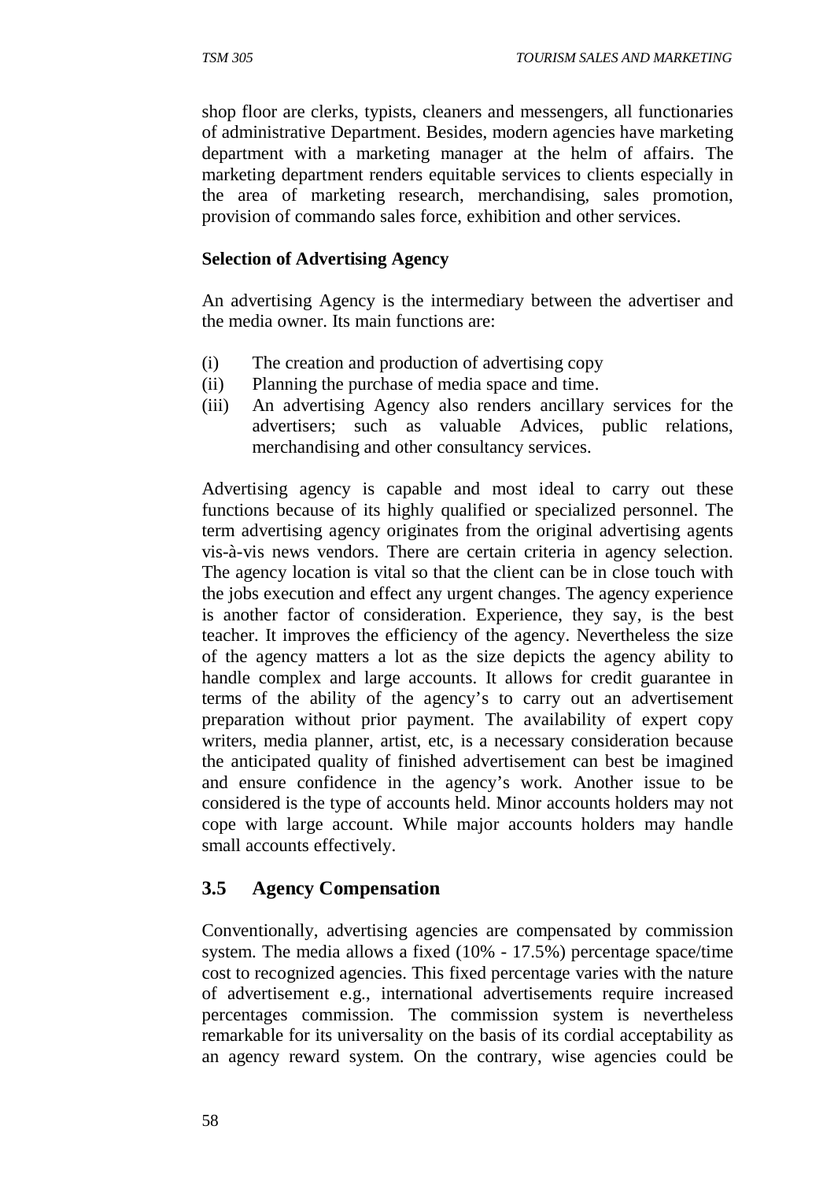shop floor are clerks, typists, cleaners and messengers, all functionaries of administrative Department. Besides, modern agencies have marketing department with a marketing manager at the helm of affairs. The marketing department renders equitable services to clients especially in the area of marketing research, merchandising, sales promotion, provision of commando sales force, exhibition and other services.

**Selection of Advertising Agency**

An advertising Agency is the intermediary between the advertiser and the media owner. Its main functions are:

(i) The creation and production of advertising copy
(ii) Planning the purchase of media space and time.
(iii) An advertising Agency also renders ancillary services for the advertisers; such as valuable Advices, public relations, merchandising and other consultancy services.

Advertising agency is capable and most ideal to carry out these functions because of its highly qualified or specialized personnel. The term advertising agency originates from the original advertising agents vis-à-vis news vendors. There are certain criteria in agency selection. The agency location is vital so that the client can be in close touch with the jobs execution and effect any urgent changes. The agency experience is another factor of consideration. Experience, they say, is the best teacher. It improves the efficiency of the agency. Nevertheless the size of the agency matters a lot as the size depicts the agency ability to handle complex and large accounts. It allows for credit guarantee in terms of the ability of the agency's to carry out an advertisement preparation without prior payment. The availability of expert copy writers, media planner, artist, etc, is a necessary consideration because the anticipated quality of finished advertisement can best be imagined and ensure confidence in the agency's work. Another issue to be considered is the type of accounts held. Minor accounts holders may not cope with large account. While major accounts holders may handle small accounts effectively.

## 3.5 Agency Compensation

Conventionally, advertising agencies are compensated by commission system. The media allows a fixed (10% - 17.5%) percentage space/time cost to recognized agencies. This fixed percentage varies with the nature of advertisement e.g., international advertisements require increased percentages commission. The commission system is nevertheless remarkable for its universality on the basis of its cordial acceptability as an agency reward system. On the contrary, wise agencies could be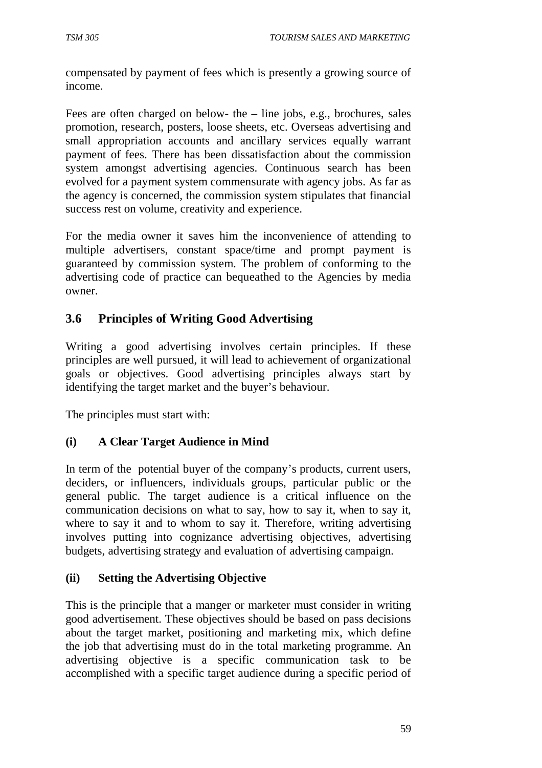compensated by payment of fees which is presently a growing source of income.

Fees are often charged on below- the – line jobs, e.g., brochures, sales promotion, research, posters, loose sheets, etc. Overseas advertising and small appropriation accounts and ancillary services equally warrant payment of fees. There has been dissatisfaction about the commission system amongst advertising agencies. Continuous search has been evolved for a payment system commensurate with agency jobs. As far as the agency is concerned, the commission system stipulates that financial success rest on volume, creativity and experience.

For the media owner it saves him the inconvenience of attending to multiple advertisers, constant space/time and prompt payment is guaranteed by commission system. The problem of conforming to the advertising code of practice can bequeathed to the Agencies by media owner.

## 3.6 Principles of Writing Good Advertising

Writing a good advertising involves certain principles. If these principles are well pursued, it will lead to achievement of organizational goals or objectives. Good advertising principles always start by identifying the target market and the buyer's behaviour.

The principles must start with:

### (i) A Clear Target Audience in Mind

In term of the potential buyer of the company's products, current users, deciders, or influencers, individuals groups, particular public or the general public. The target audience is a critical influence on the communication decisions on what to say, how to say it, when to say it, where to say it and to whom to say it. Therefore, writing advertising involves putting into cognizance advertising objectives, advertising budgets, advertising strategy and evaluation of advertising campaign.

### (ii) Setting the Advertising Objective

This is the principle that a manger or marketer must consider in writing good advertisement. These objectives should be based on pass decisions about the target market, positioning and marketing mix, which define the job that advertising must do in the total marketing programme. An advertising objective is a specific communication task to be accomplished with a specific target audience during a specific period of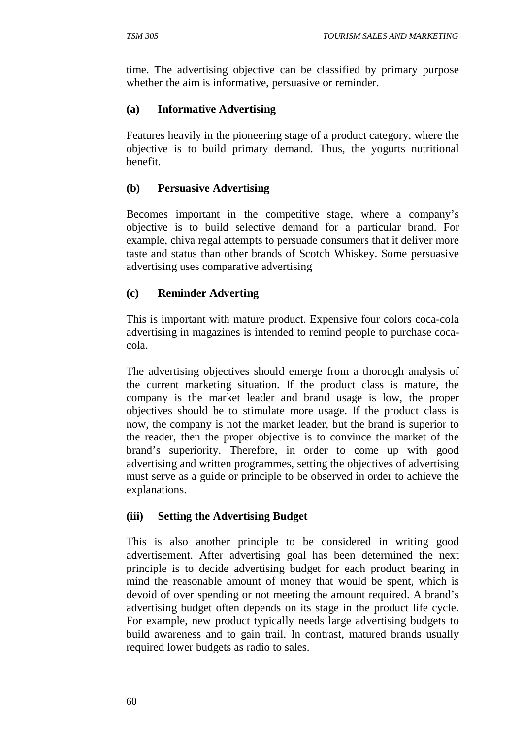time. The advertising objective can be classified by primary purpose whether the aim is informative, persuasive or reminder.

**(a) Informative Advertising**

Features heavily in the pioneering stage of a product category, where the objective is to build primary demand. Thus, the yogurts nutritional benefit.

**(b) Persuasive Advertising**

Becomes important in the competitive stage, where a company's objective is to build selective demand for a particular brand. For example, chiva regal attempts to persuade consumers that it deliver more taste and status than other brands of Scotch Whiskey. Some persuasive advertising uses comparative advertising

**(c) Reminder Adverting**

This is important with mature product. Expensive four colors coca-cola advertising in magazines is intended to remind people to purchase coca-cola.

The advertising objectives should emerge from a thorough analysis of the current marketing situation. If the product class is mature, the company is the market leader and brand usage is low, the proper objectives should be to stimulate more usage. If the product class is now, the company is not the market leader, but the brand is superior to the reader, then the proper objective is to convince the market of the brand's superiority. Therefore, in order to come up with good advertising and written programmes, setting the objectives of advertising must serve as a guide or principle to be observed in order to achieve the explanations.

**(iii) Setting the Advertising Budget**

This is also another principle to be considered in writing good advertisement. After advertising goal has been determined the next principle is to decide advertising budget for each product bearing in mind the reasonable amount of money that would be spent, which is devoid of over spending or not meeting the amount required. A brand's advertising budget often depends on its stage in the product life cycle. For example, new product typically needs large advertising budgets to build awareness and to gain trail. In contrast, matured brands usually required lower budgets as radio to sales.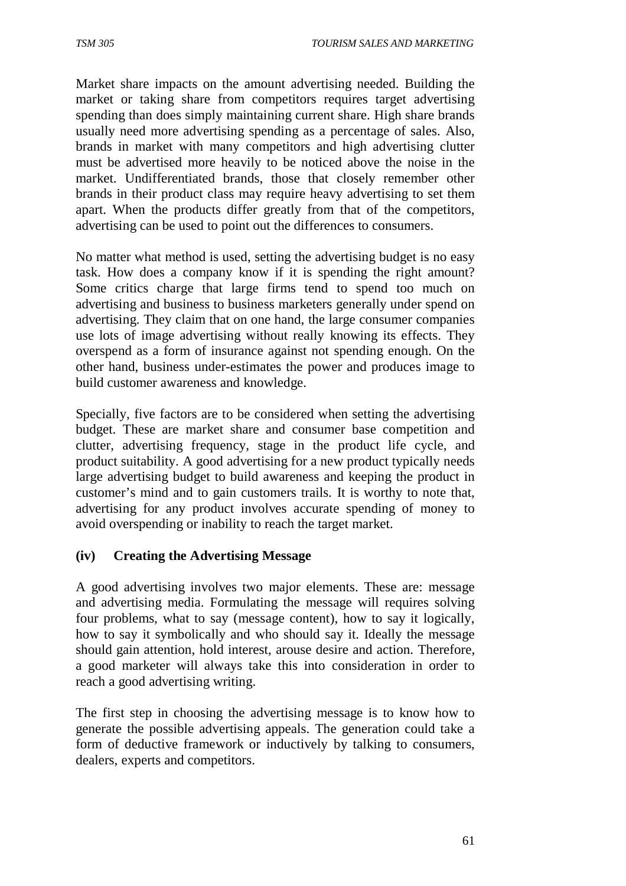Market share impacts on the amount advertising needed. Building the market or taking share from competitors requires target advertising spending than does simply maintaining current share. High share brands usually need more advertising spending as a percentage of sales. Also, brands in market with many competitors and high advertising clutter must be advertised more heavily to be noticed above the noise in the market. Undifferentiated brands, those that closely remember other brands in their product class may require heavy advertising to set them apart. When the products differ greatly from that of the competitors, advertising can be used to point out the differences to consumers.

No matter what method is used, setting the advertising budget is no easy task. How does a company know if it is spending the right amount? Some critics charge that large firms tend to spend too much on advertising and business to business marketers generally under spend on advertising. They claim that on one hand, the large consumer companies use lots of image advertising without really knowing its effects. They overspend as a form of insurance against not spending enough. On the other hand, business under-estimates the power and produces image to build customer awareness and knowledge.

Specially, five factors are to be considered when setting the advertising budget. These are market share and consumer base competition and clutter, advertising frequency, stage in the product life cycle, and product suitability. A good advertising for a new product typically needs large advertising budget to build awareness and keeping the product in customer's mind and to gain customers trails. It is worthy to note that, advertising for any product involves accurate spending of money to avoid overspending or inability to reach the target market.

**(iv) Creating the Advertising Message**

A good advertising involves two major elements. These are: message and advertising media. Formulating the message will requires solving four problems, what to say (message content), how to say it logically, how to say it symbolically and who should say it. Ideally the message should gain attention, hold interest, arouse desire and action. Therefore, a good marketer will always take this into consideration in order to reach a good advertising writing.

The first step in choosing the advertising message is to know how to generate the possible advertising appeals. The generation could take a form of deductive framework or inductively by talking to consumers, dealers, experts and competitors.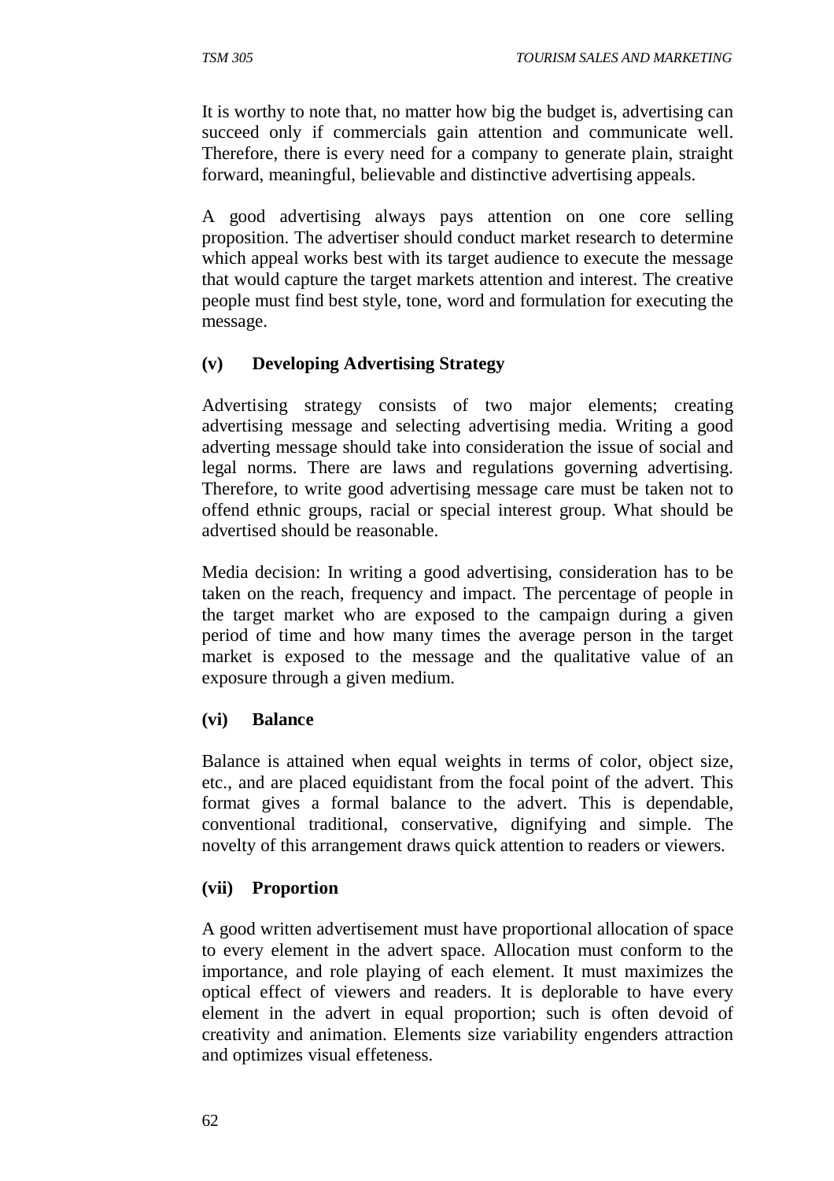It is worthy to note that, no matter how big the budget is, advertising can succeed only if commercials gain attention and communicate well. Therefore, there is every need for a company to generate plain, straight forward, meaningful, believable and distinctive advertising appeals.

A good advertising always pays attention on one core selling proposition. The advertiser should conduct market research to determine which appeal works best with its target audience to execute the message that would capture the target markets attention and interest. The creative people must find best style, tone, word and formulation for executing the message.

**(v) Developing Advertising Strategy**

Advertising strategy consists of two major elements; creating advertising message and selecting advertising media. Writing a good adverting message should take into consideration the issue of social and legal norms. There are laws and regulations governing advertising. Therefore, to write good advertising message care must be taken not to offend ethnic groups, racial or special interest group. What should be advertised should be reasonable.

Media decision: In writing a good advertising, consideration has to be taken on the reach, frequency and impact. The percentage of people in the target market who are exposed to the campaign during a given period of time and how many times the average person in the target market is exposed to the message and the qualitative value of an exposure through a given medium.

**(vi) Balance**

Balance is attained when equal weights in terms of color, object size, etc., and are placed equidistant from the focal point of the advert. This format gives a formal balance to the advert. This is dependable, conventional traditional, conservative, dignifying and simple. The novelty of this arrangement draws quick attention to readers or viewers.

**(vii) Proportion**

A good written advertisement must have proportional allocation of space to every element in the advert space. Allocation must conform to the importance, and role playing of each element. It must maximizes the optical effect of viewers and readers. It is deplorable to have every element in the advert in equal proportion; such is often devoid of creativity and animation. Elements size variability engenders attraction and optimizes visual effeteness.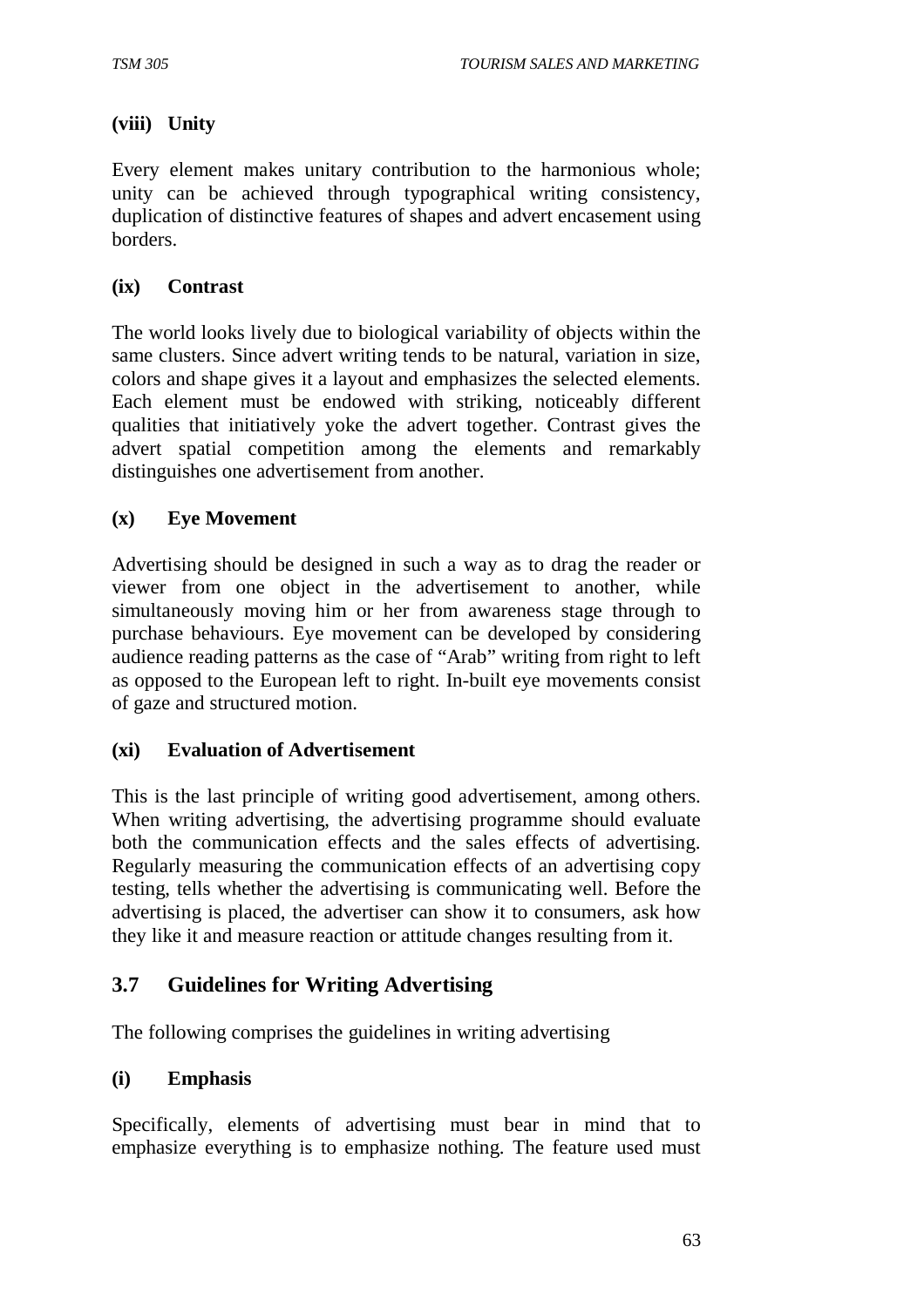**(viii) Unity**

Every element makes unitary contribution to the harmonious whole; unity can be achieved through typographical writing consistency, duplication of distinctive features of shapes and advert encasement using borders.

**(ix) Contrast**

The world looks lively due to biological variability of objects within the same clusters. Since advert writing tends to be natural, variation in size, colors and shape gives it a layout and emphasizes the selected elements. Each element must be endowed with striking, noticeably different qualities that initiatively yoke the advert together. Contrast gives the advert spatial competition among the elements and remarkably distinguishes one advertisement from another.

**(x) Eye Movement**

Advertising should be designed in such a way as to drag the reader or viewer from one object in the advertisement to another, while simultaneously moving him or her from awareness stage through to purchase behaviours. Eye movement can be developed by considering audience reading patterns as the case of "Arab" writing from right to left as opposed to the European left to right. In-built eye movements consist of gaze and structured motion.

**(xi) Evaluation of Advertisement**

This is the last principle of writing good advertisement, among others. When writing advertising, the advertising programme should evaluate both the communication effects and the sales effects of advertising. Regularly measuring the communication effects of an advertising copy testing, tells whether the advertising is communicating well. Before the advertising is placed, the advertiser can show it to consumers, ask how they like it and measure reaction or attitude changes resulting from it.

## 3.7 Guidelines for Writing Advertising

The following comprises the guidelines in writing advertising

**(i) Emphasis**

Specifically, elements of advertising must bear in mind that to emphasize everything is to emphasize nothing. The feature used must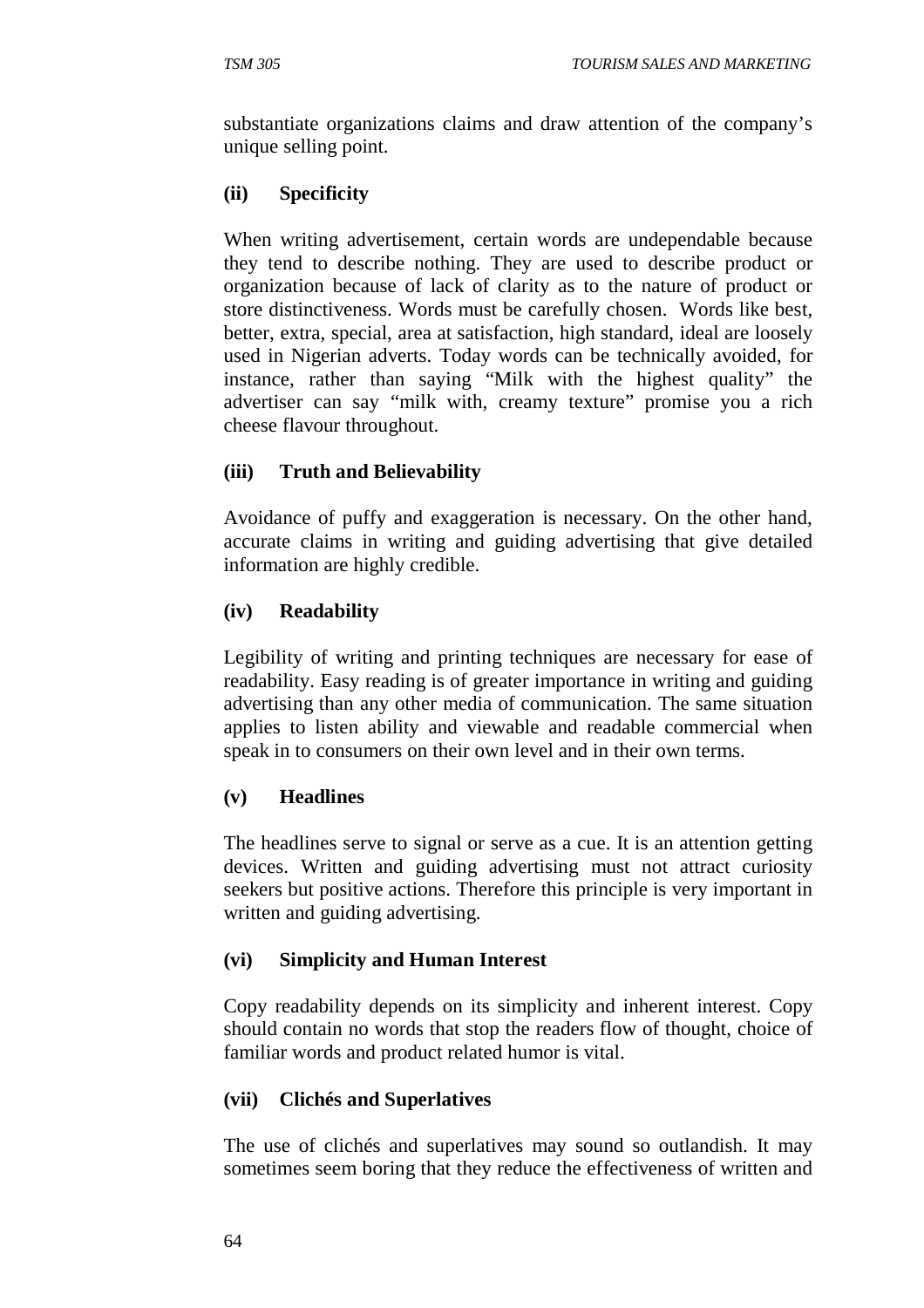substantiate organizations claims and draw attention of the company's unique selling point.

**(ii) Specificity**

When writing advertisement, certain words are undependable because they tend to describe nothing. They are used to describe product or organization because of lack of clarity as to the nature of product or store distinctiveness. Words must be carefully chosen. Words like best, better, extra, special, area at satisfaction, high standard, ideal are loosely used in Nigerian adverts. Today words can be technically avoided, for instance, rather than saying "Milk with the highest quality" the advertiser can say "milk with, creamy texture" promise you a rich cheese flavour throughout.

**(iii) Truth and Believability**

Avoidance of puffy and exaggeration is necessary. On the other hand, accurate claims in writing and guiding advertising that give detailed information are highly credible.

**(iv) Readability**

Legibility of writing and printing techniques are necessary for ease of readability. Easy reading is of greater importance in writing and guiding advertising than any other media of communication. The same situation applies to listen ability and viewable and readable commercial when speak in to consumers on their own level and in their own terms.

**(v) Headlines**

The headlines serve to signal or serve as a cue. It is an attention getting devices. Written and guiding advertising must not attract curiosity seekers but positive actions. Therefore this principle is very important in written and guiding advertising.

**(vi) Simplicity and Human Interest**

Copy readability depends on its simplicity and inherent interest. Copy should contain no words that stop the readers flow of thought, choice of familiar words and product related humor is vital.

**(vii) Clichés and Superlatives**

The use of clichés and superlatives may sound so outlandish. It may sometimes seem boring that they reduce the effectiveness of written and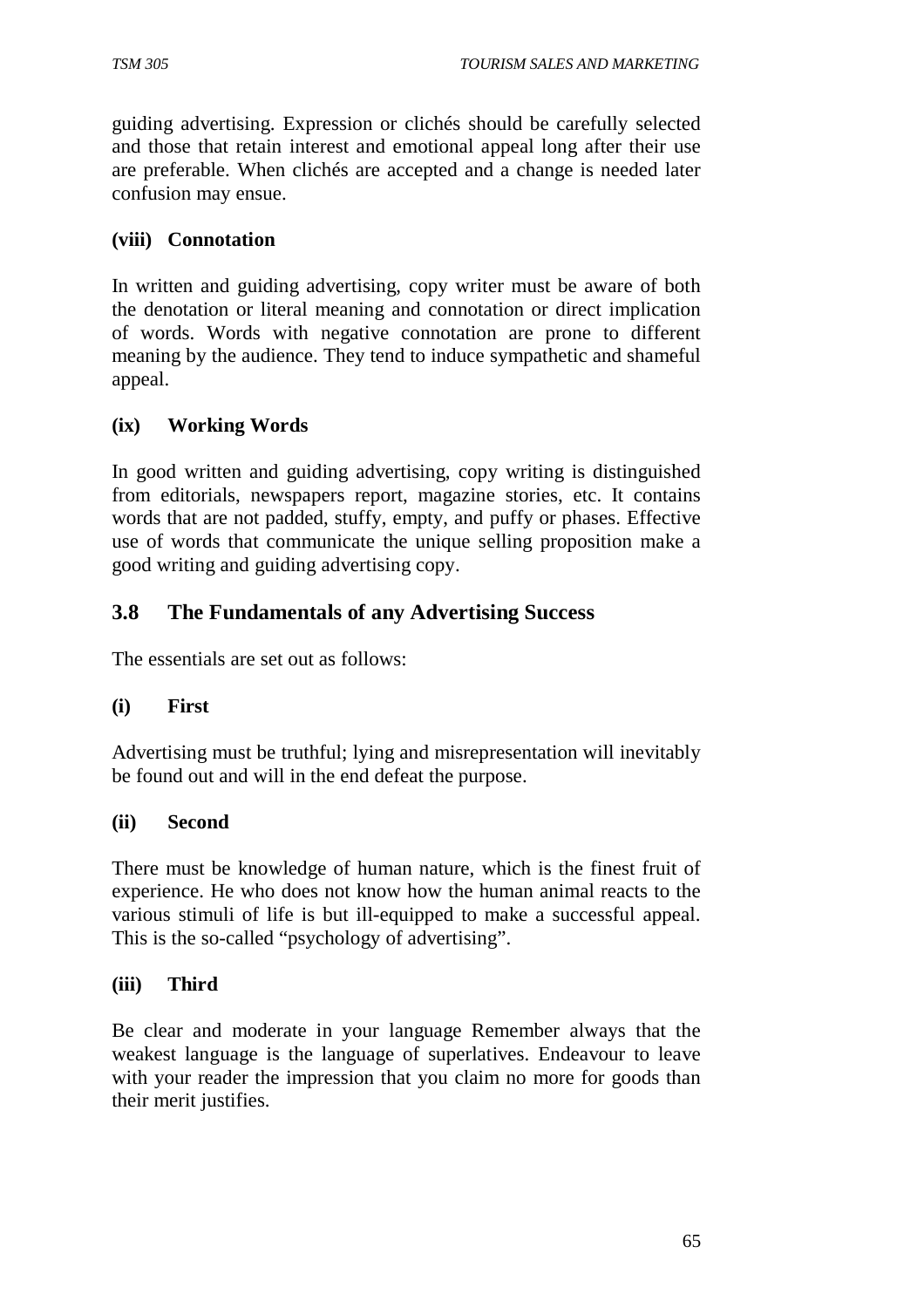guiding advertising. Expression or clichés should be carefully selected and those that retain interest and emotional appeal long after their use are preferable. When clichés are accepted and a change is needed later confusion may ensue.

**(viii) Connotation**

In written and guiding advertising, copy writer must be aware of both the denotation or literal meaning and connotation or direct implication of words. Words with negative connotation are prone to different meaning by the audience. They tend to induce sympathetic and shameful appeal.

**(ix) Working Words**

In good written and guiding advertising, copy writing is distinguished from editorials, newspapers report, magazine stories, etc. It contains words that are not padded, stuffy, empty, and puffy or phases. Effective use of words that communicate the unique selling proposition make a good writing and guiding advertising copy.

## 3.8 The Fundamentals of any Advertising Success

The essentials are set out as follows:

**(i) First**

Advertising must be truthful; lying and misrepresentation will inevitably be found out and will in the end defeat the purpose.

**(ii) Second**

There must be knowledge of human nature, which is the finest fruit of experience. He who does not know how the human animal reacts to the various stimuli of life is but ill-equipped to make a successful appeal. This is the so-called "psychology of advertising".

**(iii) Third**

Be clear and moderate in your language Remember always that the weakest language is the language of superlatives. Endeavour to leave with your reader the impression that you claim no more for goods than their merit justifies.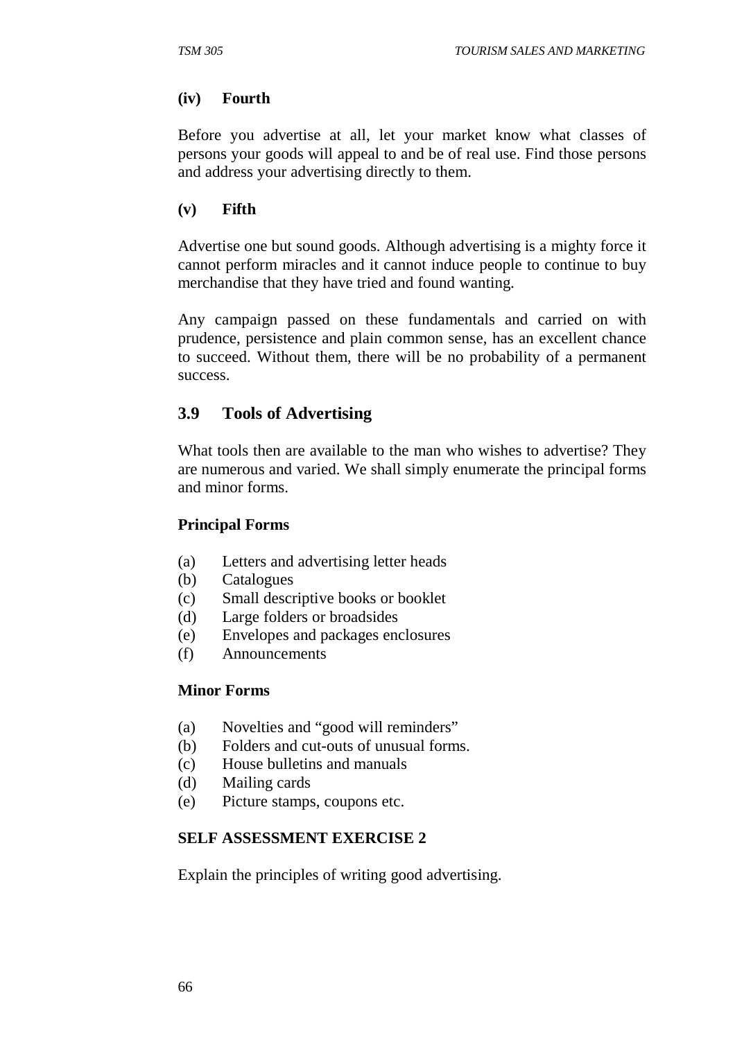**(iv) Fourth**

Before you advertise at all, let your market know what classes of persons your goods will appeal to and be of real use. Find those persons and address your advertising directly to them.

**(v) Fifth**

Advertise one but sound goods. Although advertising is a mighty force it cannot perform miracles and it cannot induce people to continue to buy merchandise that they have tried and found wanting.

Any campaign passed on these fundamentals and carried on with prudence, persistence and plain common sense, has an excellent chance to succeed. Without them, there will be no probability of a permanent success.

## 3.9 Tools of Advertising

What tools then are available to the man who wishes to advertise? They are numerous and varied. We shall simply enumerate the principal forms and minor forms.

**Principal Forms**

(a) Letters and advertising letter heads
(b) Catalogues
(c) Small descriptive books or booklet
(d) Large folders or broadsides
(e) Envelopes and packages enclosures
(f) Announcements

**Minor Forms**

(a) Novelties and "good will reminders"
(b) Folders and cut-outs of unusual forms.
(c) House bulletins and manuals
(d) Mailing cards
(e) Picture stamps, coupons etc.

**SELF ASSESSMENT EXERCISE 2**

Explain the principles of writing good advertising.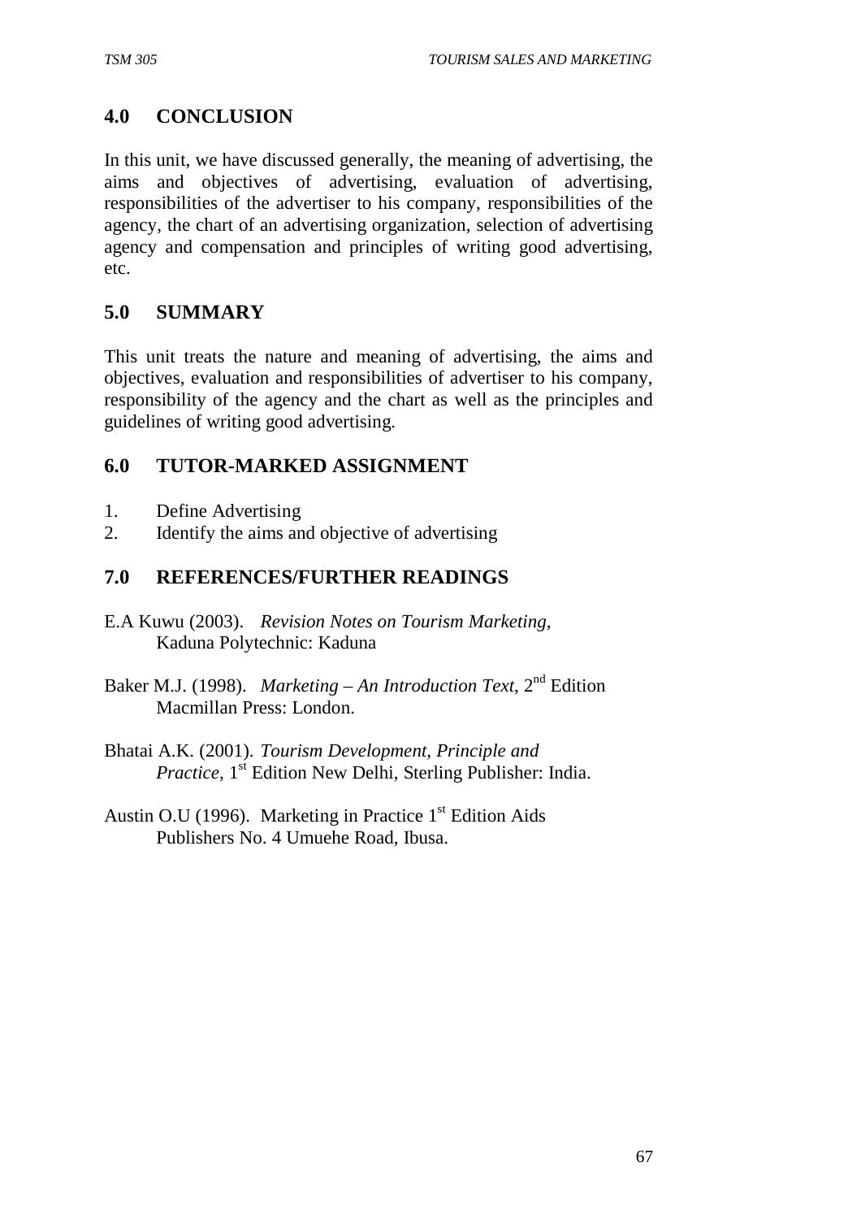## 4.0 CONCLUSION

In this unit, we have discussed generally, the meaning of advertising, the aims and objectives of advertising, evaluation of advertising, responsibilities of the advertiser to his company, responsibilities of the agency, the chart of an advertising organization, selection of advertising agency and compensation and principles of writing good advertising, etc.

## 5.0 SUMMARY

This unit treats the nature and meaning of advertising, the aims and objectives, evaluation and responsibilities of advertiser to his company, responsibility of the agency and the chart as well as the principles and guidelines of writing good advertising.

## 6.0 TUTOR-MARKED ASSIGNMENT

1. Define Advertising
2. Identify the aims and objective of advertising

## 7.0 REFERENCES/FURTHER READINGS

E.A Kuwu (2003). *Revision Notes on Tourism Marketing,* Kaduna Polytechnic: Kaduna

Baker M.J. (1998). *Marketing – An Introduction Text*, 2nd Edition Macmillan Press: London.

Bhatai A.K. (2001). *Tourism Development, Principle and Practice,* 1st Edition New Delhi, Sterling Publisher: India.

Austin O.U (1996). Marketing in Practice 1st Edition Aids Publishers No. 4 Umuehe Road, Ibusa.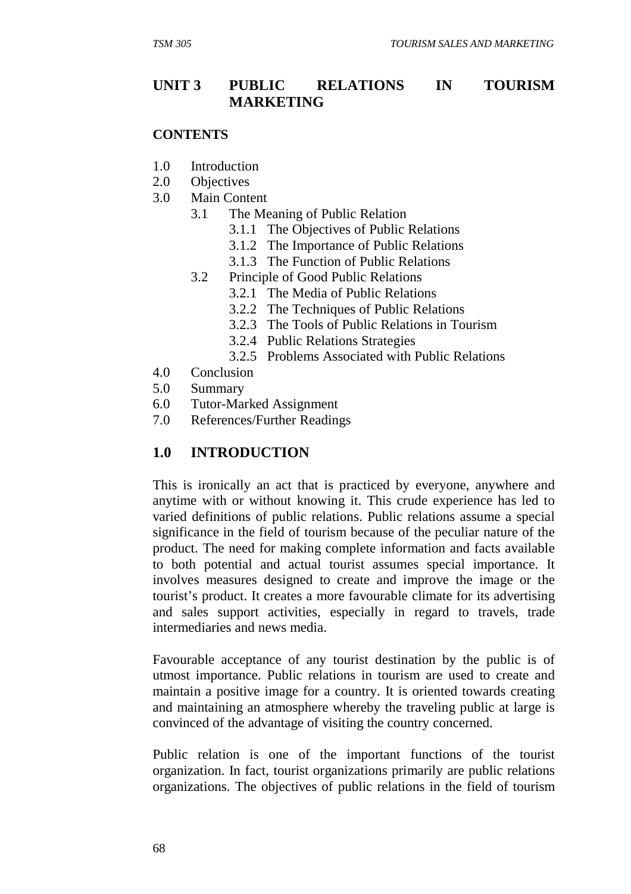## UNIT 3 PUBLIC RELATIONS IN TOURISM MARKETING

**CONTENTS**

1.0 Introduction
2.0 Objectives
3.0 Main Content
   - 3.1 The Meaning of Public Relation
      - 3.1.1 The Objectives of Public Relations
      - 3.1.2 The Importance of Public Relations
      - 3.1.3 The Function of Public Relations
   - 3.2 Principle of Good Public Relations
      - 3.2.1 The Media of Public Relations
      - 3.2.2 The Techniques of Public Relations
      - 3.2.3 The Tools of Public Relations in Tourism
      - 3.2.4 Public Relations Strategies
      - 3.2.5 Problems Associated with Public Relations

4.0 Conclusion
5.0 Summary
6.0 Tutor-Marked Assignment
7.0 References/Further Readings

## 1.0 INTRODUCTION

This is ironically an act that is practiced by everyone, anywhere and anytime with or without knowing it. This crude experience has led to varied definitions of public relations. Public relations assume a special significance in the field of tourism because of the peculiar nature of the product. The need for making complete information and facts available to both potential and actual tourist assumes special importance. It involves measures designed to create and improve the image or the tourist's product. It creates a more favourable climate for its advertising and sales support activities, especially in regard to travels, trade intermediaries and news media.

Favourable acceptance of any tourist destination by the public is of utmost importance. Public relations in tourism are used to create and maintain a positive image for a country. It is oriented towards creating and maintaining an atmosphere whereby the traveling public at large is convinced of the advantage of visiting the country concerned.

Public relation is one of the important functions of the tourist organization. In fact, tourist organizations primarily are public relations organizations. The objectives of public relations in the field of tourism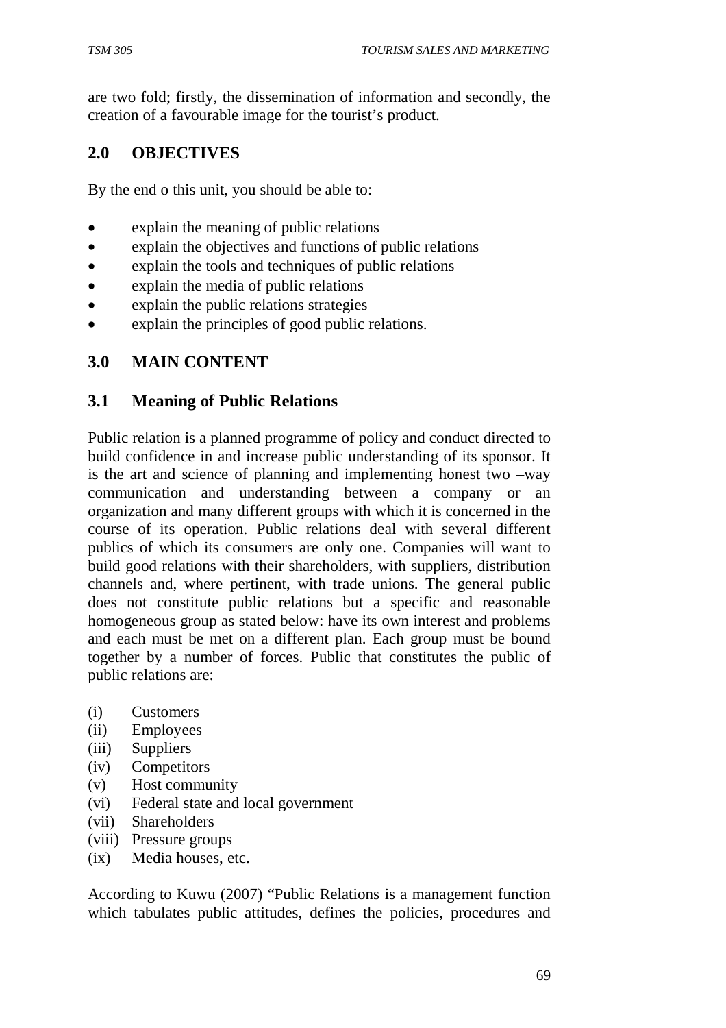are two fold; firstly, the dissemination of information and secondly, the creation of a favourable image for the tourist's product.

## 2.0 OBJECTIVES

By the end o this unit, you should be able to:

- explain the meaning of public relations
- explain the objectives and functions of public relations
- explain the tools and techniques of public relations
- explain the media of public relations
- explain the public relations strategies
- explain the principles of good public relations.

## 3.0 MAIN CONTENT

### 3.1 Meaning of Public Relations

Public relation is a planned programme of policy and conduct directed to build confidence in and increase public understanding of its sponsor. It is the art and science of planning and implementing honest two –way communication and understanding between a company or an organization and many different groups with which it is concerned in the course of its operation. Public relations deal with several different publics of which its consumers are only one. Companies will want to build good relations with their shareholders, with suppliers, distribution channels and, where pertinent, with trade unions. The general public does not constitute public relations but a specific and reasonable homogeneous group as stated below: have its own interest and problems and each must be met on a different plan. Each group must be bound together by a number of forces. Public that constitutes the public of public relations are:

(i) Customers
(ii) Employees
(iii) Suppliers
(iv) Competitors
(v) Host community
(vi) Federal state and local government
(vii) Shareholders
(viii) Pressure groups
(ix) Media houses, etc.

According to Kuwu (2007) "Public Relations is a management function which tabulates public attitudes, defines the policies, procedures and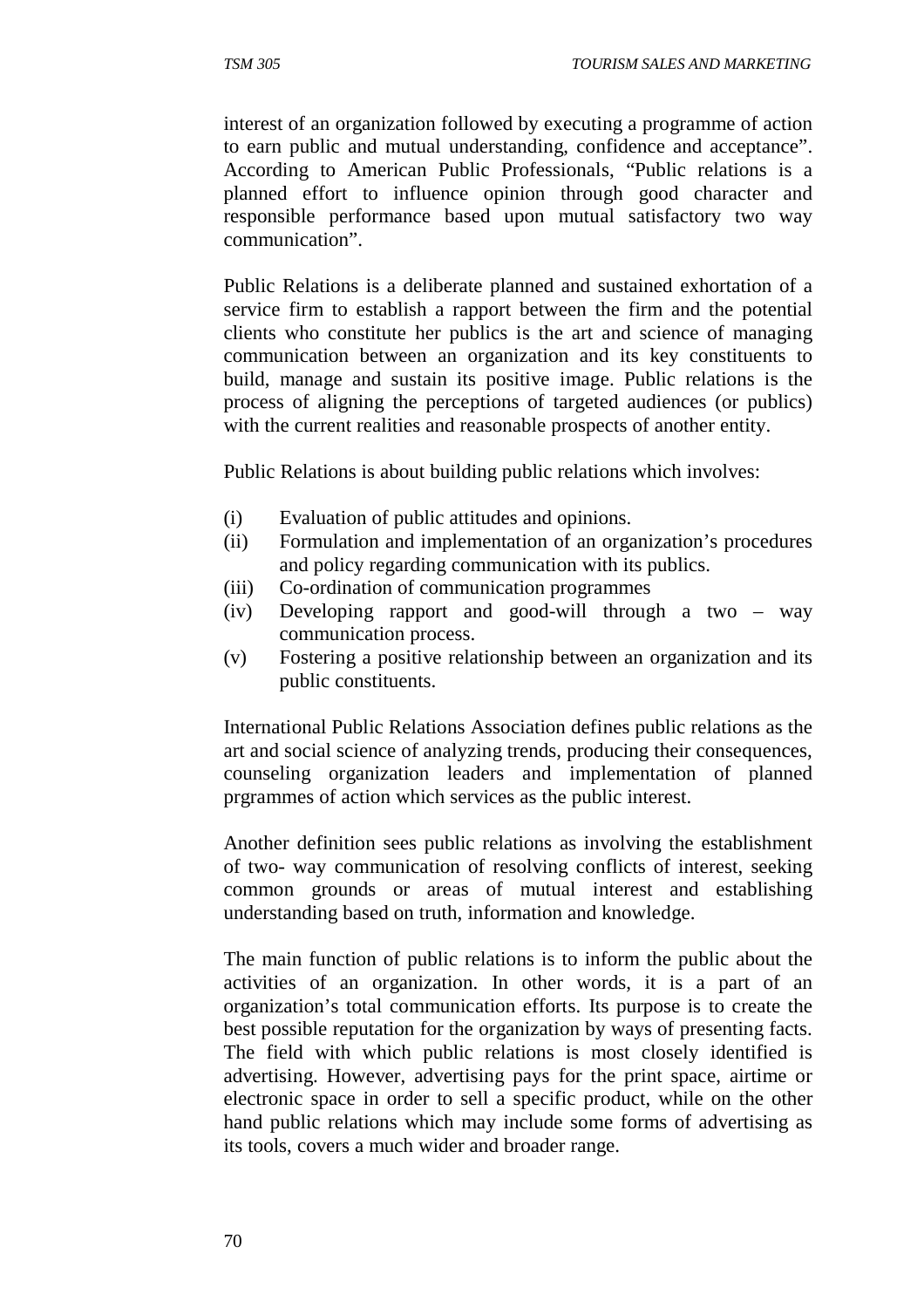interest of an organization followed by executing a programme of action to earn public and mutual understanding, confidence and acceptance". According to American Public Professionals, "Public relations is a planned effort to influence opinion through good character and responsible performance based upon mutual satisfactory two way communication".

Public Relations is a deliberate planned and sustained exhortation of a service firm to establish a rapport between the firm and the potential clients who constitute her publics is the art and science of managing communication between an organization and its key constituents to build, manage and sustain its positive image. Public relations is the process of aligning the perceptions of targeted audiences (or publics) with the current realities and reasonable prospects of another entity.

Public Relations is about building public relations which involves:

(i) Evaluation of public attitudes and opinions.
(ii) Formulation and implementation of an organization's procedures and policy regarding communication with its publics.
(iii) Co-ordination of communication programmes
(iv) Developing rapport and good-will through a two – way communication process.
(v) Fostering a positive relationship between an organization and its public constituents.

International Public Relations Association defines public relations as the art and social science of analyzing trends, producing their consequences, counseling organization leaders and implementation of planned prgrammes of action which services as the public interest.

Another definition sees public relations as involving the establishment of two- way communication of resolving conflicts of interest, seeking common grounds or areas of mutual interest and establishing understanding based on truth, information and knowledge.

The main function of public relations is to inform the public about the activities of an organization. In other words, it is a part of an organization's total communication efforts. Its purpose is to create the best possible reputation for the organization by ways of presenting facts. The field with which public relations is most closely identified is advertising. However, advertising pays for the print space, airtime or electronic space in order to sell a specific product, while on the other hand public relations which may include some forms of advertising as its tools, covers a much wider and broader range.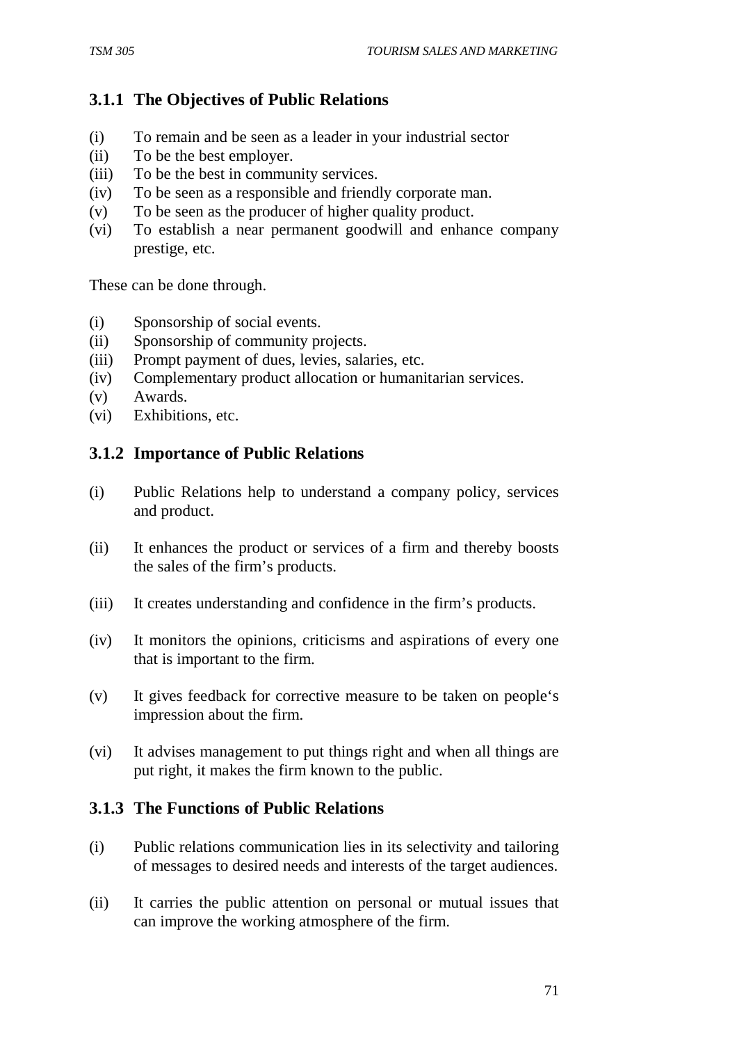### 3.1.1 The Objectives of Public Relations

(i) To remain and be seen as a leader in your industrial sector
(ii) To be the best employer.
(iii) To be the best in community services.
(iv) To be seen as a responsible and friendly corporate man.
(v) To be seen as the producer of higher quality product.
(vi) To establish a near permanent goodwill and enhance company prestige, etc.

These can be done through.

(i) Sponsorship of social events.
(ii) Sponsorship of community projects.
(iii) Prompt payment of dues, levies, salaries, etc.
(iv) Complementary product allocation or humanitarian services.
(v) Awards.
(vi) Exhibitions, etc.

### 3.1.2 Importance of Public Relations

(i) Public Relations help to understand a company policy, services and product.

(ii) It enhances the product or services of a firm and thereby boosts the sales of the firm's products.

(iii) It creates understanding and confidence in the firm's products.

(iv) It monitors the opinions, criticisms and aspirations of every one that is important to the firm.

(v) It gives feedback for corrective measure to be taken on people's impression about the firm.

(vi) It advises management to put things right and when all things are put right, it makes the firm known to the public.

### 3.1.3 The Functions of Public Relations

(i) Public relations communication lies in its selectivity and tailoring of messages to desired needs and interests of the target audiences.

(ii) It carries the public attention on personal or mutual issues that can improve the working atmosphere of the firm.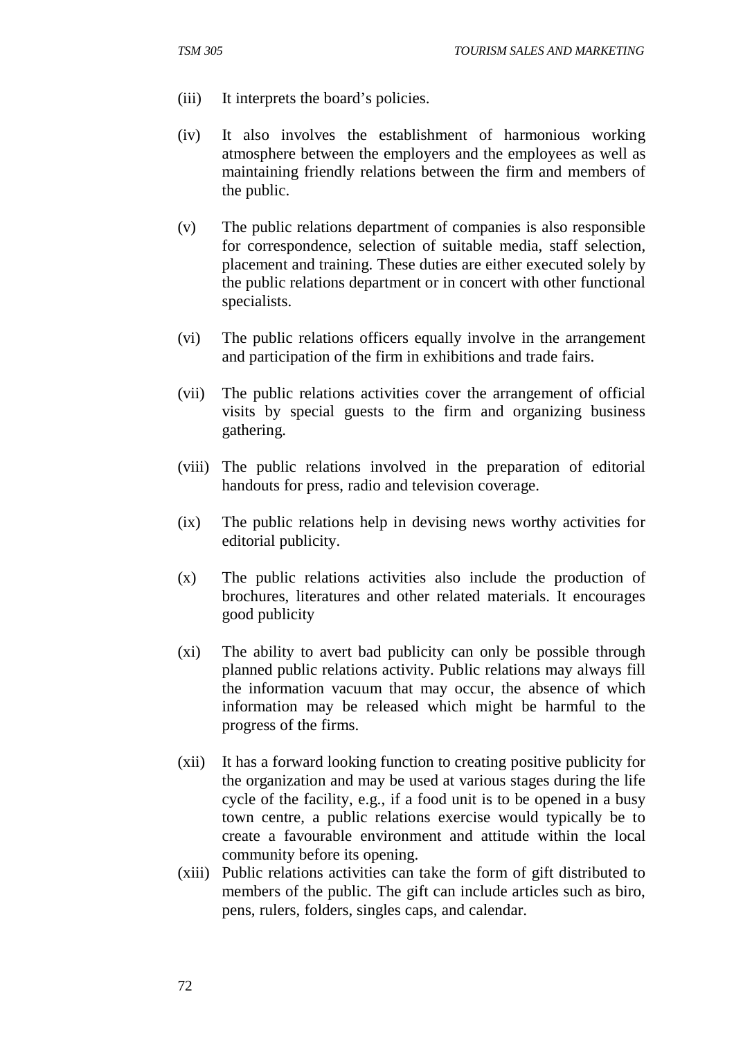(iii) It interprets the board's policies.

(iv) It also involves the establishment of harmonious working atmosphere between the employers and the employees as well as maintaining friendly relations between the firm and members of the public.

(v) The public relations department of companies is also responsible for correspondence, selection of suitable media, staff selection, placement and training. These duties are either executed solely by the public relations department or in concert with other functional specialists.

(vi) The public relations officers equally involve in the arrangement and participation of the firm in exhibitions and trade fairs.

(vii) The public relations activities cover the arrangement of official visits by special guests to the firm and organizing business gathering.

(viii) The public relations involved in the preparation of editorial handouts for press, radio and television coverage.

(ix) The public relations help in devising news worthy activities for editorial publicity.

(x) The public relations activities also include the production of brochures, literatures and other related materials. It encourages good publicity

(xi) The ability to avert bad publicity can only be possible through planned public relations activity. Public relations may always fill the information vacuum that may occur, the absence of which information may be released which might be harmful to the progress of the firms.

(xii) It has a forward looking function to creating positive publicity for the organization and may be used at various stages during the life cycle of the facility, e.g., if a food unit is to be opened in a busy town centre, a public relations exercise would typically be to create a favourable environment and attitude within the local community before its opening.

(xiii) Public relations activities can take the form of gift distributed to members of the public. The gift can include articles such as biro, pens, rulers, folders, singles caps, and calendar.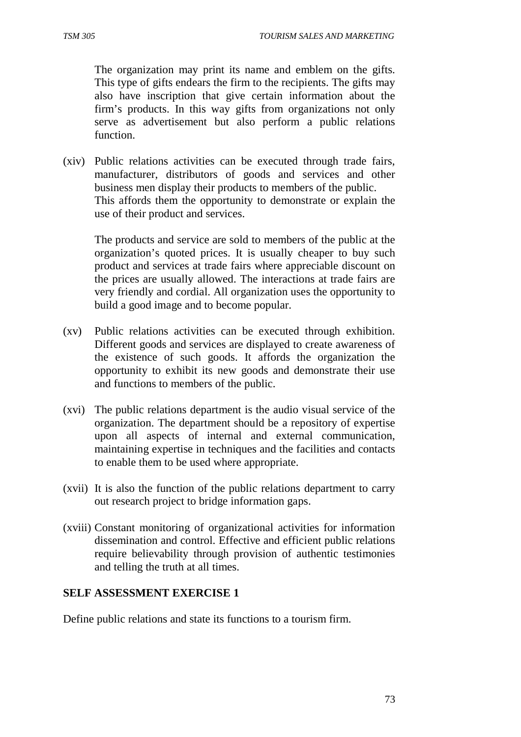The organization may print its name and emblem on the gifts. This type of gifts endears the firm to the recipients. The gifts may also have inscription that give certain information about the firm's products. In this way gifts from organizations not only serve as advertisement but also perform a public relations function.

(xiv) Public relations activities can be executed through trade fairs, manufacturer, distributors of goods and services and other business men display their products to members of the public. This affords them the opportunity to demonstrate or explain the use of their product and services.

The products and service are sold to members of the public at the organization's quoted prices. It is usually cheaper to buy such product and services at trade fairs where appreciable discount on the prices are usually allowed. The interactions at trade fairs are very friendly and cordial. All organization uses the opportunity to build a good image and to become popular.

(xv) Public relations activities can be executed through exhibition. Different goods and services are displayed to create awareness of the existence of such goods. It affords the organization the opportunity to exhibit its new goods and demonstrate their use and functions to members of the public.

(xvi) The public relations department is the audio visual service of the organization. The department should be a repository of expertise upon all aspects of internal and external communication, maintaining expertise in techniques and the facilities and contacts to enable them to be used where appropriate.

(xvii) It is also the function of the public relations department to carry out research project to bridge information gaps.

(xviii) Constant monitoring of organizational activities for information dissemination and control. Effective and efficient public relations require believability through provision of authentic testimonies and telling the truth at all times.

**SELF ASSESSMENT EXERCISE 1**

Define public relations and state its functions to a tourism firm.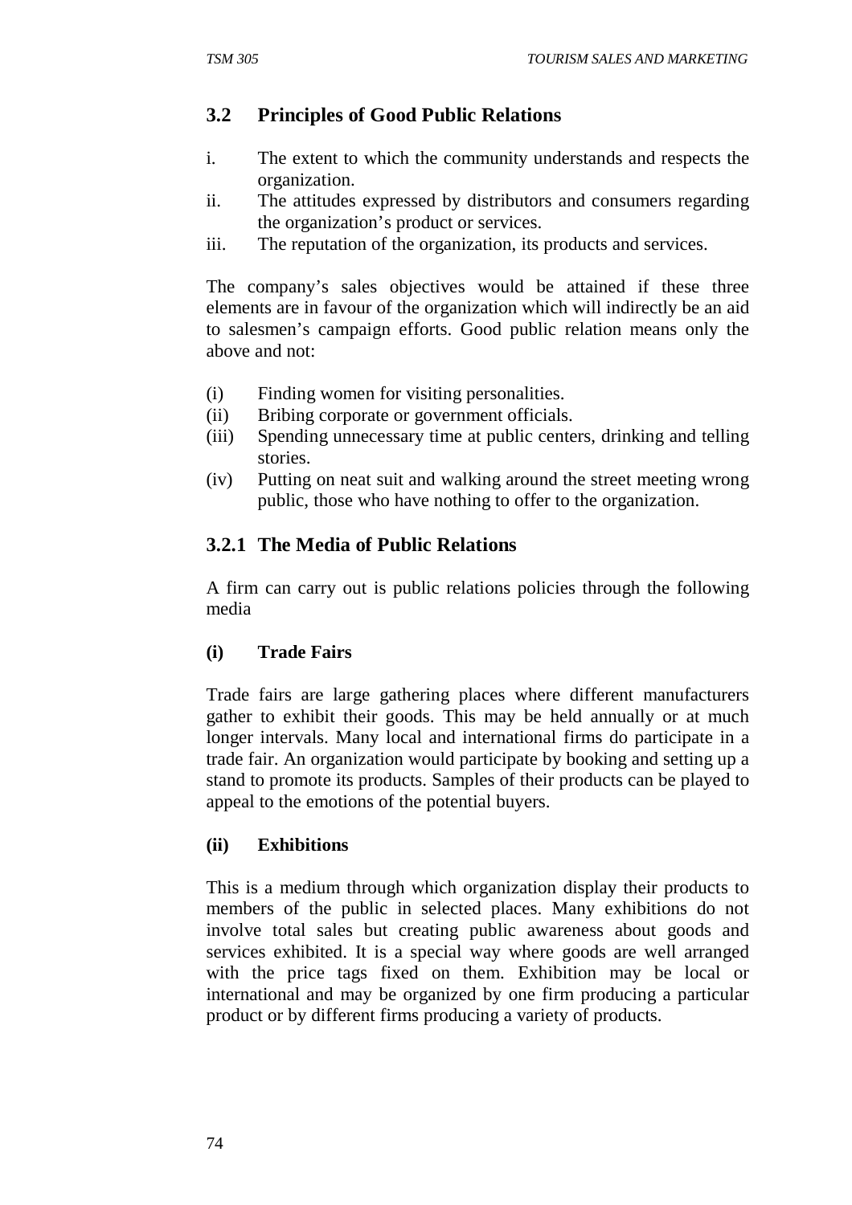## 3.2 Principles of Good Public Relations

i. The extent to which the community understands and respects the organization.
ii. The attitudes expressed by distributors and consumers regarding the organization's product or services.
iii. The reputation of the organization, its products and services.

The company's sales objectives would be attained if these three elements are in favour of the organization which will indirectly be an aid to salesmen's campaign efforts. Good public relation means only the above and not:

(i) Finding women for visiting personalities.
(ii) Bribing corporate or government officials.
(iii) Spending unnecessary time at public centers, drinking and telling stories.
(iv) Putting on neat suit and walking around the street meeting wrong public, those who have nothing to offer to the organization.

### 3.2.1 The Media of Public Relations

A firm can carry out is public relations policies through the following media

**(i) Trade Fairs**

Trade fairs are large gathering places where different manufacturers gather to exhibit their goods. This may be held annually or at much longer intervals. Many local and international firms do participate in a trade fair. An organization would participate by booking and setting up a stand to promote its products. Samples of their products can be played to appeal to the emotions of the potential buyers.

**(ii) Exhibitions**

This is a medium through which organization display their products to members of the public in selected places. Many exhibitions do not involve total sales but creating public awareness about goods and services exhibited. It is a special way where goods are well arranged with the price tags fixed on them. Exhibition may be local or international and may be organized by one firm producing a particular product or by different firms producing a variety of products.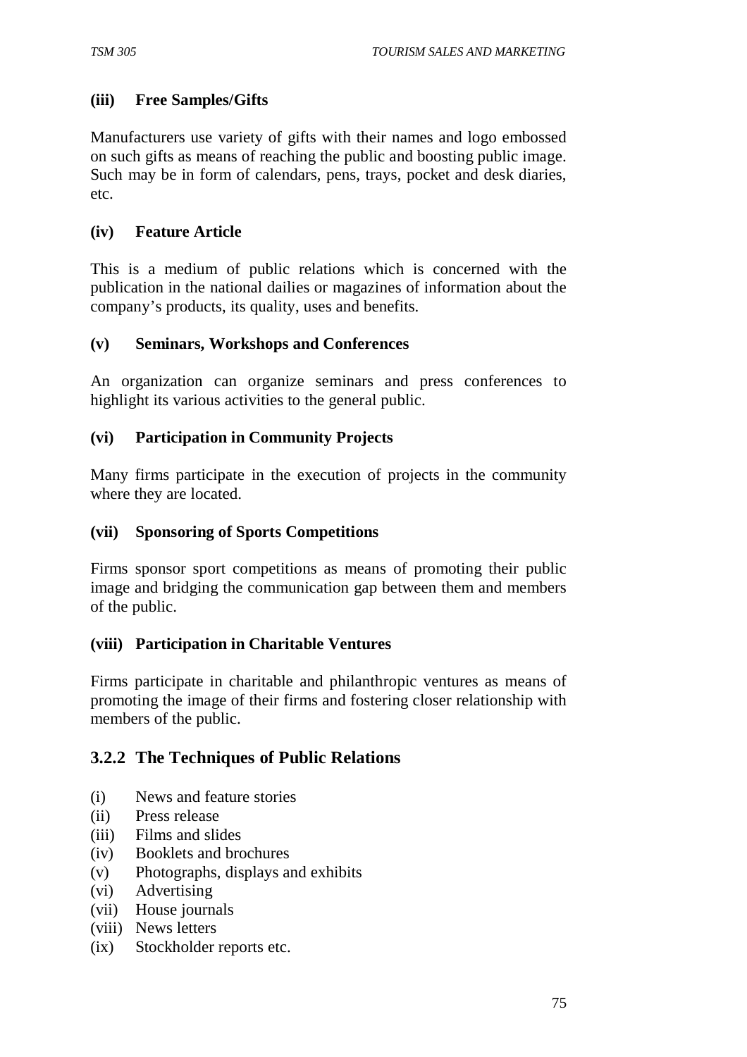**(iii) Free Samples/Gifts**

Manufacturers use variety of gifts with their names and logo embossed on such gifts as means of reaching the public and boosting public image. Such may be in form of calendars, pens, trays, pocket and desk diaries, etc.

**(iv) Feature Article**

This is a medium of public relations which is concerned with the publication in the national dailies or magazines of information about the company's products, its quality, uses and benefits.

**(v) Seminars, Workshops and Conferences**

An organization can organize seminars and press conferences to highlight its various activities to the general public.

**(vi) Participation in Community Projects**

Many firms participate in the execution of projects in the community where they are located.

**(vii) Sponsoring of Sports Competitions**

Firms sponsor sport competitions as means of promoting their public image and bridging the communication gap between them and members of the public.

**(viii) Participation in Charitable Ventures**

Firms participate in charitable and philanthropic ventures as means of promoting the image of their firms and fostering closer relationship with members of the public.

### 3.2.2 The Techniques of Public Relations

(i) News and feature stories
(ii) Press release
(iii) Films and slides
(iv) Booklets and brochures
(v) Photographs, displays and exhibits
(vi) Advertising
(vii) House journals
(viii) News letters
(ix) Stockholder reports etc.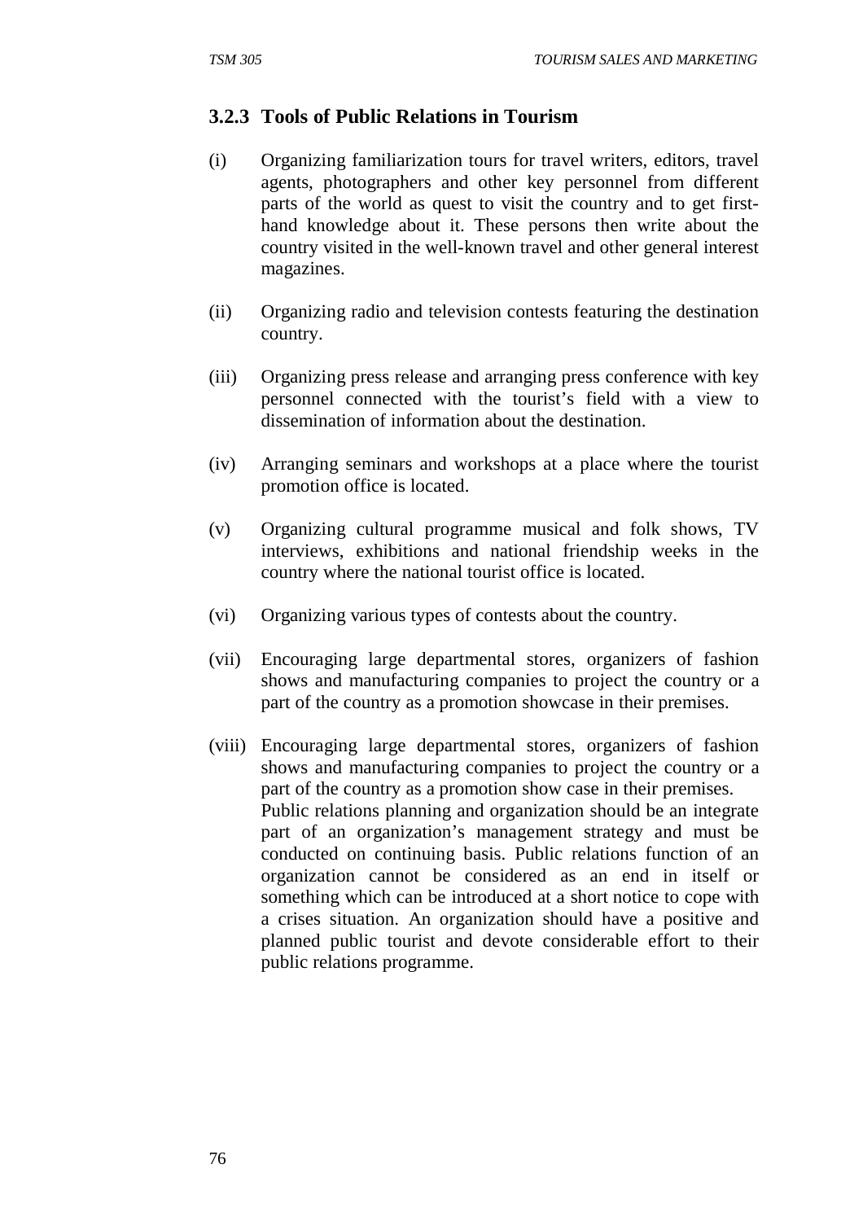### 3.2.3 Tools of Public Relations in Tourism

(i) Organizing familiarization tours for travel writers, editors, travel agents, photographers and other key personnel from different parts of the world as quest to visit the country and to get first-hand knowledge about it. These persons then write about the country visited in the well-known travel and other general interest magazines.

(ii) Organizing radio and television contests featuring the destination country.

(iii) Organizing press release and arranging press conference with key personnel connected with the tourist's field with a view to dissemination of information about the destination.

(iv) Arranging seminars and workshops at a place where the tourist promotion office is located.

(v) Organizing cultural programme musical and folk shows, TV interviews, exhibitions and national friendship weeks in the country where the national tourist office is located.

(vi) Organizing various types of contests about the country.

(vii) Encouraging large departmental stores, organizers of fashion shows and manufacturing companies to project the country or a part of the country as a promotion showcase in their premises.

(viii) Encouraging large departmental stores, organizers of fashion shows and manufacturing companies to project the country or a part of the country as a promotion show case in their premises.
Public relations planning and organization should be an integrate part of an organization's management strategy and must be conducted on continuing basis. Public relations function of an organization cannot be considered as an end in itself or something which can be introduced at a short notice to cope with a crises situation. An organization should have a positive and planned public tourist and devote considerable effort to their public relations programme.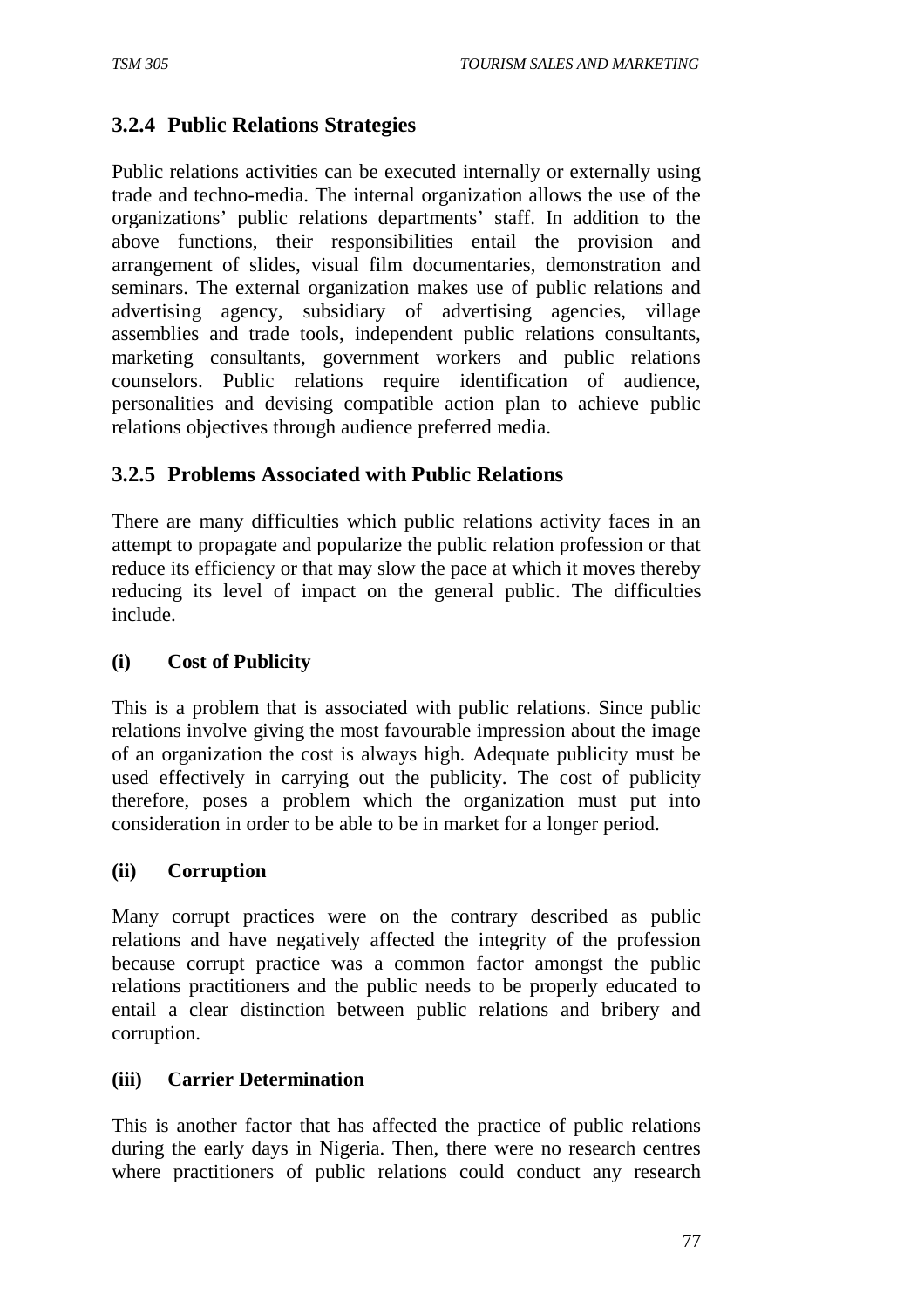### 3.2.4 Public Relations Strategies

Public relations activities can be executed internally or externally using trade and techno-media. The internal organization allows the use of the organizations' public relations departments' staff. In addition to the above functions, their responsibilities entail the provision and arrangement of slides, visual film documentaries, demonstration and seminars. The external organization makes use of public relations and advertising agency, subsidiary of advertising agencies, village assemblies and trade tools, independent public relations consultants, marketing consultants, government workers and public relations counselors. Public relations require identification of audience, personalities and devising compatible action plan to achieve public relations objectives through audience preferred media.

### 3.2.5 Problems Associated with Public Relations

There are many difficulties which public relations activity faces in an attempt to propagate and popularize the public relation profession or that reduce its efficiency or that may slow the pace at which it moves thereby reducing its level of impact on the general public. The difficulties include.

**(i) Cost of Publicity**

This is a problem that is associated with public relations. Since public relations involve giving the most favourable impression about the image of an organization the cost is always high. Adequate publicity must be used effectively in carrying out the publicity. The cost of publicity therefore, poses a problem which the organization must put into consideration in order to be able to be in market for a longer period.

**(ii) Corruption**

Many corrupt practices were on the contrary described as public relations and have negatively affected the integrity of the profession because corrupt practice was a common factor amongst the public relations practitioners and the public needs to be properly educated to entail a clear distinction between public relations and bribery and corruption.

**(iii) Carrier Determination**

This is another factor that has affected the practice of public relations during the early days in Nigeria. Then, there were no research centres where practitioners of public relations could conduct any research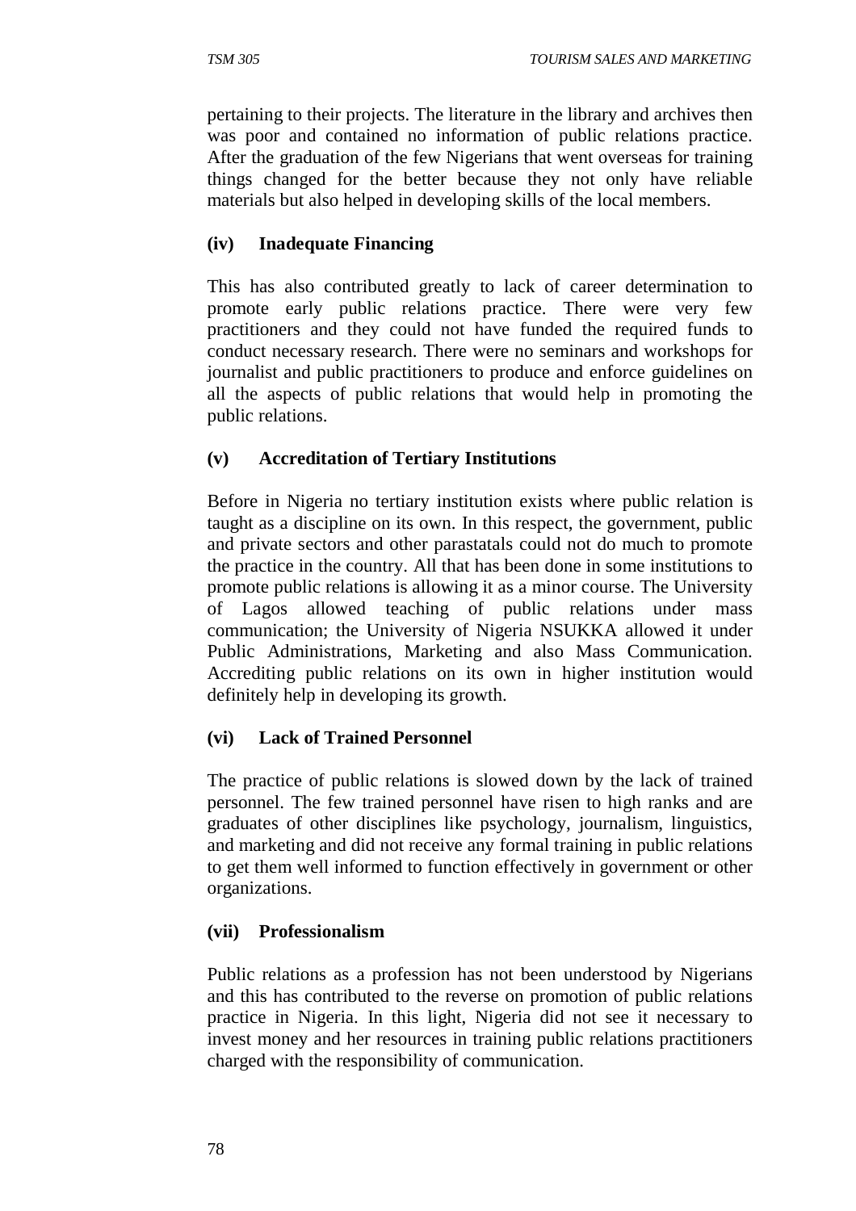pertaining to their projects. The literature in the library and archives then was poor and contained no information of public relations practice. After the graduation of the few Nigerians that went overseas for training things changed for the better because they not only have reliable materials but also helped in developing skills of the local members.

**(iv) Inadequate Financing**

This has also contributed greatly to lack of career determination to promote early public relations practice. There were very few practitioners and they could not have funded the required funds to conduct necessary research. There were no seminars and workshops for journalist and public practitioners to produce and enforce guidelines on all the aspects of public relations that would help in promoting the public relations.

**(v) Accreditation of Tertiary Institutions**

Before in Nigeria no tertiary institution exists where public relation is taught as a discipline on its own. In this respect, the government, public and private sectors and other parastatals could not do much to promote the practice in the country. All that has been done in some institutions to promote public relations is allowing it as a minor course. The University of Lagos allowed teaching of public relations under mass communication; the University of Nigeria NSUKKA allowed it under Public Administrations, Marketing and also Mass Communication. Accrediting public relations on its own in higher institution would definitely help in developing its growth.

**(vi) Lack of Trained Personnel**

The practice of public relations is slowed down by the lack of trained personnel. The few trained personnel have risen to high ranks and are graduates of other disciplines like psychology, journalism, linguistics, and marketing and did not receive any formal training in public relations to get them well informed to function effectively in government or other organizations.

**(vii) Professionalism**

Public relations as a profession has not been understood by Nigerians and this has contributed to the reverse on promotion of public relations practice in Nigeria. In this light, Nigeria did not see it necessary to invest money and her resources in training public relations practitioners charged with the responsibility of communication.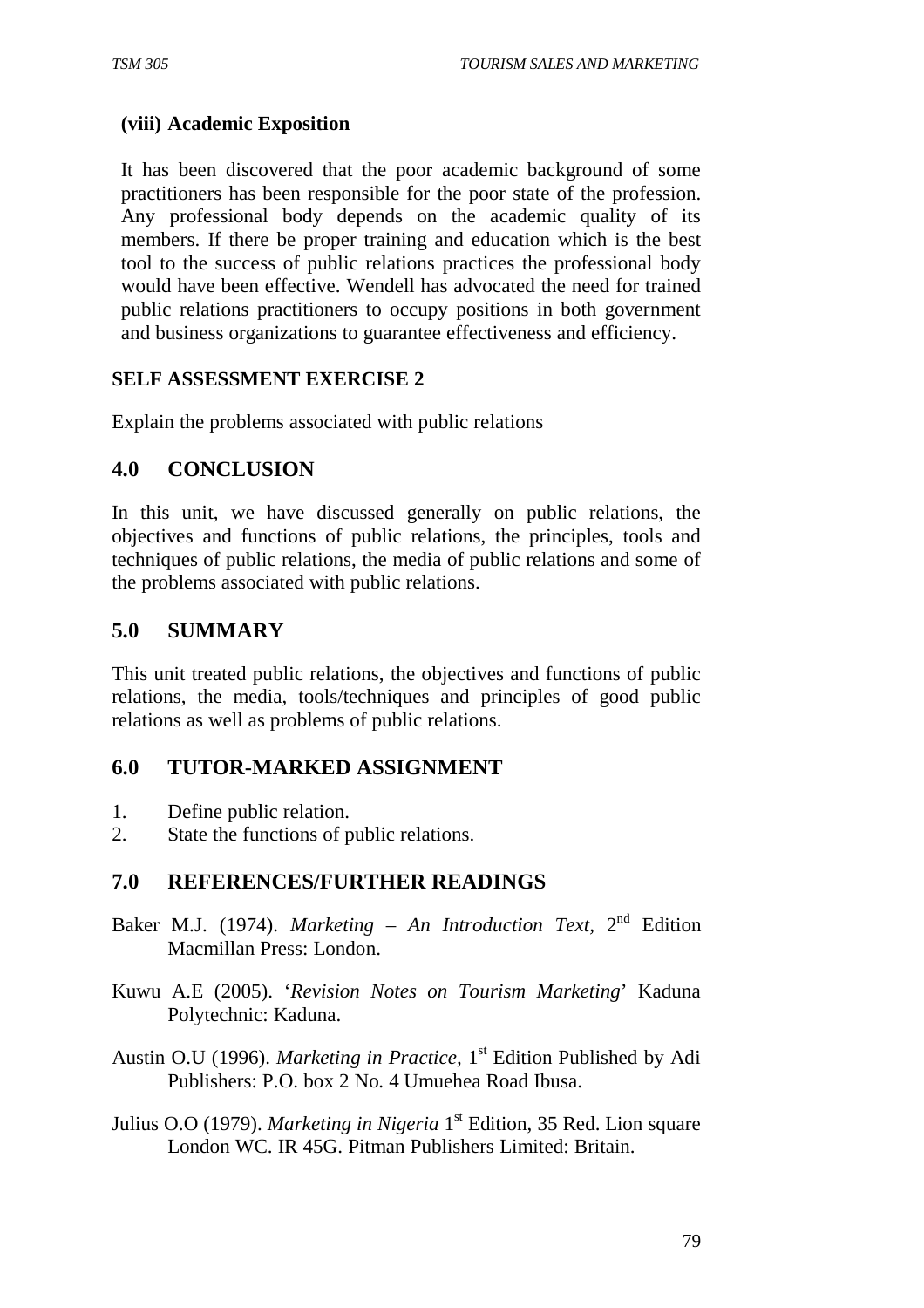**(viii) Academic Exposition**

It has been discovered that the poor academic background of some practitioners has been responsible for the poor state of the profession. Any professional body depends on the academic quality of its members. If there be proper training and education which is the best tool to the success of public relations practices the professional body would have been effective. Wendell has advocated the need for trained public relations practitioners to occupy positions in both government and business organizations to guarantee effectiveness and efficiency.

**SELF ASSESSMENT EXERCISE 2**

Explain the problems associated with public relations

## 4.0 CONCLUSION

In this unit, we have discussed generally on public relations, the objectives and functions of public relations, the principles, tools and techniques of public relations, the media of public relations and some of the problems associated with public relations.

## 5.0 SUMMARY

This unit treated public relations, the objectives and functions of public relations, the media, tools/techniques and principles of good public relations as well as problems of public relations.

## 6.0 TUTOR-MARKED ASSIGNMENT

1. Define public relation.
2. State the functions of public relations.

## 7.0 REFERENCES/FURTHER READINGS

Baker M.J. (1974). *Marketing – An Introduction Text,* 2nd Edition Macmillan Press: London.

Kuwu A.E (2005). '*Revision Notes on Tourism Marketing*' Kaduna Polytechnic: Kaduna.

Austin O.U (1996). *Marketing in Practice,* 1st Edition Published by Adi Publishers: P.O. box 2 No. 4 Umuehea Road Ibusa.

Julius O.O (1979). *Marketing in Nigeria* 1st Edition, 35 Red. Lion square London WC. IR 45G. Pitman Publishers Limited: Britain.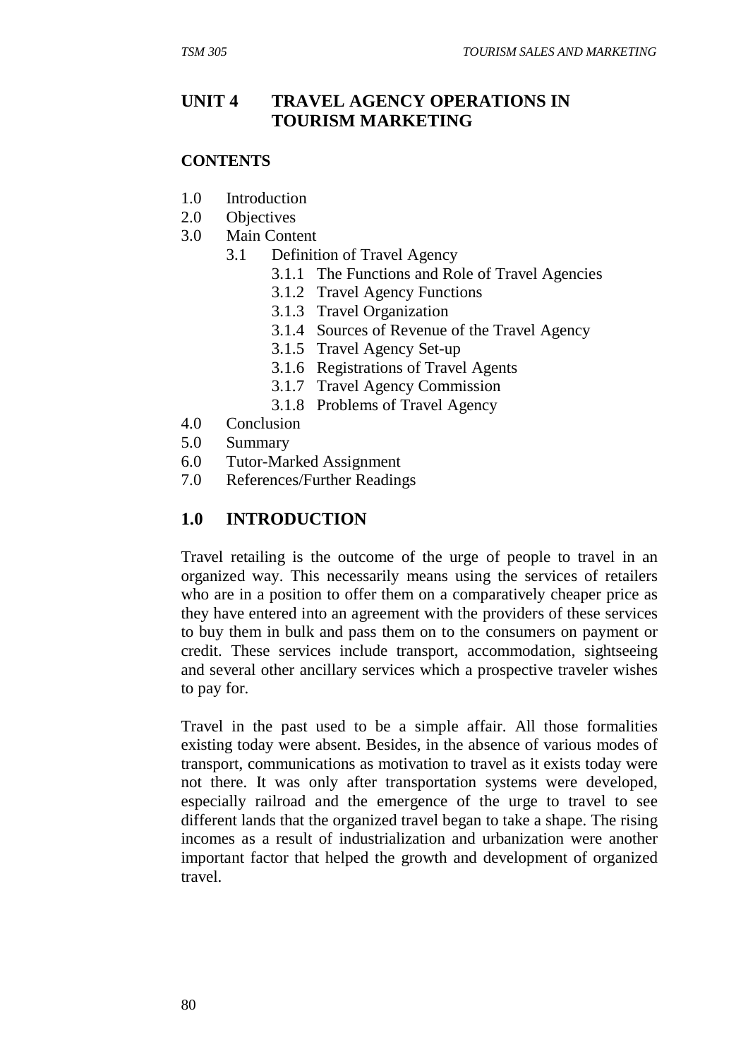## UNIT 4 TRAVEL AGENCY OPERATIONS IN TOURISM MARKETING

**CONTENTS**

1.0 Introduction
2.0 Objectives
3.0 Main Content
    3.1 Definition of Travel Agency
        3.1.1 The Functions and Role of Travel Agencies
        3.1.2 Travel Agency Functions
        3.1.3 Travel Organization
        3.1.4 Sources of Revenue of the Travel Agency
        3.1.5 Travel Agency Set-up
        3.1.6 Registrations of Travel Agents
        3.1.7 Travel Agency Commission
        3.1.8 Problems of Travel Agency
4.0 Conclusion
5.0 Summary
6.0 Tutor-Marked Assignment
7.0 References/Further Readings

## 1.0 INTRODUCTION

Travel retailing is the outcome of the urge of people to travel in an organized way. This necessarily means using the services of retailers who are in a position to offer them on a comparatively cheaper price as they have entered into an agreement with the providers of these services to buy them in bulk and pass them on to the consumers on payment or credit. These services include transport, accommodation, sightseeing and several other ancillary services which a prospective traveler wishes to pay for.

Travel in the past used to be a simple affair. All those formalities existing today were absent. Besides, in the absence of various modes of transport, communications as motivation to travel as it exists today were not there. It was only after transportation systems were developed, especially railroad and the emergence of the urge to travel to see different lands that the organized travel began to take a shape. The rising incomes as a result of industrialization and urbanization were another important factor that helped the growth and development of organized travel.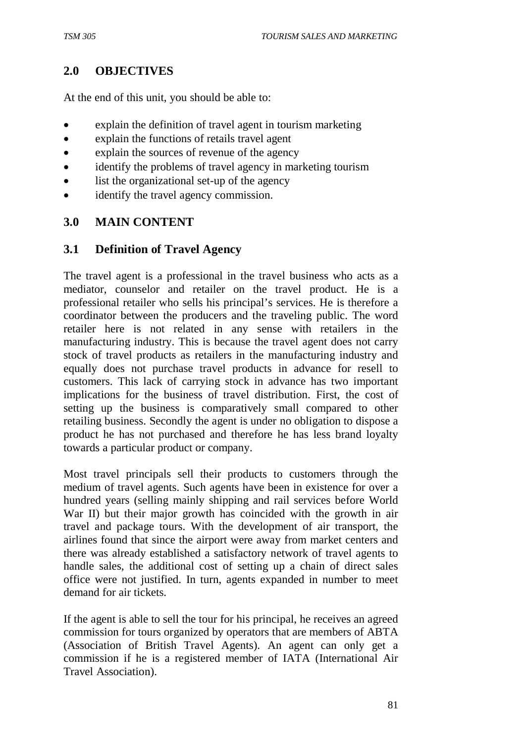## 2.0 OBJECTIVES

At the end of this unit, you should be able to:

- explain the definition of travel agent in tourism marketing
- explain the functions of retails travel agent
- explain the sources of revenue of the agency
- identify the problems of travel agency in marketing tourism
- list the organizational set-up of the agency
- identify the travel agency commission.

## 3.0 MAIN CONTENT

### 3.1 Definition of Travel Agency

The travel agent is a professional in the travel business who acts as a mediator, counselor and retailer on the travel product. He is a professional retailer who sells his principal's services. He is therefore a coordinator between the producers and the traveling public. The word retailer here is not related in any sense with retailers in the manufacturing industry. This is because the travel agent does not carry stock of travel products as retailers in the manufacturing industry and equally does not purchase travel products in advance for resell to customers. This lack of carrying stock in advance has two important implications for the business of travel distribution. First, the cost of setting up the business is comparatively small compared to other retailing business. Secondly the agent is under no obligation to dispose a product he has not purchased and therefore he has less brand loyalty towards a particular product or company.

Most travel principals sell their products to customers through the medium of travel agents. Such agents have been in existence for over a hundred years (selling mainly shipping and rail services before World War II) but their major growth has coincided with the growth in air travel and package tours. With the development of air transport, the airlines found that since the airport were away from market centers and there was already established a satisfactory network of travel agents to handle sales, the additional cost of setting up a chain of direct sales office were not justified. In turn, agents expanded in number to meet demand for air tickets.

If the agent is able to sell the tour for his principal, he receives an agreed commission for tours organized by operators that are members of ABTA (Association of British Travel Agents). An agent can only get a commission if he is a registered member of IATA (International Air Travel Association).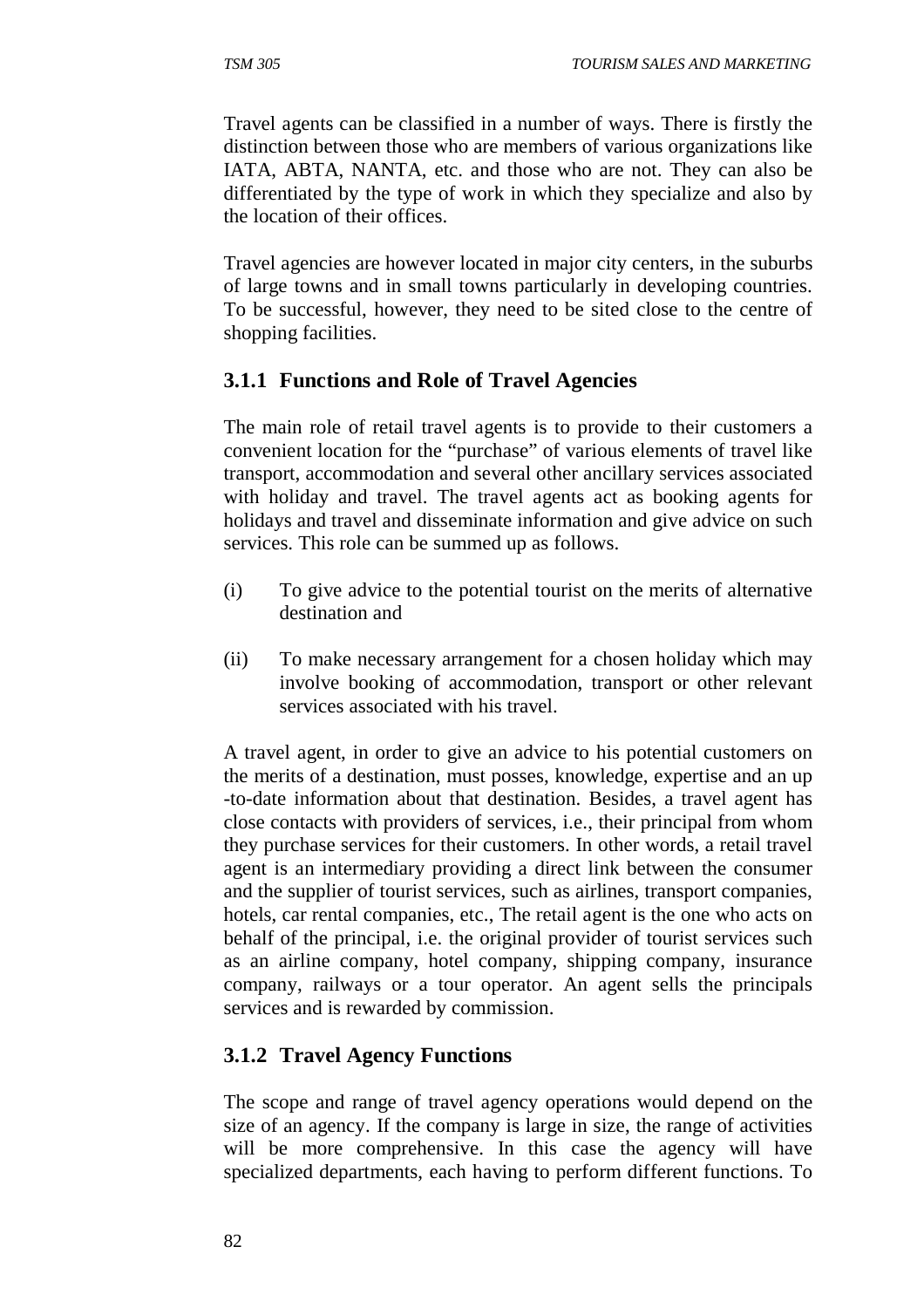Travel agents can be classified in a number of ways. There is firstly the distinction between those who are members of various organizations like IATA, ABTA, NANTA, etc. and those who are not. They can also be differentiated by the type of work in which they specialize and also by the location of their offices.

Travel agencies are however located in major city centers, in the suburbs of large towns and in small towns particularly in developing countries. To be successful, however, they need to be sited close to the centre of shopping facilities.

### 3.1.1 Functions and Role of Travel Agencies

The main role of retail travel agents is to provide to their customers a convenient location for the "purchase" of various elements of travel like transport, accommodation and several other ancillary services associated with holiday and travel. The travel agents act as booking agents for holidays and travel and disseminate information and give advice on such services. This role can be summed up as follows.

(i) To give advice to the potential tourist on the merits of alternative destination and

(ii) To make necessary arrangement for a chosen holiday which may involve booking of accommodation, transport or other relevant services associated with his travel.

A travel agent, in order to give an advice to his potential customers on the merits of a destination, must posses, knowledge, expertise and an up -to-date information about that destination. Besides, a travel agent has close contacts with providers of services, i.e., their principal from whom they purchase services for their customers. In other words, a retail travel agent is an intermediary providing a direct link between the consumer and the supplier of tourist services, such as airlines, transport companies, hotels, car rental companies, etc., The retail agent is the one who acts on behalf of the principal, i.e. the original provider of tourist services such as an airline company, hotel company, shipping company, insurance company, railways or a tour operator. An agent sells the principals services and is rewarded by commission.

### 3.1.2 Travel Agency Functions

The scope and range of travel agency operations would depend on the size of an agency. If the company is large in size, the range of activities will be more comprehensive. In this case the agency will have specialized departments, each having to perform different functions. To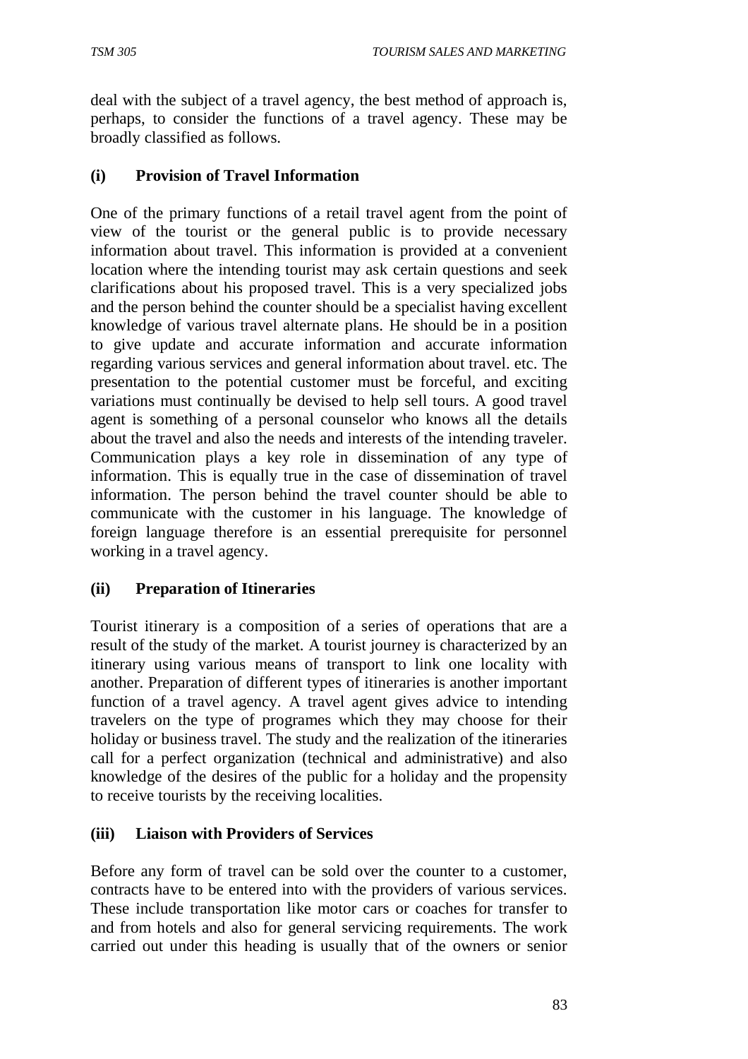deal with the subject of a travel agency, the best method of approach is, perhaps, to consider the functions of a travel agency. These may be broadly classified as follows.

**(i) Provision of Travel Information**

One of the primary functions of a retail travel agent from the point of view of the tourist or the general public is to provide necessary information about travel. This information is provided at a convenient location where the intending tourist may ask certain questions and seek clarifications about his proposed travel. This is a very specialized jobs and the person behind the counter should be a specialist having excellent knowledge of various travel alternate plans. He should be in a position to give update and accurate information and accurate information regarding various services and general information about travel. etc. The presentation to the potential customer must be forceful, and exciting variations must continually be devised to help sell tours. A good travel agent is something of a personal counselor who knows all the details about the travel and also the needs and interests of the intending traveler. Communication plays a key role in dissemination of any type of information. This is equally true in the case of dissemination of travel information. The person behind the travel counter should be able to communicate with the customer in his language. The knowledge of foreign language therefore is an essential prerequisite for personnel working in a travel agency.

**(ii) Preparation of Itineraries**

Tourist itinerary is a composition of a series of operations that are a result of the study of the market. A tourist journey is characterized by an itinerary using various means of transport to link one locality with another. Preparation of different types of itineraries is another important function of a travel agency. A travel agent gives advice to intending travelers on the type of programes which they may choose for their holiday or business travel. The study and the realization of the itineraries call for a perfect organization (technical and administrative) and also knowledge of the desires of the public for a holiday and the propensity to receive tourists by the receiving localities.

**(iii) Liaison with Providers of Services**

Before any form of travel can be sold over the counter to a customer, contracts have to be entered into with the providers of various services. These include transportation like motor cars or coaches for transfer to and from hotels and also for general servicing requirements. The work carried out under this heading is usually that of the owners or senior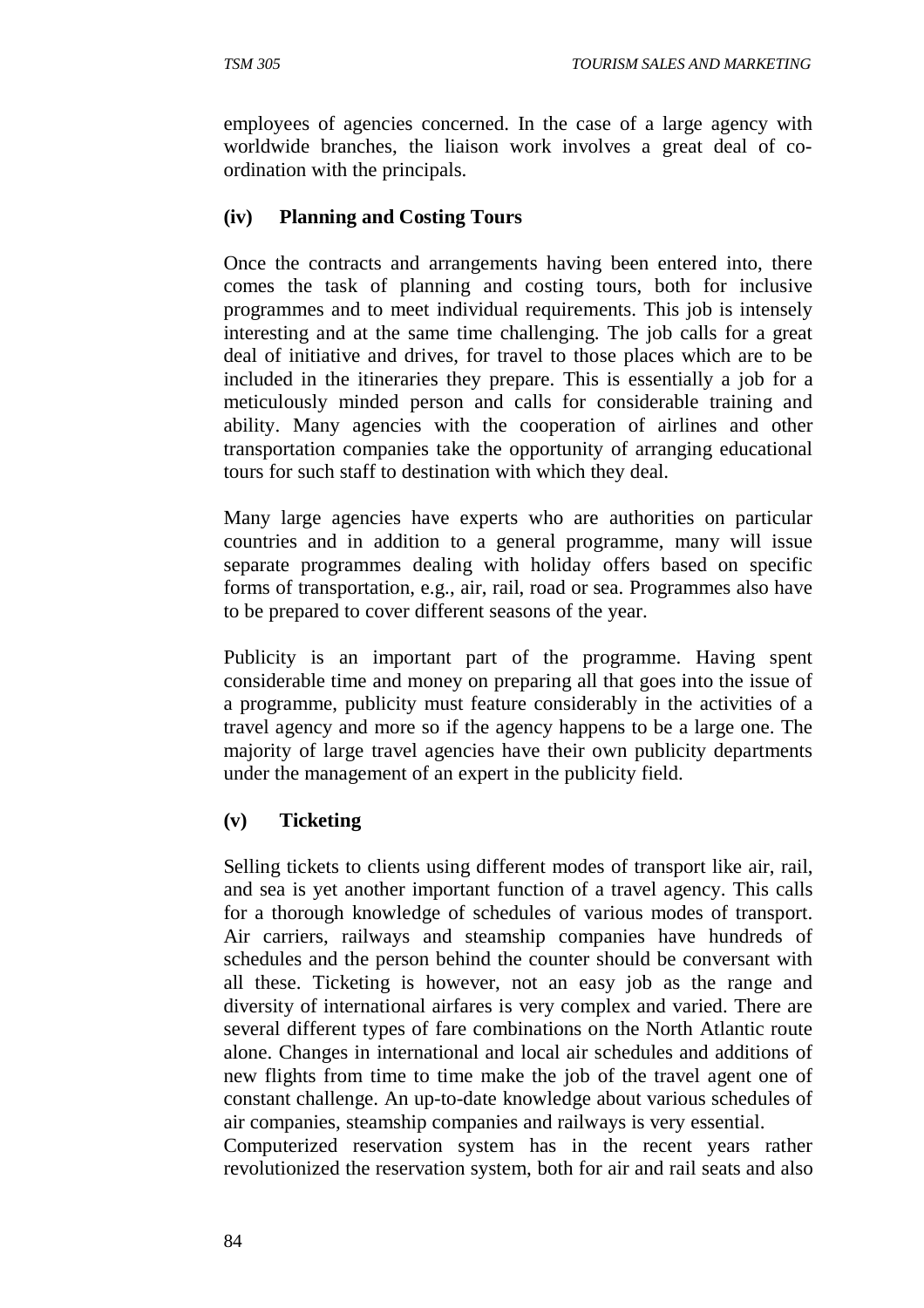employees of agencies concerned. In the case of a large agency with worldwide branches, the liaison work involves a great deal of co-ordination with the principals.

**(iv) Planning and Costing Tours**

Once the contracts and arrangements having been entered into, there comes the task of planning and costing tours, both for inclusive programmes and to meet individual requirements. This job is intensely interesting and at the same time challenging. The job calls for a great deal of initiative and drives, for travel to those places which are to be included in the itineraries they prepare. This is essentially a job for a meticulously minded person and calls for considerable training and ability. Many agencies with the cooperation of airlines and other transportation companies take the opportunity of arranging educational tours for such staff to destination with which they deal.

Many large agencies have experts who are authorities on particular countries and in addition to a general programme, many will issue separate programmes dealing with holiday offers based on specific forms of transportation, e.g., air, rail, road or sea. Programmes also have to be prepared to cover different seasons of the year.

Publicity is an important part of the programme. Having spent considerable time and money on preparing all that goes into the issue of a programme, publicity must feature considerably in the activities of a travel agency and more so if the agency happens to be a large one. The majority of large travel agencies have their own publicity departments under the management of an expert in the publicity field.

**(v) Ticketing**

Selling tickets to clients using different modes of transport like air, rail, and sea is yet another important function of a travel agency. This calls for a thorough knowledge of schedules of various modes of transport. Air carriers, railways and steamship companies have hundreds of schedules and the person behind the counter should be conversant with all these. Ticketing is however, not an easy job as the range and diversity of international airfares is very complex and varied. There are several different types of fare combinations on the North Atlantic route alone. Changes in international and local air schedules and additions of new flights from time to time make the job of the travel agent one of constant challenge. An up-to-date knowledge about various schedules of air companies, steamship companies and railways is very essential.
Computerized reservation system has in the recent years rather revolutionized the reservation system, both for air and rail seats and also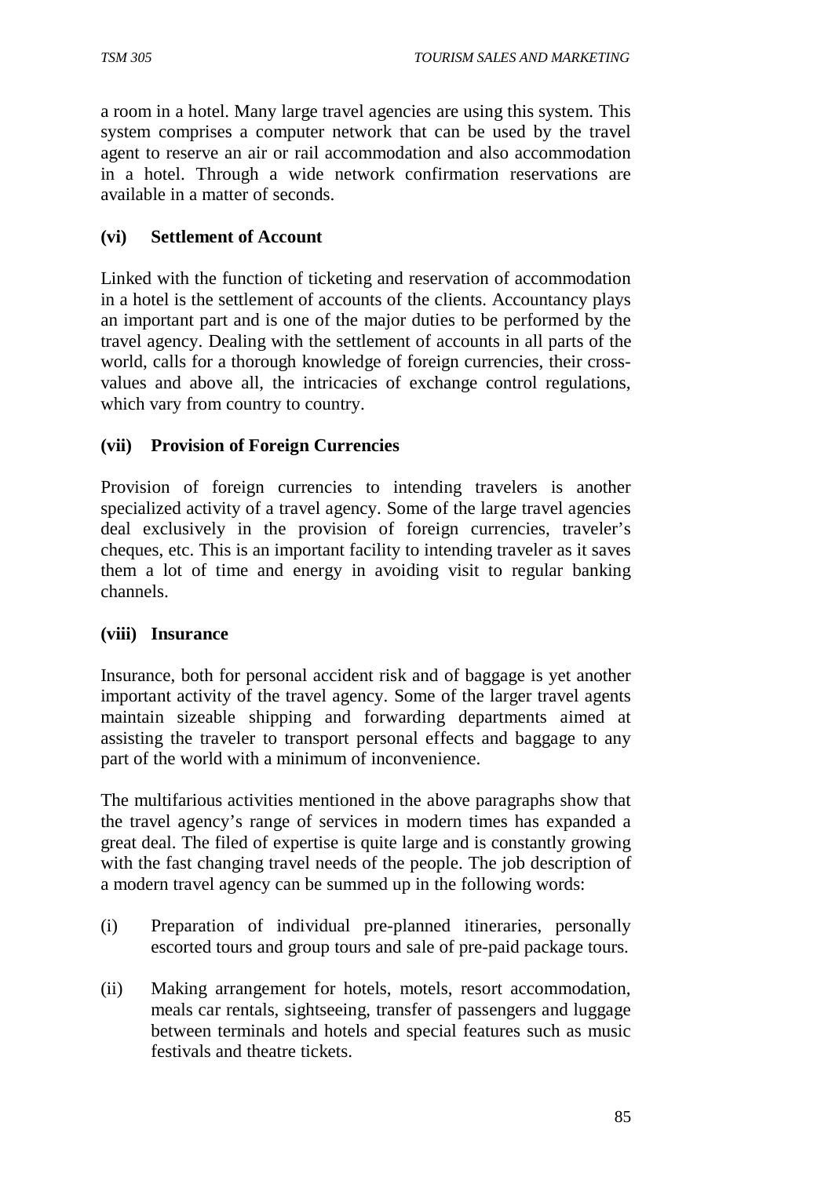a room in a hotel. Many large travel agencies are using this system. This system comprises a computer network that can be used by the travel agent to reserve an air or rail accommodation and also accommodation in a hotel. Through a wide network confirmation reservations are available in a matter of seconds.

**(vi) Settlement of Account**

Linked with the function of ticketing and reservation of accommodation in a hotel is the settlement of accounts of the clients. Accountancy plays an important part and is one of the major duties to be performed by the travel agency. Dealing with the settlement of accounts in all parts of the world, calls for a thorough knowledge of foreign currencies, their cross-values and above all, the intricacies of exchange control regulations, which vary from country to country.

**(vii) Provision of Foreign Currencies**

Provision of foreign currencies to intending travelers is another specialized activity of a travel agency. Some of the large travel agencies deal exclusively in the provision of foreign currencies, traveler's cheques, etc. This is an important facility to intending traveler as it saves them a lot of time and energy in avoiding visit to regular banking channels.

**(viii) Insurance**

Insurance, both for personal accident risk and of baggage is yet another important activity of the travel agency. Some of the larger travel agents maintain sizeable shipping and forwarding departments aimed at assisting the traveler to transport personal effects and baggage to any part of the world with a minimum of inconvenience.

The multifarious activities mentioned in the above paragraphs show that the travel agency's range of services in modern times has expanded a great deal. The filed of expertise is quite large and is constantly growing with the fast changing travel needs of the people. The job description of a modern travel agency can be summed up in the following words:

(i) Preparation of individual pre-planned itineraries, personally escorted tours and group tours and sale of pre-paid package tours.

(ii) Making arrangement for hotels, motels, resort accommodation, meals car rentals, sightseeing, transfer of passengers and luggage between terminals and hotels and special features such as music festivals and theatre tickets.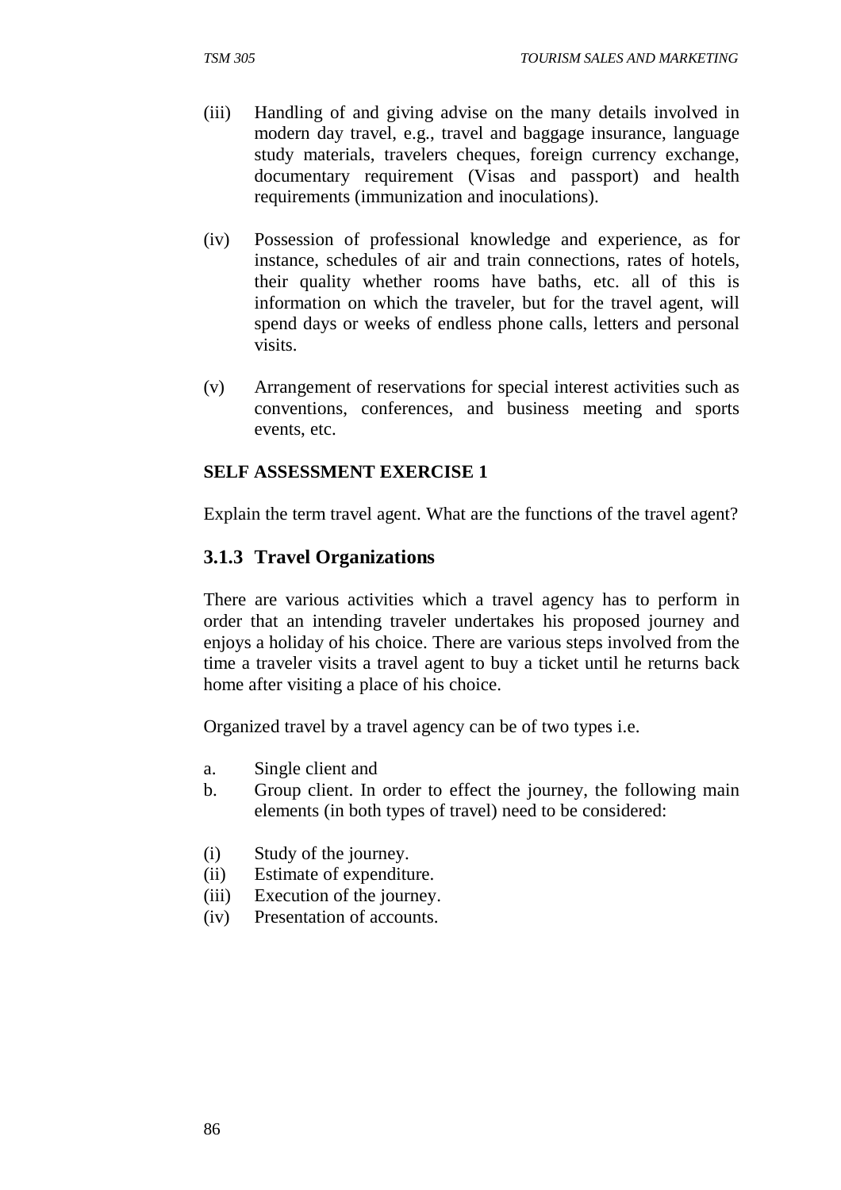(iii) Handling of and giving advise on the many details involved in modern day travel, e.g., travel and baggage insurance, language study materials, travelers cheques, foreign currency exchange, documentary requirement (Visas and passport) and health requirements (immunization and inoculations).

(iv) Possession of professional knowledge and experience, as for instance, schedules of air and train connections, rates of hotels, their quality whether rooms have baths, etc. all of this is information on which the traveler, but for the travel agent, will spend days or weeks of endless phone calls, letters and personal visits.

(v) Arrangement of reservations for special interest activities such as conventions, conferences, and business meeting and sports events, etc.

**SELF ASSESSMENT EXERCISE 1**

Explain the term travel agent. What are the functions of the travel agent?

### 3.1.3 Travel Organizations

There are various activities which a travel agency has to perform in order that an intending traveler undertakes his proposed journey and enjoys a holiday of his choice. There are various steps involved from the time a traveler visits a travel agent to buy a ticket until he returns back home after visiting a place of his choice.

Organized travel by a travel agency can be of two types i.e.

a. Single client and
b. Group client. In order to effect the journey, the following main elements (in both types of travel) need to be considered:

(i) Study of the journey.
(ii) Estimate of expenditure.
(iii) Execution of the journey.
(iv) Presentation of accounts.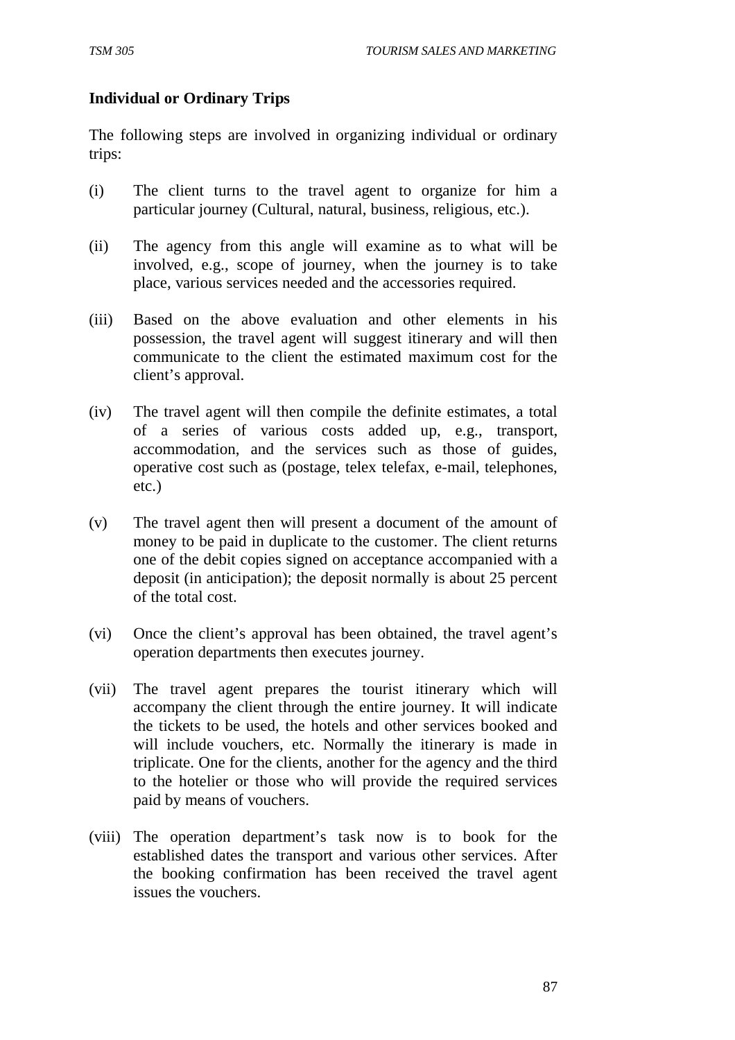**Individual or Ordinary Trips**

The following steps are involved in organizing individual or ordinary trips:

(i) The client turns to the travel agent to organize for him a particular journey (Cultural, natural, business, religious, etc.).

(ii) The agency from this angle will examine as to what will be involved, e.g., scope of journey, when the journey is to take place, various services needed and the accessories required.

(iii) Based on the above evaluation and other elements in his possession, the travel agent will suggest itinerary and will then communicate to the client the estimated maximum cost for the client's approval.

(iv) The travel agent will then compile the definite estimates, a total of a series of various costs added up, e.g., transport, accommodation, and the services such as those of guides, operative cost such as (postage, telex telefax, e-mail, telephones, etc.)

(v) The travel agent then will present a document of the amount of money to be paid in duplicate to the customer. The client returns one of the debit copies signed on acceptance accompanied with a deposit (in anticipation); the deposit normally is about 25 percent of the total cost.

(vi) Once the client's approval has been obtained, the travel agent's operation departments then executes journey.

(vii) The travel agent prepares the tourist itinerary which will accompany the client through the entire journey. It will indicate the tickets to be used, the hotels and other services booked and will include vouchers, etc. Normally the itinerary is made in triplicate. One for the clients, another for the agency and the third to the hotelier or those who will provide the required services paid by means of vouchers.

(viii) The operation department's task now is to book for the established dates the transport and various other services. After the booking confirmation has been received the travel agent issues the vouchers.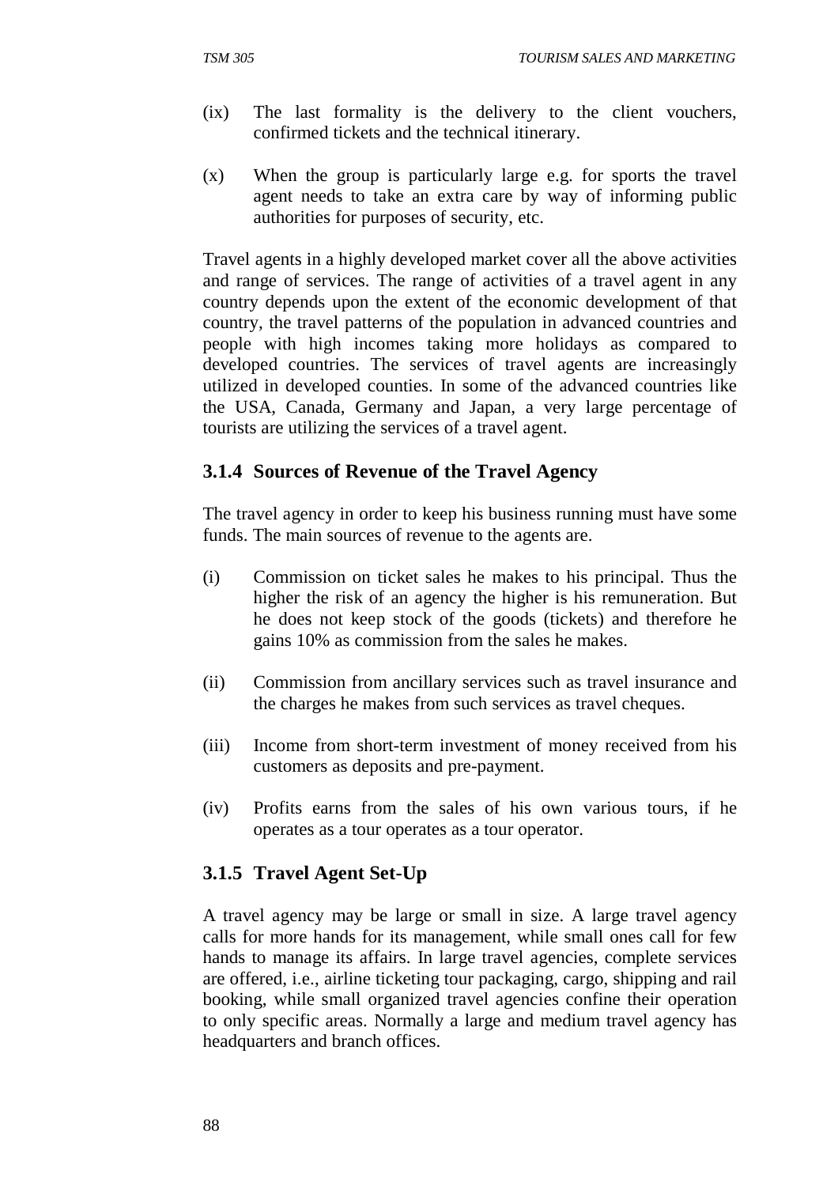(ix) The last formality is the delivery to the client vouchers, confirmed tickets and the technical itinerary.

(x) When the group is particularly large e.g. for sports the travel agent needs to take an extra care by way of informing public authorities for purposes of security, etc.

Travel agents in a highly developed market cover all the above activities and range of services. The range of activities of a travel agent in any country depends upon the extent of the economic development of that country, the travel patterns of the population in advanced countries and people with high incomes taking more holidays as compared to developed countries. The services of travel agents are increasingly utilized in developed counties. In some of the advanced countries like the USA, Canada, Germany and Japan, a very large percentage of tourists are utilizing the services of a travel agent.

### 3.1.4 Sources of Revenue of the Travel Agency

The travel agency in order to keep his business running must have some funds. The main sources of revenue to the agents are.

(i) Commission on ticket sales he makes to his principal. Thus the higher the risk of an agency the higher is his remuneration. But he does not keep stock of the goods (tickets) and therefore he gains 10% as commission from the sales he makes.

(ii) Commission from ancillary services such as travel insurance and the charges he makes from such services as travel cheques.

(iii) Income from short-term investment of money received from his customers as deposits and pre-payment.

(iv) Profits earns from the sales of his own various tours, if he operates as a tour operates as a tour operator.

### 3.1.5 Travel Agent Set-Up

A travel agency may be large or small in size. A large travel agency calls for more hands for its management, while small ones call for few hands to manage its affairs. In large travel agencies, complete services are offered, i.e., airline ticketing tour packaging, cargo, shipping and rail booking, while small organized travel agencies confine their operation to only specific areas. Normally a large and medium travel agency has headquarters and branch offices.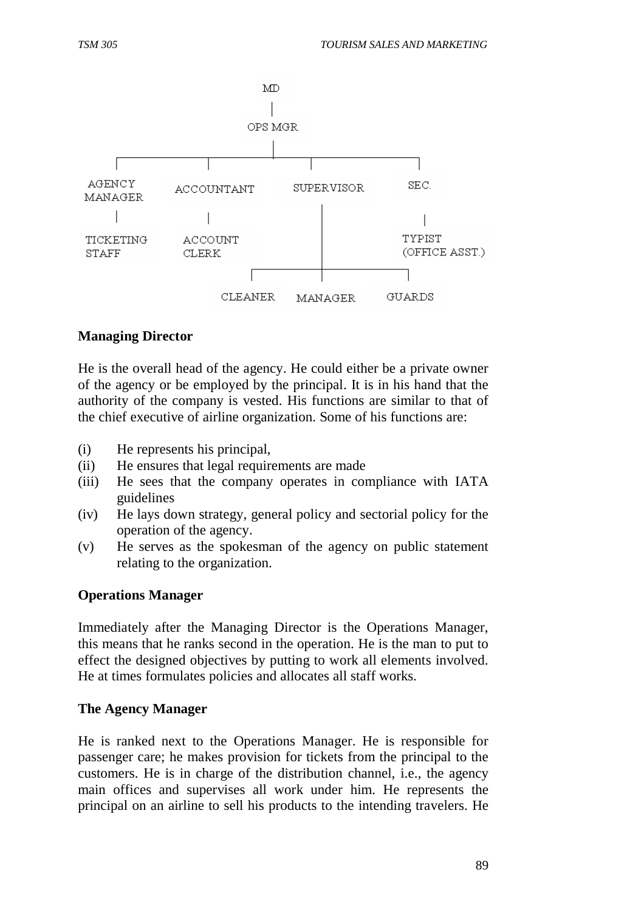```
                         MD
                          |
                       OPS MGR
                          |
   ------------------------------------------------
   |              |              |               |
AGENCY        ACCOUNTANT     SUPERVISOR         SEC.
MANAGER           |              |               |
   |              |              |               |
TICKETING     ACCOUNT            |             TYPIST
STAFF         CLERK              |          (OFFICE ASST.)
                                 |
                   -----------------------------
                   |             |             |
                CLEANER       MANAGER        GUARDS
```

**Managing Director**

He is the overall head of the agency. He could either be a private owner of the agency or be employed by the principal. It is in his hand that the authority of the company is vested. His functions are similar to that of the chief executive of airline organization. Some of his functions are:

(i) He represents his principal,
(ii) He ensures that legal requirements are made
(iii) He sees that the company operates in compliance with IATA guidelines
(iv) He lays down strategy, general policy and sectorial policy for the operation of the agency.
(v) He serves as the spokesman of the agency on public statement relating to the organization.

**Operations Manager**

Immediately after the Managing Director is the Operations Manager, this means that he ranks second in the operation. He is the man to put to effect the designed objectives by putting to work all elements involved. He at times formulates policies and allocates all staff works.

**The Agency Manager**

He is ranked next to the Operations Manager. He is responsible for passenger care; he makes provision for tickets from the principal to the customers. He is in charge of the distribution channel, i.e., the agency main offices and supervises all work under him. He represents the principal on an airline to sell his products to the intending travelers. He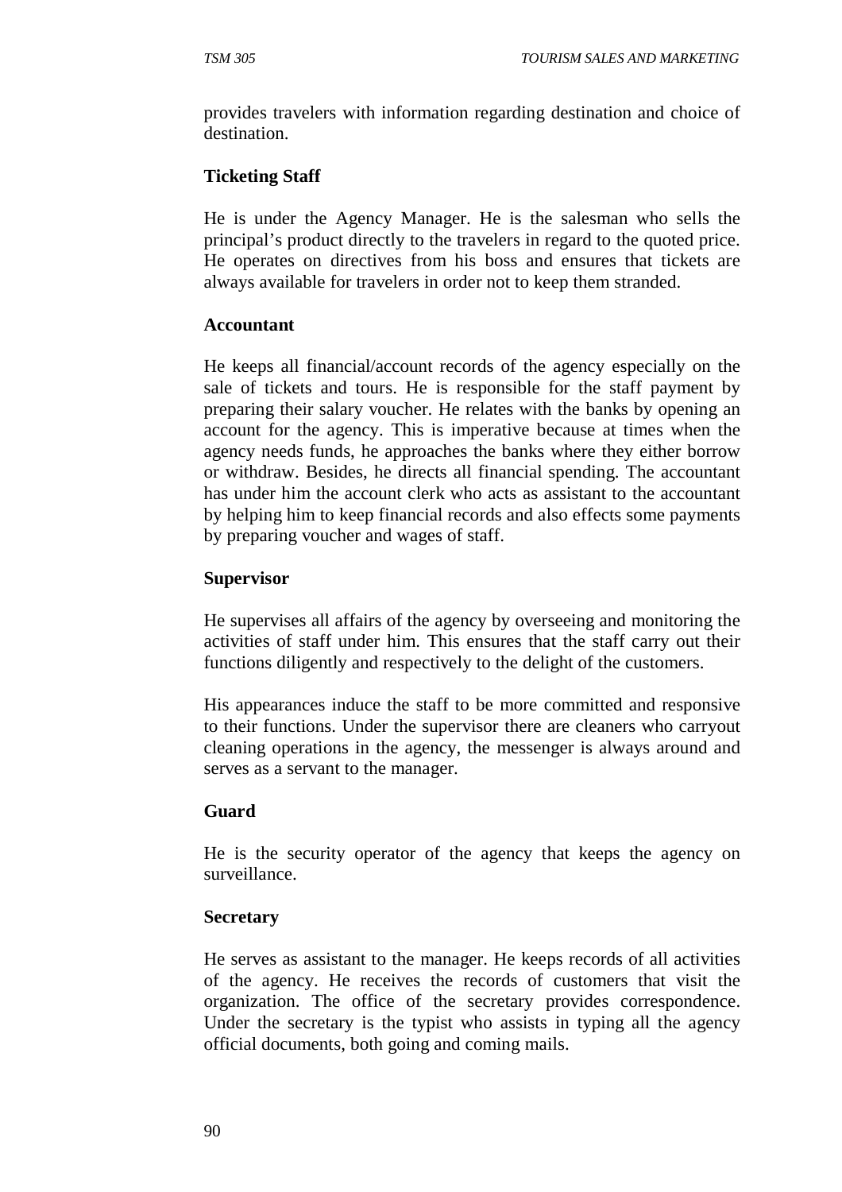provides travelers with information regarding destination and choice of destination.

**Ticketing Staff**

He is under the Agency Manager. He is the salesman who sells the principal's product directly to the travelers in regard to the quoted price. He operates on directives from his boss and ensures that tickets are always available for travelers in order not to keep them stranded.

**Accountant**

He keeps all financial/account records of the agency especially on the sale of tickets and tours. He is responsible for the staff payment by preparing their salary voucher. He relates with the banks by opening an account for the agency. This is imperative because at times when the agency needs funds, he approaches the banks where they either borrow or withdraw. Besides, he directs all financial spending. The accountant has under him the account clerk who acts as assistant to the accountant by helping him to keep financial records and also effects some payments by preparing voucher and wages of staff.

**Supervisor**

He supervises all affairs of the agency by overseeing and monitoring the activities of staff under him. This ensures that the staff carry out their functions diligently and respectively to the delight of the customers.

His appearances induce the staff to be more committed and responsive to their functions. Under the supervisor there are cleaners who carryout cleaning operations in the agency, the messenger is always around and serves as a servant to the manager.

**Guard**

He is the security operator of the agency that keeps the agency on surveillance.

**Secretary**

He serves as assistant to the manager. He keeps records of all activities of the agency. He receives the records of customers that visit the organization. The office of the secretary provides correspondence. Under the secretary is the typist who assists in typing all the agency official documents, both going and coming mails.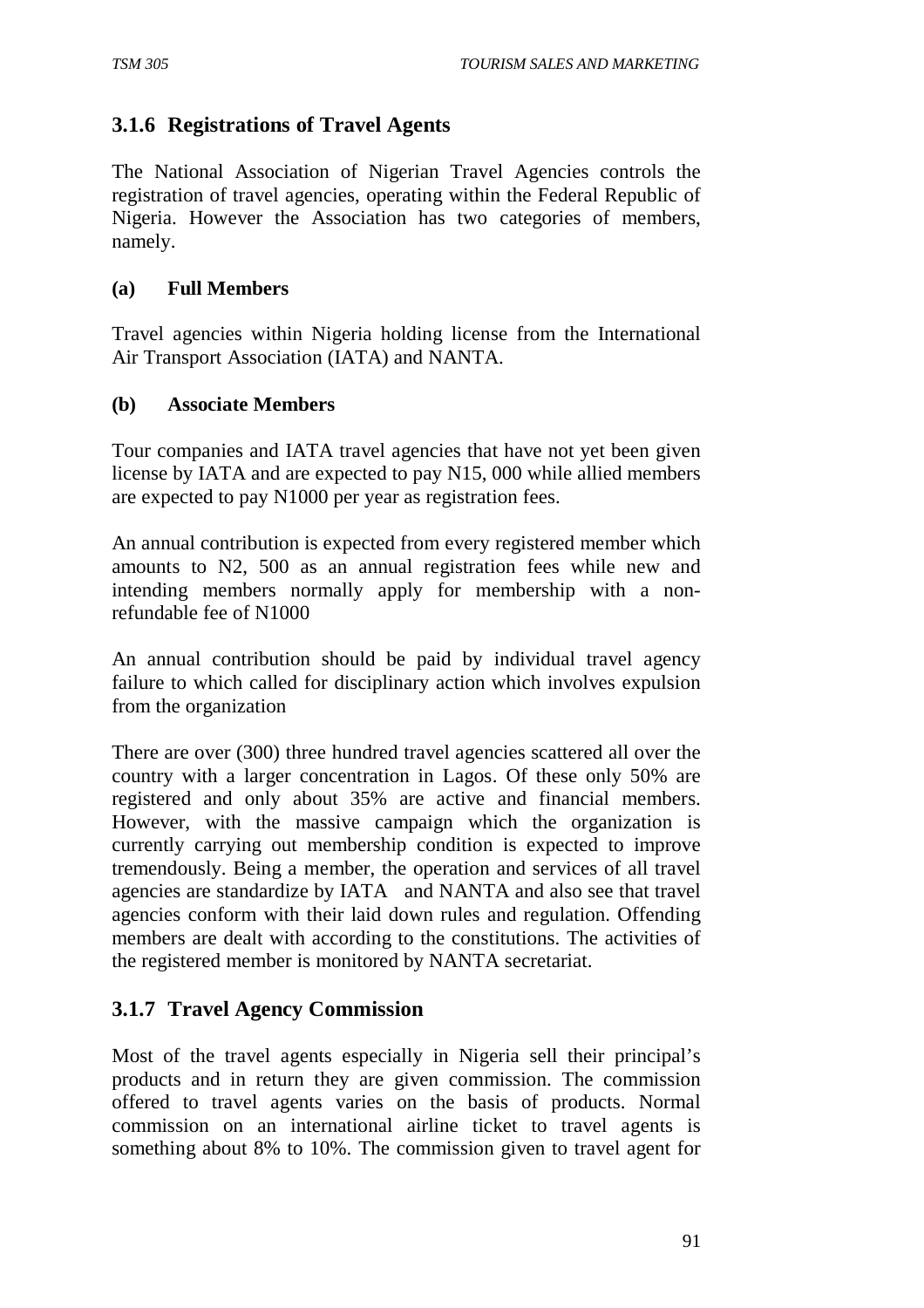### 3.1.6 Registrations of Travel Agents

The National Association of Nigerian Travel Agencies controls the registration of travel agencies, operating within the Federal Republic of Nigeria. However the Association has two categories of members, namely.

**(a) Full Members**

Travel agencies within Nigeria holding license from the International Air Transport Association (IATA) and NANTA.

**(b) Associate Members**

Tour companies and IATA travel agencies that have not yet been given license by IATA and are expected to pay N15, 000 while allied members are expected to pay N1000 per year as registration fees.

An annual contribution is expected from every registered member which amounts to N2, 500 as an annual registration fees while new and intending members normally apply for membership with a non-refundable fee of N1000

An annual contribution should be paid by individual travel agency failure to which called for disciplinary action which involves expulsion from the organization

There are over (300) three hundred travel agencies scattered all over the country with a larger concentration in Lagos. Of these only 50% are registered and only about 35% are active and financial members. However, with the massive campaign which the organization is currently carrying out membership condition is expected to improve tremendously. Being a member, the operation and services of all travel agencies are standardize by IATA and NANTA and also see that travel agencies conform with their laid down rules and regulation. Offending members are dealt with according to the constitutions. The activities of the registered member is monitored by NANTA secretariat.

### 3.1.7 Travel Agency Commission

Most of the travel agents especially in Nigeria sell their principal's products and in return they are given commission. The commission offered to travel agents varies on the basis of products. Normal commission on an international airline ticket to travel agents is something about 8% to 10%. The commission given to travel agent for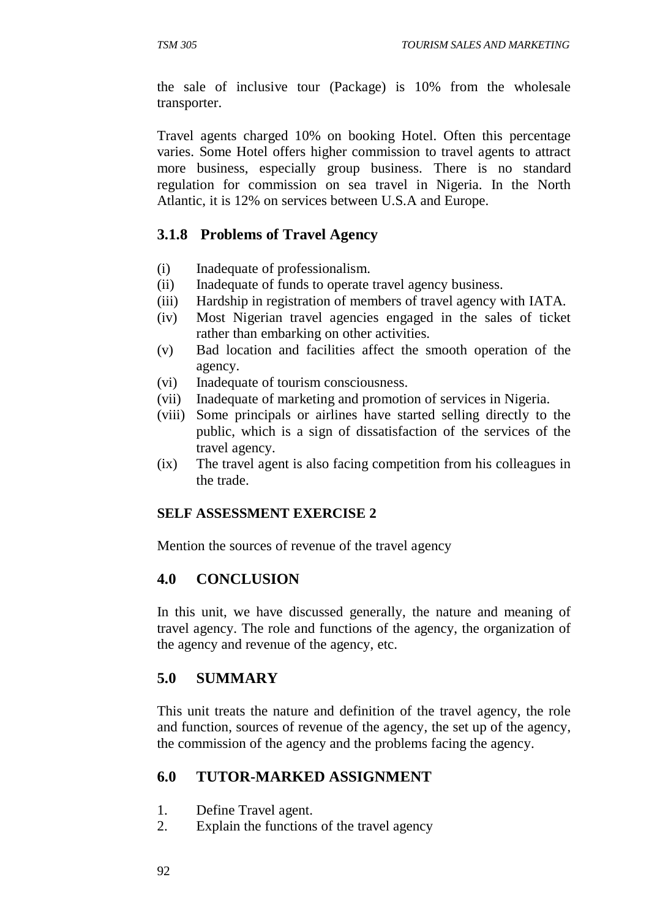the sale of inclusive tour (Package) is 10% from the wholesale transporter.

Travel agents charged 10% on booking Hotel. Often this percentage varies. Some Hotel offers higher commission to travel agents to attract more business, especially group business. There is no standard regulation for commission on sea travel in Nigeria. In the North Atlantic, it is 12% on services between U.S.A and Europe.

### 3.1.8 Problems of Travel Agency

(i) Inadequate of professionalism.
(ii) Inadequate of funds to operate travel agency business.
(iii) Hardship in registration of members of travel agency with IATA.
(iv) Most Nigerian travel agencies engaged in the sales of ticket rather than embarking on other activities.
(v) Bad location and facilities affect the smooth operation of the agency.
(vi) Inadequate of tourism consciousness.
(vii) Inadequate of marketing and promotion of services in Nigeria.
(viii) Some principals or airlines have started selling directly to the public, which is a sign of dissatisfaction of the services of the travel agency.
(ix) The travel agent is also facing competition from his colleagues in the trade.

**SELF ASSESSMENT EXERCISE 2**

Mention the sources of revenue of the travel agency

## 4.0 CONCLUSION

In this unit, we have discussed generally, the nature and meaning of travel agency. The role and functions of the agency, the organization of the agency and revenue of the agency, etc.

## 5.0 SUMMARY

This unit treats the nature and definition of the travel agency, the role and function, sources of revenue of the agency, the set up of the agency, the commission of the agency and the problems facing the agency.

## 6.0 TUTOR-MARKED ASSIGNMENT

1. Define Travel agent.
2. Explain the functions of the travel agency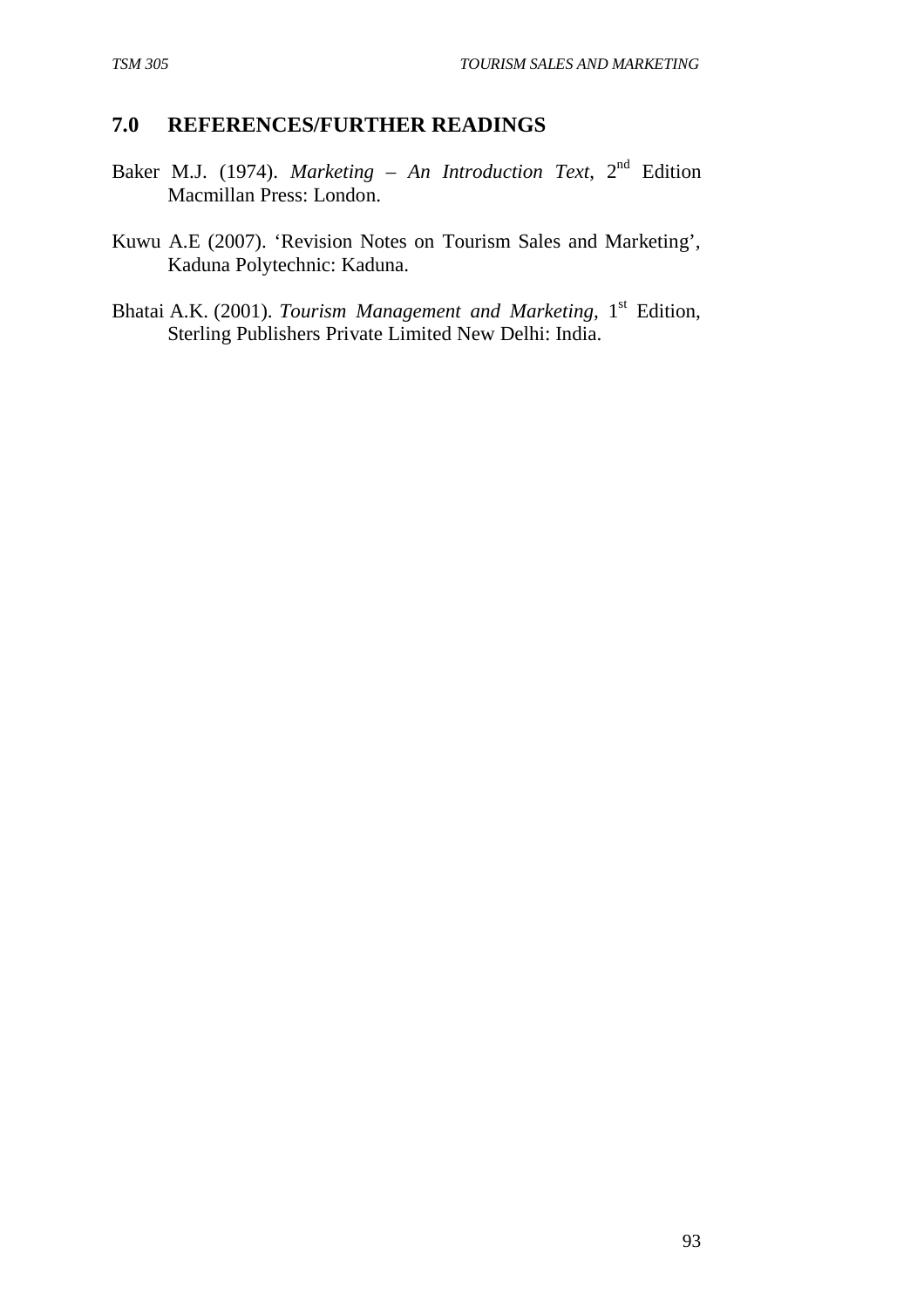## 7.0 REFERENCES/FURTHER READINGS

Baker M.J. (1974). *Marketing – An Introduction Text*, 2nd Edition Macmillan Press: London.

Kuwu A.E (2007). 'Revision Notes on Tourism Sales and Marketing', Kaduna Polytechnic: Kaduna.

Bhatai A.K. (2001). *Tourism Management and Marketing*, 1st Edition, Sterling Publishers Private Limited New Delhi: India.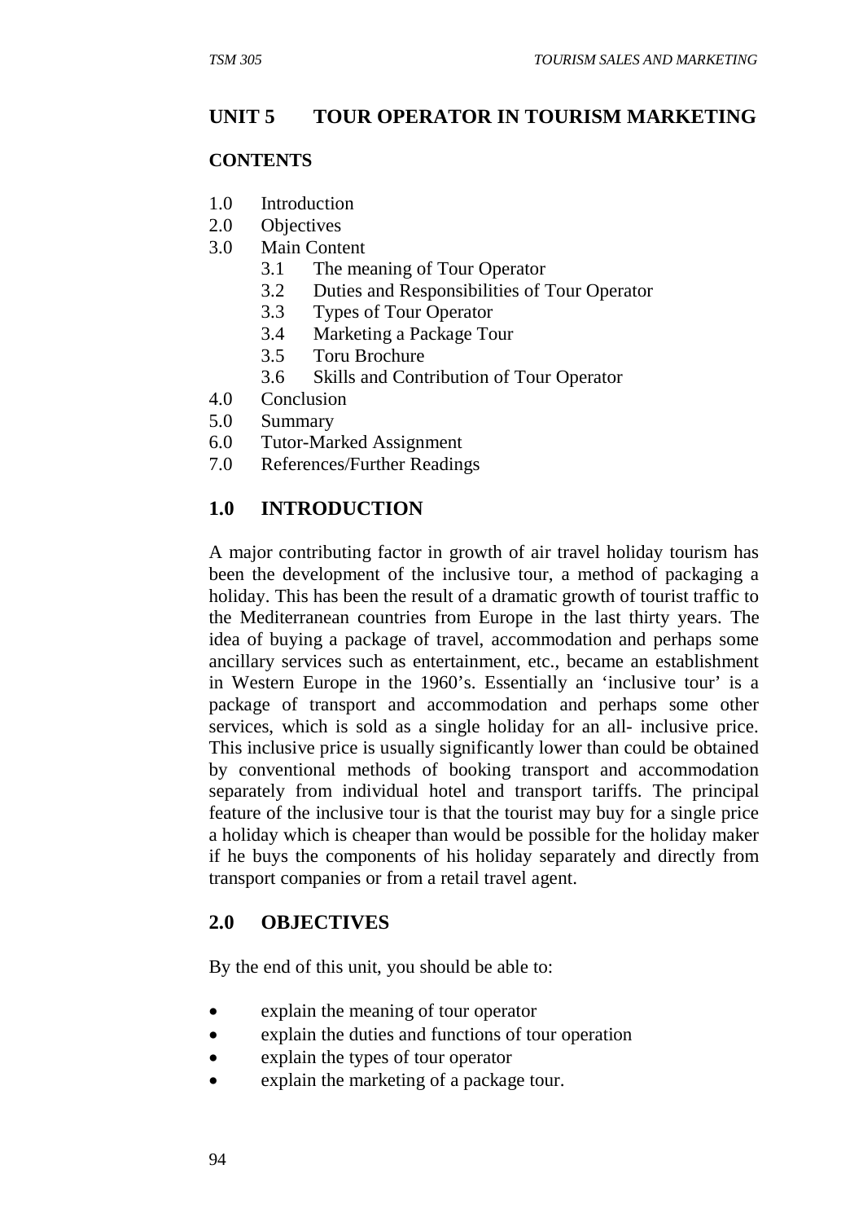## UNIT 5 TOUR OPERATOR IN TOURISM MARKETING

**CONTENTS**

1.0 Introduction
2.0 Objectives
3.0 Main Content
  3.1 The meaning of Tour Operator
  3.2 Duties and Responsibilities of Tour Operator
  3.3 Types of Tour Operator
  3.4 Marketing a Package Tour
  3.5 Toru Brochure
  3.6 Skills and Contribution of Tour Operator
4.0 Conclusion
5.0 Summary
6.0 Tutor-Marked Assignment
7.0 References/Further Readings

## 1.0 INTRODUCTION

A major contributing factor in growth of air travel holiday tourism has been the development of the inclusive tour, a method of packaging a holiday. This has been the result of a dramatic growth of tourist traffic to the Mediterranean countries from Europe in the last thirty years. The idea of buying a package of travel, accommodation and perhaps some ancillary services such as entertainment, etc., became an establishment in Western Europe in the 1960's. Essentially an 'inclusive tour' is a package of transport and accommodation and perhaps some other services, which is sold as a single holiday for an all- inclusive price. This inclusive price is usually significantly lower than could be obtained by conventional methods of booking transport and accommodation separately from individual hotel and transport tariffs. The principal feature of the inclusive tour is that the tourist may buy for a single price a holiday which is cheaper than would be possible for the holiday maker if he buys the components of his holiday separately and directly from transport companies or from a retail travel agent.

## 2.0 OBJECTIVES

By the end of this unit, you should be able to:

- explain the meaning of tour operator
- explain the duties and functions of tour operation
- explain the types of tour operator
- explain the marketing of a package tour.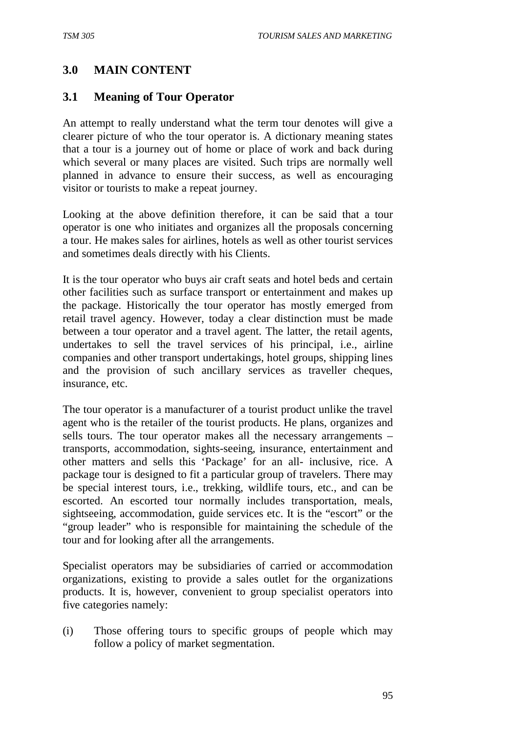## 3.0 MAIN CONTENT

### 3.1 Meaning of Tour Operator

An attempt to really understand what the term tour denotes will give a clearer picture of who the tour operator is. A dictionary meaning states that a tour is a journey out of home or place of work and back during which several or many places are visited. Such trips are normally well planned in advance to ensure their success, as well as encouraging visitor or tourists to make a repeat journey.

Looking at the above definition therefore, it can be said that a tour operator is one who initiates and organizes all the proposals concerning a tour. He makes sales for airlines, hotels as well as other tourist services and sometimes deals directly with his Clients.

It is the tour operator who buys air craft seats and hotel beds and certain other facilities such as surface transport or entertainment and makes up the package. Historically the tour operator has mostly emerged from retail travel agency. However, today a clear distinction must be made between a tour operator and a travel agent. The latter, the retail agents, undertakes to sell the travel services of his principal, i.e., airline companies and other transport undertakings, hotel groups, shipping lines and the provision of such ancillary services as traveller cheques, insurance, etc.

The tour operator is a manufacturer of a tourist product unlike the travel agent who is the retailer of the tourist products. He plans, organizes and sells tours. The tour operator makes all the necessary arrangements – transports, accommodation, sights-seeing, insurance, entertainment and other matters and sells this 'Package' for an all- inclusive, rice. A package tour is designed to fit a particular group of travelers. There may be special interest tours, i.e., trekking, wildlife tours, etc., and can be escorted. An escorted tour normally includes transportation, meals, sightseeing, accommodation, guide services etc. It is the "escort" or the "group leader" who is responsible for maintaining the schedule of the tour and for looking after all the arrangements.

Specialist operators may be subsidiaries of carried or accommodation organizations, existing to provide a sales outlet for the organizations products. It is, however, convenient to group specialist operators into five categories namely:

(i) Those offering tours to specific groups of people which may follow a policy of market segmentation.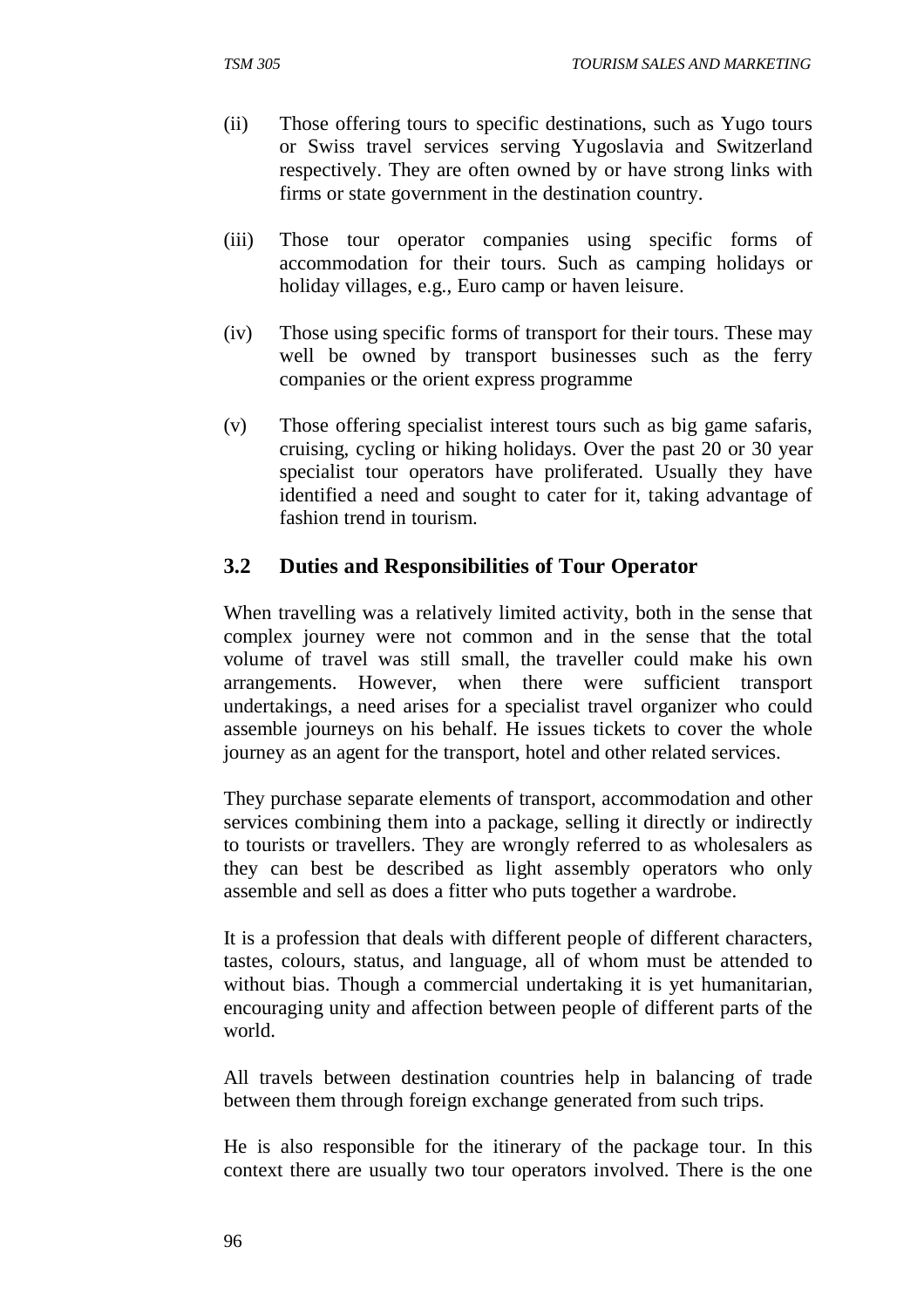(ii) Those offering tours to specific destinations, such as Yugo tours or Swiss travel services serving Yugoslavia and Switzerland respectively. They are often owned by or have strong links with firms or state government in the destination country.

(iii) Those tour operator companies using specific forms of accommodation for their tours. Such as camping holidays or holiday villages, e.g., Euro camp or haven leisure.

(iv) Those using specific forms of transport for their tours. These may well be owned by transport businesses such as the ferry companies or the orient express programme

(v) Those offering specialist interest tours such as big game safaris, cruising, cycling or hiking holidays. Over the past 20 or 30 year specialist tour operators have proliferated. Usually they have identified a need and sought to cater for it, taking advantage of fashion trend in tourism.

## 3.2 Duties and Responsibilities of Tour Operator

When travelling was a relatively limited activity, both in the sense that complex journey were not common and in the sense that the total volume of travel was still small, the traveller could make his own arrangements. However, when there were sufficient transport undertakings, a need arises for a specialist travel organizer who could assemble journeys on his behalf. He issues tickets to cover the whole journey as an agent for the transport, hotel and other related services.

They purchase separate elements of transport, accommodation and other services combining them into a package, selling it directly or indirectly to tourists or travellers. They are wrongly referred to as wholesalers as they can best be described as light assembly operators who only assemble and sell as does a fitter who puts together a wardrobe.

It is a profession that deals with different people of different characters, tastes, colours, status, and language, all of whom must be attended to without bias. Though a commercial undertaking it is yet humanitarian, encouraging unity and affection between people of different parts of the world.

All travels between destination countries help in balancing of trade between them through foreign exchange generated from such trips.

He is also responsible for the itinerary of the package tour. In this context there are usually two tour operators involved. There is the one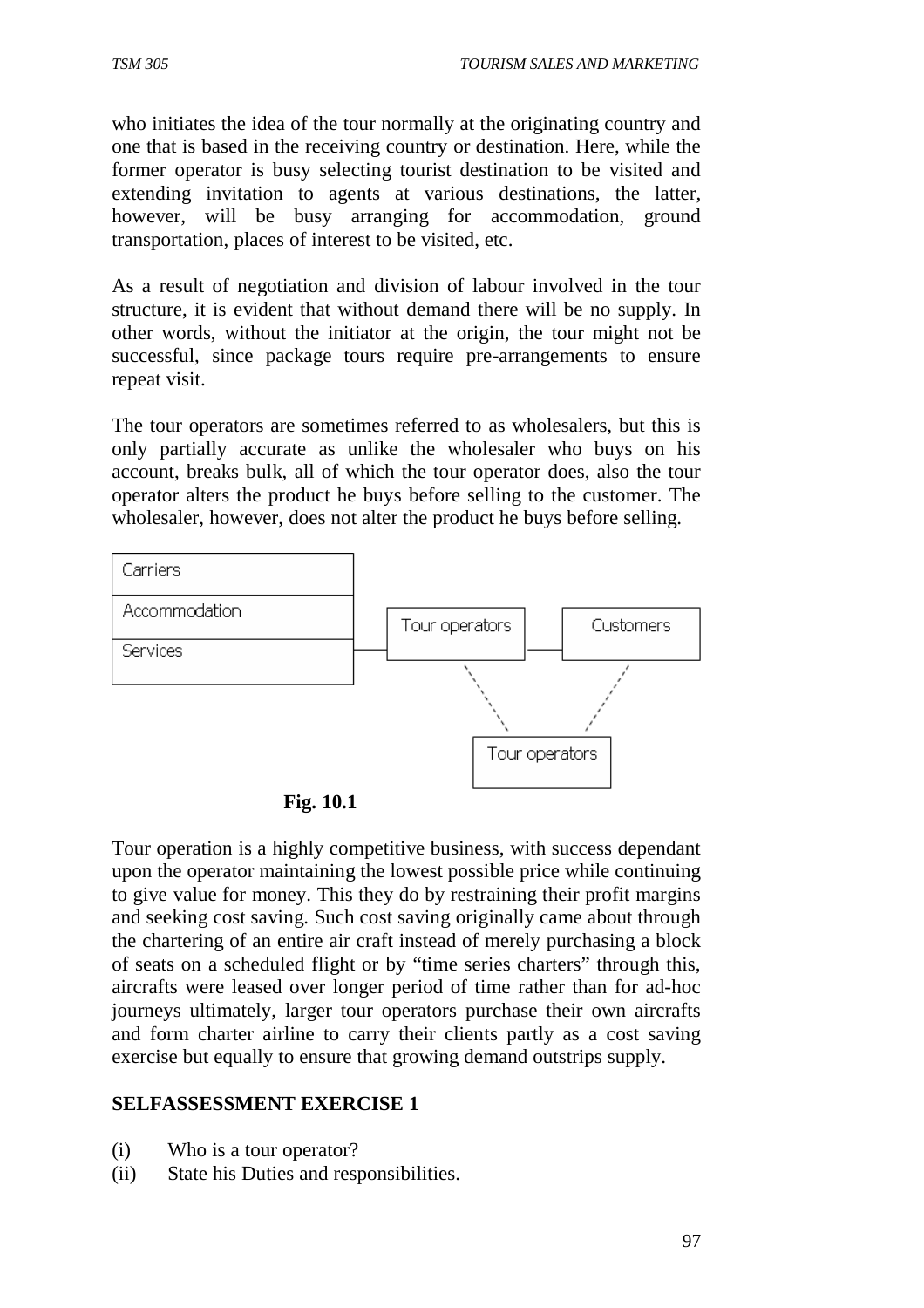who initiates the idea of the tour normally at the originating country and one that is based in the receiving country or destination. Here, while the former operator is busy selecting tourist destination to be visited and extending invitation to agents at various destinations, the latter, however, will be busy arranging for accommodation, ground transportation, places of interest to be visited, etc.

As a result of negotiation and division of labour involved in the tour structure, it is evident that without demand there will be no supply. In other words, without the initiator at the origin, the tour might not be successful, since package tours require pre-arrangements to ensure repeat visit.

The tour operators are sometimes referred to as wholesalers, but this is only partially accurate as unlike the wholesaler who buys on his account, breaks bulk, all of which the tour operator does, also the tour operator alters the product he buys before selling to the customer. The wholesaler, however, does not alter the product he buys before selling.

Carriers

Accommodation

Services

Tour operators

Customers

Tour operators

**Fig. 10.1**

Tour operation is a highly competitive business, with success dependant upon the operator maintaining the lowest possible price while continuing to give value for money. This they do by restraining their profit margins and seeking cost saving. Such cost saving originally came about through the chartering of an entire air craft instead of merely purchasing a block of seats on a scheduled flight or by "time series charters" through this, aircrafts were leased over longer period of time rather than for ad-hoc journeys ultimately, larger tour operators purchase their own aircrafts and form charter airline to carry their clients partly as a cost saving exercise but equally to ensure that growing demand outstrips supply.

**SELFASSESSMENT EXERCISE 1**

(i) Who is a tour operator?
(ii) State his Duties and responsibilities.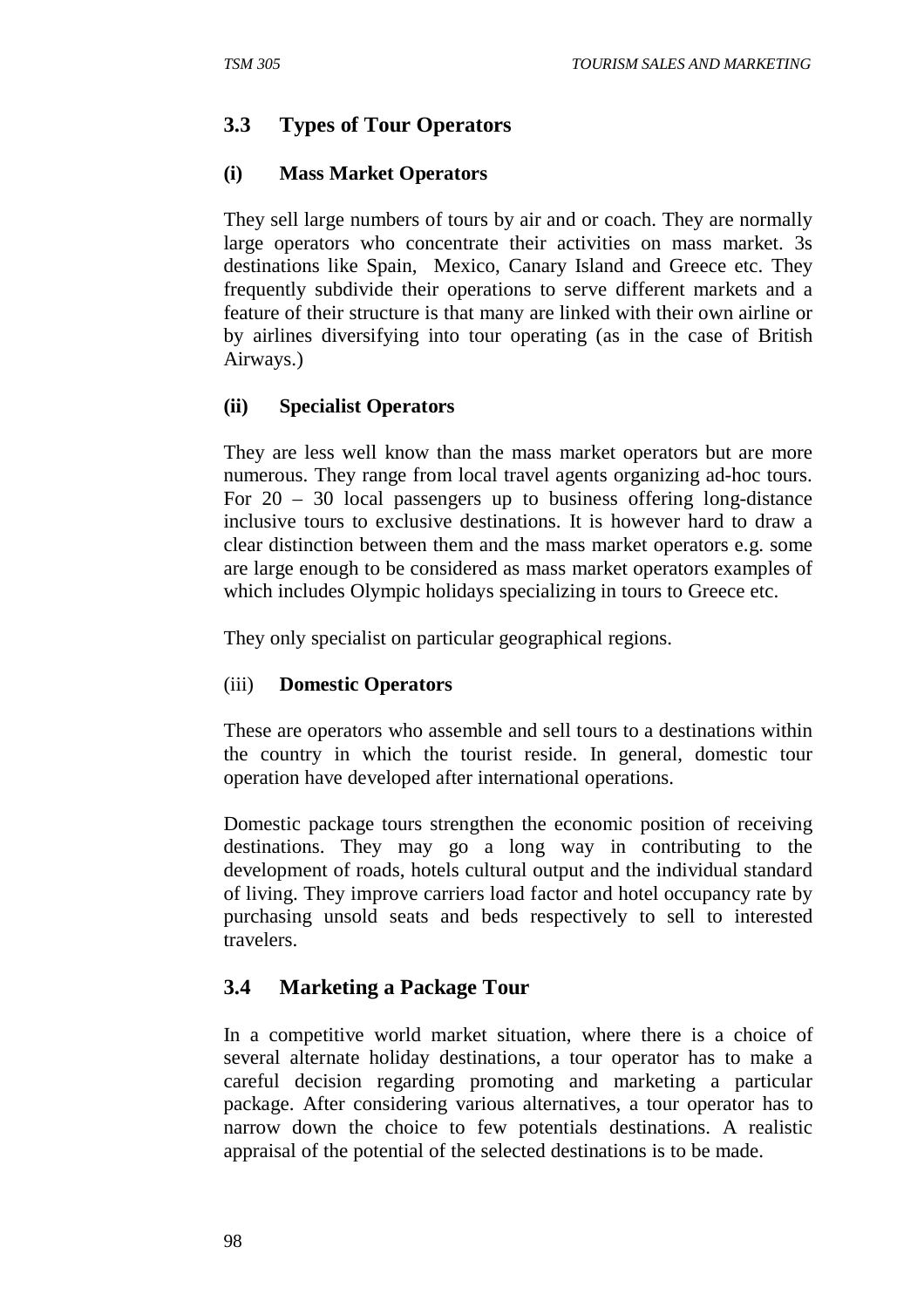## 3.3 Types of Tour Operators

### (i) Mass Market Operators

They sell large numbers of tours by air and or coach. They are normally large operators who concentrate their activities on mass market. 3s destinations like Spain, Mexico, Canary Island and Greece etc. They frequently subdivide their operations to serve different markets and a feature of their structure is that many are linked with their own airline or by airlines diversifying into tour operating (as in the case of British Airways.)

### (ii) Specialist Operators

They are less well know than the mass market operators but are more numerous. They range from local travel agents organizing ad-hoc tours. For 20 – 30 local passengers up to business offering long-distance inclusive tours to exclusive destinations. It is however hard to draw a clear distinction between them and the mass market operators e.g. some are large enough to be considered as mass market operators examples of which includes Olympic holidays specializing in tours to Greece etc.

They only specialist on particular geographical regions.

### (iii) Domestic Operators

These are operators who assemble and sell tours to a destinations within the country in which the tourist reside. In general, domestic tour operation have developed after international operations.

Domestic package tours strengthen the economic position of receiving destinations. They may go a long way in contributing to the development of roads, hotels cultural output and the individual standard of living. They improve carriers load factor and hotel occupancy rate by purchasing unsold seats and beds respectively to sell to interested travelers.

## 3.4 Marketing a Package Tour

In a competitive world market situation, where there is a choice of several alternate holiday destinations, a tour operator has to make a careful decision regarding promoting and marketing a particular package. After considering various alternatives, a tour operator has to narrow down the choice to few potentials destinations. A realistic appraisal of the potential of the selected destinations is to be made.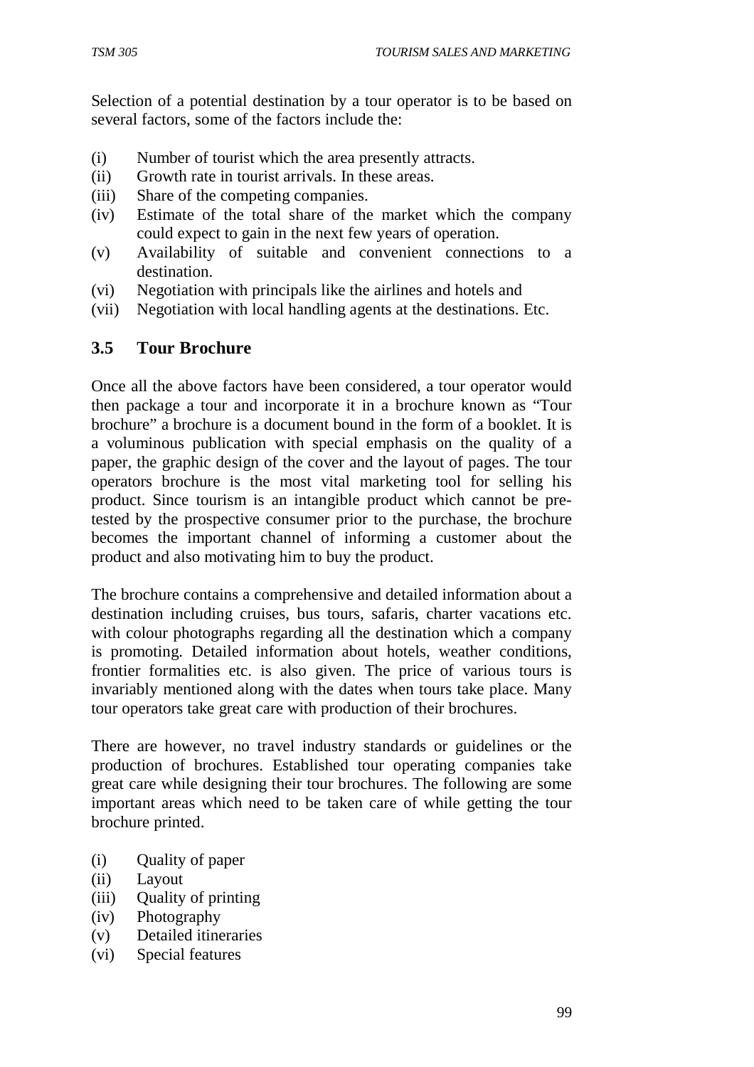Selection of a potential destination by a tour operator is to be based on several factors, some of the factors include the:

(i) Number of tourist which the area presently attracts.
(ii) Growth rate in tourist arrivals. In these areas.
(iii) Share of the competing companies.
(iv) Estimate of the total share of the market which the company could expect to gain in the next few years of operation.
(v) Availability of suitable and convenient connections to a destination.
(vi) Negotiation with principals like the airlines and hotels and
(vii) Negotiation with local handling agents at the destinations. Etc.

## 3.5 Tour Brochure

Once all the above factors have been considered, a tour operator would then package a tour and incorporate it in a brochure known as "Tour brochure" a brochure is a document bound in the form of a booklet. It is a voluminous publication with special emphasis on the quality of a paper, the graphic design of the cover and the layout of pages. The tour operators brochure is the most vital marketing tool for selling his product. Since tourism is an intangible product which cannot be pre-tested by the prospective consumer prior to the purchase, the brochure becomes the important channel of informing a customer about the product and also motivating him to buy the product.

The brochure contains a comprehensive and detailed information about a destination including cruises, bus tours, safaris, charter vacations etc. with colour photographs regarding all the destination which a company is promoting. Detailed information about hotels, weather conditions, frontier formalities etc. is also given. The price of various tours is invariably mentioned along with the dates when tours take place. Many tour operators take great care with production of their brochures.

There are however, no travel industry standards or guidelines or the production of brochures. Established tour operating companies take great care while designing their tour brochures. The following are some important areas which need to be taken care of while getting the tour brochure printed.

(i) Quality of paper
(ii) Layout
(iii) Quality of printing
(iv) Photography
(v) Detailed itineraries
(vi) Special features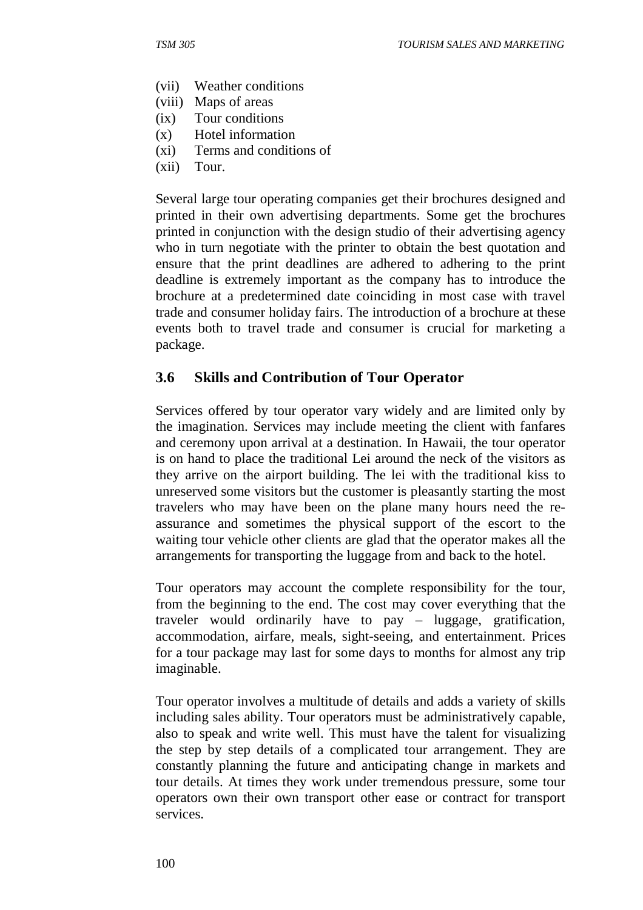(vii) Weather conditions
(viii) Maps of areas
(ix) Tour conditions
(x) Hotel information
(xi) Terms and conditions of
(xii) Tour.

Several large tour operating companies get their brochures designed and printed in their own advertising departments. Some get the brochures printed in conjunction with the design studio of their advertising agency who in turn negotiate with the printer to obtain the best quotation and ensure that the print deadlines are adhered to adhering to the print deadline is extremely important as the company has to introduce the brochure at a predetermined date coinciding in most case with travel trade and consumer holiday fairs. The introduction of a brochure at these events both to travel trade and consumer is crucial for marketing a package.

## 3.6 Skills and Contribution of Tour Operator

Services offered by tour operator vary widely and are limited only by the imagination. Services may include meeting the client with fanfares and ceremony upon arrival at a destination. In Hawaii, the tour operator is on hand to place the traditional Lei around the neck of the visitors as they arrive on the airport building. The lei with the traditional kiss to unreserved some visitors but the customer is pleasantly starting the most travelers who may have been on the plane many hours need the re-assurance and sometimes the physical support of the escort to the waiting tour vehicle other clients are glad that the operator makes all the arrangements for transporting the luggage from and back to the hotel.

Tour operators may account the complete responsibility for the tour, from the beginning to the end. The cost may cover everything that the traveler would ordinarily have to pay – luggage, gratification, accommodation, airfare, meals, sight-seeing, and entertainment. Prices for a tour package may last for some days to months for almost any trip imaginable.

Tour operator involves a multitude of details and adds a variety of skills including sales ability. Tour operators must be administratively capable, also to speak and write well. This must have the talent for visualizing the step by step details of a complicated tour arrangement. They are constantly planning the future and anticipating change in markets and tour details. At times they work under tremendous pressure, some tour operators own their own transport other ease or contract for transport services.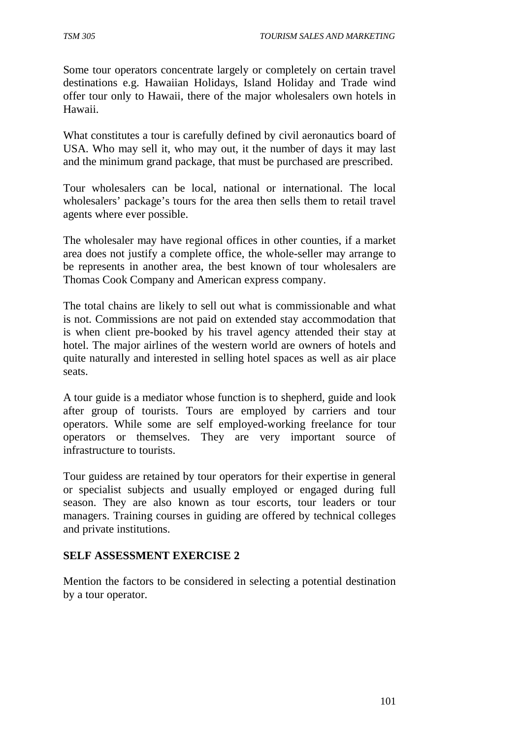Some tour operators concentrate largely or completely on certain travel destinations e.g. Hawaiian Holidays, Island Holiday and Trade wind offer tour only to Hawaii, there of the major wholesalers own hotels in Hawaii.

What constitutes a tour is carefully defined by civil aeronautics board of USA. Who may sell it, who may out, it the number of days it may last and the minimum grand package, that must be purchased are prescribed.

Tour wholesalers can be local, national or international. The local wholesalers' package's tours for the area then sells them to retail travel agents where ever possible.

The wholesaler may have regional offices in other counties, if a market area does not justify a complete office, the whole-seller may arrange to be represents in another area, the best known of tour wholesalers are Thomas Cook Company and American express company.

The total chains are likely to sell out what is commissionable and what is not. Commissions are not paid on extended stay accommodation that is when client pre-booked by his travel agency attended their stay at hotel. The major airlines of the western world are owners of hotels and quite naturally and interested in selling hotel spaces as well as air place seats.

A tour guide is a mediator whose function is to shepherd, guide and look after group of tourists. Tours are employed by carriers and tour operators. While some are self employed-working freelance for tour operators or themselves. They are very important source of infrastructure to tourists.

Tour guidess are retained by tour operators for their expertise in general or specialist subjects and usually employed or engaged during full season. They are also known as tour escorts, tour leaders or tour managers. Training courses in guiding are offered by technical colleges and private institutions.

## SELF ASSESSMENT EXERCISE 2

Mention the factors to be considered in selecting a potential destination by a tour operator.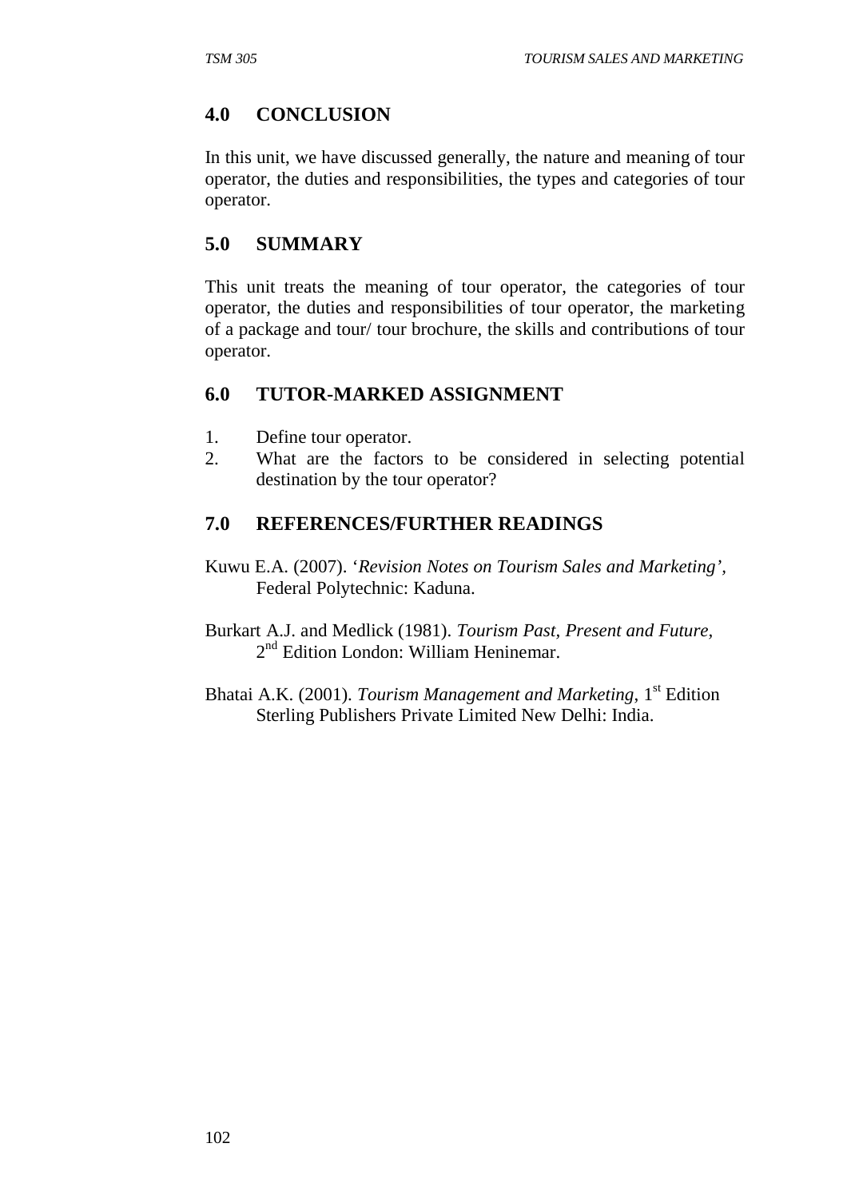## 4.0 CONCLUSION

In this unit, we have discussed generally, the nature and meaning of tour operator, the duties and responsibilities, the types and categories of tour operator.

## 5.0 SUMMARY

This unit treats the meaning of tour operator, the categories of tour operator, the duties and responsibilities of tour operator, the marketing of a package and tour/ tour brochure, the skills and contributions of tour operator.

## 6.0 TUTOR-MARKED ASSIGNMENT

1. Define tour operator.
2. What are the factors to be considered in selecting potential destination by the tour operator?

## 7.0 REFERENCES/FURTHER READINGS

Kuwu E.A. (2007). '*Revision Notes on Tourism Sales and Marketing*', Federal Polytechnic: Kaduna.

Burkart A.J. and Medlick (1981). *Tourism Past, Present and Future*, 2nd Edition London: William Heninemar.

Bhatai A.K. (2001). *Tourism Management and Marketing*, 1st Edition Sterling Publishers Private Limited New Delhi: India.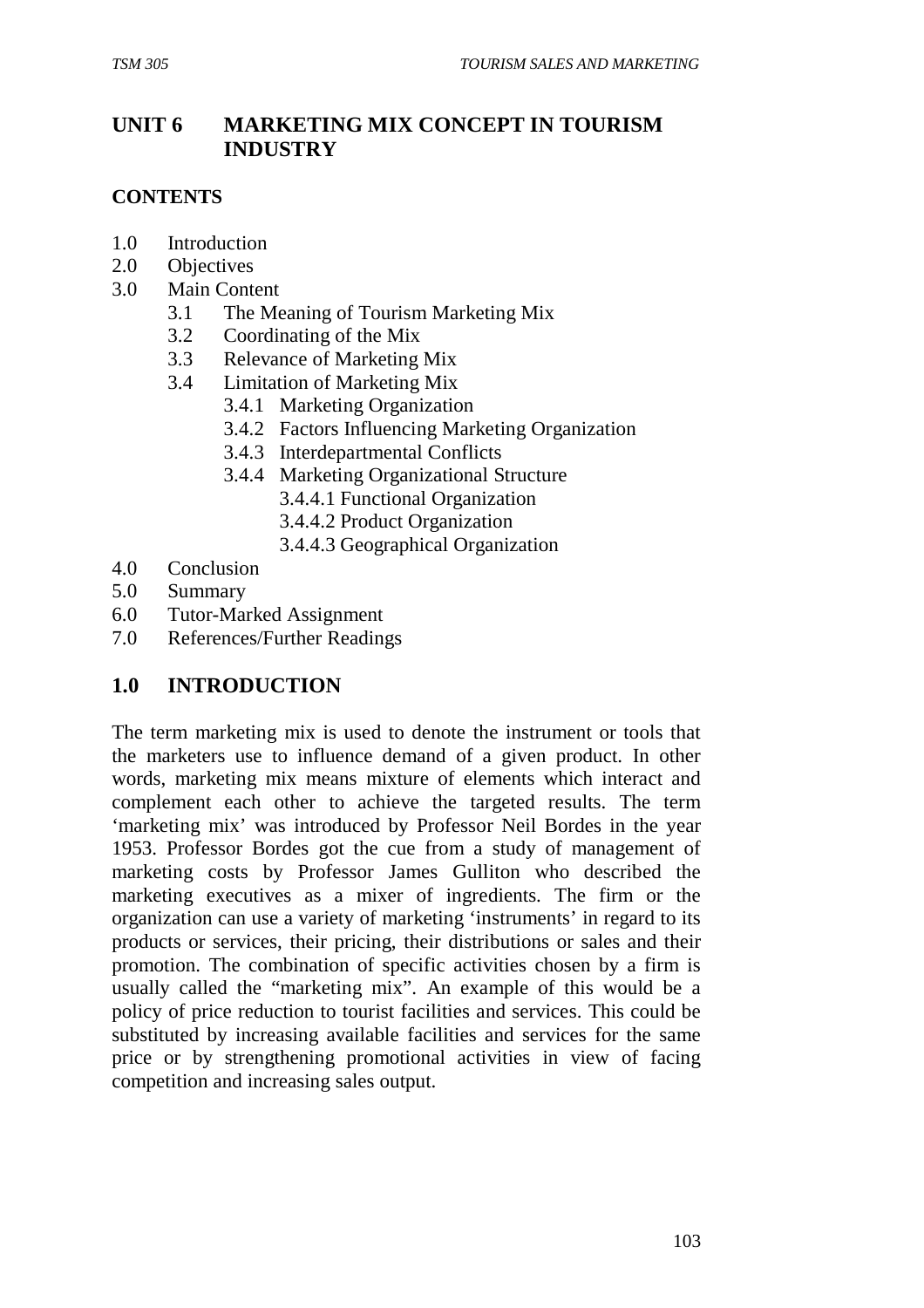# UNIT 6 MARKETING MIX CONCEPT IN TOURISM INDUSTRY

**CONTENTS**

1.0 Introduction
2.0 Objectives
3.0 Main Content
    3.1 The Meaning of Tourism Marketing Mix
    3.2 Coordinating of the Mix
    3.3 Relevance of Marketing Mix
    3.4 Limitation of Marketing Mix
        3.4.1 Marketing Organization
        3.4.2 Factors Influencing Marketing Organization
        3.4.3 Interdepartmental Conflicts
        3.4.4 Marketing Organizational Structure
            3.4.4.1 Functional Organization
            3.4.4.2 Product Organization
            3.4.4.3 Geographical Organization
4.0 Conclusion
5.0 Summary
6.0 Tutor-Marked Assignment
7.0 References/Further Readings

## 1.0 INTRODUCTION

The term marketing mix is used to denote the instrument or tools that the marketers use to influence demand of a given product. In other words, marketing mix means mixture of elements which interact and complement each other to achieve the targeted results. The term 'marketing mix' was introduced by Professor Neil Bordes in the year 1953. Professor Bordes got the cue from a study of management of marketing costs by Professor James Gulliton who described the marketing executives as a mixer of ingredients. The firm or the organization can use a variety of marketing 'instruments' in regard to its products or services, their pricing, their distributions or sales and their promotion. The combination of specific activities chosen by a firm is usually called the "marketing mix". An example of this would be a policy of price reduction to tourist facilities and services. This could be substituted by increasing available facilities and services for the same price or by strengthening promotional activities in view of facing competition and increasing sales output.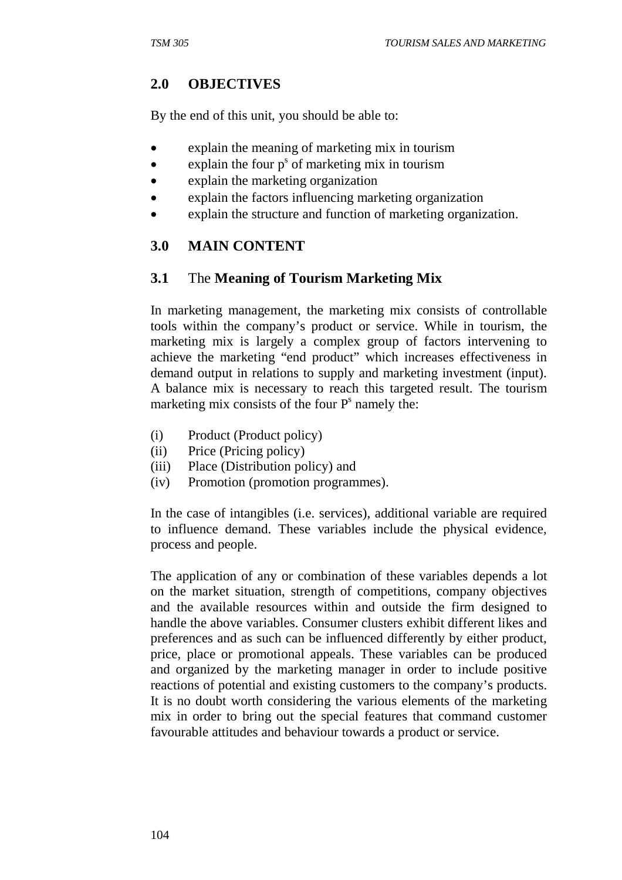## 2.0 OBJECTIVES

By the end of this unit, you should be able to:

- explain the meaning of marketing mix in tourism
- explain the four p[s] of marketing mix in tourism
- explain the marketing organization
- explain the factors influencing marketing organization
- explain the structure and function of marketing organization.

## 3.0 MAIN CONTENT

### 3.1 The **Meaning of Tourism Marketing Mix**

In marketing management, the marketing mix consists of controllable tools within the company's product or service. While in tourism, the marketing mix is largely a complex group of factors intervening to achieve the marketing "end product" which increases effectiveness in demand output in relations to supply and marketing investment (input). A balance mix is necessary to reach this targeted result. The tourism marketing mix consists of the four P[s] namely the:

(i) Product (Product policy)
(ii) Price (Pricing policy)
(iii) Place (Distribution policy) and
(iv) Promotion (promotion programmes).

In the case of intangibles (i.e. services), additional variable are required to influence demand. These variables include the physical evidence, process and people.

The application of any or combination of these variables depends a lot on the market situation, strength of competitions, company objectives and the available resources within and outside the firm designed to handle the above variables. Consumer clusters exhibit different likes and preferences and as such can be influenced differently by either product, price, place or promotional appeals. These variables can be produced and organized by the marketing manager in order to include positive reactions of potential and existing customers to the company's products. It is no doubt worth considering the various elements of the marketing mix in order to bring out the special features that command customer favourable attitudes and behaviour towards a product or service.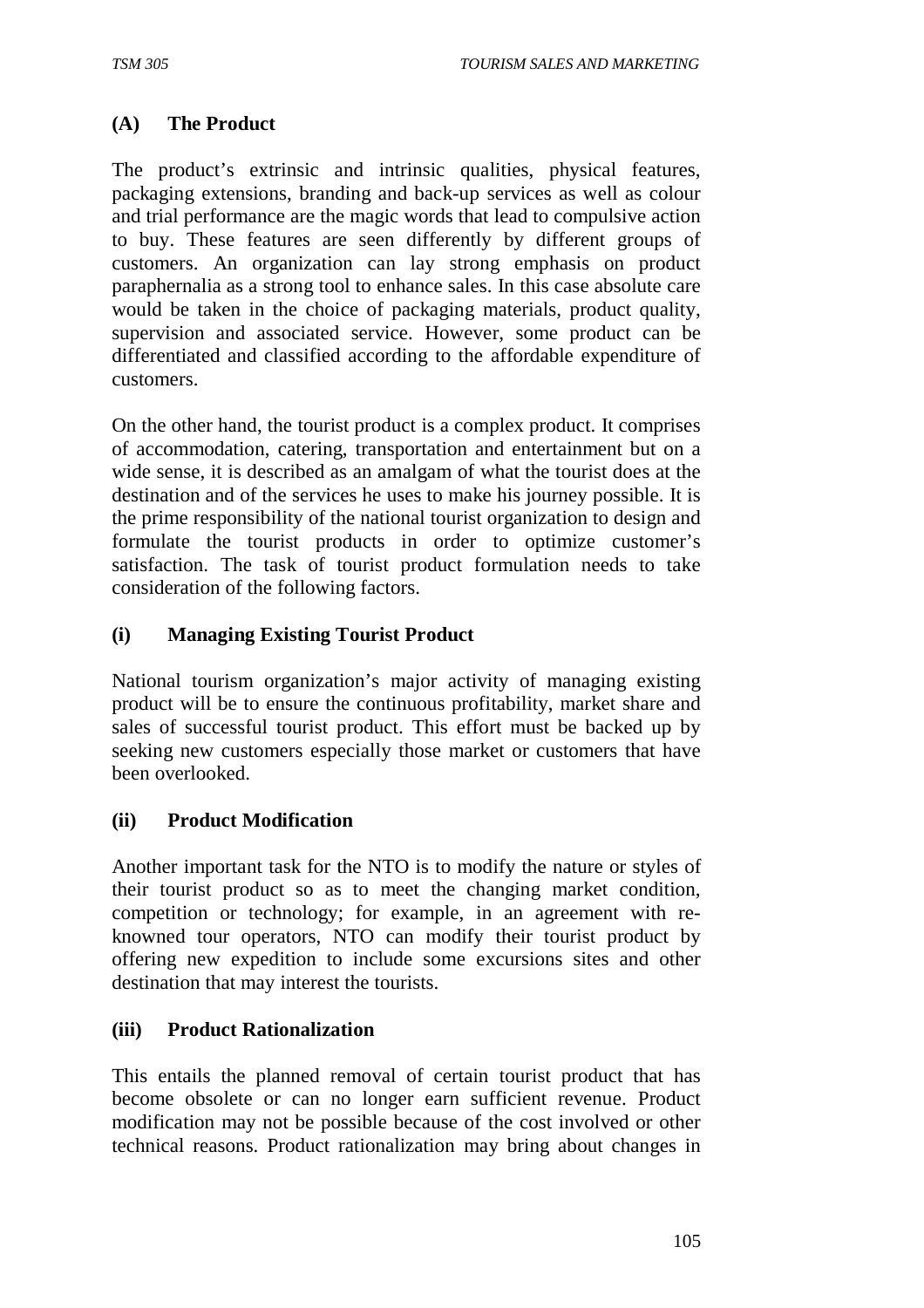### (A) The Product

The product's extrinsic and intrinsic qualities, physical features, packaging extensions, branding and back-up services as well as colour and trial performance are the magic words that lead to compulsive action to buy. These features are seen differently by different groups of customers. An organization can lay strong emphasis on product paraphernalia as a strong tool to enhance sales. In this case absolute care would be taken in the choice of packaging materials, product quality, supervision and associated service. However, some product can be differentiated and classified according to the affordable expenditure of customers.

On the other hand, the tourist product is a complex product. It comprises of accommodation, catering, transportation and entertainment but on a wide sense, it is described as an amalgam of what the tourist does at the destination and of the services he uses to make his journey possible. It is the prime responsibility of the national tourist organization to design and formulate the tourist products in order to optimize customer's satisfaction. The task of tourist product formulation needs to take consideration of the following factors.

#### (i) Managing Existing Tourist Product

National tourism organization's major activity of managing existing product will be to ensure the continuous profitability, market share and sales of successful tourist product. This effort must be backed up by seeking new customers especially those market or customers that have been overlooked.

#### (ii) Product Modification

Another important task for the NTO is to modify the nature or styles of their tourist product so as to meet the changing market condition, competition or technology; for example, in an agreement with re-knowned tour operators, NTO can modify their tourist product by offering new expedition to include some excursions sites and other destination that may interest the tourists.

#### (iii) Product Rationalization

This entails the planned removal of certain tourist product that has become obsolete or can no longer earn sufficient revenue. Product modification may not be possible because of the cost involved or other technical reasons. Product rationalization may bring about changes in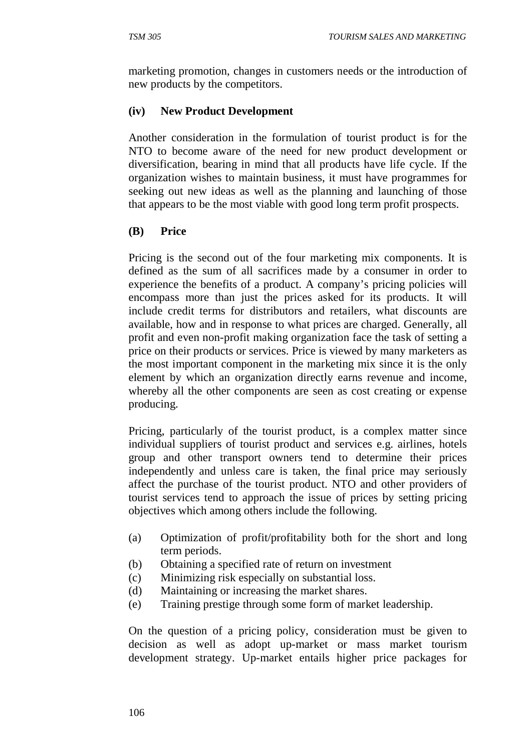marketing promotion, changes in customers needs or the introduction of new products by the competitors.

#### (iv) New Product Development

Another consideration in the formulation of tourist product is for the NTO to become aware of the need for new product development or diversification, bearing in mind that all products have life cycle. If the organization wishes to maintain business, it must have programmes for seeking out new ideas as well as the planning and launching of those that appears to be the most viable with good long term profit prospects.

### (B) Price

Pricing is the second out of the four marketing mix components. It is defined as the sum of all sacrifices made by a consumer in order to experience the benefits of a product. A company's pricing policies will encompass more than just the prices asked for its products. It will include credit terms for distributors and retailers, what discounts are available, how and in response to what prices are charged. Generally, all profit and even non-profit making organization face the task of setting a price on their products or services. Price is viewed by many marketers as the most important component in the marketing mix since it is the only element by which an organization directly earns revenue and income, whereby all the other components are seen as cost creating or expense producing.

Pricing, particularly of the tourist product, is a complex matter since individual suppliers of tourist product and services e.g. airlines, hotels group and other transport owners tend to determine their prices independently and unless care is taken, the final price may seriously affect the purchase of the tourist product. NTO and other providers of tourist services tend to approach the issue of prices by setting pricing objectives which among others include the following.

(a) Optimization of profit/profitability both for the short and long term periods.
(b) Obtaining a specified rate of return on investment
(c) Minimizing risk especially on substantial loss.
(d) Maintaining or increasing the market shares.
(e) Training prestige through some form of market leadership.

On the question of a pricing policy, consideration must be given to decision as well as adopt up-market or mass market tourism development strategy. Up-market entails higher price packages for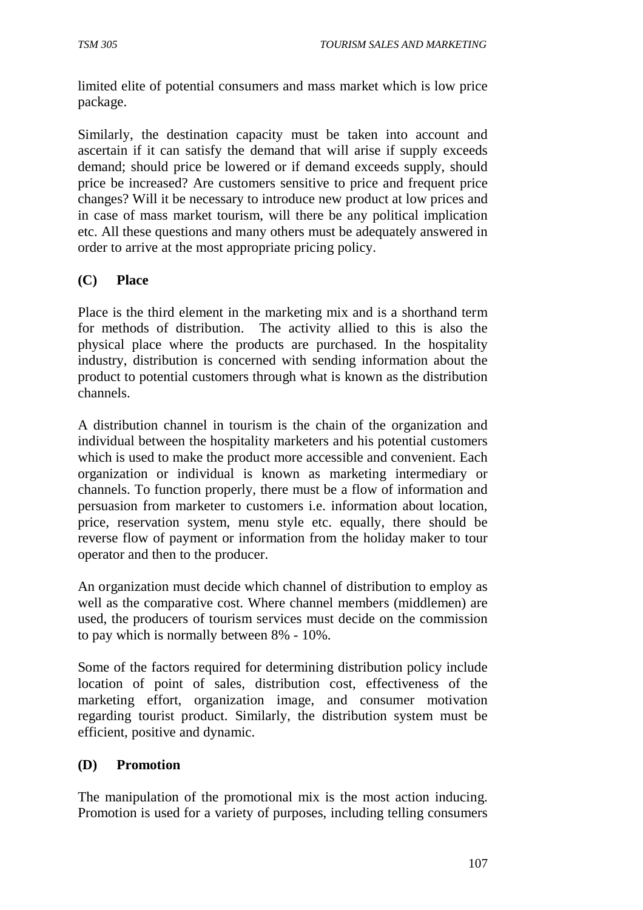limited elite of potential consumers and mass market which is low price package.

Similarly, the destination capacity must be taken into account and ascertain if it can satisfy the demand that will arise if supply exceeds demand; should price be lowered or if demand exceeds supply, should price be increased? Are customers sensitive to price and frequent price changes? Will it be necessary to introduce new product at low prices and in case of mass market tourism, will there be any political implication etc. All these questions and many others must be adequately answered in order to arrive at the most appropriate pricing policy.

### (C) Place

Place is the third element in the marketing mix and is a shorthand term for methods of distribution. The activity allied to this is also the physical place where the products are purchased. In the hospitality industry, distribution is concerned with sending information about the product to potential customers through what is known as the distribution channels.

A distribution channel in tourism is the chain of the organization and individual between the hospitality marketers and his potential customers which is used to make the product more accessible and convenient. Each organization or individual is known as marketing intermediary or channels. To function properly, there must be a flow of information and persuasion from marketer to customers i.e. information about location, price, reservation system, menu style etc. equally, there should be reverse flow of payment or information from the holiday maker to tour operator and then to the producer.

An organization must decide which channel of distribution to employ as well as the comparative cost. Where channel members (middlemen) are used, the producers of tourism services must decide on the commission to pay which is normally between 8% - 10%.

Some of the factors required for determining distribution policy include location of point of sales, distribution cost, effectiveness of the marketing effort, organization image, and consumer motivation regarding tourist product. Similarly, the distribution system must be efficient, positive and dynamic.

### (D) Promotion

The manipulation of the promotional mix is the most action inducing. Promotion is used for a variety of purposes, including telling consumers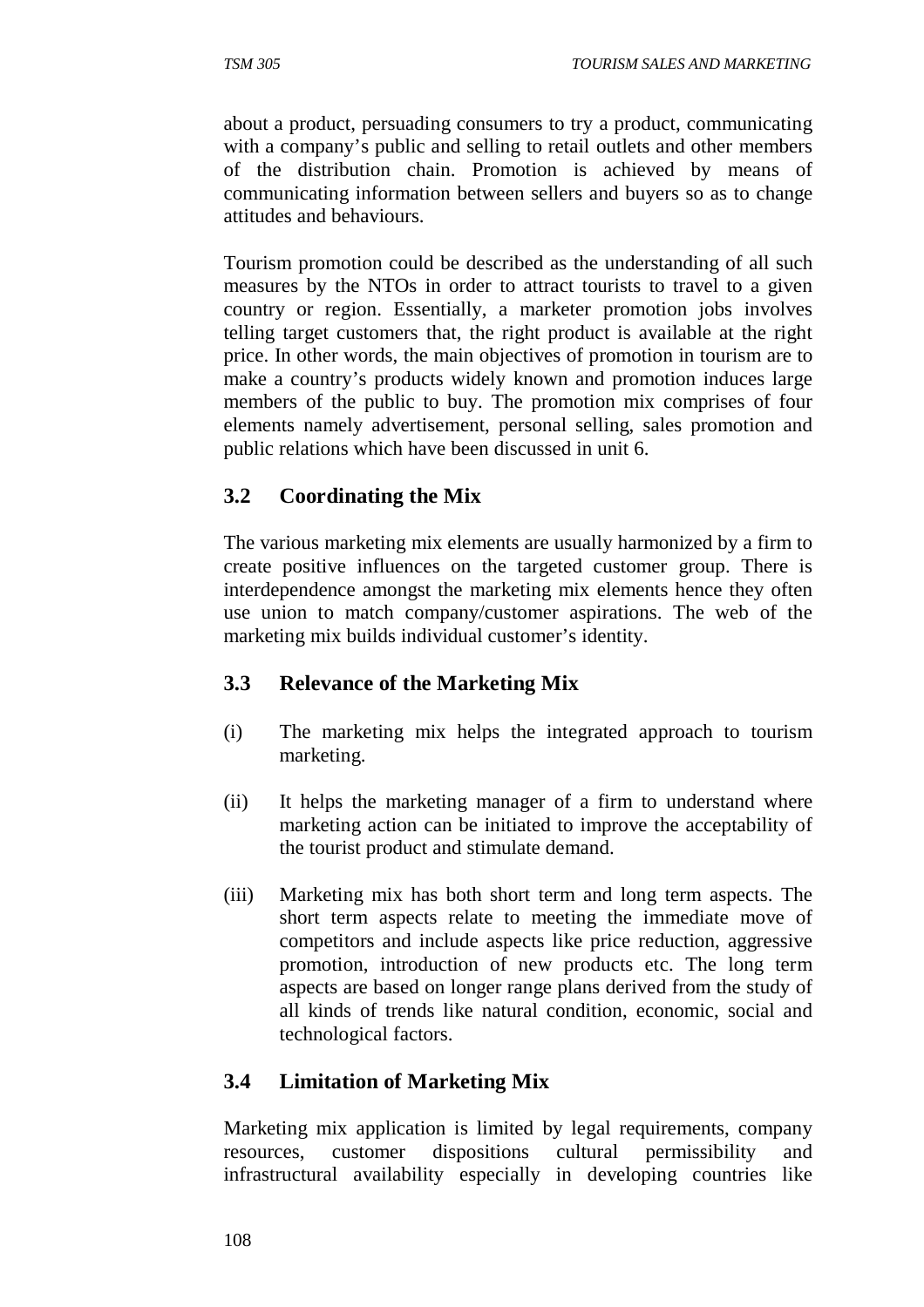about a product, persuading consumers to try a product, communicating with a company's public and selling to retail outlets and other members of the distribution chain. Promotion is achieved by means of communicating information between sellers and buyers so as to change attitudes and behaviours.

Tourism promotion could be described as the understanding of all such measures by the NTOs in order to attract tourists to travel to a given country or region. Essentially, a marketer promotion jobs involves telling target customers that, the right product is available at the right price. In other words, the main objectives of promotion in tourism are to make a country's products widely known and promotion induces large members of the public to buy. The promotion mix comprises of four elements namely advertisement, personal selling, sales promotion and public relations which have been discussed in unit 6.

### 3.2 Coordinating the Mix

The various marketing mix elements are usually harmonized by a firm to create positive influences on the targeted customer group. There is interdependence amongst the marketing mix elements hence they often use union to match company/customer aspirations. The web of the marketing mix builds individual customer's identity.

### 3.3 Relevance of the Marketing Mix

(i) The marketing mix helps the integrated approach to tourism marketing.

(ii) It helps the marketing manager of a firm to understand where marketing action can be initiated to improve the acceptability of the tourist product and stimulate demand.

(iii) Marketing mix has both short term and long term aspects. The short term aspects relate to meeting the immediate move of competitors and include aspects like price reduction, aggressive promotion, introduction of new products etc. The long term aspects are based on longer range plans derived from the study of all kinds of trends like natural condition, economic, social and technological factors.

### 3.4 Limitation of Marketing Mix

Marketing mix application is limited by legal requirements, company resources, customer dispositions cultural permissibility and infrastructural availability especially in developing countries like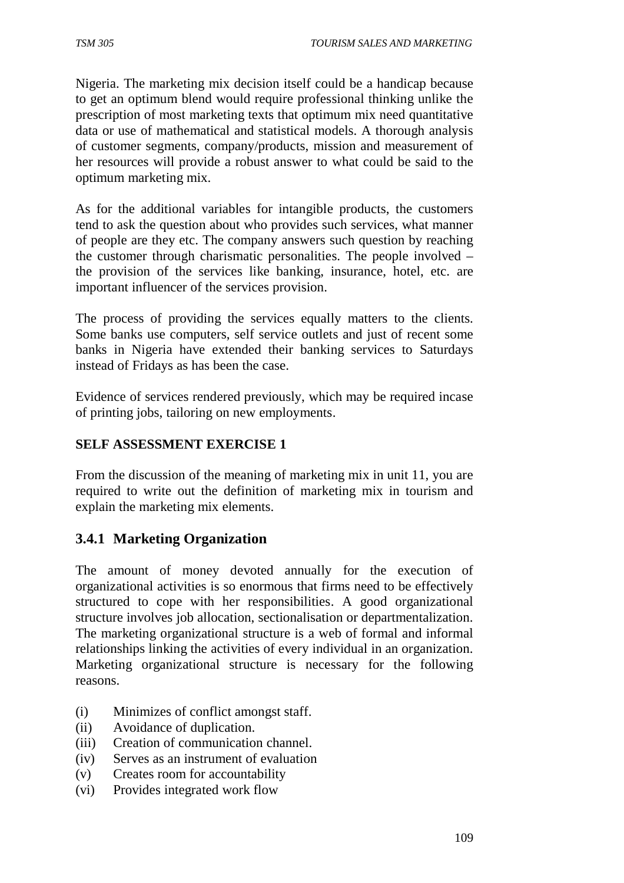Nigeria. The marketing mix decision itself could be a handicap because to get an optimum blend would require professional thinking unlike the prescription of most marketing texts that optimum mix need quantitative data or use of mathematical and statistical models. A thorough analysis of customer segments, company/products, mission and measurement of her resources will provide a robust answer to what could be said to the optimum marketing mix.

As for the additional variables for intangible products, the customers tend to ask the question about who provides such services, what manner of people are they etc. The company answers such question by reaching the customer through charismatic personalities. The people involved – the provision of the services like banking, insurance, hotel, etc. are important influencer of the services provision.

The process of providing the services equally matters to the clients. Some banks use computers, self service outlets and just of recent some banks in Nigeria have extended their banking services to Saturdays instead of Fridays as has been the case.

Evidence of services rendered previously, which may be required incase of printing jobs, tailoring on new employments.

**SELF ASSESSMENT EXERCISE 1**

From the discussion of the meaning of marketing mix in unit 11, you are required to write out the definition of marketing mix in tourism and explain the marketing mix elements.

### 3.4.1 Marketing Organization

The amount of money devoted annually for the execution of organizational activities is so enormous that firms need to be effectively structured to cope with her responsibilities. A good organizational structure involves job allocation, sectionalisation or departmentalization. The marketing organizational structure is a web of formal and informal relationships linking the activities of every individual in an organization. Marketing organizational structure is necessary for the following reasons.

(i) Minimizes of conflict amongst staff.
(ii) Avoidance of duplication.
(iii) Creation of communication channel.
(iv) Serves as an instrument of evaluation
(v) Creates room for accountability
(vi) Provides integrated work flow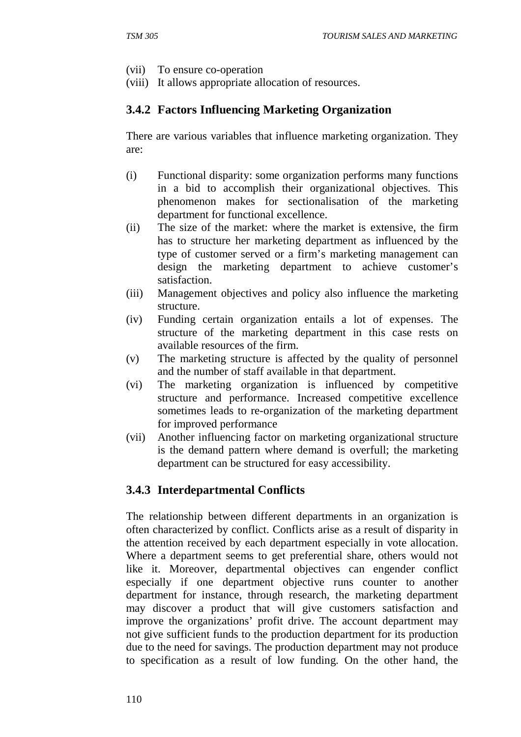(vii) To ensure co-operation
(viii) It allows appropriate allocation of resources.

### 3.4.2 Factors Influencing Marketing Organization

There are various variables that influence marketing organization. They are:

(i) Functional disparity: some organization performs many functions in a bid to accomplish their organizational objectives. This phenomenon makes for sectionalisation of the marketing department for functional excellence.
(ii) The size of the market: where the market is extensive, the firm has to structure her marketing department as influenced by the type of customer served or a firm's marketing management can design the marketing department to achieve customer's satisfaction.
(iii) Management objectives and policy also influence the marketing structure.
(iv) Funding certain organization entails a lot of expenses. The structure of the marketing department in this case rests on available resources of the firm.
(v) The marketing structure is affected by the quality of personnel and the number of staff available in that department.
(vi) The marketing organization is influenced by competitive structure and performance. Increased competitive excellence sometimes leads to re-organization of the marketing department for improved performance
(vii) Another influencing factor on marketing organizational structure is the demand pattern where demand is overfull; the marketing department can be structured for easy accessibility.

### 3.4.3 Interdepartmental Conflicts

The relationship between different departments in an organization is often characterized by conflict. Conflicts arise as a result of disparity in the attention received by each department especially in vote allocation. Where a department seems to get preferential share, others would not like it. Moreover, departmental objectives can engender conflict especially if one department objective runs counter to another department for instance, through research, the marketing department may discover a product that will give customers satisfaction and improve the organizations' profit drive. The account department may not give sufficient funds to the production department for its production due to the need for savings. The production department may not produce to specification as a result of low funding. On the other hand, the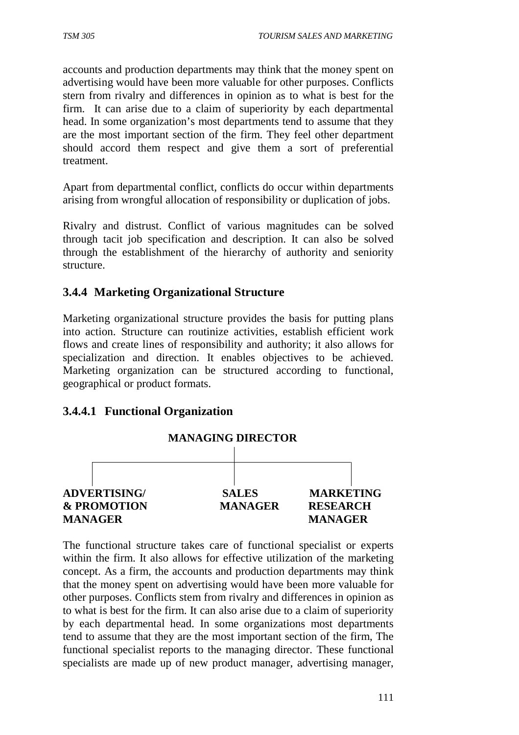accounts and production departments may think that the money spent on advertising would have been more valuable for other purposes. Conflicts stern from rivalry and differences in opinion as to what is best for the firm. It can arise due to a claim of superiority by each departmental head. In some organization's most departments tend to assume that they are the most important section of the firm. They feel other department should accord them respect and give them a sort of preferential treatment.

Apart from departmental conflict, conflicts do occur within departments arising from wrongful allocation of responsibility or duplication of jobs.

Rivalry and distrust. Conflict of various magnitudes can be solved through tacit job specification and description. It can also be solved through the establishment of the hierarchy of authority and seniority structure.

### 3.4.4 Marketing Organizational Structure

Marketing organizational structure provides the basis for putting plans into action. Structure can routinize activities, establish efficient work flows and create lines of responsibility and authority; it also allows for specialization and direction. It enables objectives to be achieved. Marketing organization can be structured according to functional, geographical or product formats.

#### 3.4.4.1 Functional Organization

**MANAGING DIRECTOR**

| ADVERTISING/ & PROMOTION MANAGER | SALES MANAGER | MARKETING RESEARCH MANAGER |
|---|---|---|

The functional structure takes care of functional specialist or experts within the firm. It also allows for effective utilization of the marketing concept. As a firm, the accounts and production departments may think that the money spent on advertising would have been more valuable for other purposes. Conflicts stem from rivalry and differences in opinion as to what is best for the firm. It can also arise due to a claim of superiority by each departmental head. In some organizations most departments tend to assume that they are the most important section of the firm, The functional specialist reports to the managing director. These functional specialists are made up of new product manager, advertising manager,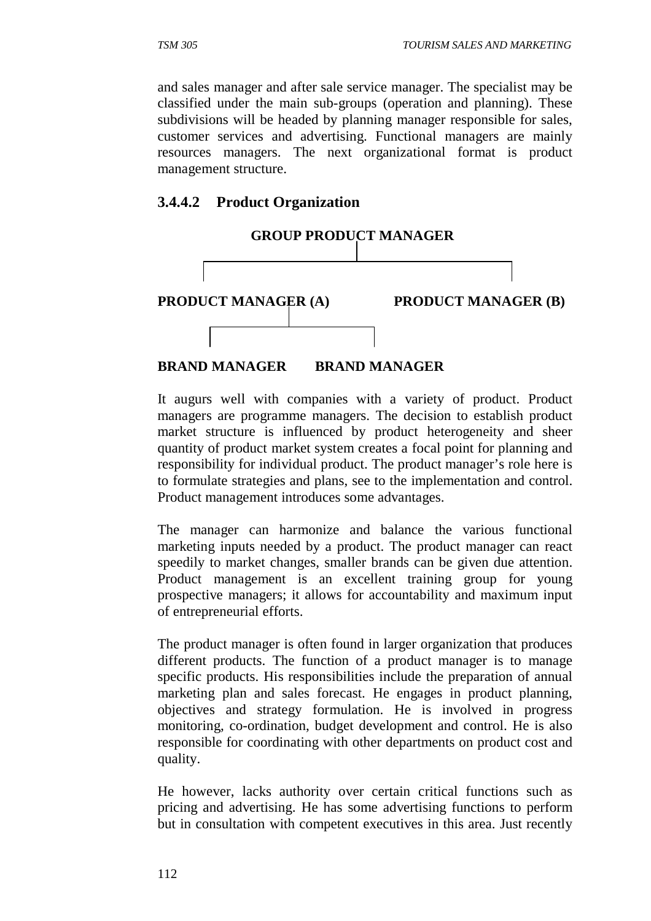and sales manager and after sale service manager. The specialist may be classified under the main sub-groups (operation and planning). These subdivisions will be headed by planning manager responsible for sales, customer services and advertising. Functional managers are mainly resources managers. The next organizational format is product management structure.

### 3.4.4.2 Product Organization

**GROUP PRODUCT MANAGER**

**PRODUCT MANAGER (A)** **PRODUCT MANAGER (B)**

**BRAND MANAGER** **BRAND MANAGER**

It augurs well with companies with a variety of product. Product managers are programme managers. The decision to establish product market structure is influenced by product heterogeneity and sheer quantity of product market system creates a focal point for planning and responsibility for individual product. The product manager's role here is to formulate strategies and plans, see to the implementation and control. Product management introduces some advantages.

The manager can harmonize and balance the various functional marketing inputs needed by a product. The product manager can react speedily to market changes, smaller brands can be given due attention. Product management is an excellent training group for young prospective managers; it allows for accountability and maximum input of entrepreneurial efforts.

The product manager is often found in larger organization that produces different products. The function of a product manager is to manage specific products. His responsibilities include the preparation of annual marketing plan and sales forecast. He engages in product planning, objectives and strategy formulation. He is involved in progress monitoring, co-ordination, budget development and control. He is also responsible for coordinating with other departments on product cost and quality.

He however, lacks authority over certain critical functions such as pricing and advertising. He has some advertising functions to perform but in consultation with competent executives in this area. Just recently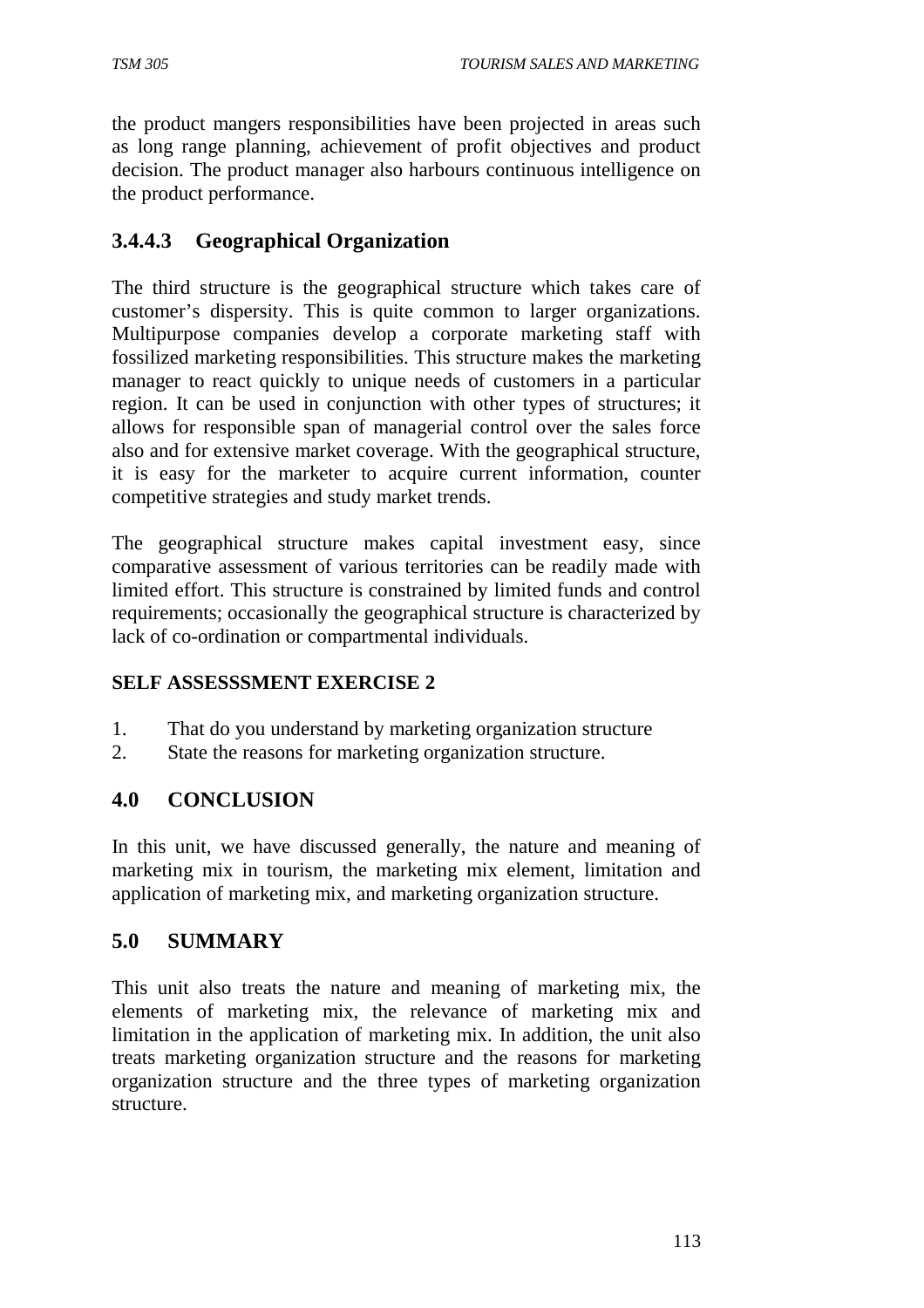the product mangers responsibilities have been projected in areas such as long range planning, achievement of profit objectives and product decision. The product manager also harbours continuous intelligence on the product performance.

### 3.4.4.3 Geographical Organization

The third structure is the geographical structure which takes care of customer's dispersity. This is quite common to larger organizations. Multipurpose companies develop a corporate marketing staff with fossilized marketing responsibilities. This structure makes the marketing manager to react quickly to unique needs of customers in a particular region. It can be used in conjunction with other types of structures; it allows for responsible span of managerial control over the sales force also and for extensive market coverage. With the geographical structure, it is easy for the marketer to acquire current information, counter competitive strategies and study market trends.

The geographical structure makes capital investment easy, since comparative assessment of various territories can be readily made with limited effort. This structure is constrained by limited funds and control requirements; occasionally the geographical structure is characterized by lack of co-ordination or compartmental individuals.

**SELF ASSESSSMENT EXERCISE 2**

1. That do you understand by marketing organization structure
2. State the reasons for marketing organization structure.

## 4.0 CONCLUSION

In this unit, we have discussed generally, the nature and meaning of marketing mix in tourism, the marketing mix element, limitation and application of marketing mix, and marketing organization structure.

## 5.0 SUMMARY

This unit also treats the nature and meaning of marketing mix, the elements of marketing mix, the relevance of marketing mix and limitation in the application of marketing mix. In addition, the unit also treats marketing organization structure and the reasons for marketing organization structure and the three types of marketing organization structure.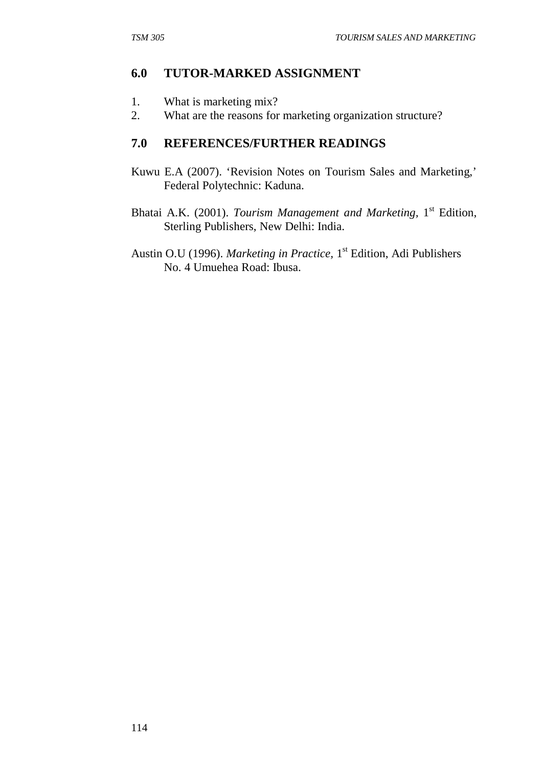## 6.0 TUTOR-MARKED ASSIGNMENT

1. What is marketing mix?
2. What are the reasons for marketing organization structure?

## 7.0 REFERENCES/FURTHER READINGS

Kuwu E.A (2007). 'Revision Notes on Tourism Sales and Marketing,' Federal Polytechnic: Kaduna.

Bhatai A.K. (2001). *Tourism Management and Marketing*, 1st Edition, Sterling Publishers, New Delhi: India.

Austin O.U (1996). *Marketing in Practice*, 1st Edition, Adi Publishers No. 4 Umuehea Road: Ibusa.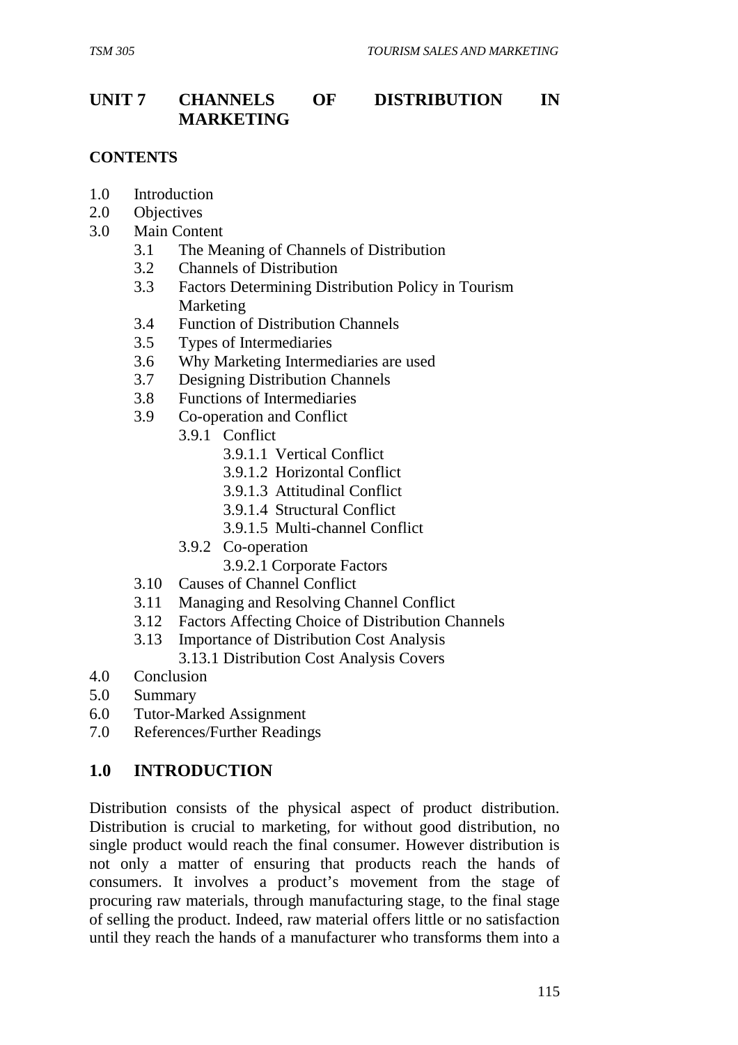# UNIT 7 CHANNELS OF DISTRIBUTION IN MARKETING

**CONTENTS**

1.0 Introduction
2.0 Objectives
3.0 Main Content
  3.1 The Meaning of Channels of Distribution
  3.2 Channels of Distribution
  3.3 Factors Determining Distribution Policy in Tourism Marketing
  3.4 Function of Distribution Channels
  3.5 Types of Intermediaries
  3.6 Why Marketing Intermediaries are used
  3.7 Designing Distribution Channels
  3.8 Functions of Intermediaries
  3.9 Co-operation and Conflict
    3.9.1 Conflict
      3.9.1.1 Vertical Conflict
      3.9.1.2 Horizontal Conflict
      3.9.1.3 Attitudinal Conflict
      3.9.1.4 Structural Conflict
      3.9.1.5 Multi-channel Conflict
    3.9.2 Co-operation
      3.9.2.1 Corporate Factors
  3.10 Causes of Channel Conflict
  3.11 Managing and Resolving Channel Conflict
  3.12 Factors Affecting Choice of Distribution Channels
  3.13 Importance of Distribution Cost Analysis
    3.13.1 Distribution Cost Analysis Covers
4.0 Conclusion
5.0 Summary
6.0 Tutor-Marked Assignment
7.0 References/Further Readings

## 1.0 INTRODUCTION

Distribution consists of the physical aspect of product distribution. Distribution is crucial to marketing, for without good distribution, no single product would reach the final consumer. However distribution is not only a matter of ensuring that products reach the hands of consumers. It involves a product's movement from the stage of procuring raw materials, through manufacturing stage, to the final stage of selling the product. Indeed, raw material offers little or no satisfaction until they reach the hands of a manufacturer who transforms them into a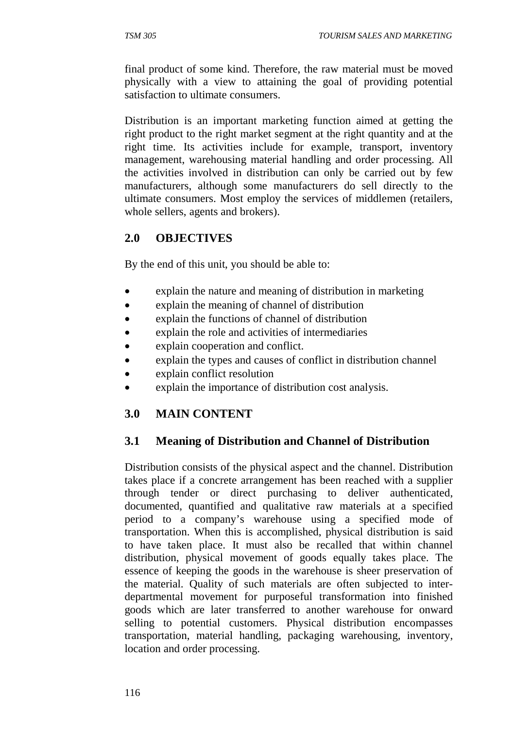final product of some kind. Therefore, the raw material must be moved physically with a view to attaining the goal of providing potential satisfaction to ultimate consumers.

Distribution is an important marketing function aimed at getting the right product to the right market segment at the right quantity and at the right time. Its activities include for example, transport, inventory management, warehousing material handling and order processing. All the activities involved in distribution can only be carried out by few manufacturers, although some manufacturers do sell directly to the ultimate consumers. Most employ the services of middlemen (retailers, whole sellers, agents and brokers).

## 2.0 OBJECTIVES

By the end of this unit, you should be able to:

- explain the nature and meaning of distribution in marketing
- explain the meaning of channel of distribution
- explain the functions of channel of distribution
- explain the role and activities of intermediaries
- explain cooperation and conflict.
- explain the types and causes of conflict in distribution channel
- explain conflict resolution
- explain the importance of distribution cost analysis.

## 3.0 MAIN CONTENT

### 3.1 Meaning of Distribution and Channel of Distribution

Distribution consists of the physical aspect and the channel. Distribution takes place if a concrete arrangement has been reached with a supplier through tender or direct purchasing to deliver authenticated, documented, quantified and qualitative raw materials at a specified period to a company's warehouse using a specified mode of transportation. When this is accomplished, physical distribution is said to have taken place. It must also be recalled that within channel distribution, physical movement of goods equally takes place. The essence of keeping the goods in the warehouse is sheer preservation of the material. Quality of such materials are often subjected to inter-departmental movement for purposeful transformation into finished goods which are later transferred to another warehouse for onward selling to potential customers. Physical distribution encompasses transportation, material handling, packaging warehousing, inventory, location and order processing.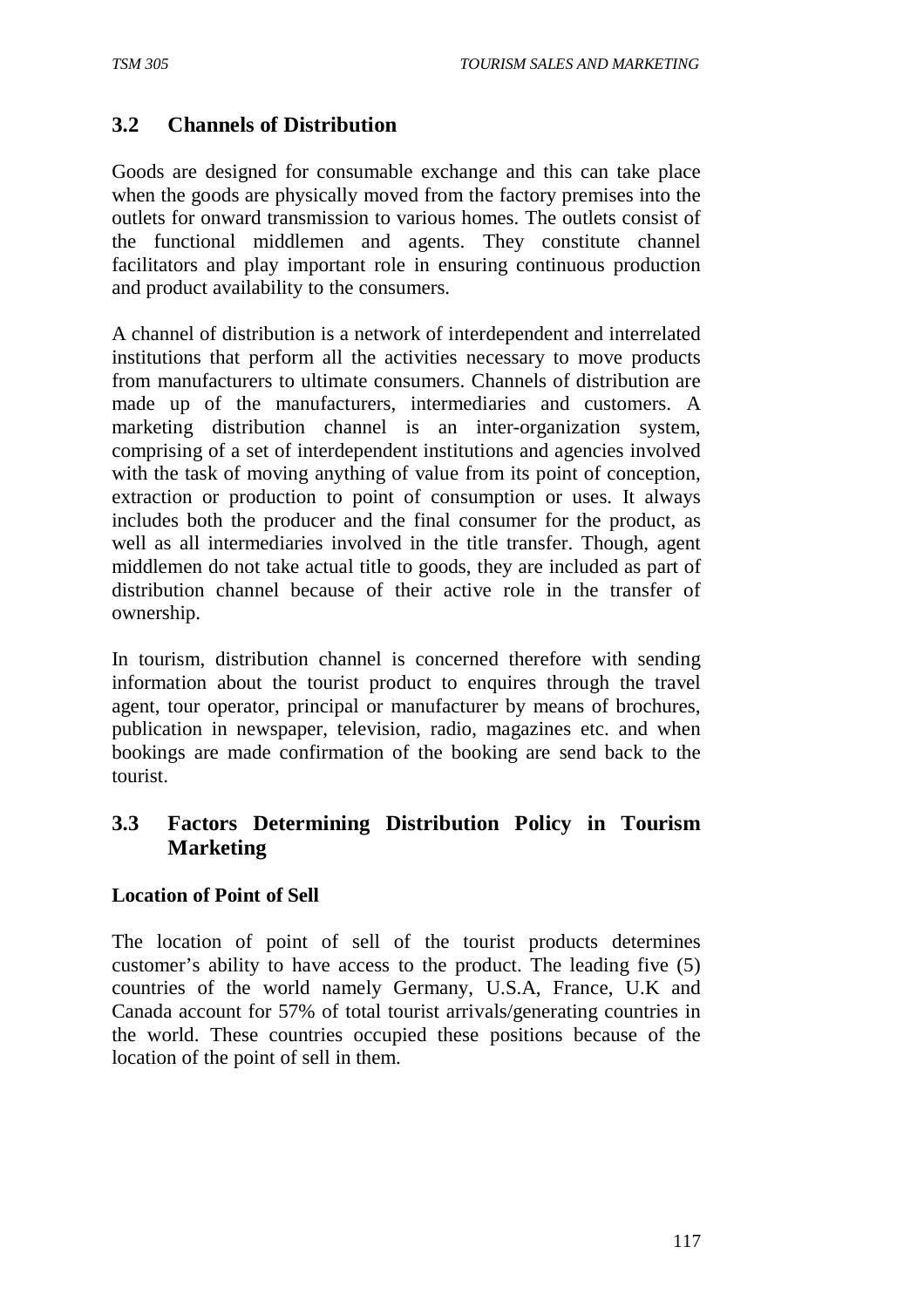## 3.2 Channels of Distribution

Goods are designed for consumable exchange and this can take place when the goods are physically moved from the factory premises into the outlets for onward transmission to various homes. The outlets consist of the functional middlemen and agents. They constitute channel facilitators and play important role in ensuring continuous production and product availability to the consumers.

A channel of distribution is a network of interdependent and interrelated institutions that perform all the activities necessary to move products from manufacturers to ultimate consumers. Channels of distribution are made up of the manufacturers, intermediaries and customers. A marketing distribution channel is an inter-organization system, comprising of a set of interdependent institutions and agencies involved with the task of moving anything of value from its point of conception, extraction or production to point of consumption or uses. It always includes both the producer and the final consumer for the product, as well as all intermediaries involved in the title transfer. Though, agent middlemen do not take actual title to goods, they are included as part of distribution channel because of their active role in the transfer of ownership.

In tourism, distribution channel is concerned therefore with sending information about the tourist product to enquires through the travel agent, tour operator, principal or manufacturer by means of brochures, publication in newspaper, television, radio, magazines etc. and when bookings are made confirmation of the booking are send back to the tourist.

## 3.3 Factors Determining Distribution Policy in Tourism Marketing

**Location of Point of Sell**

The location of point of sell of the tourist products determines customer's ability to have access to the product. The leading five (5) countries of the world namely Germany, U.S.A, France, U.K and Canada account for 57% of total tourist arrivals/generating countries in the world. These countries occupied these positions because of the location of the point of sell in them.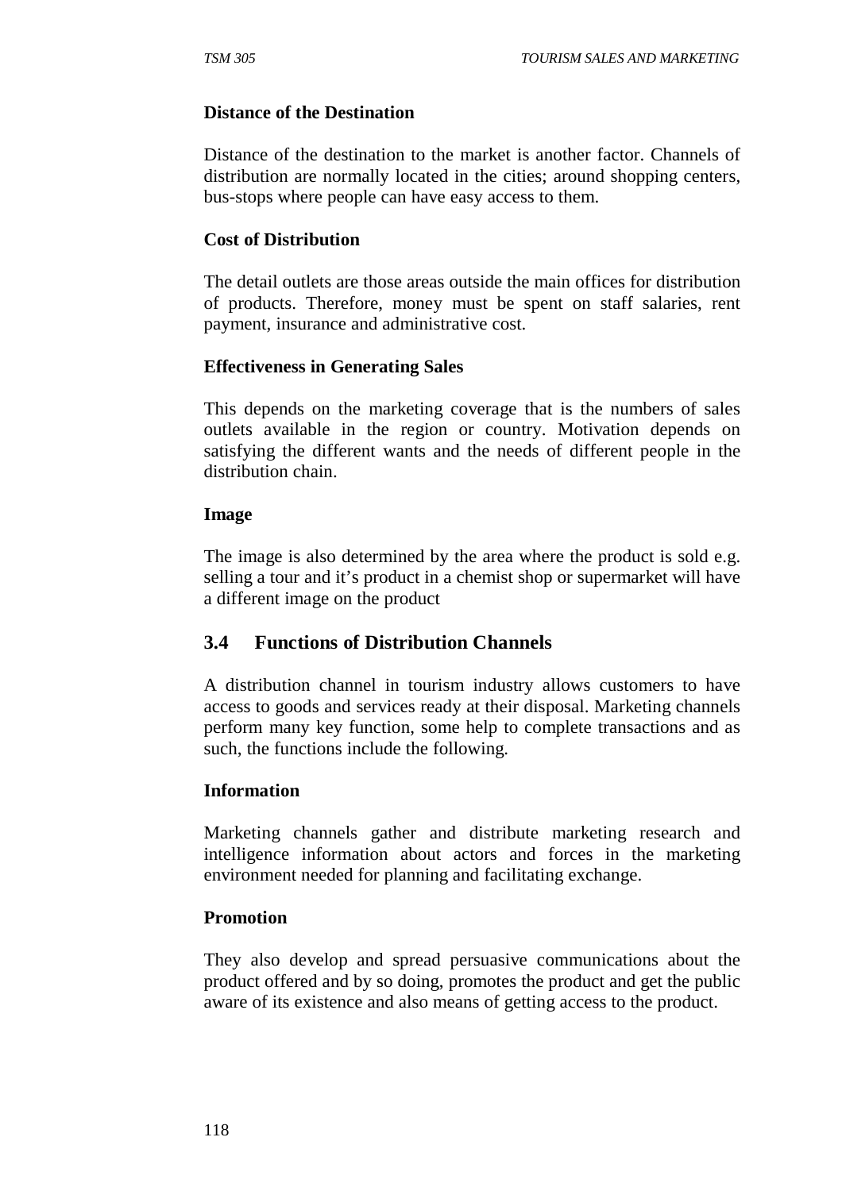**Distance of the Destination**

Distance of the destination to the market is another factor. Channels of distribution are normally located in the cities; around shopping centers, bus-stops where people can have easy access to them.

**Cost of Distribution**

The detail outlets are those areas outside the main offices for distribution of products. Therefore, money must be spent on staff salaries, rent payment, insurance and administrative cost.

**Effectiveness in Generating Sales**

This depends on the marketing coverage that is the numbers of sales outlets available in the region or country. Motivation depends on satisfying the different wants and the needs of different people in the distribution chain.

**Image**

The image is also determined by the area where the product is sold e.g. selling a tour and it's product in a chemist shop or supermarket will have a different image on the product

## 3.4 Functions of Distribution Channels

A distribution channel in tourism industry allows customers to have access to goods and services ready at their disposal. Marketing channels perform many key function, some help to complete transactions and as such, the functions include the following.

**Information**

Marketing channels gather and distribute marketing research and intelligence information about actors and forces in the marketing environment needed for planning and facilitating exchange.

**Promotion**

They also develop and spread persuasive communications about the product offered and by so doing, promotes the product and get the public aware of its existence and also means of getting access to the product.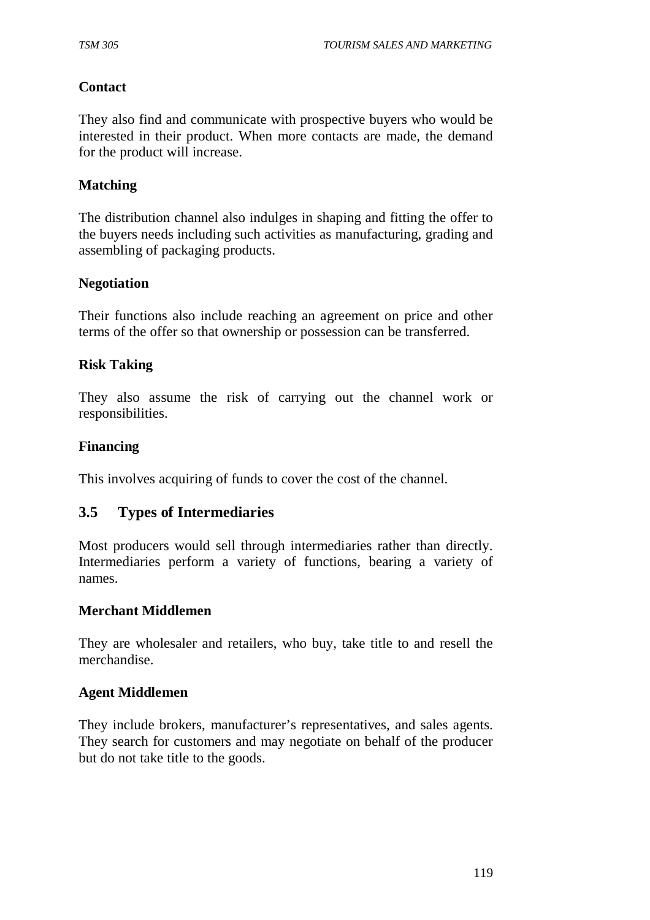**Contact**

They also find and communicate with prospective buyers who would be interested in their product. When more contacts are made, the demand for the product will increase.

**Matching**

The distribution channel also indulges in shaping and fitting the offer to the buyers needs including such activities as manufacturing, grading and assembling of packaging products.

**Negotiation**

Their functions also include reaching an agreement on price and other terms of the offer so that ownership or possession can be transferred.

**Risk Taking**

They also assume the risk of carrying out the channel work or responsibilities.

**Financing**

This involves acquiring of funds to cover the cost of the channel.

## 3.5 Types of Intermediaries

Most producers would sell through intermediaries rather than directly. Intermediaries perform a variety of functions, bearing a variety of names.

**Merchant Middlemen**

They are wholesaler and retailers, who buy, take title to and resell the merchandise.

**Agent Middlemen**

They include brokers, manufacturer's representatives, and sales agents. They search for customers and may negotiate on behalf of the producer but do not take title to the goods.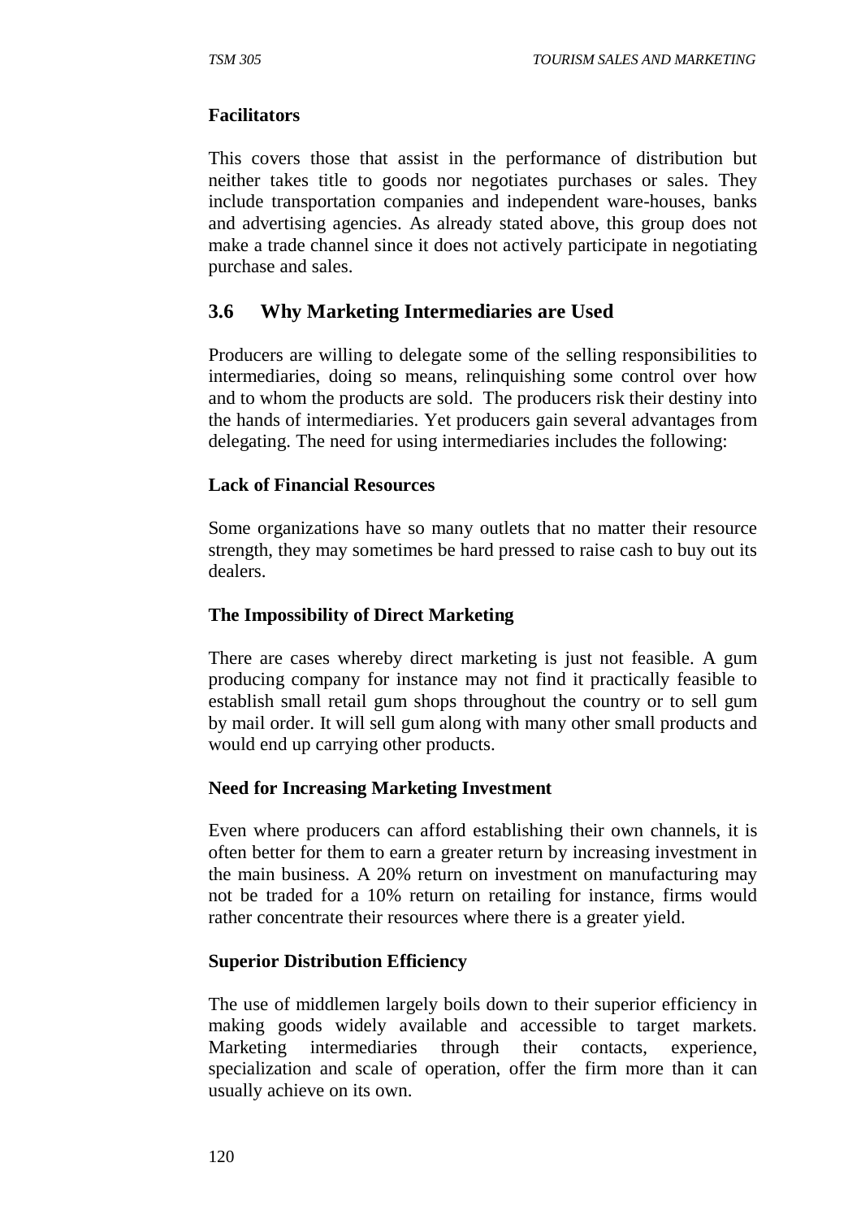**Facilitators**

This covers those that assist in the performance of distribution but neither takes title to goods nor negotiates purchases or sales. They include transportation companies and independent ware-houses, banks and advertising agencies. As already stated above, this group does not make a trade channel since it does not actively participate in negotiating purchase and sales.

## 3.6 Why Marketing Intermediaries are Used

Producers are willing to delegate some of the selling responsibilities to intermediaries, doing so means, relinquishing some control over how and to whom the products are sold. The producers risk their destiny into the hands of intermediaries. Yet producers gain several advantages from delegating. The need for using intermediaries includes the following:

**Lack of Financial Resources**

Some organizations have so many outlets that no matter their resource strength, they may sometimes be hard pressed to raise cash to buy out its dealers.

**The Impossibility of Direct Marketing**

There are cases whereby direct marketing is just not feasible. A gum producing company for instance may not find it practically feasible to establish small retail gum shops throughout the country or to sell gum by mail order. It will sell gum along with many other small products and would end up carrying other products.

**Need for Increasing Marketing Investment**

Even where producers can afford establishing their own channels, it is often better for them to earn a greater return by increasing investment in the main business. A 20% return on investment on manufacturing may not be traded for a 10% return on retailing for instance, firms would rather concentrate their resources where there is a greater yield.

**Superior Distribution Efficiency**

The use of middlemen largely boils down to their superior efficiency in making goods widely available and accessible to target markets. Marketing intermediaries through their contacts, experience, specialization and scale of operation, offer the firm more than it can usually achieve on its own.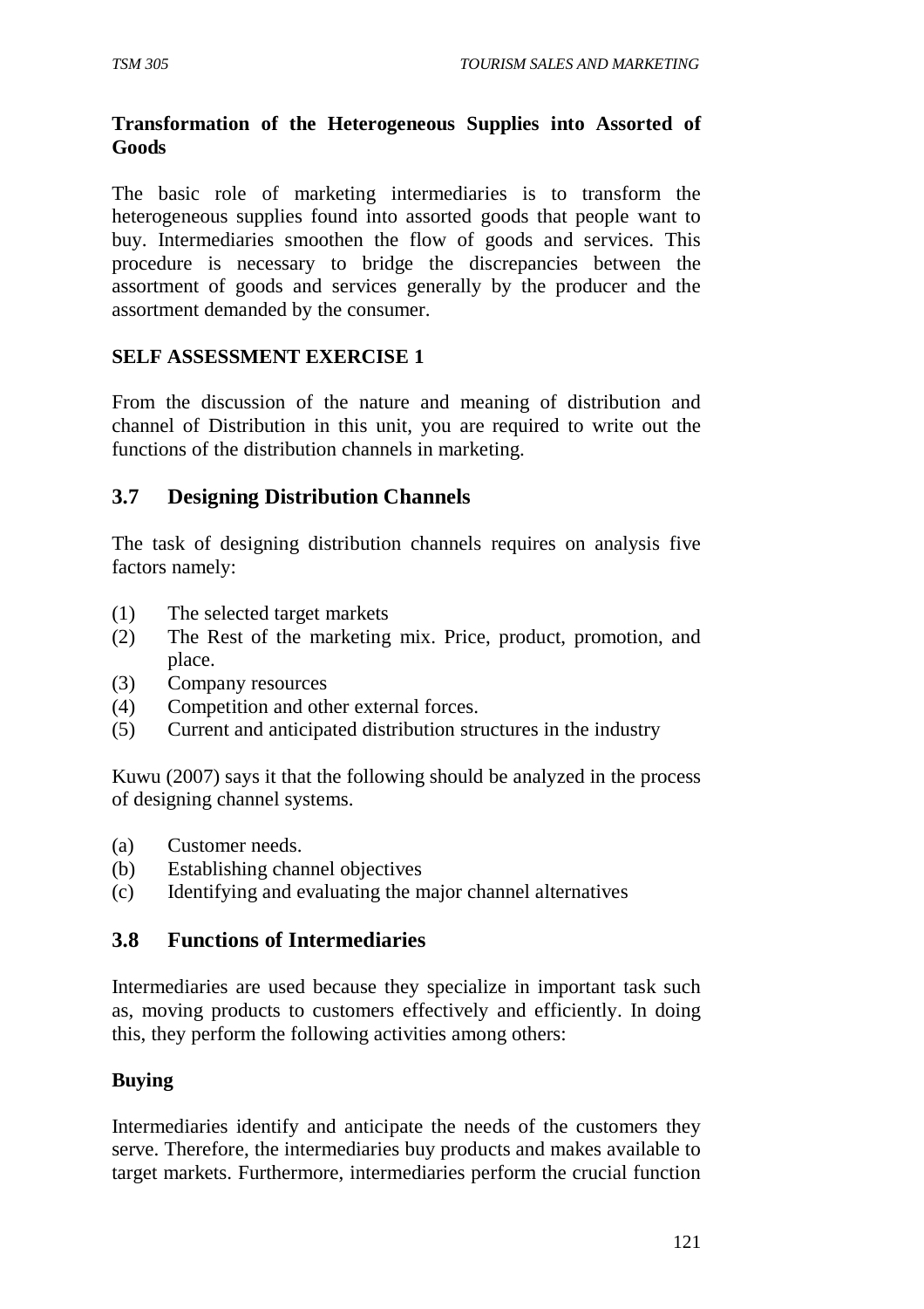**Transformation of the Heterogeneous Supplies into Assorted of Goods**

The basic role of marketing intermediaries is to transform the heterogeneous supplies found into assorted goods that people want to buy. Intermediaries smoothen the flow of goods and services. This procedure is necessary to bridge the discrepancies between the assortment of goods and services generally by the producer and the assortment demanded by the consumer.

**SELF ASSESSMENT EXERCISE 1**

From the discussion of the nature and meaning of distribution and channel of Distribution in this unit, you are required to write out the functions of the distribution channels in marketing.

## 3.7 Designing Distribution Channels

The task of designing distribution channels requires on analysis five factors namely:

(1) The selected target markets
(2) The Rest of the marketing mix. Price, product, promotion, and place.
(3) Company resources
(4) Competition and other external forces.
(5) Current and anticipated distribution structures in the industry

Kuwu (2007) says it that the following should be analyzed in the process of designing channel systems.

(a) Customer needs.
(b) Establishing channel objectives
(c) Identifying and evaluating the major channel alternatives

## 3.8 Functions of Intermediaries

Intermediaries are used because they specialize in important task such as, moving products to customers effectively and efficiently. In doing this, they perform the following activities among others:

**Buying**

Intermediaries identify and anticipate the needs of the customers they serve. Therefore, the intermediaries buy products and makes available to target markets. Furthermore, intermediaries perform the crucial function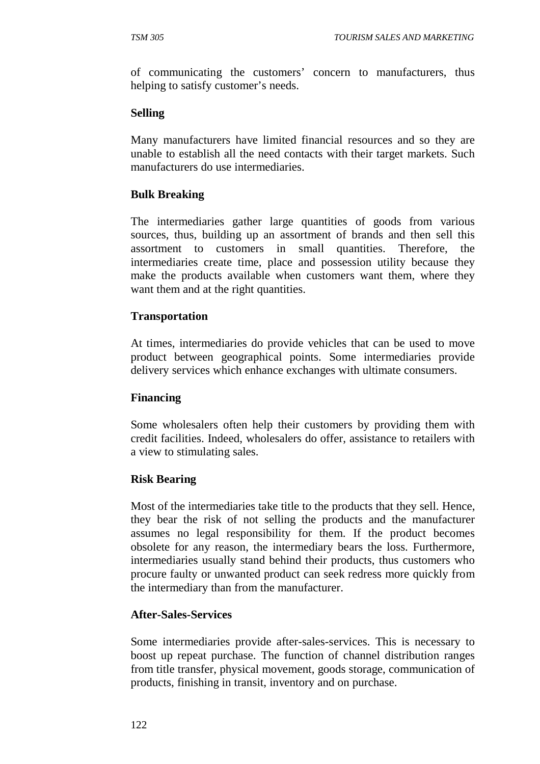of communicating the customers' concern to manufacturers, thus helping to satisfy customer's needs.

**Selling**

Many manufacturers have limited financial resources and so they are unable to establish all the need contacts with their target markets. Such manufacturers do use intermediaries.

**Bulk Breaking**

The intermediaries gather large quantities of goods from various sources, thus, building up an assortment of brands and then sell this assortment to customers in small quantities. Therefore, the intermediaries create time, place and possession utility because they make the products available when customers want them, where they want them and at the right quantities.

**Transportation**

At times, intermediaries do provide vehicles that can be used to move product between geographical points. Some intermediaries provide delivery services which enhance exchanges with ultimate consumers.

**Financing**

Some wholesalers often help their customers by providing them with credit facilities. Indeed, wholesalers do offer, assistance to retailers with a view to stimulating sales.

**Risk Bearing**

Most of the intermediaries take title to the products that they sell. Hence, they bear the risk of not selling the products and the manufacturer assumes no legal responsibility for them. If the product becomes obsolete for any reason, the intermediary bears the loss. Furthermore, intermediaries usually stand behind their products, thus customers who procure faulty or unwanted product can seek redress more quickly from the intermediary than from the manufacturer.

**After-Sales-Services**

Some intermediaries provide after-sales-services. This is necessary to boost up repeat purchase. The function of channel distribution ranges from title transfer, physical movement, goods storage, communication of products, finishing in transit, inventory and on purchase.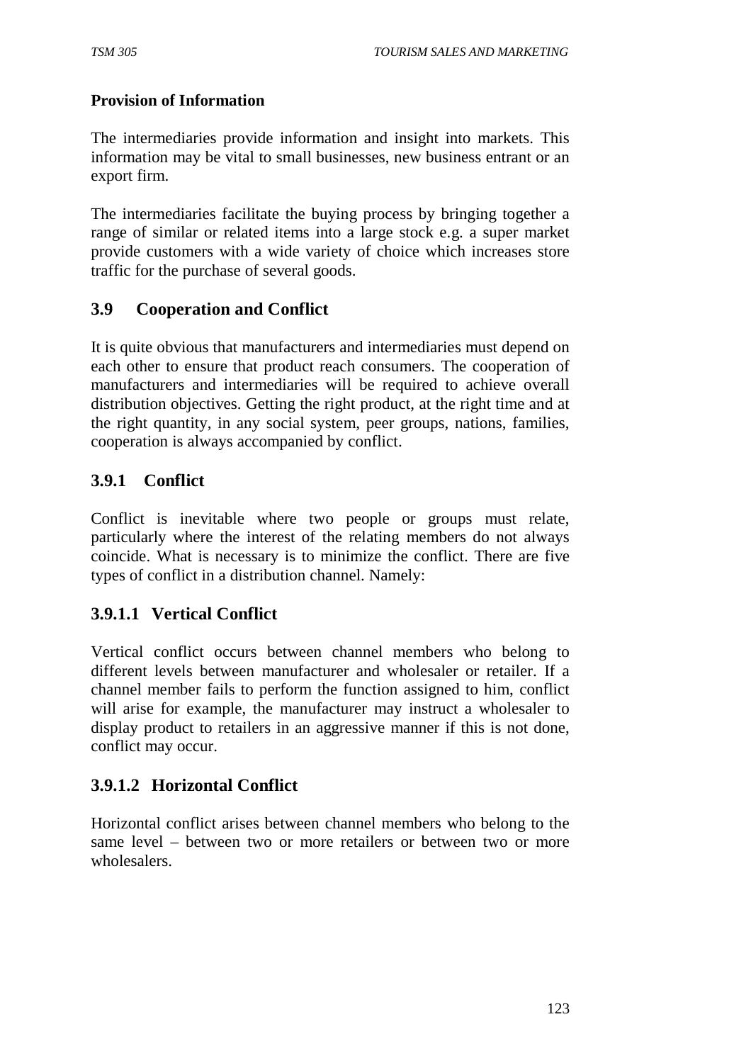**Provision of Information**

The intermediaries provide information and insight into markets. This information may be vital to small businesses, new business entrant or an export firm.

The intermediaries facilitate the buying process by bringing together a range of similar or related items into a large stock e.g. a super market provide customers with a wide variety of choice which increases store traffic for the purchase of several goods.

## 3.9 Cooperation and Conflict

It is quite obvious that manufacturers and intermediaries must depend on each other to ensure that product reach consumers. The cooperation of manufacturers and intermediaries will be required to achieve overall distribution objectives. Getting the right product, at the right time and at the right quantity, in any social system, peer groups, nations, families, cooperation is always accompanied by conflict.

### 3.9.1 Conflict

Conflict is inevitable where two people or groups must relate, particularly where the interest of the relating members do not always coincide. What is necessary is to minimize the conflict. There are five types of conflict in a distribution channel. Namely:

#### 3.9.1.1 Vertical Conflict

Vertical conflict occurs between channel members who belong to different levels between manufacturer and wholesaler or retailer. If a channel member fails to perform the function assigned to him, conflict will arise for example, the manufacturer may instruct a wholesaler to display product to retailers in an aggressive manner if this is not done, conflict may occur.

#### 3.9.1.2 Horizontal Conflict

Horizontal conflict arises between channel members who belong to the same level – between two or more retailers or between two or more wholesalers.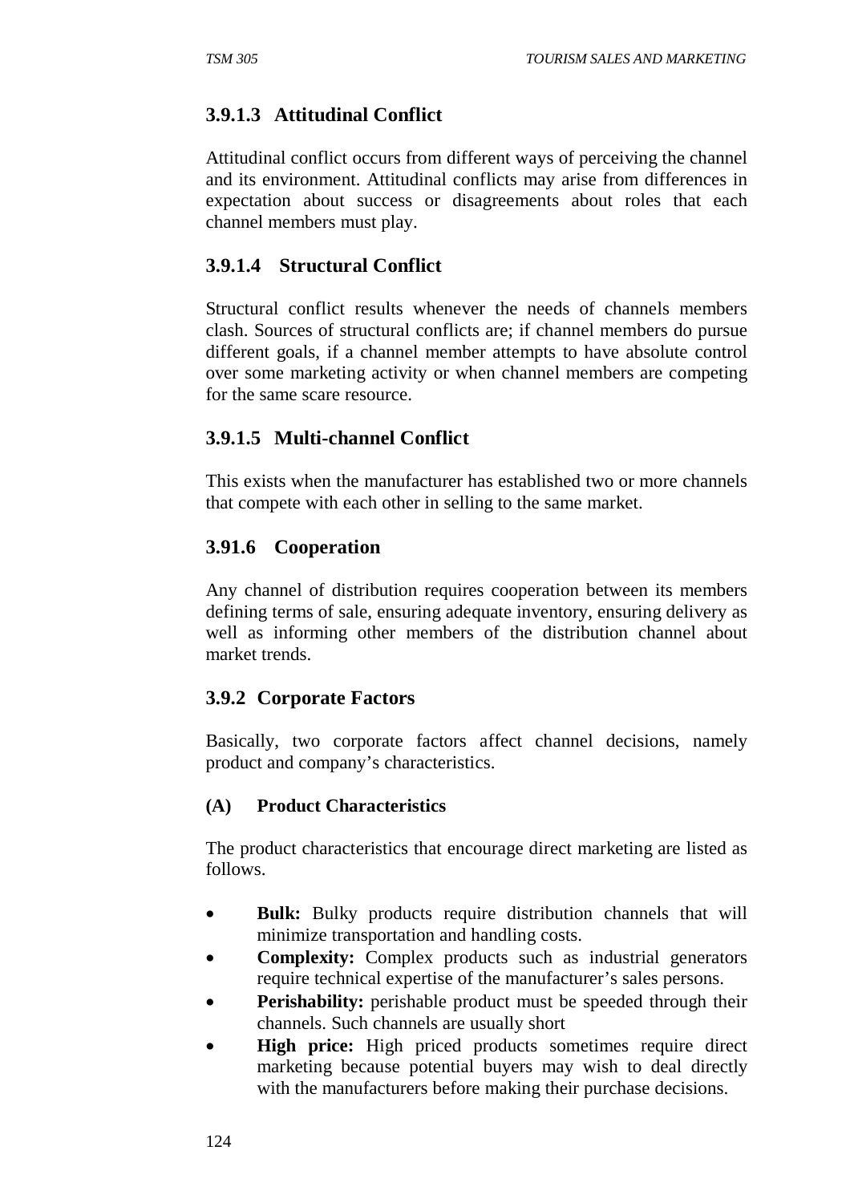### 3.9.1.3 Attitudinal Conflict

Attitudinal conflict occurs from different ways of perceiving the channel and its environment. Attitudinal conflicts may arise from differences in expectation about success or disagreements about roles that each channel members must play.

### 3.9.1.4 Structural Conflict

Structural conflict results whenever the needs of channels members clash. Sources of structural conflicts are; if channel members do pursue different goals, if a channel member attempts to have absolute control over some marketing activity or when channel members are competing for the same scare resource.

### 3.9.1.5 Multi-channel Conflict

This exists when the manufacturer has established two or more channels that compete with each other in selling to the same market.

### 3.91.6 Cooperation

Any channel of distribution requires cooperation between its members defining terms of sale, ensuring adequate inventory, ensuring delivery as well as informing other members of the distribution channel about market trends.

### 3.9.2 Corporate Factors

Basically, two corporate factors affect channel decisions, namely product and company's characteristics.

#### (A) Product Characteristics

The product characteristics that encourage direct marketing are listed as follows.

- **Bulk:** Bulky products require distribution channels that will minimize transportation and handling costs.
- **Complexity:** Complex products such as industrial generators require technical expertise of the manufacturer's sales persons.
- **Perishability:** perishable product must be speeded through their channels. Such channels are usually short
- **High price:** High priced products sometimes require direct marketing because potential buyers may wish to deal directly with the manufacturers before making their purchase decisions.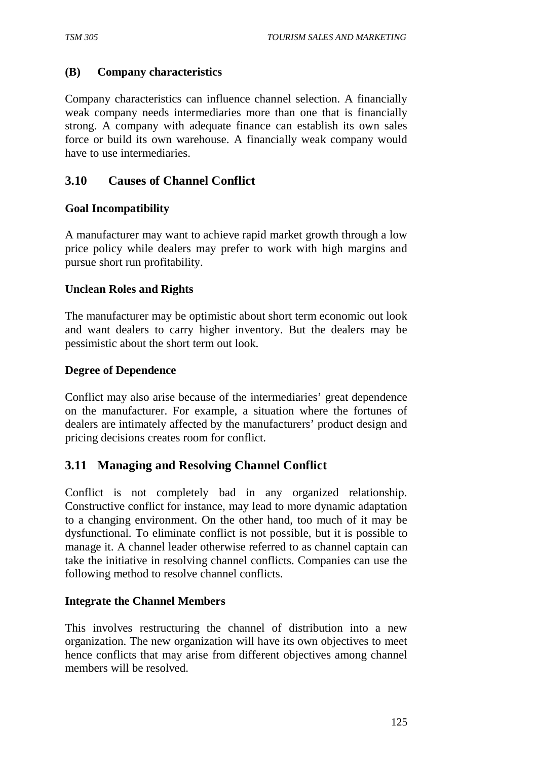### (B) Company characteristics

Company characteristics can influence channel selection. A financially weak company needs intermediaries more than one that is financially strong. A company with adequate finance can establish its own sales force or build its own warehouse. A financially weak company would have to use intermediaries.

## 3.10 Causes of Channel Conflict

**Goal Incompatibility**

A manufacturer may want to achieve rapid market growth through a low price policy while dealers may prefer to work with high margins and pursue short run profitability.

**Unclean Roles and Rights**

The manufacturer may be optimistic about short term economic out look and want dealers to carry higher inventory. But the dealers may be pessimistic about the short term out look.

**Degree of Dependence**

Conflict may also arise because of the intermediaries' great dependence on the manufacturer. For example, a situation where the fortunes of dealers are intimately affected by the manufacturers' product design and pricing decisions creates room for conflict.

## 3.11 Managing and Resolving Channel Conflict

Conflict is not completely bad in any organized relationship. Constructive conflict for instance, may lead to more dynamic adaptation to a changing environment. On the other hand, too much of it may be dysfunctional. To eliminate conflict is not possible, but it is possible to manage it. A channel leader otherwise referred to as channel captain can take the initiative in resolving channel conflicts. Companies can use the following method to resolve channel conflicts.

**Integrate the Channel Members**

This involves restructuring the channel of distribution into a new organization. The new organization will have its own objectives to meet hence conflicts that may arise from different objectives among channel members will be resolved.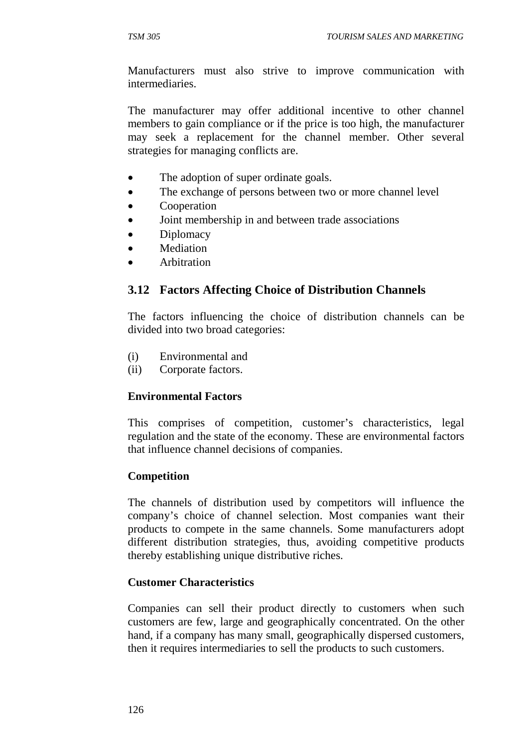Manufacturers must also strive to improve communication with intermediaries.

The manufacturer may offer additional incentive to other channel members to gain compliance or if the price is too high, the manufacturer may seek a replacement for the channel member. Other several strategies for managing conflicts are.

- The adoption of super ordinate goals.
- The exchange of persons between two or more channel level
- Cooperation
- Joint membership in and between trade associations
- Diplomacy
- Mediation
- Arbitration

## 3.12 Factors Affecting Choice of Distribution Channels

The factors influencing the choice of distribution channels can be divided into two broad categories:

(i) Environmental and
(ii) Corporate factors.

**Environmental Factors**

This comprises of competition, customer's characteristics, legal regulation and the state of the economy. These are environmental factors that influence channel decisions of companies.

**Competition**

The channels of distribution used by competitors will influence the company's choice of channel selection. Most companies want their products to compete in the same channels. Some manufacturers adopt different distribution strategies, thus, avoiding competitive products thereby establishing unique distributive riches.

**Customer Characteristics**

Companies can sell their product directly to customers when such customers are few, large and geographically concentrated. On the other hand, if a company has many small, geographically dispersed customers, then it requires intermediaries to sell the products to such customers.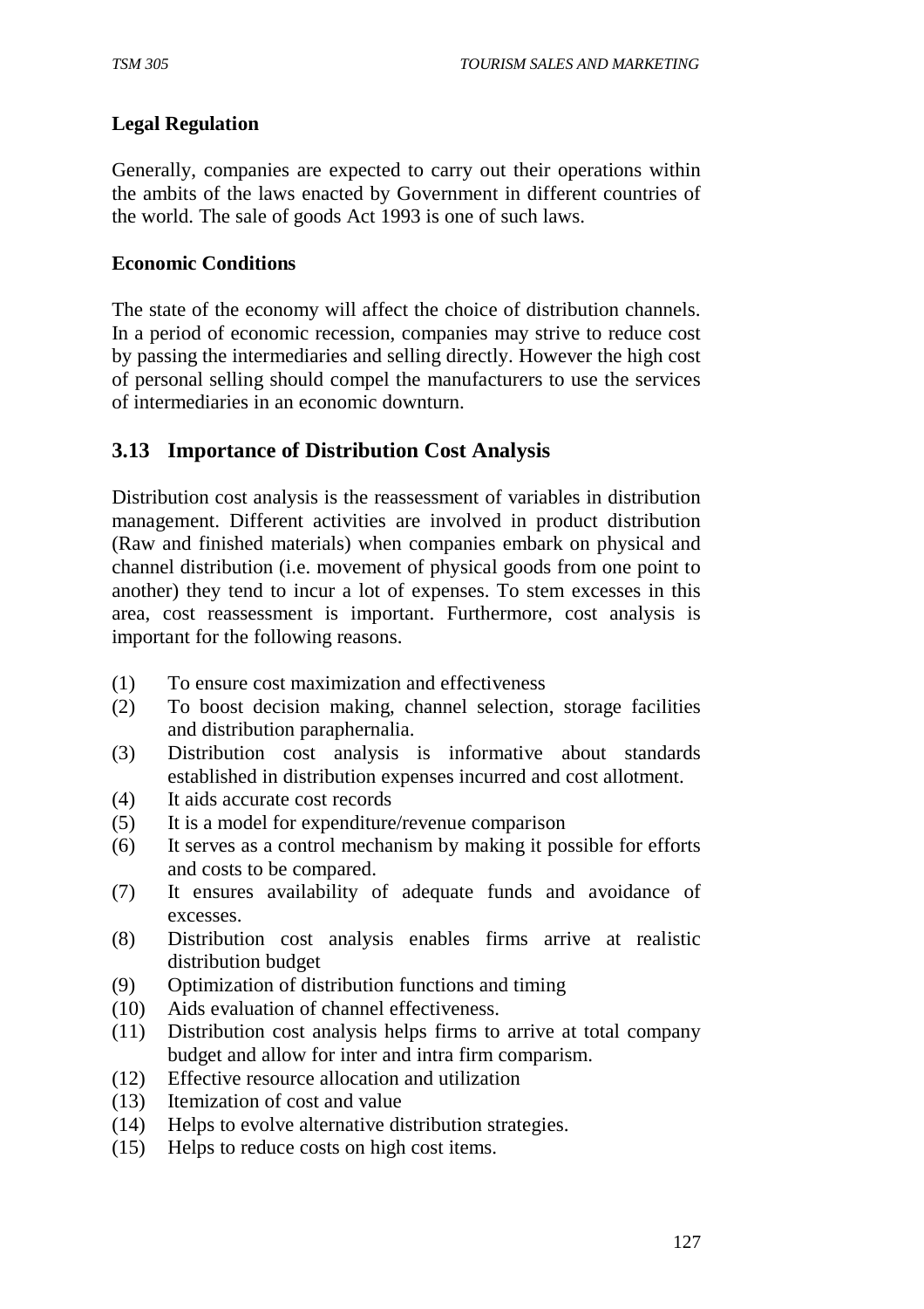**Legal Regulation**

Generally, companies are expected to carry out their operations within the ambits of the laws enacted by Government in different countries of the world. The sale of goods Act 1993 is one of such laws.

**Economic Conditions**

The state of the economy will affect the choice of distribution channels. In a period of economic recession, companies may strive to reduce cost by passing the intermediaries and selling directly. However the high cost of personal selling should compel the manufacturers to use the services of intermediaries in an economic downturn.

## 3.13 Importance of Distribution Cost Analysis

Distribution cost analysis is the reassessment of variables in distribution management. Different activities are involved in product distribution (Raw and finished materials) when companies embark on physical and channel distribution (i.e. movement of physical goods from one point to another) they tend to incur a lot of expenses. To stem excesses in this area, cost reassessment is important. Furthermore, cost analysis is important for the following reasons.

(1) To ensure cost maximization and effectiveness
(2) To boost decision making, channel selection, storage facilities and distribution paraphernalia.
(3) Distribution cost analysis is informative about standards established in distribution expenses incurred and cost allotment.
(4) It aids accurate cost records
(5) It is a model for expenditure/revenue comparison
(6) It serves as a control mechanism by making it possible for efforts and costs to be compared.
(7) It ensures availability of adequate funds and avoidance of excesses.
(8) Distribution cost analysis enables firms arrive at realistic distribution budget
(9) Optimization of distribution functions and timing
(10) Aids evaluation of channel effectiveness.
(11) Distribution cost analysis helps firms to arrive at total company budget and allow for inter and intra firm comparism.
(12) Effective resource allocation and utilization
(13) Itemization of cost and value
(14) Helps to evolve alternative distribution strategies.
(15) Helps to reduce costs on high cost items.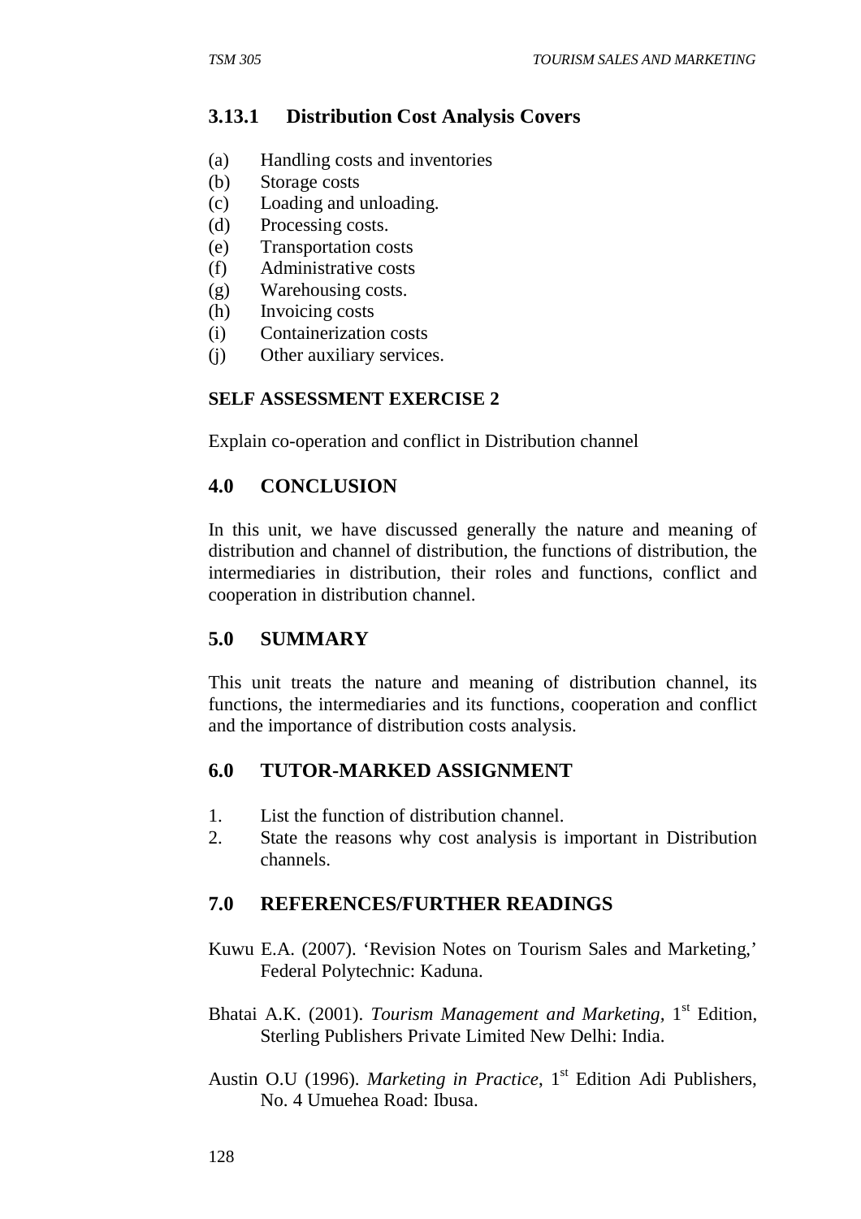### 3.13.1 Distribution Cost Analysis Covers

(a) Handling costs and inventories
(b) Storage costs
(c) Loading and unloading.
(d) Processing costs.
(e) Transportation costs
(f) Administrative costs
(g) Warehousing costs.
(h) Invoicing costs
(i) Containerization costs
(j) Other auxiliary services.

**SELF ASSESSMENT EXERCISE 2**

Explain co-operation and conflict in Distribution channel

## 4.0 CONCLUSION

In this unit, we have discussed generally the nature and meaning of distribution and channel of distribution, the functions of distribution, the intermediaries in distribution, their roles and functions, conflict and cooperation in distribution channel.

## 5.0 SUMMARY

This unit treats the nature and meaning of distribution channel, its functions, the intermediaries and its functions, cooperation and conflict and the importance of distribution costs analysis.

## 6.0 TUTOR-MARKED ASSIGNMENT

1. List the function of distribution channel.
2. State the reasons why cost analysis is important in Distribution channels.

## 7.0 REFERENCES/FURTHER READINGS

Kuwu E.A. (2007). 'Revision Notes on Tourism Sales and Marketing,' Federal Polytechnic: Kaduna.

Bhatai A.K. (2001). *Tourism Management and Marketing*, 1st Edition, Sterling Publishers Private Limited New Delhi: India.

Austin O.U (1996). *Marketing in Practice*, 1st Edition Adi Publishers, No. 4 Umuehea Road: Ibusa.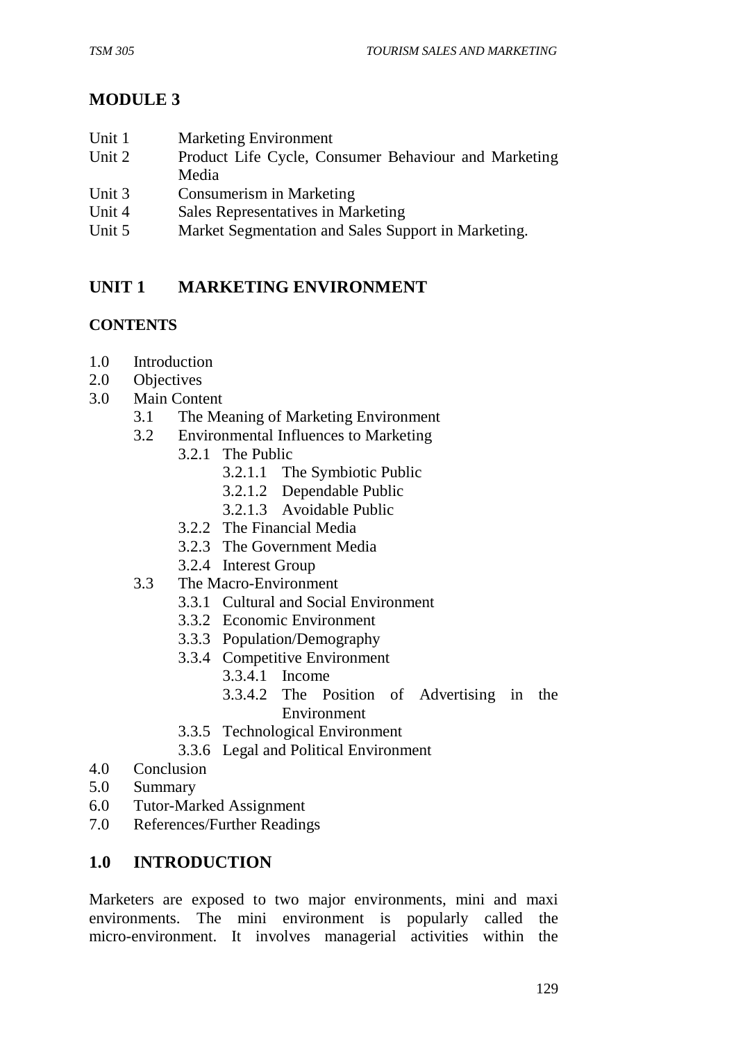# MODULE 3

| | |
|---|---|
| Unit 1 | Marketing Environment |
| Unit 2 | Product Life Cycle, Consumer Behaviour and Marketing Media |
| Unit 3 | Consumerism in Marketing |
| Unit 4 | Sales Representatives in Marketing |
| Unit 5 | Market Segmentation and Sales Support in Marketing. |

## UNIT 1 MARKETING ENVIRONMENT

**CONTENTS**

- 1.0 Introduction
- 2.0 Objectives
- 3.0 Main Content
  - 3.1 The Meaning of Marketing Environment
  - 3.2 Environmental Influences to Marketing
    - 3.2.1 The Public
      - 3.2.1.1 The Symbiotic Public
      - 3.2.1.2 Dependable Public
      - 3.2.1.3 Avoidable Public
    - 3.2.2 The Financial Media
    - 3.2.3 The Government Media
    - 3.2.4 Interest Group
  - 3.3 The Macro-Environment
    - 3.3.1 Cultural and Social Environment
    - 3.3.2 Economic Environment
    - 3.3.3 Population/Demography
    - 3.3.4 Competitive Environment
      - 3.3.4.1 Income
      - 3.3.4.2 The Position of Advertising in the Environment
    - 3.3.5 Technological Environment
    - 3.3.6 Legal and Political Environment
- 4.0 Conclusion
- 5.0 Summary
- 6.0 Tutor-Marked Assignment
- 7.0 References/Further Readings

## 1.0 INTRODUCTION

Marketers are exposed to two major environments, mini and maxi environments. The mini environment is popularly called the micro-environment. It involves managerial activities within the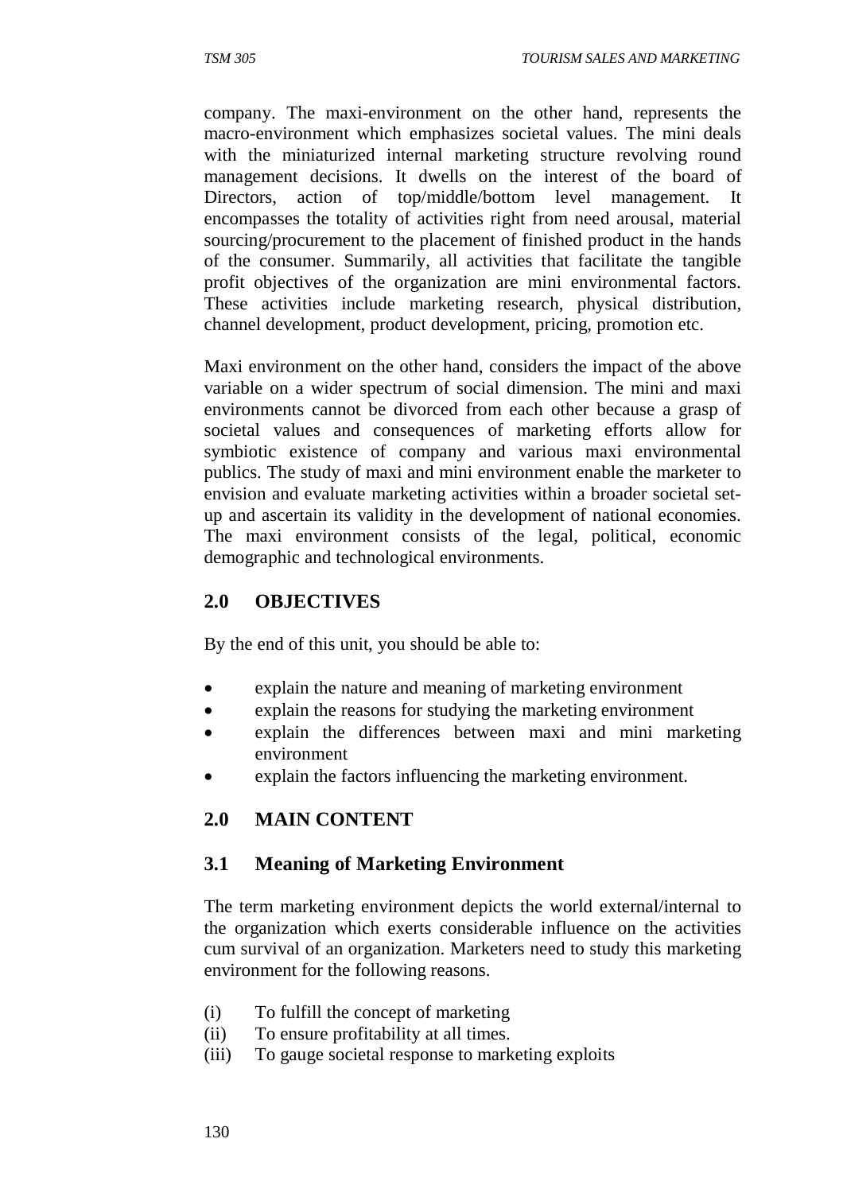company. The maxi-environment on the other hand, represents the macro-environment which emphasizes societal values. The mini deals with the miniaturized internal marketing structure revolving round management decisions. It dwells on the interest of the board of Directors, action of top/middle/bottom level management. It encompasses the totality of activities right from need arousal, material sourcing/procurement to the placement of finished product in the hands of the consumer. Summarily, all activities that facilitate the tangible profit objectives of the organization are mini environmental factors. These activities include marketing research, physical distribution, channel development, product development, pricing, promotion etc.

Maxi environment on the other hand, considers the impact of the above variable on a wider spectrum of social dimension. The mini and maxi environments cannot be divorced from each other because a grasp of societal values and consequences of marketing efforts allow for symbiotic existence of company and various maxi environmental publics. The study of maxi and mini environment enable the marketer to envision and evaluate marketing activities within a broader societal set-up and ascertain its validity in the development of national economies. The maxi environment consists of the legal, political, economic demographic and technological environments.

## 2.0 OBJECTIVES

By the end of this unit, you should be able to:

- explain the nature and meaning of marketing environment
- explain the reasons for studying the marketing environment
- explain the differences between maxi and mini marketing environment
- explain the factors influencing the marketing environment.

## 2.0 MAIN CONTENT

### 3.1 Meaning of Marketing Environment

The term marketing environment depicts the world external/internal to the organization which exerts considerable influence on the activities cum survival of an organization. Marketers need to study this marketing environment for the following reasons.

(i) To fulfill the concept of marketing
(ii) To ensure profitability at all times.
(iii) To gauge societal response to marketing exploits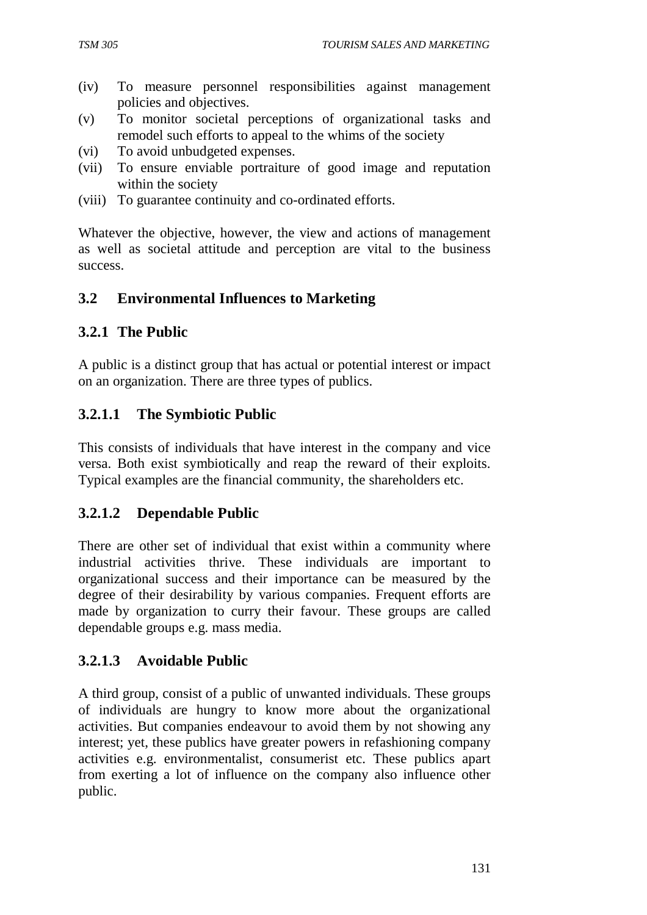(iv) To measure personnel responsibilities against management policies and objectives.
(v) To monitor societal perceptions of organizational tasks and remodel such efforts to appeal to the whims of the society
(vi) To avoid unbudgeted expenses.
(vii) To ensure enviable portraiture of good image and reputation within the society
(viii) To guarantee continuity and co-ordinated efforts.

Whatever the objective, however, the view and actions of management as well as societal attitude and perception are vital to the business success.

## 3.2 Environmental Influences to Marketing

### 3.2.1 The Public

A public is a distinct group that has actual or potential interest or impact on an organization. There are three types of publics.

#### 3.2.1.1 The Symbiotic Public

This consists of individuals that have interest in the company and vice versa. Both exist symbiotically and reap the reward of their exploits. Typical examples are the financial community, the shareholders etc.

#### 3.2.1.2 Dependable Public

There are other set of individual that exist within a community where industrial activities thrive. These individuals are important to organizational success and their importance can be measured by the degree of their desirability by various companies. Frequent efforts are made by organization to curry their favour. These groups are called dependable groups e.g. mass media.

#### 3.2.1.3 Avoidable Public

A third group, consist of a public of unwanted individuals. These groups of individuals are hungry to know more about the organizational activities. But companies endeavour to avoid them by not showing any interest; yet, these publics have greater powers in refashioning company activities e.g. environmentalist, consumerist etc. These publics apart from exerting a lot of influence on the company also influence other public.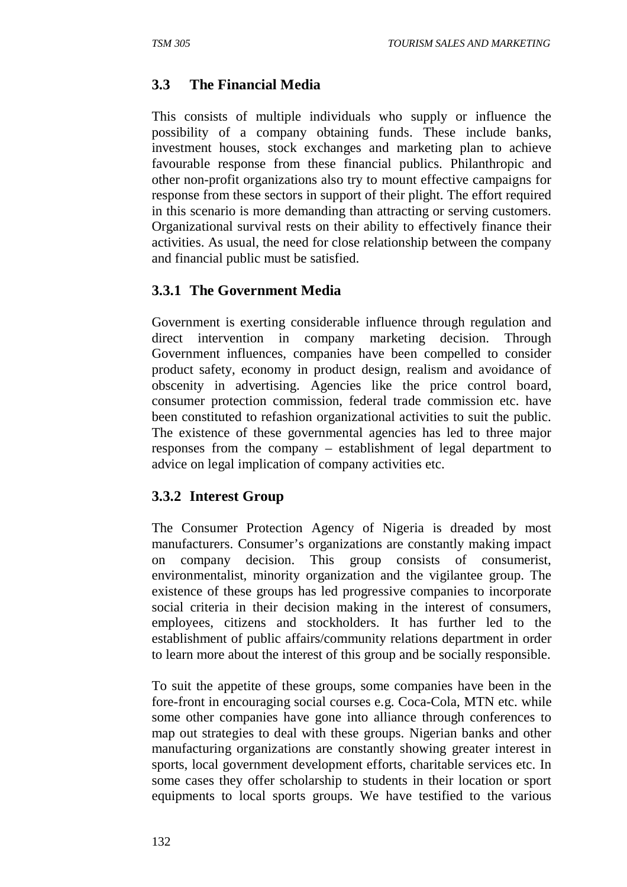## 3.3 The Financial Media

This consists of multiple individuals who supply or influence the possibility of a company obtaining funds. These include banks, investment houses, stock exchanges and marketing plan to achieve favourable response from these financial publics. Philanthropic and other non-profit organizations also try to mount effective campaigns for response from these sectors in support of their plight. The effort required in this scenario is more demanding than attracting or serving customers. Organizational survival rests on their ability to effectively finance their activities. As usual, the need for close relationship between the company and financial public must be satisfied.

### 3.3.1 The Government Media

Government is exerting considerable influence through regulation and direct intervention in company marketing decision. Through Government influences, companies have been compelled to consider product safety, economy in product design, realism and avoidance of obscenity in advertising. Agencies like the price control board, consumer protection commission, federal trade commission etc. have been constituted to refashion organizational activities to suit the public. The existence of these governmental agencies has led to three major responses from the company – establishment of legal department to advice on legal implication of company activities etc.

### 3.3.2 Interest Group

The Consumer Protection Agency of Nigeria is dreaded by most manufacturers. Consumer's organizations are constantly making impact on company decision. This group consists of consumerist, environmentalist, minority organization and the vigilantee group. The existence of these groups has led progressive companies to incorporate social criteria in their decision making in the interest of consumers, employees, citizens and stockholders. It has further led to the establishment of public affairs/community relations department in order to learn more about the interest of this group and be socially responsible.

To suit the appetite of these groups, some companies have been in the fore-front in encouraging social courses e.g. Coca-Cola, MTN etc. while some other companies have gone into alliance through conferences to map out strategies to deal with these groups. Nigerian banks and other manufacturing organizations are constantly showing greater interest in sports, local government development efforts, charitable services etc. In some cases they offer scholarship to students in their location or sport equipments to local sports groups. We have testified to the various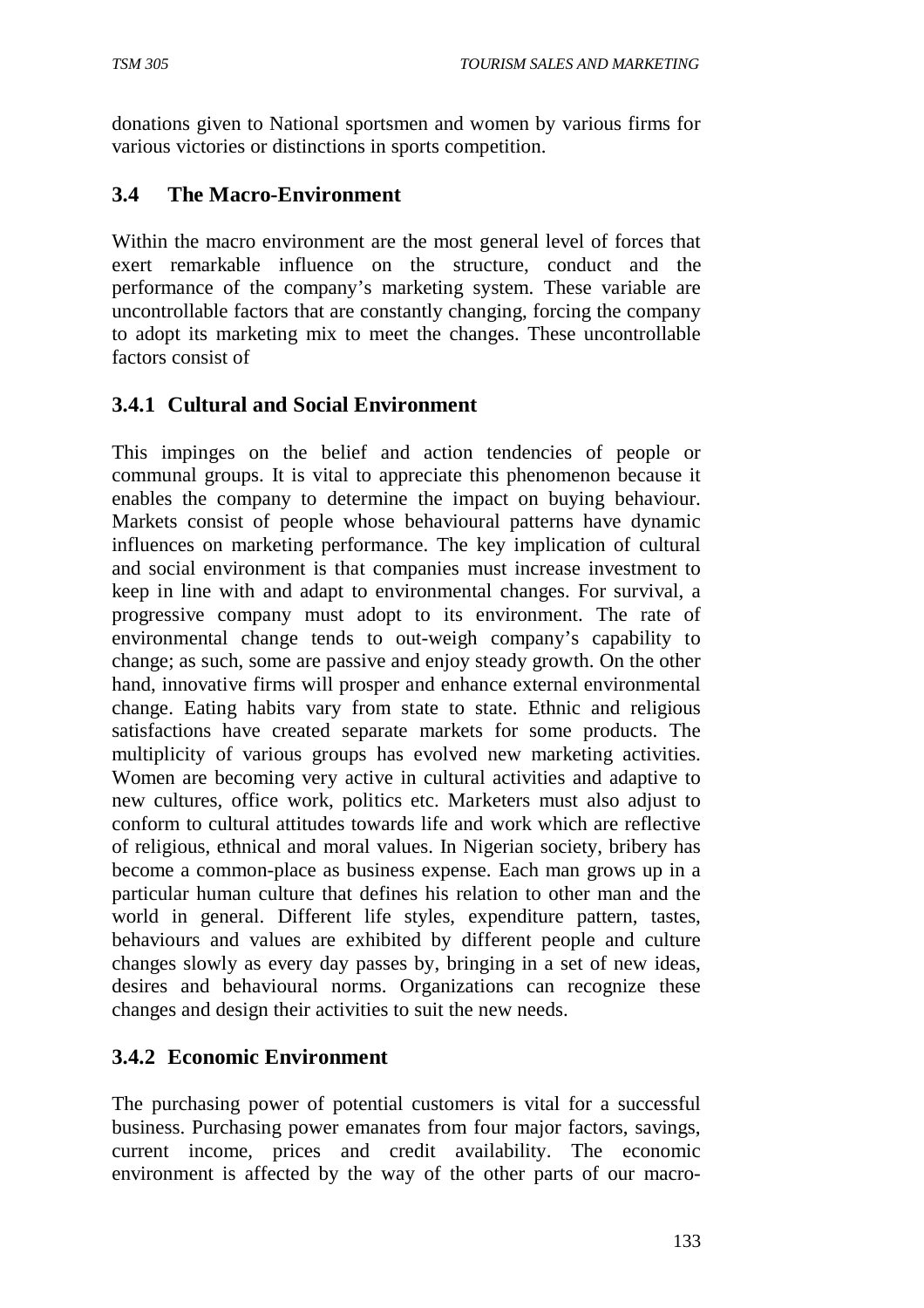donations given to National sportsmen and women by various firms for various victories or distinctions in sports competition.

## 3.4 The Macro-Environment

Within the macro environment are the most general level of forces that exert remarkable influence on the structure, conduct and the performance of the company's marketing system. These variable are uncontrollable factors that are constantly changing, forcing the company to adopt its marketing mix to meet the changes. These uncontrollable factors consist of

### 3.4.1 Cultural and Social Environment

This impinges on the belief and action tendencies of people or communal groups. It is vital to appreciate this phenomenon because it enables the company to determine the impact on buying behaviour. Markets consist of people whose behavioural patterns have dynamic influences on marketing performance. The key implication of cultural and social environment is that companies must increase investment to keep in line with and adapt to environmental changes. For survival, a progressive company must adopt to its environment. The rate of environmental change tends to out-weigh company's capability to change; as such, some are passive and enjoy steady growth. On the other hand, innovative firms will prosper and enhance external environmental change. Eating habits vary from state to state. Ethnic and religious satisfactions have created separate markets for some products. The multiplicity of various groups has evolved new marketing activities. Women are becoming very active in cultural activities and adaptive to new cultures, office work, politics etc. Marketers must also adjust to conform to cultural attitudes towards life and work which are reflective of religious, ethnical and moral values. In Nigerian society, bribery has become a common-place as business expense. Each man grows up in a particular human culture that defines his relation to other man and the world in general. Different life styles, expenditure pattern, tastes, behaviours and values are exhibited by different people and culture changes slowly as every day passes by, bringing in a set of new ideas, desires and behavioural norms. Organizations can recognize these changes and design their activities to suit the new needs.

### 3.4.2 Economic Environment

The purchasing power of potential customers is vital for a successful business. Purchasing power emanates from four major factors, savings, current income, prices and credit availability. The economic environment is affected by the way of the other parts of our macro-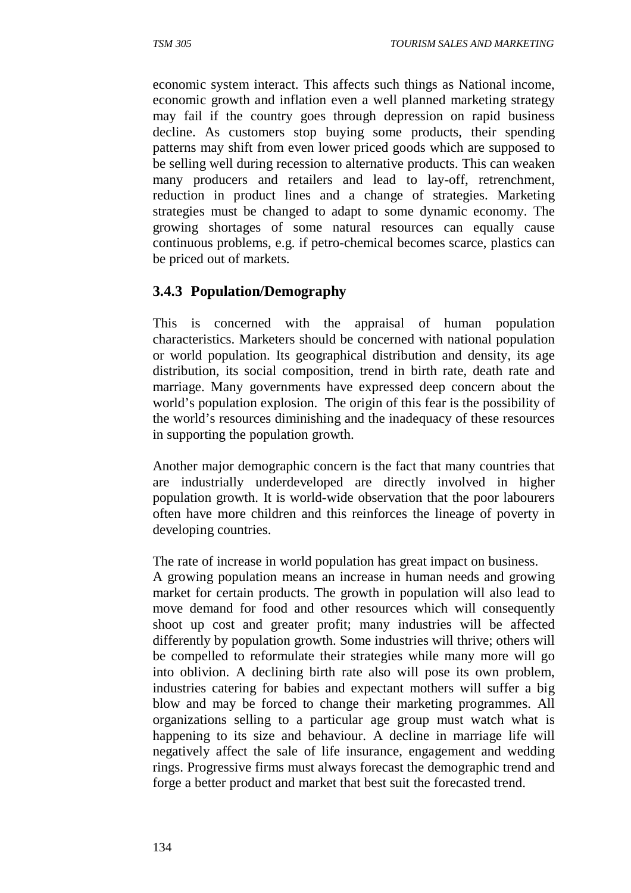economic system interact. This affects such things as National income, economic growth and inflation even a well planned marketing strategy may fail if the country goes through depression on rapid business decline. As customers stop buying some products, their spending patterns may shift from even lower priced goods which are supposed to be selling well during recession to alternative products. This can weaken many producers and retailers and lead to lay-off, retrenchment, reduction in product lines and a change of strategies. Marketing strategies must be changed to adapt to some dynamic economy. The growing shortages of some natural resources can equally cause continuous problems, e.g. if petro-chemical becomes scarce, plastics can be priced out of markets.

### 3.4.3 Population/Demography

This is concerned with the appraisal of human population characteristics. Marketers should be concerned with national population or world population. Its geographical distribution and density, its age distribution, its social composition, trend in birth rate, death rate and marriage. Many governments have expressed deep concern about the world's population explosion. The origin of this fear is the possibility of the world's resources diminishing and the inadequacy of these resources in supporting the population growth.

Another major demographic concern is the fact that many countries that are industrially underdeveloped are directly involved in higher population growth. It is world-wide observation that the poor labourers often have more children and this reinforces the lineage of poverty in developing countries.

The rate of increase in world population has great impact on business. A growing population means an increase in human needs and growing market for certain products. The growth in population will also lead to move demand for food and other resources which will consequently shoot up cost and greater profit; many industries will be affected differently by population growth. Some industries will thrive; others will be compelled to reformulate their strategies while many more will go into oblivion. A declining birth rate also will pose its own problem, industries catering for babies and expectant mothers will suffer a big blow and may be forced to change their marketing programmes. All organizations selling to a particular age group must watch what is happening to its size and behaviour. A decline in marriage life will negatively affect the sale of life insurance, engagement and wedding rings. Progressive firms must always forecast the demographic trend and forge a better product and market that best suit the forecasted trend.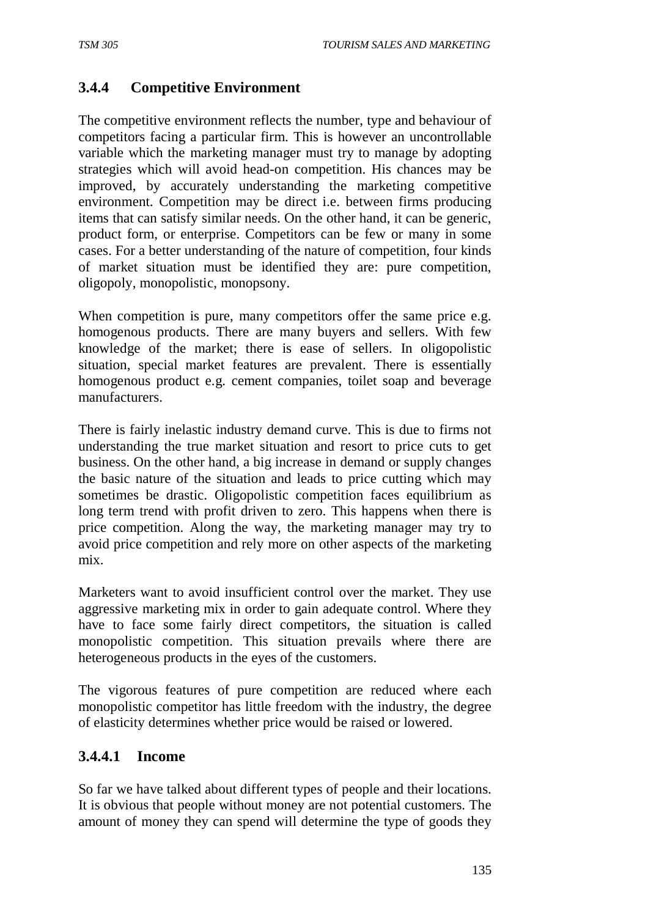### 3.4.4 Competitive Environment

The competitive environment reflects the number, type and behaviour of competitors facing a particular firm. This is however an uncontrollable variable which the marketing manager must try to manage by adopting strategies which will avoid head-on competition. His chances may be improved, by accurately understanding the marketing competitive environment. Competition may be direct i.e. between firms producing items that can satisfy similar needs. On the other hand, it can be generic, product form, or enterprise. Competitors can be few or many in some cases. For a better understanding of the nature of competition, four kinds of market situation must be identified they are: pure competition, oligopoly, monopolistic, monopsony.

When competition is pure, many competitors offer the same price e.g. homogenous products. There are many buyers and sellers. With few knowledge of the market; there is ease of sellers. In oligopolistic situation, special market features are prevalent. There is essentially homogenous product e.g. cement companies, toilet soap and beverage manufacturers.

There is fairly inelastic industry demand curve. This is due to firms not understanding the true market situation and resort to price cuts to get business. On the other hand, a big increase in demand or supply changes the basic nature of the situation and leads to price cutting which may sometimes be drastic. Oligopolistic competition faces equilibrium as long term trend with profit driven to zero. This happens when there is price competition. Along the way, the marketing manager may try to avoid price competition and rely more on other aspects of the marketing mix.

Marketers want to avoid insufficient control over the market. They use aggressive marketing mix in order to gain adequate control. Where they have to face some fairly direct competitors, the situation is called monopolistic competition. This situation prevails where there are heterogeneous products in the eyes of the customers.

The vigorous features of pure competition are reduced where each monopolistic competitor has little freedom with the industry, the degree of elasticity determines whether price would be raised or lowered.

#### 3.4.4.1 Income

So far we have talked about different types of people and their locations. It is obvious that people without money are not potential customers. The amount of money they can spend will determine the type of goods they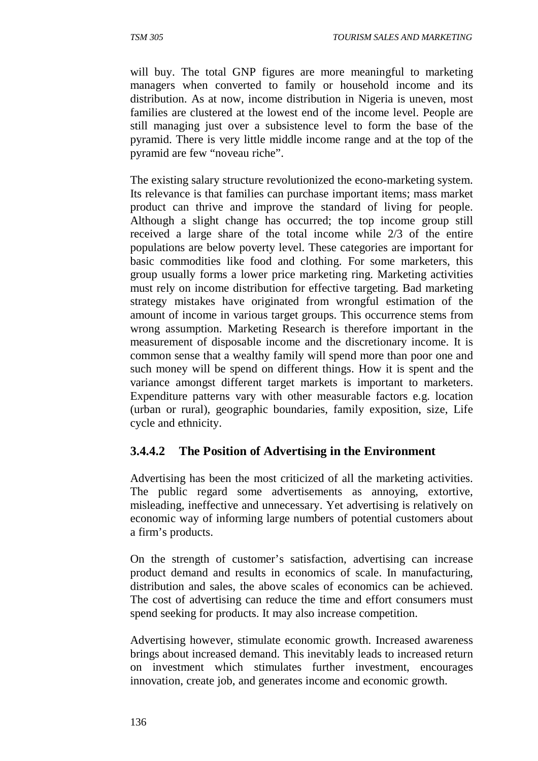will buy. The total GNP figures are more meaningful to marketing managers when converted to family or household income and its distribution. As at now, income distribution in Nigeria is uneven, most families are clustered at the lowest end of the income level. People are still managing just over a subsistence level to form the base of the pyramid. There is very little middle income range and at the top of the pyramid are few "noveau riche".

The existing salary structure revolutionized the econo-marketing system. Its relevance is that families can purchase important items; mass market product can thrive and improve the standard of living for people. Although a slight change has occurred; the top income group still received a large share of the total income while 2/3 of the entire populations are below poverty level. These categories are important for basic commodities like food and clothing. For some marketers, this group usually forms a lower price marketing ring. Marketing activities must rely on income distribution for effective targeting. Bad marketing strategy mistakes have originated from wrongful estimation of the amount of income in various target groups. This occurrence stems from wrong assumption. Marketing Research is therefore important in the measurement of disposable income and the discretionary income. It is common sense that a wealthy family will spend more than poor one and such money will be spend on different things. How it is spent and the variance amongst different target markets is important to marketers. Expenditure patterns vary with other measurable factors e.g. location (urban or rural), geographic boundaries, family exposition, size, Life cycle and ethnicity.

### 3.4.4.2 The Position of Advertising in the Environment

Advertising has been the most criticized of all the marketing activities. The public regard some advertisements as annoying, extortive, misleading, ineffective and unnecessary. Yet advertising is relatively on economic way of informing large numbers of potential customers about a firm's products.

On the strength of customer's satisfaction, advertising can increase product demand and results in economics of scale. In manufacturing, distribution and sales, the above scales of economics can be achieved. The cost of advertising can reduce the time and effort consumers must spend seeking for products. It may also increase competition.

Advertising however, stimulate economic growth. Increased awareness brings about increased demand. This inevitably leads to increased return on investment which stimulates further investment, encourages innovation, create job, and generates income and economic growth.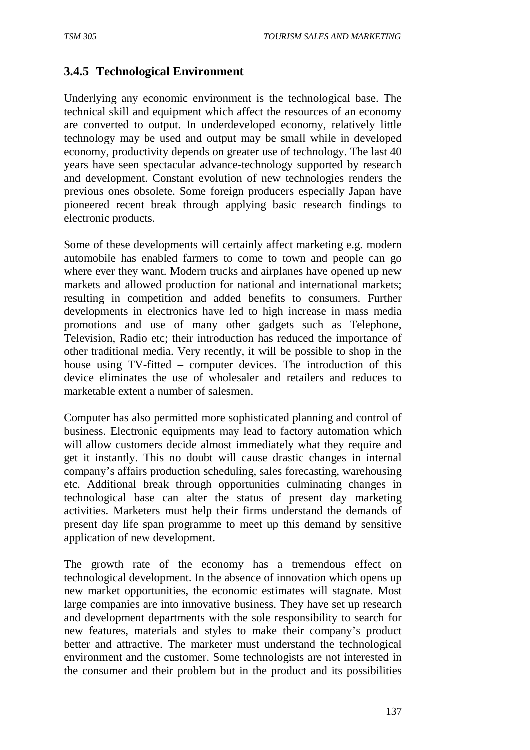### 3.4.5 Technological Environment

Underlying any economic environment is the technological base. The technical skill and equipment which affect the resources of an economy are converted to output. In underdeveloped economy, relatively little technology may be used and output may be small while in developed economy, productivity depends on greater use of technology. The last 40 years have seen spectacular advance-technology supported by research and development. Constant evolution of new technologies renders the previous ones obsolete. Some foreign producers especially Japan have pioneered recent break through applying basic research findings to electronic products.

Some of these developments will certainly affect marketing e.g. modern automobile has enabled farmers to come to town and people can go where ever they want. Modern trucks and airplanes have opened up new markets and allowed production for national and international markets; resulting in competition and added benefits to consumers. Further developments in electronics have led to high increase in mass media promotions and use of many other gadgets such as Telephone, Television, Radio etc; their introduction has reduced the importance of other traditional media. Very recently, it will be possible to shop in the house using TV-fitted – computer devices. The introduction of this device eliminates the use of wholesaler and retailers and reduces to marketable extent a number of salesmen.

Computer has also permitted more sophisticated planning and control of business. Electronic equipments may lead to factory automation which will allow customers decide almost immediately what they require and get it instantly. This no doubt will cause drastic changes in internal company's affairs production scheduling, sales forecasting, warehousing etc. Additional break through opportunities culminating changes in technological base can alter the status of present day marketing activities. Marketers must help their firms understand the demands of present day life span programme to meet up this demand by sensitive application of new development.

The growth rate of the economy has a tremendous effect on technological development. In the absence of innovation which opens up new market opportunities, the economic estimates will stagnate. Most large companies are into innovative business. They have set up research and development departments with the sole responsibility to search for new features, materials and styles to make their company's product better and attractive. The marketer must understand the technological environment and the customer. Some technologists are not interested in the consumer and their problem but in the product and its possibilities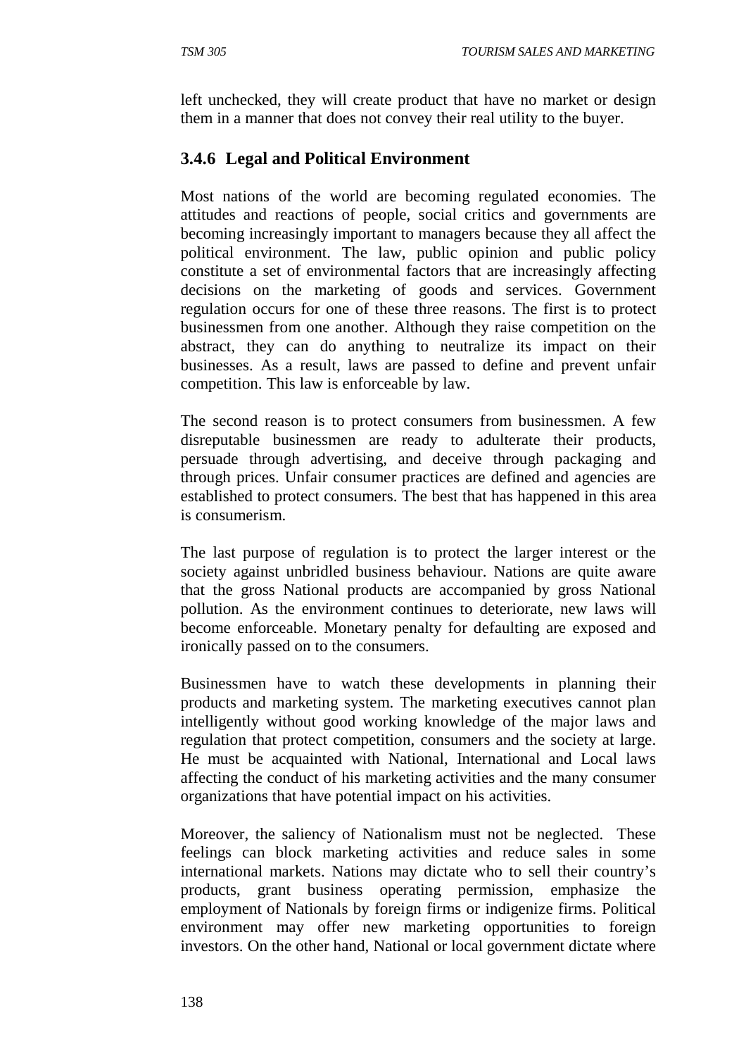left unchecked, they will create product that have no market or design them in a manner that does not convey their real utility to the buyer.

### 3.4.6 Legal and Political Environment

Most nations of the world are becoming regulated economies. The attitudes and reactions of people, social critics and governments are becoming increasingly important to managers because they all affect the political environment. The law, public opinion and public policy constitute a set of environmental factors that are increasingly affecting decisions on the marketing of goods and services. Government regulation occurs for one of these three reasons. The first is to protect businessmen from one another. Although they raise competition on the abstract, they can do anything to neutralize its impact on their businesses. As a result, laws are passed to define and prevent unfair competition. This law is enforceable by law.

The second reason is to protect consumers from businessmen. A few disreputable businessmen are ready to adulterate their products, persuade through advertising, and deceive through packaging and through prices. Unfair consumer practices are defined and agencies are established to protect consumers. The best that has happened in this area is consumerism.

The last purpose of regulation is to protect the larger interest or the society against unbridled business behaviour. Nations are quite aware that the gross National products are accompanied by gross National pollution. As the environment continues to deteriorate, new laws will become enforceable. Monetary penalty for defaulting are exposed and ironically passed on to the consumers.

Businessmen have to watch these developments in planning their products and marketing system. The marketing executives cannot plan intelligently without good working knowledge of the major laws and regulation that protect competition, consumers and the society at large. He must be acquainted with National, International and Local laws affecting the conduct of his marketing activities and the many consumer organizations that have potential impact on his activities.

Moreover, the saliency of Nationalism must not be neglected. These feelings can block marketing activities and reduce sales in some international markets. Nations may dictate who to sell their country's products, grant business operating permission, emphasize the employment of Nationals by foreign firms or indigenize firms. Political environment may offer new marketing opportunities to foreign investors. On the other hand, National or local government dictate where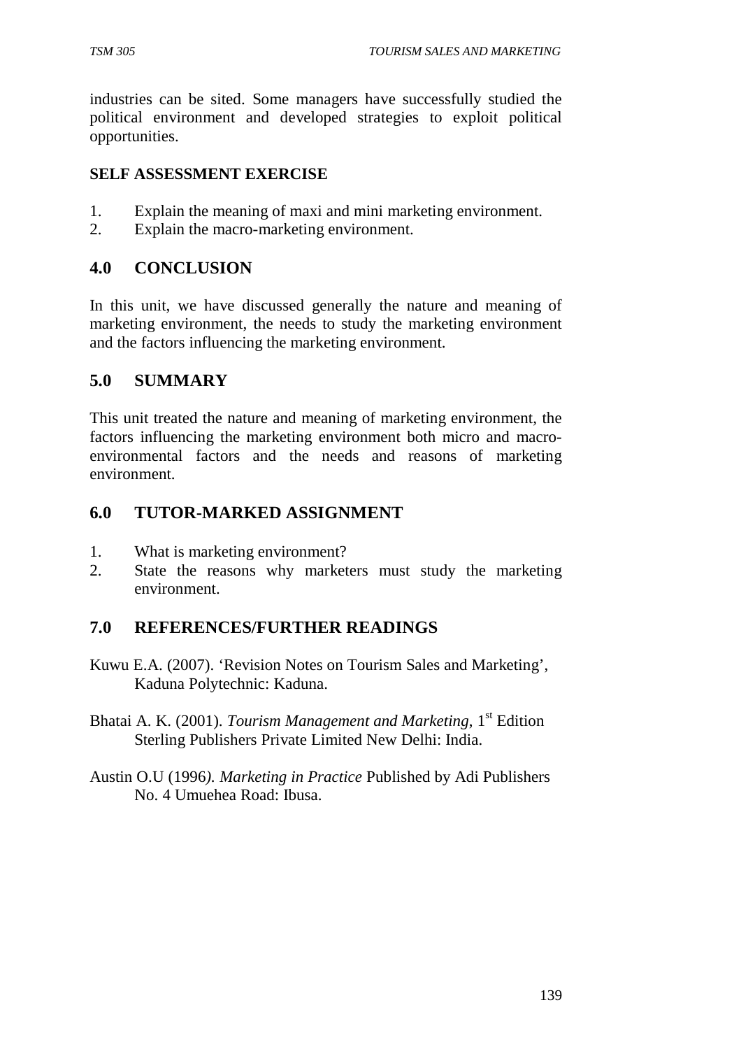industries can be sited. Some managers have successfully studied the political environment and developed strategies to exploit political opportunities.

**SELF ASSESSMENT EXERCISE**

1. Explain the meaning of maxi and mini marketing environment.
2. Explain the macro-marketing environment.

## 4.0 CONCLUSION

In this unit, we have discussed generally the nature and meaning of marketing environment, the needs to study the marketing environment and the factors influencing the marketing environment.

## 5.0 SUMMARY

This unit treated the nature and meaning of marketing environment, the factors influencing the marketing environment both micro and macro-environmental factors and the needs and reasons of marketing environment.

## 6.0 TUTOR-MARKED ASSIGNMENT

1. What is marketing environment?
2. State the reasons why marketers must study the marketing environment.

## 7.0 REFERENCES/FURTHER READINGS

Kuwu E.A. (2007). 'Revision Notes on Tourism Sales and Marketing', Kaduna Polytechnic: Kaduna.

Bhatai A. K. (2001). *Tourism Management and Marketing*, 1st Edition Sterling Publishers Private Limited New Delhi: India.

Austin O.U (1996*). Marketing in Practice* Published by Adi Publishers No. 4 Umuehea Road: Ibusa.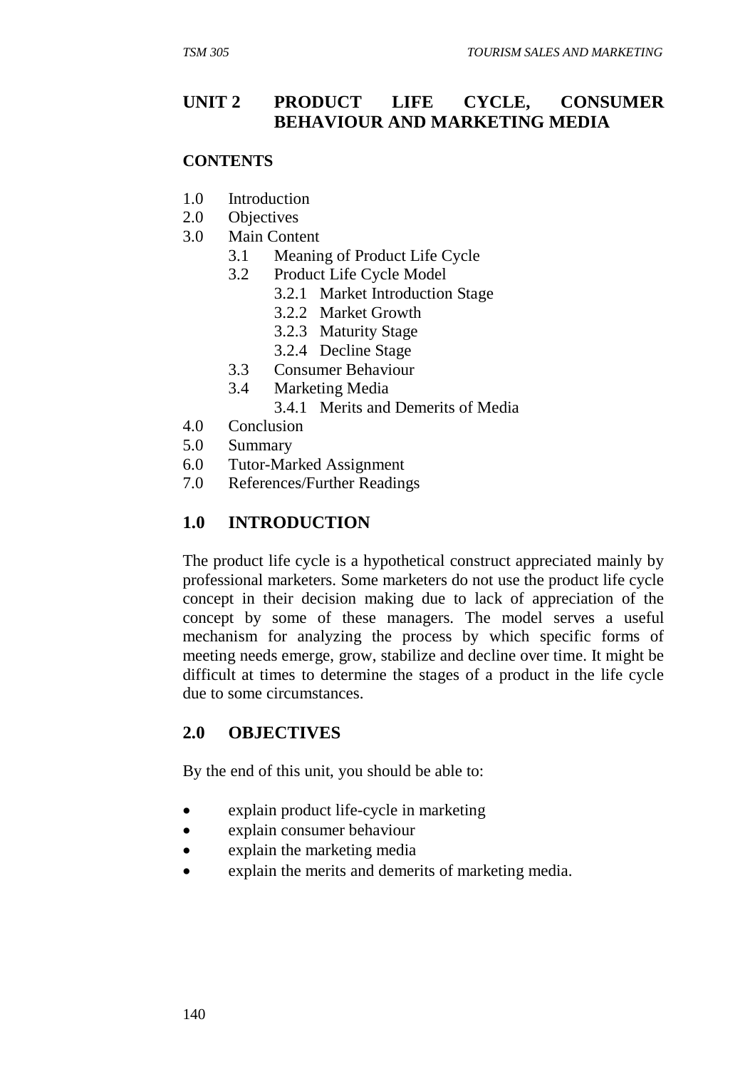# UNIT 2 PRODUCT LIFE CYCLE, CONSUMER BEHAVIOUR AND MARKETING MEDIA

## CONTENTS

1.0 Introduction
2.0 Objectives
3.0 Main Content
    3.1 Meaning of Product Life Cycle
    3.2 Product Life Cycle Model
        3.2.1 Market Introduction Stage
        3.2.2 Market Growth
        3.2.3 Maturity Stage
        3.2.4 Decline Stage
    3.3 Consumer Behaviour
    3.4 Marketing Media
        3.4.1 Merits and Demerits of Media
4.0 Conclusion
5.0 Summary
6.0 Tutor-Marked Assignment
7.0 References/Further Readings

## 1.0 INTRODUCTION

The product life cycle is a hypothetical construct appreciated mainly by professional marketers. Some marketers do not use the product life cycle concept in their decision making due to lack of appreciation of the concept by some of these managers. The model serves a useful mechanism for analyzing the process by which specific forms of meeting needs emerge, grow, stabilize and decline over time. It might be difficult at times to determine the stages of a product in the life cycle due to some circumstances.

## 2.0 OBJECTIVES

By the end of this unit, you should be able to:

- explain product life-cycle in marketing
- explain consumer behaviour
- explain the marketing media
- explain the merits and demerits of marketing media.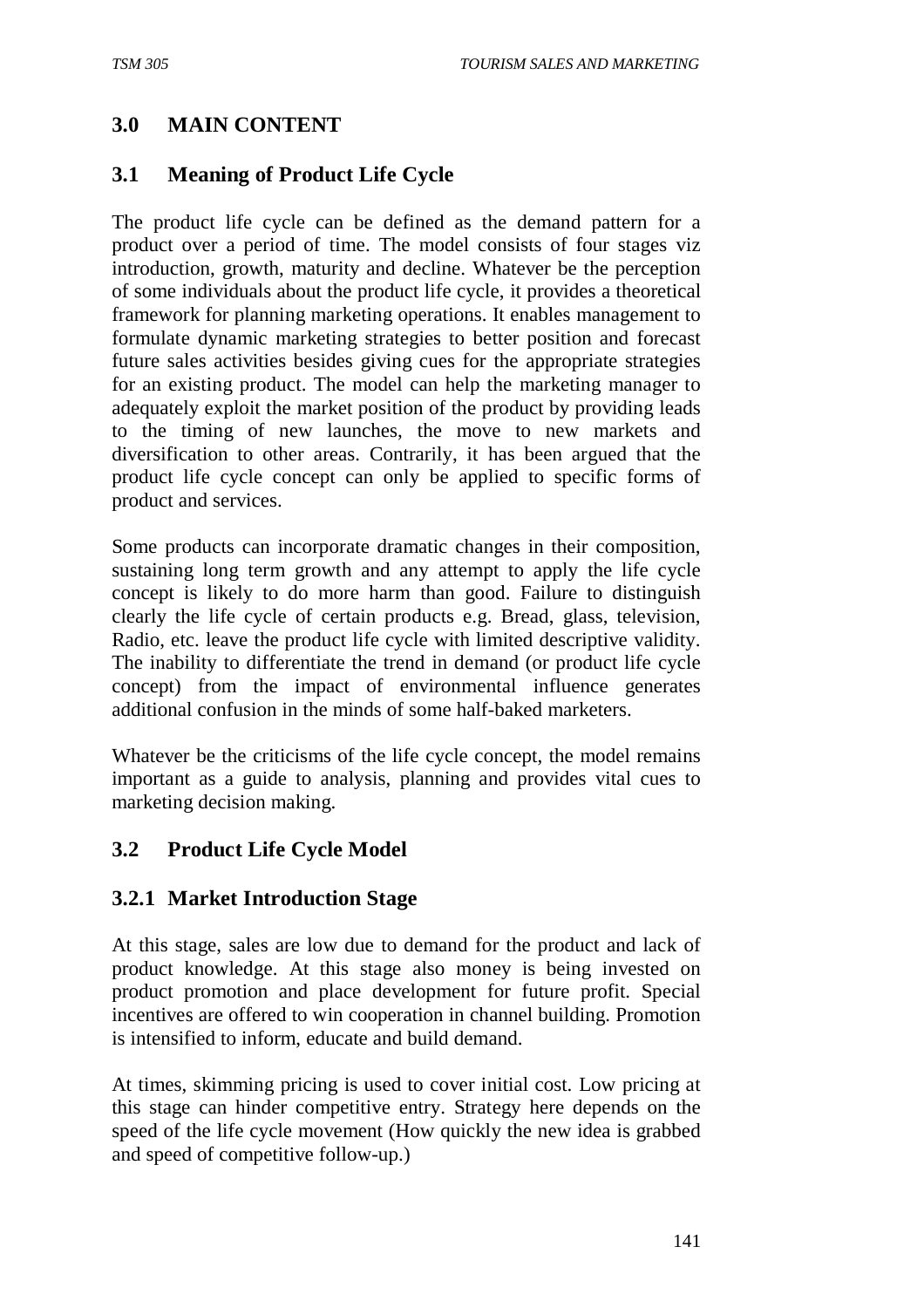## 3.0 MAIN CONTENT

### 3.1 Meaning of Product Life Cycle

The product life cycle can be defined as the demand pattern for a product over a period of time. The model consists of four stages viz introduction, growth, maturity and decline. Whatever be the perception of some individuals about the product life cycle, it provides a theoretical framework for planning marketing operations. It enables management to formulate dynamic marketing strategies to better position and forecast future sales activities besides giving cues for the appropriate strategies for an existing product. The model can help the marketing manager to adequately exploit the market position of the product by providing leads to the timing of new launches, the move to new markets and diversification to other areas. Contrarily, it has been argued that the product life cycle concept can only be applied to specific forms of product and services.

Some products can incorporate dramatic changes in their composition, sustaining long term growth and any attempt to apply the life cycle concept is likely to do more harm than good. Failure to distinguish clearly the life cycle of certain products e.g. Bread, glass, television, Radio, etc. leave the product life cycle with limited descriptive validity. The inability to differentiate the trend in demand (or product life cycle concept) from the impact of environmental influence generates additional confusion in the minds of some half-baked marketers.

Whatever be the criticisms of the life cycle concept, the model remains important as a guide to analysis, planning and provides vital cues to marketing decision making.

### 3.2 Product Life Cycle Model

#### 3.2.1 Market Introduction Stage

At this stage, sales are low due to demand for the product and lack of product knowledge. At this stage also money is being invested on product promotion and place development for future profit. Special incentives are offered to win cooperation in channel building. Promotion is intensified to inform, educate and build demand.

At times, skimming pricing is used to cover initial cost. Low pricing at this stage can hinder competitive entry. Strategy here depends on the speed of the life cycle movement (How quickly the new idea is grabbed and speed of competitive follow-up.)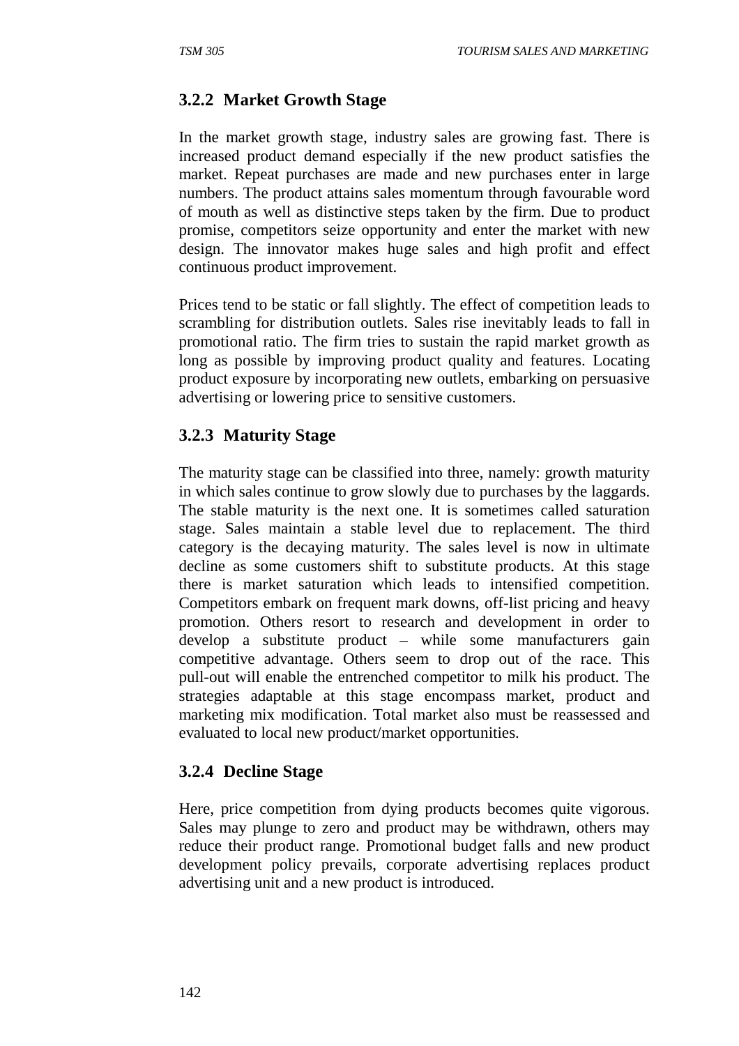### 3.2.2 Market Growth Stage

In the market growth stage, industry sales are growing fast. There is increased product demand especially if the new product satisfies the market. Repeat purchases are made and new purchases enter in large numbers. The product attains sales momentum through favourable word of mouth as well as distinctive steps taken by the firm. Due to product promise, competitors seize opportunity and enter the market with new design. The innovator makes huge sales and high profit and effect continuous product improvement.

Prices tend to be static or fall slightly. The effect of competition leads to scrambling for distribution outlets. Sales rise inevitably leads to fall in promotional ratio. The firm tries to sustain the rapid market growth as long as possible by improving product quality and features. Locating product exposure by incorporating new outlets, embarking on persuasive advertising or lowering price to sensitive customers.

### 3.2.3 Maturity Stage

The maturity stage can be classified into three, namely: growth maturity in which sales continue to grow slowly due to purchases by the laggards. The stable maturity is the next one. It is sometimes called saturation stage. Sales maintain a stable level due to replacement. The third category is the decaying maturity. The sales level is now in ultimate decline as some customers shift to substitute products. At this stage there is market saturation which leads to intensified competition. Competitors embark on frequent mark downs, off-list pricing and heavy promotion. Others resort to research and development in order to develop a substitute product – while some manufacturers gain competitive advantage. Others seem to drop out of the race. This pull-out will enable the entrenched competitor to milk his product. The strategies adaptable at this stage encompass market, product and marketing mix modification. Total market also must be reassessed and evaluated to local new product/market opportunities.

### 3.2.4 Decline Stage

Here, price competition from dying products becomes quite vigorous. Sales may plunge to zero and product may be withdrawn, others may reduce their product range. Promotional budget falls and new product development policy prevails, corporate advertising replaces product advertising unit and a new product is introduced.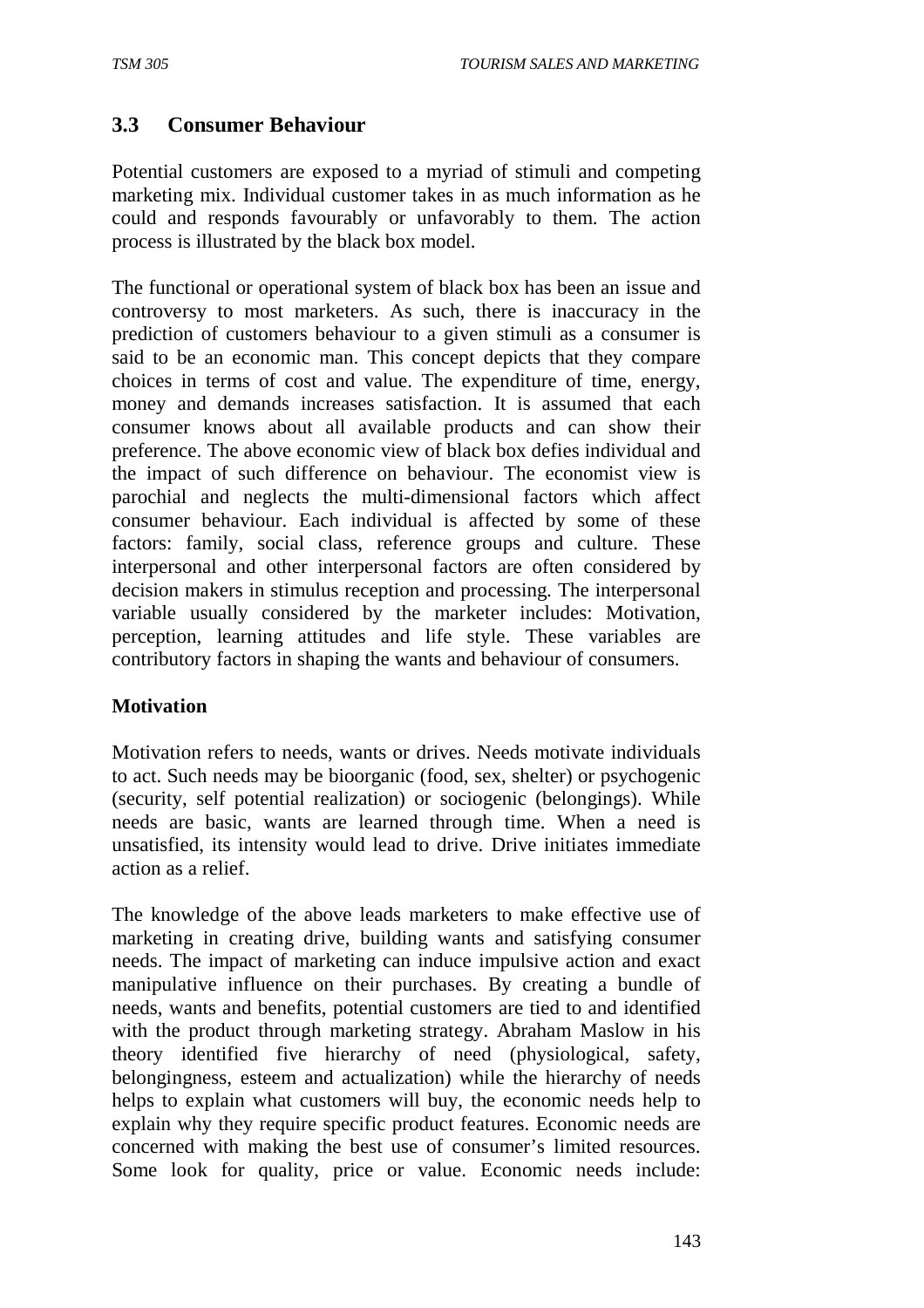## 3.3 Consumer Behaviour

Potential customers are exposed to a myriad of stimuli and competing marketing mix. Individual customer takes in as much information as he could and responds favourably or unfavorably to them. The action process is illustrated by the black box model.

The functional or operational system of black box has been an issue and controversy to most marketers. As such, there is inaccuracy in the prediction of customers behaviour to a given stimuli as a consumer is said to be an economic man. This concept depicts that they compare choices in terms of cost and value. The expenditure of time, energy, money and demands increases satisfaction. It is assumed that each consumer knows about all available products and can show their preference. The above economic view of black box defies individual and the impact of such difference on behaviour. The economist view is parochial and neglects the multi-dimensional factors which affect consumer behaviour. Each individual is affected by some of these factors: family, social class, reference groups and culture. These interpersonal and other interpersonal factors are often considered by decision makers in stimulus reception and processing. The interpersonal variable usually considered by the marketer includes: Motivation, perception, learning attitudes and life style. These variables are contributory factors in shaping the wants and behaviour of consumers.

**Motivation**

Motivation refers to needs, wants or drives. Needs motivate individuals to act. Such needs may be bioorganic (food, sex, shelter) or psychogenic (security, self potential realization) or sociogenic (belongings). While needs are basic, wants are learned through time. When a need is unsatisfied, its intensity would lead to drive. Drive initiates immediate action as a relief.

The knowledge of the above leads marketers to make effective use of marketing in creating drive, building wants and satisfying consumer needs. The impact of marketing can induce impulsive action and exact manipulative influence on their purchases. By creating a bundle of needs, wants and benefits, potential customers are tied to and identified with the product through marketing strategy. Abraham Maslow in his theory identified five hierarchy of need (physiological, safety, belongingness, esteem and actualization) while the hierarchy of needs helps to explain what customers will buy, the economic needs help to explain why they require specific product features. Economic needs are concerned with making the best use of consumer's limited resources. Some look for quality, price or value. Economic needs include: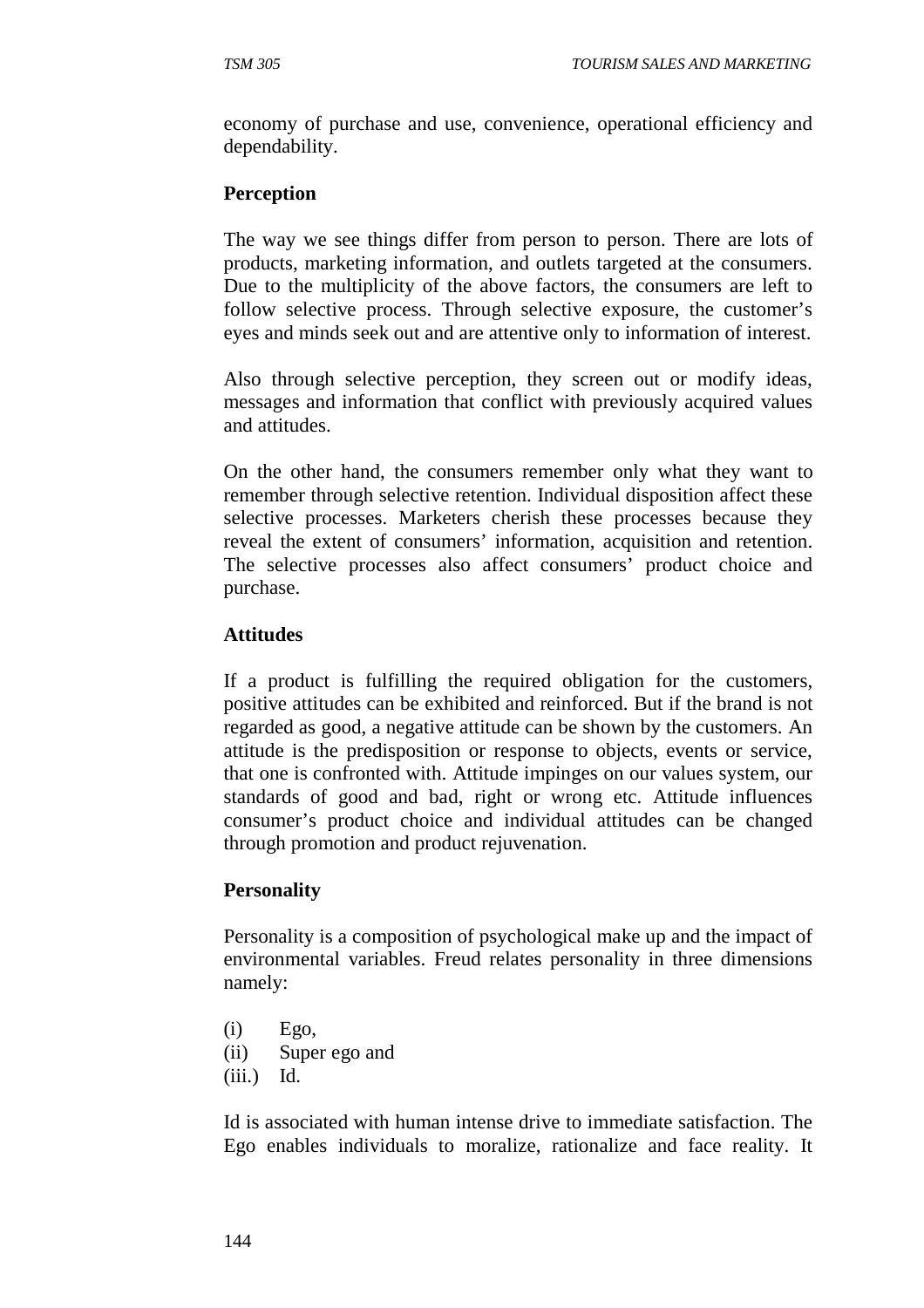economy of purchase and use, convenience, operational efficiency and dependability.

**Perception**

The way we see things differ from person to person. There are lots of products, marketing information, and outlets targeted at the consumers. Due to the multiplicity of the above factors, the consumers are left to follow selective process. Through selective exposure, the customer's eyes and minds seek out and are attentive only to information of interest.

Also through selective perception, they screen out or modify ideas, messages and information that conflict with previously acquired values and attitudes.

On the other hand, the consumers remember only what they want to remember through selective retention. Individual disposition affect these selective processes. Marketers cherish these processes because they reveal the extent of consumers' information, acquisition and retention. The selective processes also affect consumers' product choice and purchase.

**Attitudes**

If a product is fulfilling the required obligation for the customers, positive attitudes can be exhibited and reinforced. But if the brand is not regarded as good, a negative attitude can be shown by the customers. An attitude is the predisposition or response to objects, events or service, that one is confronted with. Attitude impinges on our values system, our standards of good and bad, right or wrong etc. Attitude influences consumer's product choice and individual attitudes can be changed through promotion and product rejuvenation.

**Personality**

Personality is a composition of psychological make up and the impact of environmental variables. Freud relates personality in three dimensions namely:

(i) Ego,
(ii) Super ego and
(iii.) Id.

Id is associated with human intense drive to immediate satisfaction. The Ego enables individuals to moralize, rationalize and face reality. It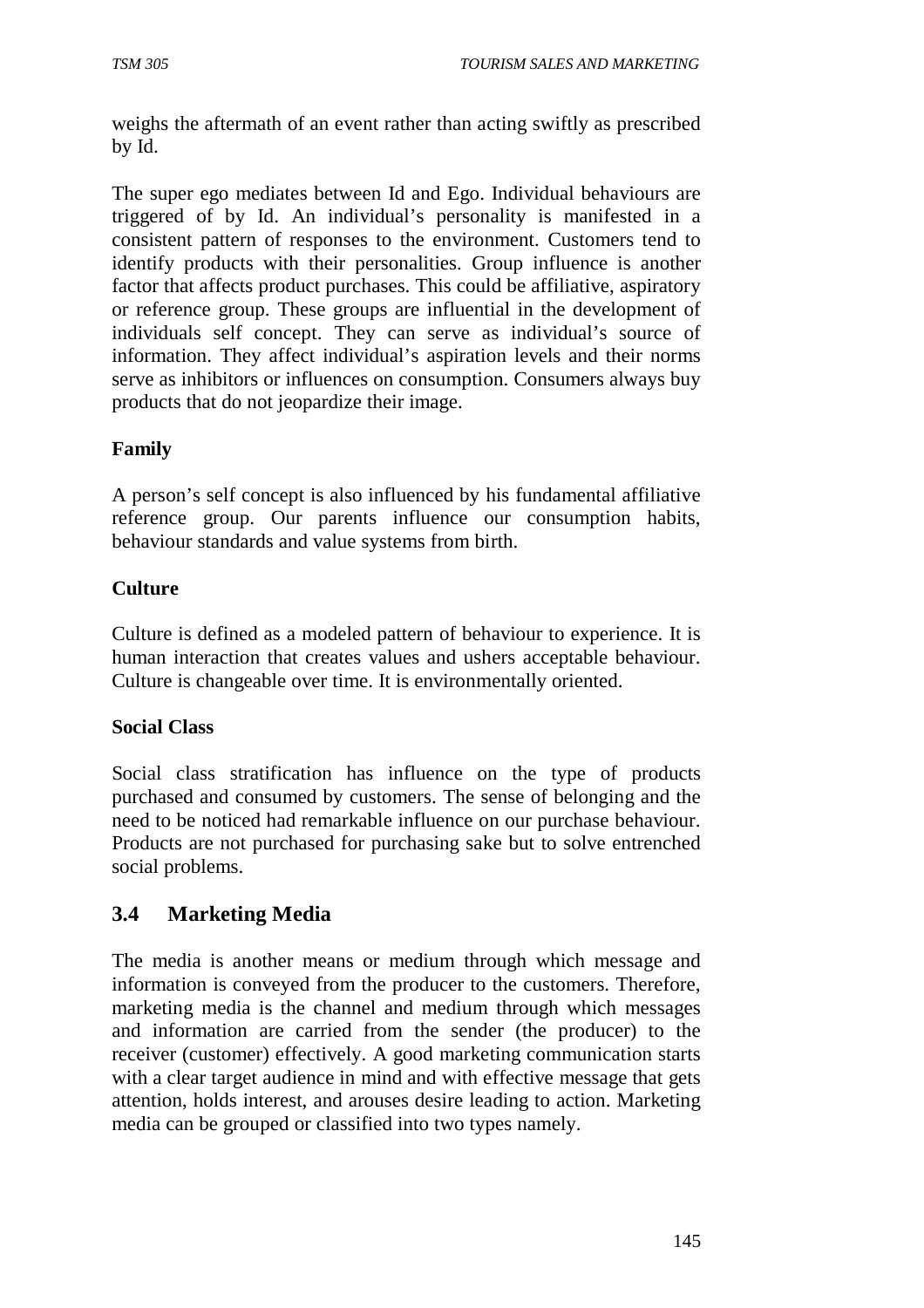weighs the aftermath of an event rather than acting swiftly as prescribed by Id.

The super ego mediates between Id and Ego. Individual behaviours are triggered of by Id. An individual's personality is manifested in a consistent pattern of responses to the environment. Customers tend to identify products with their personalities. Group influence is another factor that affects product purchases. This could be affiliative, aspiratory or reference group. These groups are influential in the development of individuals self concept. They can serve as individual's source of information. They affect individual's aspiration levels and their norms serve as inhibitors or influences on consumption. Consumers always buy products that do not jeopardize their image.

**Family**

A person's self concept is also influenced by his fundamental affiliative reference group. Our parents influence our consumption habits, behaviour standards and value systems from birth.

**Culture**

Culture is defined as a modeled pattern of behaviour to experience. It is human interaction that creates values and ushers acceptable behaviour. Culture is changeable over time. It is environmentally oriented.

**Social Class**

Social class stratification has influence on the type of products purchased and consumed by customers. The sense of belonging and the need to be noticed had remarkable influence on our purchase behaviour. Products are not purchased for purchasing sake but to solve entrenched social problems.

## 3.4 Marketing Media

The media is another means or medium through which message and information is conveyed from the producer to the customers. Therefore, marketing media is the channel and medium through which messages and information are carried from the sender (the producer) to the receiver (customer) effectively. A good marketing communication starts with a clear target audience in mind and with effective message that gets attention, holds interest, and arouses desire leading to action. Marketing media can be grouped or classified into two types namely.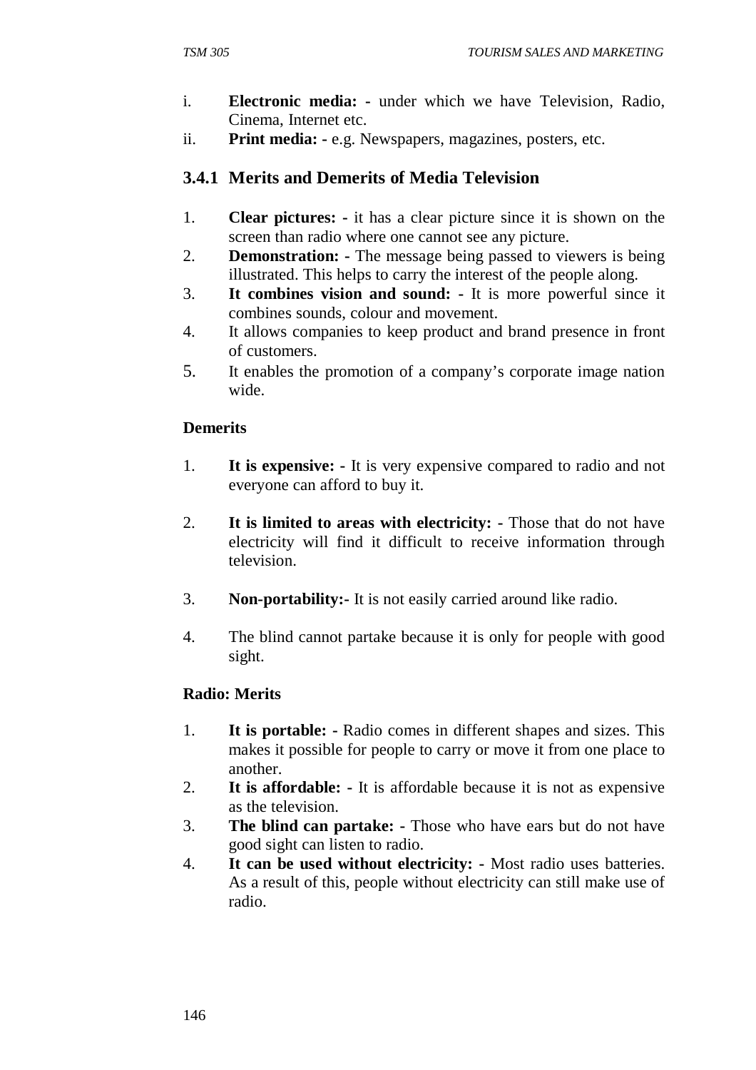i. **Electronic media: -** under which we have Television, Radio, Cinema, Internet etc.
ii. **Print media: -** e.g. Newspapers, magazines, posters, etc.

### 3.4.1 Merits and Demerits of Media Television

1. **Clear pictures: -** it has a clear picture since it is shown on the screen than radio where one cannot see any picture.
2. **Demonstration: -** The message being passed to viewers is being illustrated. This helps to carry the interest of the people along.
3. **It combines vision and sound: -** It is more powerful since it combines sounds, colour and movement.
4. It allows companies to keep product and brand presence in front of customers.
5. It enables the promotion of a company's corporate image nation wide.

**Demerits**

1. **It is expensive: -** It is very expensive compared to radio and not everyone can afford to buy it.

2. **It is limited to areas with electricity: -** Those that do not have electricity will find it difficult to receive information through television.

3. **Non-portability:-** It is not easily carried around like radio.

4. The blind cannot partake because it is only for people with good sight.

**Radio: Merits**

1. **It is portable: -** Radio comes in different shapes and sizes. This makes it possible for people to carry or move it from one place to another.
2. **It is affordable: -** It is affordable because it is not as expensive as the television.
3. **The blind can partake: -** Those who have ears but do not have good sight can listen to radio.
4. **It can be used without electricity: -** Most radio uses batteries. As a result of this, people without electricity can still make use of radio.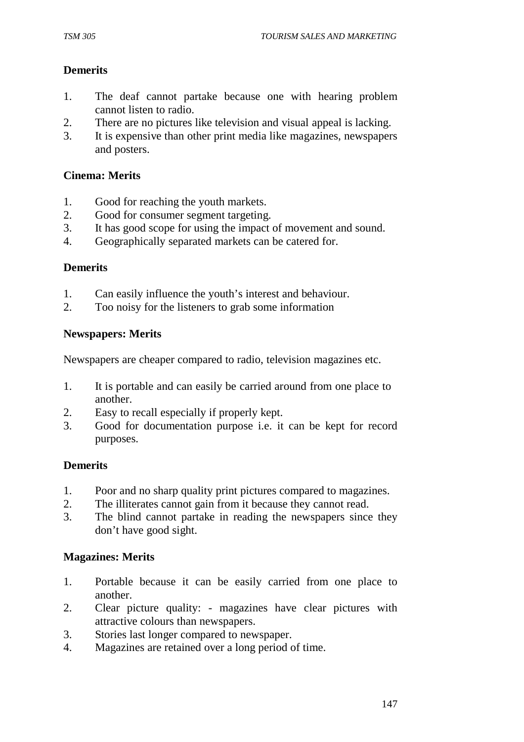**Demerits**

1. The deaf cannot partake because one with hearing problem cannot listen to radio.
2. There are no pictures like television and visual appeal is lacking.
3. It is expensive than other print media like magazines, newspapers and posters.

**Cinema: Merits**

1. Good for reaching the youth markets.
2. Good for consumer segment targeting.
3. It has good scope for using the impact of movement and sound.
4. Geographically separated markets can be catered for.

**Demerits**

1. Can easily influence the youth's interest and behaviour.
2. Too noisy for the listeners to grab some information

**Newspapers: Merits**

Newspapers are cheaper compared to radio, television magazines etc.

1. It is portable and can easily be carried around from one place to another.
2. Easy to recall especially if properly kept.
3. Good for documentation purpose i.e. it can be kept for record purposes.

**Demerits**

1. Poor and no sharp quality print pictures compared to magazines.
2. The illiterates cannot gain from it because they cannot read.
3. The blind cannot partake in reading the newspapers since they don't have good sight.

**Magazines: Merits**

1. Portable because it can be easily carried from one place to another.
2. Clear picture quality: - magazines have clear pictures with attractive colours than newspapers.
3. Stories last longer compared to newspaper.
4. Magazines are retained over a long period of time.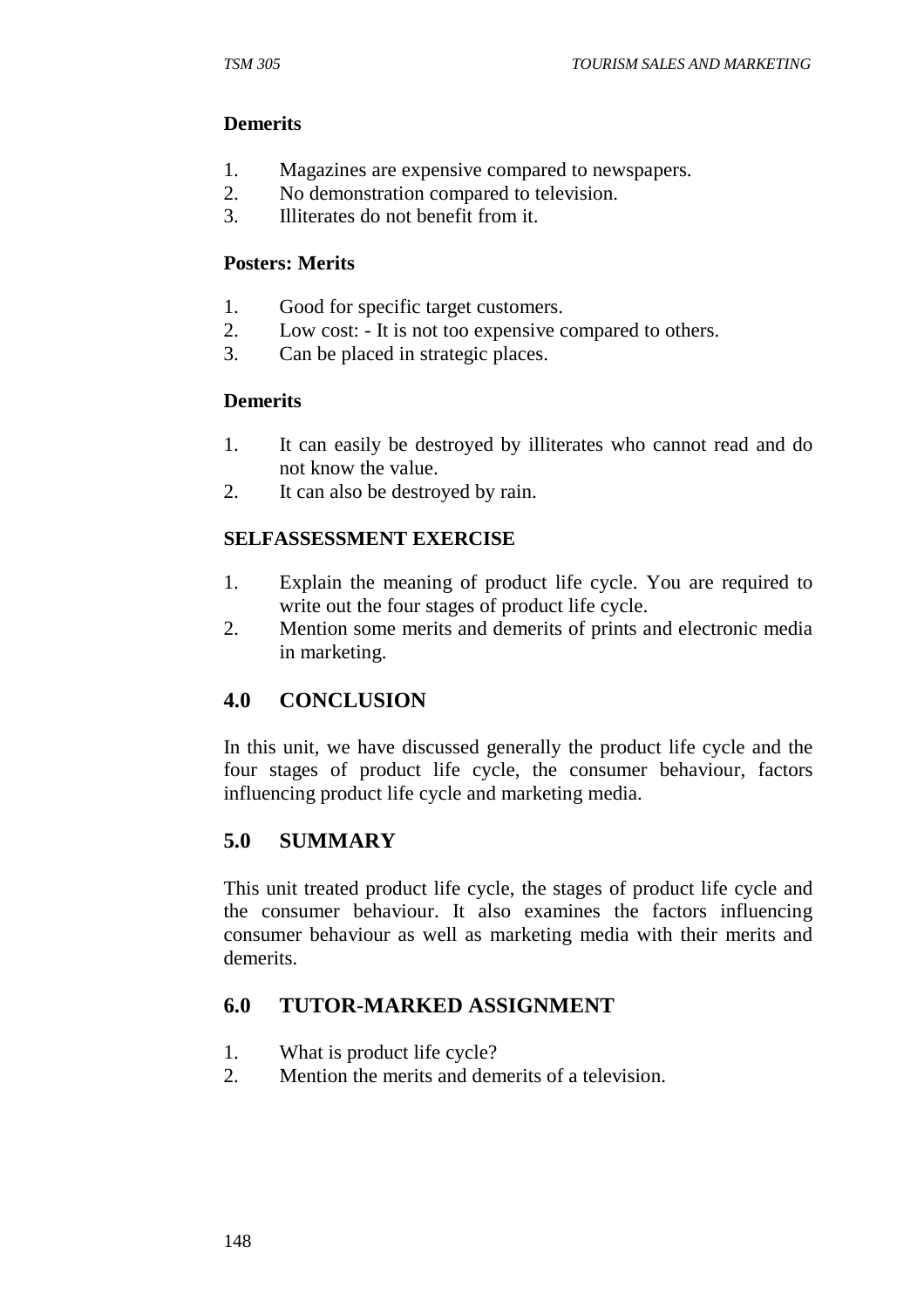**Demerits**

1. Magazines are expensive compared to newspapers.
2. No demonstration compared to television.
3. Illiterates do not benefit from it.

**Posters: Merits**

1. Good for specific target customers.
2. Low cost: - It is not too expensive compared to others.
3. Can be placed in strategic places.

**Demerits**

1. It can easily be destroyed by illiterates who cannot read and do not know the value.
2. It can also be destroyed by rain.

**SELFASSESSMENT EXERCISE**

1. Explain the meaning of product life cycle. You are required to write out the four stages of product life cycle.
2. Mention some merits and demerits of prints and electronic media in marketing.

## 4.0 CONCLUSION

In this unit, we have discussed generally the product life cycle and the four stages of product life cycle, the consumer behaviour, factors influencing product life cycle and marketing media.

## 5.0 SUMMARY

This unit treated product life cycle, the stages of product life cycle and the consumer behaviour. It also examines the factors influencing consumer behaviour as well as marketing media with their merits and demerits.

## 6.0 TUTOR-MARKED ASSIGNMENT

1. What is product life cycle?
2. Mention the merits and demerits of a television.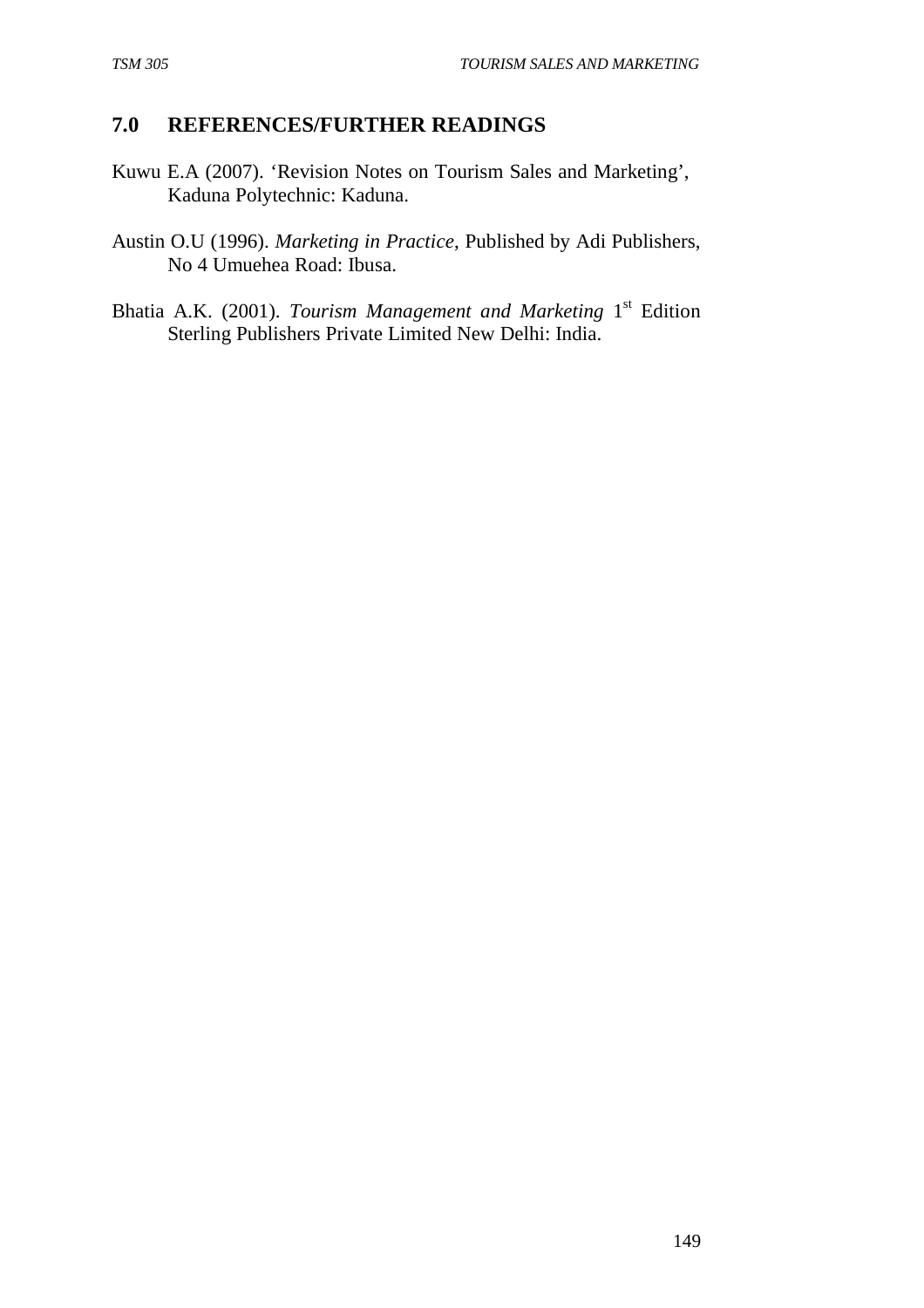## 7.0 REFERENCES/FURTHER READINGS

Kuwu E.A (2007). 'Revision Notes on Tourism Sales and Marketing', Kaduna Polytechnic: Kaduna.

Austin O.U (1996). *Marketing in Practice*, Published by Adi Publishers, No 4 Umuehea Road: Ibusa.

Bhatia A.K. (2001). *Tourism Management and Marketing* 1st Edition Sterling Publishers Private Limited New Delhi: India.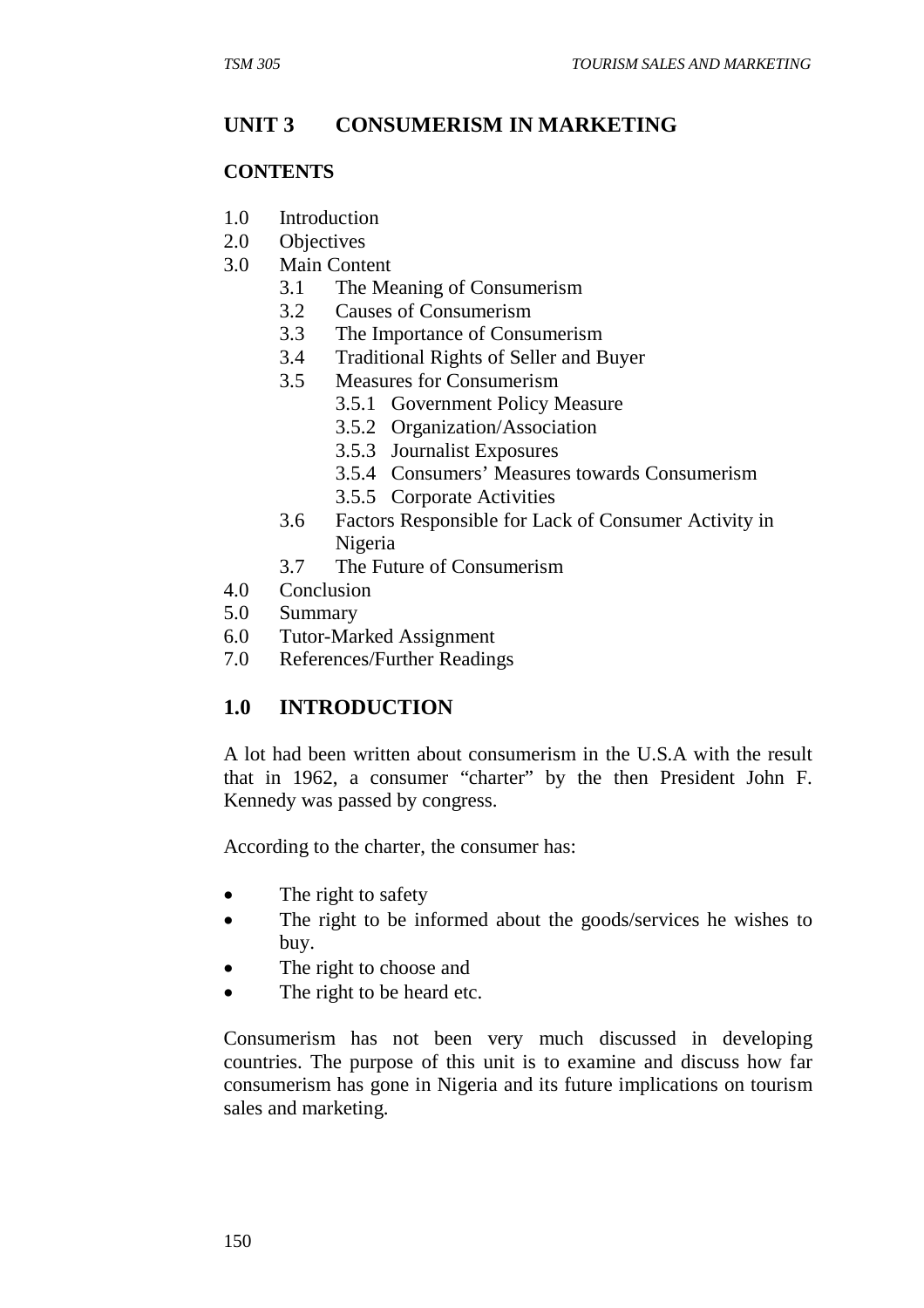# UNIT 3 CONSUMERISM IN MARKETING

## CONTENTS

1.0 Introduction
2.0 Objectives
3.0 Main Content
    3.1 The Meaning of Consumerism
    3.2 Causes of Consumerism
    3.3 The Importance of Consumerism
    3.4 Traditional Rights of Seller and Buyer
    3.5 Measures for Consumerism
        3.5.1 Government Policy Measure
        3.5.2 Organization/Association
        3.5.3 Journalist Exposures
        3.5.4 Consumers' Measures towards Consumerism
        3.5.5 Corporate Activities
    3.6 Factors Responsible for Lack of Consumer Activity in Nigeria
    3.7 The Future of Consumerism
4.0 Conclusion
5.0 Summary
6.0 Tutor-Marked Assignment
7.0 References/Further Readings

## 1.0 INTRODUCTION

A lot had been written about consumerism in the U.S.A with the result that in 1962, a consumer "charter" by the then President John F. Kennedy was passed by congress.

According to the charter, the consumer has:

- The right to safety
- The right to be informed about the goods/services he wishes to buy.
- The right to choose and
- The right to be heard etc.

Consumerism has not been very much discussed in developing countries. The purpose of this unit is to examine and discuss how far consumerism has gone in Nigeria and its future implications on tourism sales and marketing.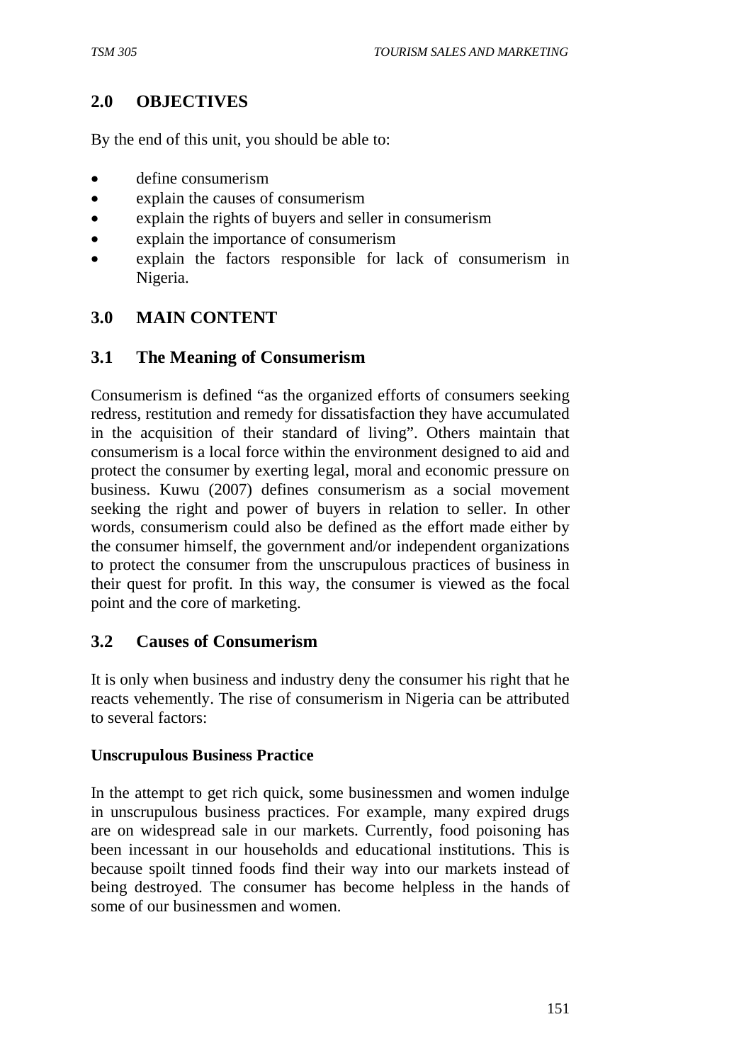## 2.0 OBJECTIVES

By the end of this unit, you should be able to:

- define consumerism
- explain the causes of consumerism
- explain the rights of buyers and seller in consumerism
- explain the importance of consumerism
- explain the factors responsible for lack of consumerism in Nigeria.

## 3.0 MAIN CONTENT

### 3.1 The Meaning of Consumerism

Consumerism is defined "as the organized efforts of consumers seeking redress, restitution and remedy for dissatisfaction they have accumulated in the acquisition of their standard of living". Others maintain that consumerism is a local force within the environment designed to aid and protect the consumer by exerting legal, moral and economic pressure on business. Kuwu (2007) defines consumerism as a social movement seeking the right and power of buyers in relation to seller. In other words, consumerism could also be defined as the effort made either by the consumer himself, the government and/or independent organizations to protect the consumer from the unscrupulous practices of business in their quest for profit. In this way, the consumer is viewed as the focal point and the core of marketing.

### 3.2 Causes of Consumerism

It is only when business and industry deny the consumer his right that he reacts vehemently. The rise of consumerism in Nigeria can be attributed to several factors:

**Unscrupulous Business Practice**

In the attempt to get rich quick, some businessmen and women indulge in unscrupulous business practices. For example, many expired drugs are on widespread sale in our markets. Currently, food poisoning has been incessant in our households and educational institutions. This is because spoilt tinned foods find their way into our markets instead of being destroyed. The consumer has become helpless in the hands of some of our businessmen and women.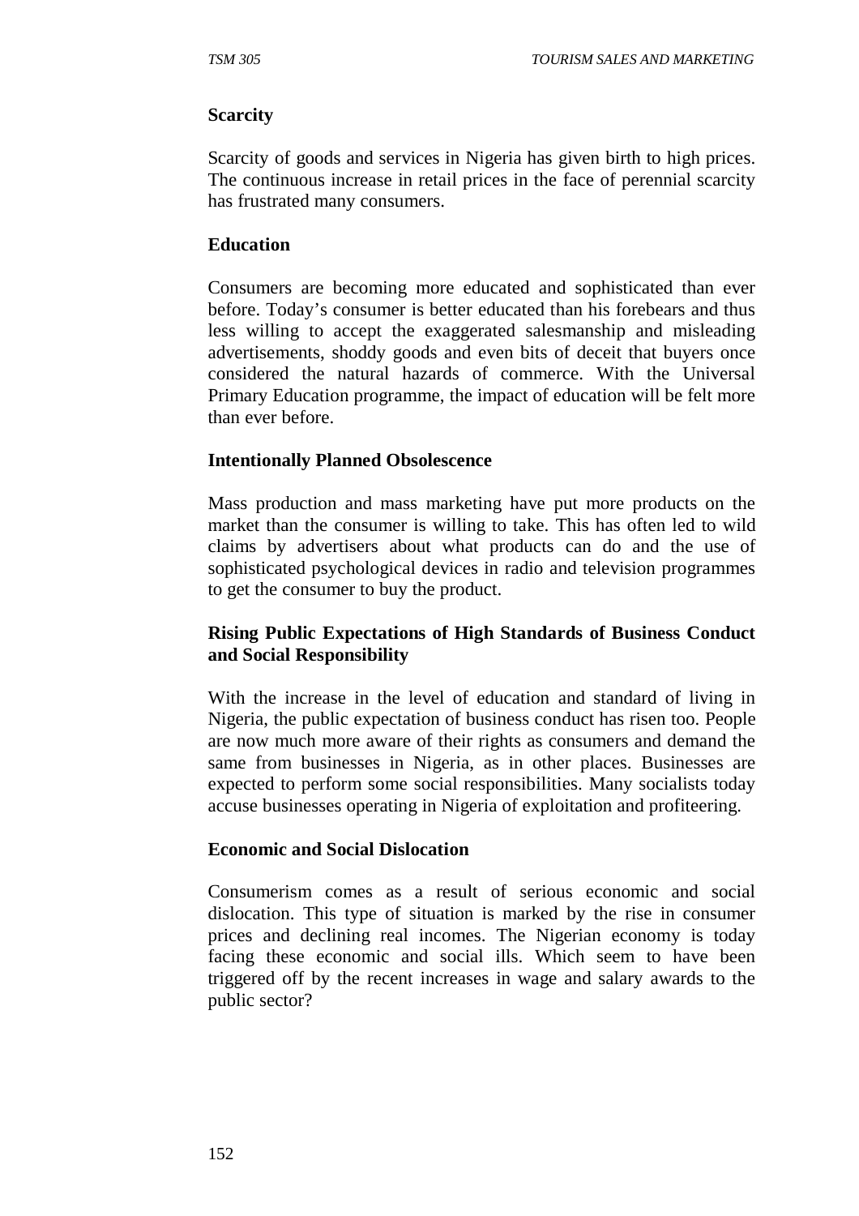**Scarcity**

Scarcity of goods and services in Nigeria has given birth to high prices. The continuous increase in retail prices in the face of perennial scarcity has frustrated many consumers.

**Education**

Consumers are becoming more educated and sophisticated than ever before. Today's consumer is better educated than his forebears and thus less willing to accept the exaggerated salesmanship and misleading advertisements, shoddy goods and even bits of deceit that buyers once considered the natural hazards of commerce. With the Universal Primary Education programme, the impact of education will be felt more than ever before.

**Intentionally Planned Obsolescence**

Mass production and mass marketing have put more products on the market than the consumer is willing to take. This has often led to wild claims by advertisers about what products can do and the use of sophisticated psychological devices in radio and television programmes to get the consumer to buy the product.

**Rising Public Expectations of High Standards of Business Conduct and Social Responsibility**

With the increase in the level of education and standard of living in Nigeria, the public expectation of business conduct has risen too. People are now much more aware of their rights as consumers and demand the same from businesses in Nigeria, as in other places. Businesses are expected to perform some social responsibilities. Many socialists today accuse businesses operating in Nigeria of exploitation and profiteering.

**Economic and Social Dislocation**

Consumerism comes as a result of serious economic and social dislocation. This type of situation is marked by the rise in consumer prices and declining real incomes. The Nigerian economy is today facing these economic and social ills. Which seem to have been triggered off by the recent increases in wage and salary awards to the public sector?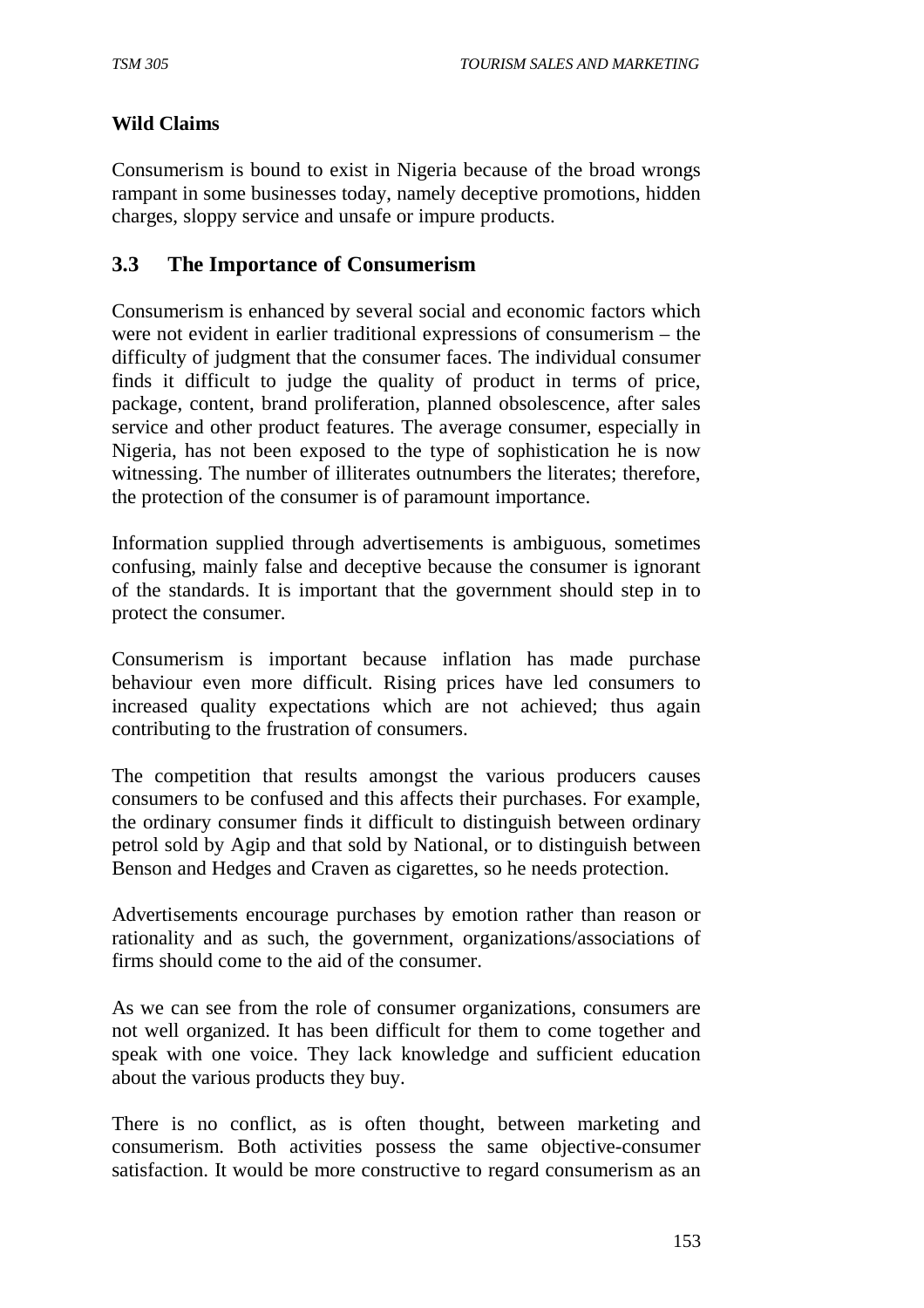**Wild Claims**

Consumerism is bound to exist in Nigeria because of the broad wrongs rampant in some businesses today, namely deceptive promotions, hidden charges, sloppy service and unsafe or impure products.

## 3.3 The Importance of Consumerism

Consumerism is enhanced by several social and economic factors which were not evident in earlier traditional expressions of consumerism – the difficulty of judgment that the consumer faces. The individual consumer finds it difficult to judge the quality of product in terms of price, package, content, brand proliferation, planned obsolescence, after sales service and other product features. The average consumer, especially in Nigeria, has not been exposed to the type of sophistication he is now witnessing. The number of illiterates outnumbers the literates; therefore, the protection of the consumer is of paramount importance.

Information supplied through advertisements is ambiguous, sometimes confusing, mainly false and deceptive because the consumer is ignorant of the standards. It is important that the government should step in to protect the consumer.

Consumerism is important because inflation has made purchase behaviour even more difficult. Rising prices have led consumers to increased quality expectations which are not achieved; thus again contributing to the frustration of consumers.

The competition that results amongst the various producers causes consumers to be confused and this affects their purchases. For example, the ordinary consumer finds it difficult to distinguish between ordinary petrol sold by Agip and that sold by National, or to distinguish between Benson and Hedges and Craven as cigarettes, so he needs protection.

Advertisements encourage purchases by emotion rather than reason or rationality and as such, the government, organizations/associations of firms should come to the aid of the consumer.

As we can see from the role of consumer organizations, consumers are not well organized. It has been difficult for them to come together and speak with one voice. They lack knowledge and sufficient education about the various products they buy.

There is no conflict, as is often thought, between marketing and consumerism. Both activities possess the same objective-consumer satisfaction. It would be more constructive to regard consumerism as an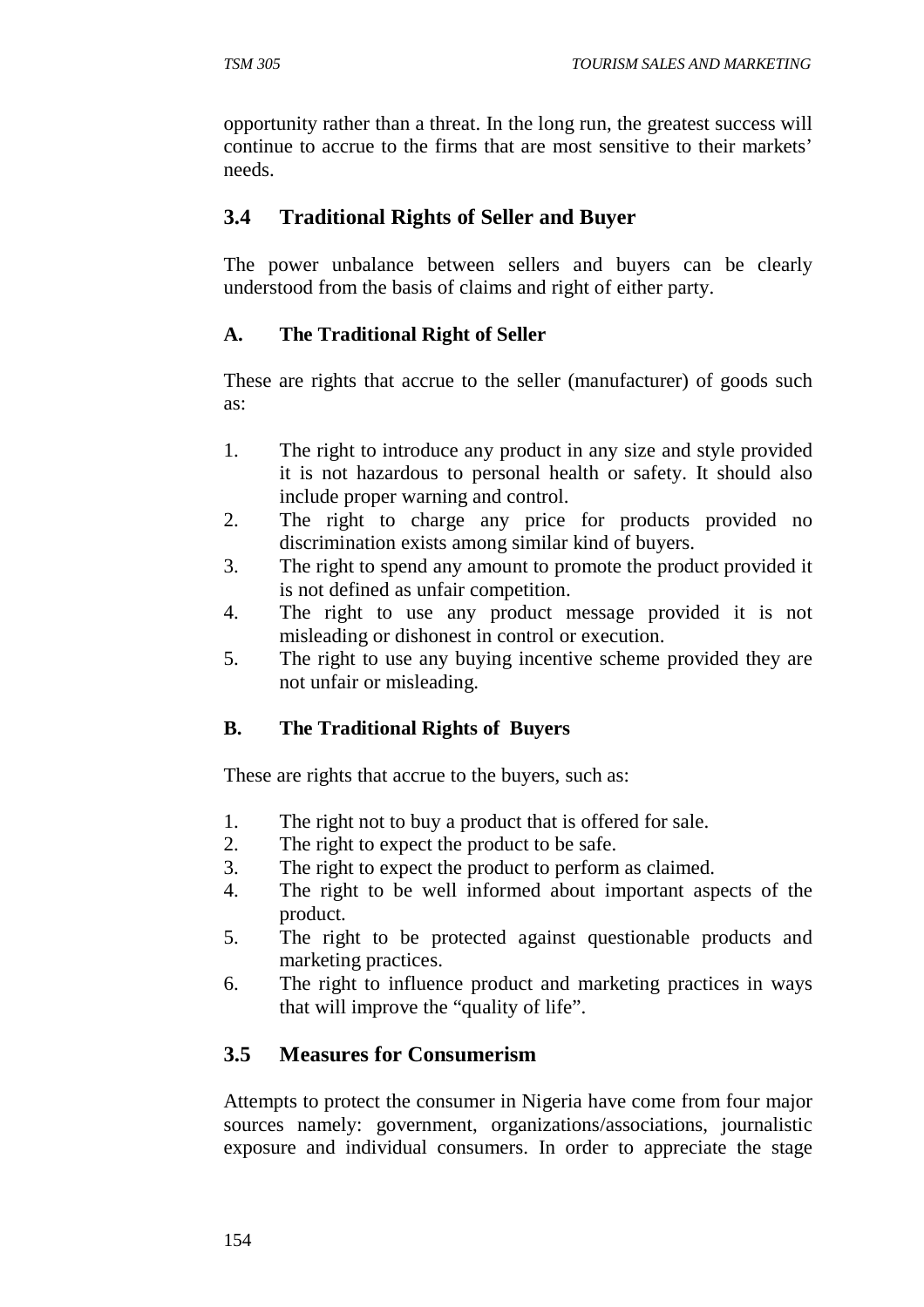opportunity rather than a threat. In the long run, the greatest success will continue to accrue to the firms that are most sensitive to their markets' needs.

## 3.4 Traditional Rights of Seller and Buyer

The power unbalance between sellers and buyers can be clearly understood from the basis of claims and right of either party.

### A. The Traditional Right of Seller

These are rights that accrue to the seller (manufacturer) of goods such as:

1. The right to introduce any product in any size and style provided it is not hazardous to personal health or safety. It should also include proper warning and control.
2. The right to charge any price for products provided no discrimination exists among similar kind of buyers.
3. The right to spend any amount to promote the product provided it is not defined as unfair competition.
4. The right to use any product message provided it is not misleading or dishonest in control or execution.
5. The right to use any buying incentive scheme provided they are not unfair or misleading.

### B. The Traditional Rights of Buyers

These are rights that accrue to the buyers, such as:

1. The right not to buy a product that is offered for sale.
2. The right to expect the product to be safe.
3. The right to expect the product to perform as claimed.
4. The right to be well informed about important aspects of the product.
5. The right to be protected against questionable products and marketing practices.
6. The right to influence product and marketing practices in ways that will improve the "quality of life".

## 3.5 Measures for Consumerism

Attempts to protect the consumer in Nigeria have come from four major sources namely: government, organizations/associations, journalistic exposure and individual consumers. In order to appreciate the stage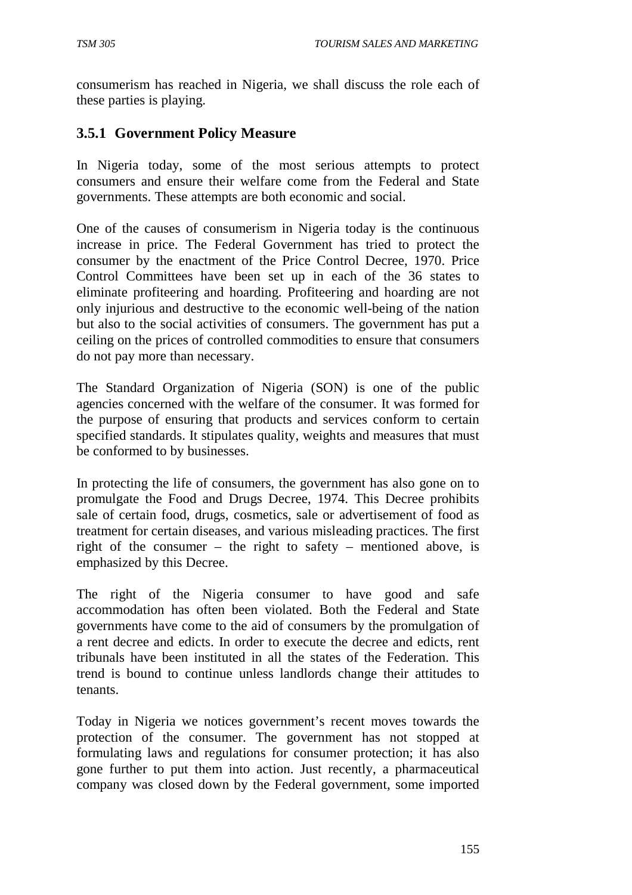consumerism has reached in Nigeria, we shall discuss the role each of these parties is playing.

### 3.5.1 Government Policy Measure

In Nigeria today, some of the most serious attempts to protect consumers and ensure their welfare come from the Federal and State governments. These attempts are both economic and social.

One of the causes of consumerism in Nigeria today is the continuous increase in price. The Federal Government has tried to protect the consumer by the enactment of the Price Control Decree, 1970. Price Control Committees have been set up in each of the 36 states to eliminate profiteering and hoarding. Profiteering and hoarding are not only injurious and destructive to the economic well-being of the nation but also to the social activities of consumers. The government has put a ceiling on the prices of controlled commodities to ensure that consumers do not pay more than necessary.

The Standard Organization of Nigeria (SON) is one of the public agencies concerned with the welfare of the consumer. It was formed for the purpose of ensuring that products and services conform to certain specified standards. It stipulates quality, weights and measures that must be conformed to by businesses.

In protecting the life of consumers, the government has also gone on to promulgate the Food and Drugs Decree, 1974. This Decree prohibits sale of certain food, drugs, cosmetics, sale or advertisement of food as treatment for certain diseases, and various misleading practices. The first right of the consumer – the right to safety – mentioned above, is emphasized by this Decree.

The right of the Nigeria consumer to have good and safe accommodation has often been violated. Both the Federal and State governments have come to the aid of consumers by the promulgation of a rent decree and edicts. In order to execute the decree and edicts, rent tribunals have been instituted in all the states of the Federation. This trend is bound to continue unless landlords change their attitudes to tenants.

Today in Nigeria we notices government's recent moves towards the protection of the consumer. The government has not stopped at formulating laws and regulations for consumer protection; it has also gone further to put them into action. Just recently, a pharmaceutical company was closed down by the Federal government, some imported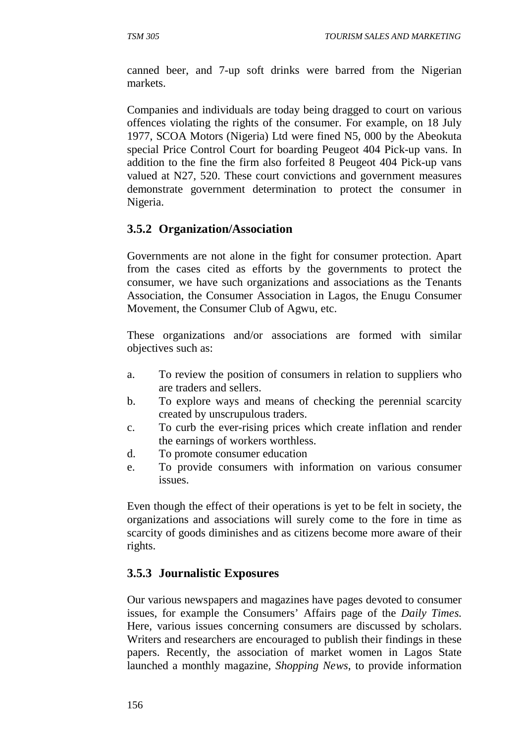canned beer, and 7-up soft drinks were barred from the Nigerian markets.

Companies and individuals are today being dragged to court on various offences violating the rights of the consumer. For example, on 18 July 1977, SCOA Motors (Nigeria) Ltd were fined N5, 000 by the Abeokuta special Price Control Court for boarding Peugeot 404 Pick-up vans. In addition to the fine the firm also forfeited 8 Peugeot 404 Pick-up vans valued at N27, 520. These court convictions and government measures demonstrate government determination to protect the consumer in Nigeria.

### 3.5.2 Organization/Association

Governments are not alone in the fight for consumer protection. Apart from the cases cited as efforts by the governments to protect the consumer, we have such organizations and associations as the Tenants Association, the Consumer Association in Lagos, the Enugu Consumer Movement, the Consumer Club of Agwu, etc.

These organizations and/or associations are formed with similar objectives such as:

a. To review the position of consumers in relation to suppliers who are traders and sellers.
b. To explore ways and means of checking the perennial scarcity created by unscrupulous traders.
c. To curb the ever-rising prices which create inflation and render the earnings of workers worthless.
d. To promote consumer education
e. To provide consumers with information on various consumer issues.

Even though the effect of their operations is yet to be felt in society, the organizations and associations will surely come to the fore in time as scarcity of goods diminishes and as citizens become more aware of their rights.

### 3.5.3 Journalistic Exposures

Our various newspapers and magazines have pages devoted to consumer issues, for example the Consumers' Affairs page of the *Daily Times.* Here, various issues concerning consumers are discussed by scholars. Writers and researchers are encouraged to publish their findings in these papers. Recently, the association of market women in Lagos State launched a monthly magazine, *Shopping News*, to provide information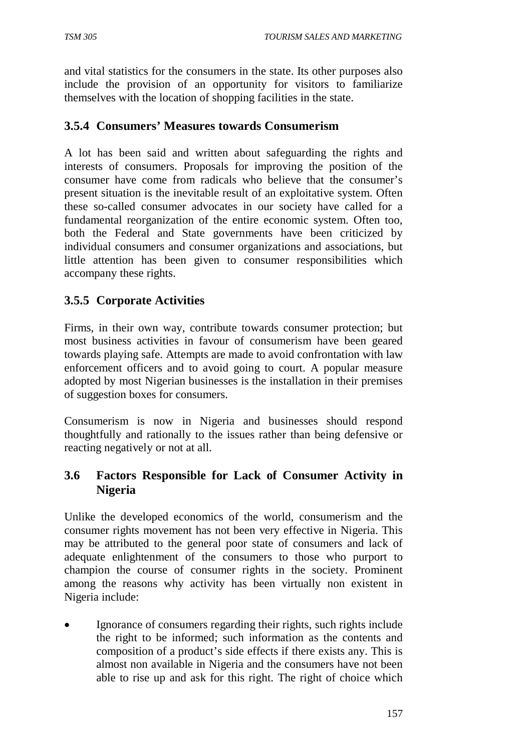and vital statistics for the consumers in the state. Its other purposes also include the provision of an opportunity for visitors to familiarize themselves with the location of shopping facilities in the state.

### 3.5.4 Consumers' Measures towards Consumerism

A lot has been said and written about safeguarding the rights and interests of consumers. Proposals for improving the position of the consumer have come from radicals who believe that the consumer's present situation is the inevitable result of an exploitative system. Often these so-called consumer advocates in our society have called for a fundamental reorganization of the entire economic system. Often too, both the Federal and State governments have been criticized by individual consumers and consumer organizations and associations, but little attention has been given to consumer responsibilities which accompany these rights.

### 3.5.5 Corporate Activities

Firms, in their own way, contribute towards consumer protection; but most business activities in favour of consumerism have been geared towards playing safe. Attempts are made to avoid confrontation with law enforcement officers and to avoid going to court. A popular measure adopted by most Nigerian businesses is the installation in their premises of suggestion boxes for consumers.

Consumerism is now in Nigeria and businesses should respond thoughtfully and rationally to the issues rather than being defensive or reacting negatively or not at all.

## 3.6 Factors Responsible for Lack of Consumer Activity in Nigeria

Unlike the developed economics of the world, consumerism and the consumer rights movement has not been very effective in Nigeria. This may be attributed to the general poor state of consumers and lack of adequate enlightenment of the consumers to those who purport to champion the course of consumer rights in the society. Prominent among the reasons why activity has been virtually non existent in Nigeria include:

- Ignorance of consumers regarding their rights, such rights include the right to be informed; such information as the contents and composition of a product's side effects if there exists any. This is almost non available in Nigeria and the consumers have not been able to rise up and ask for this right. The right of choice which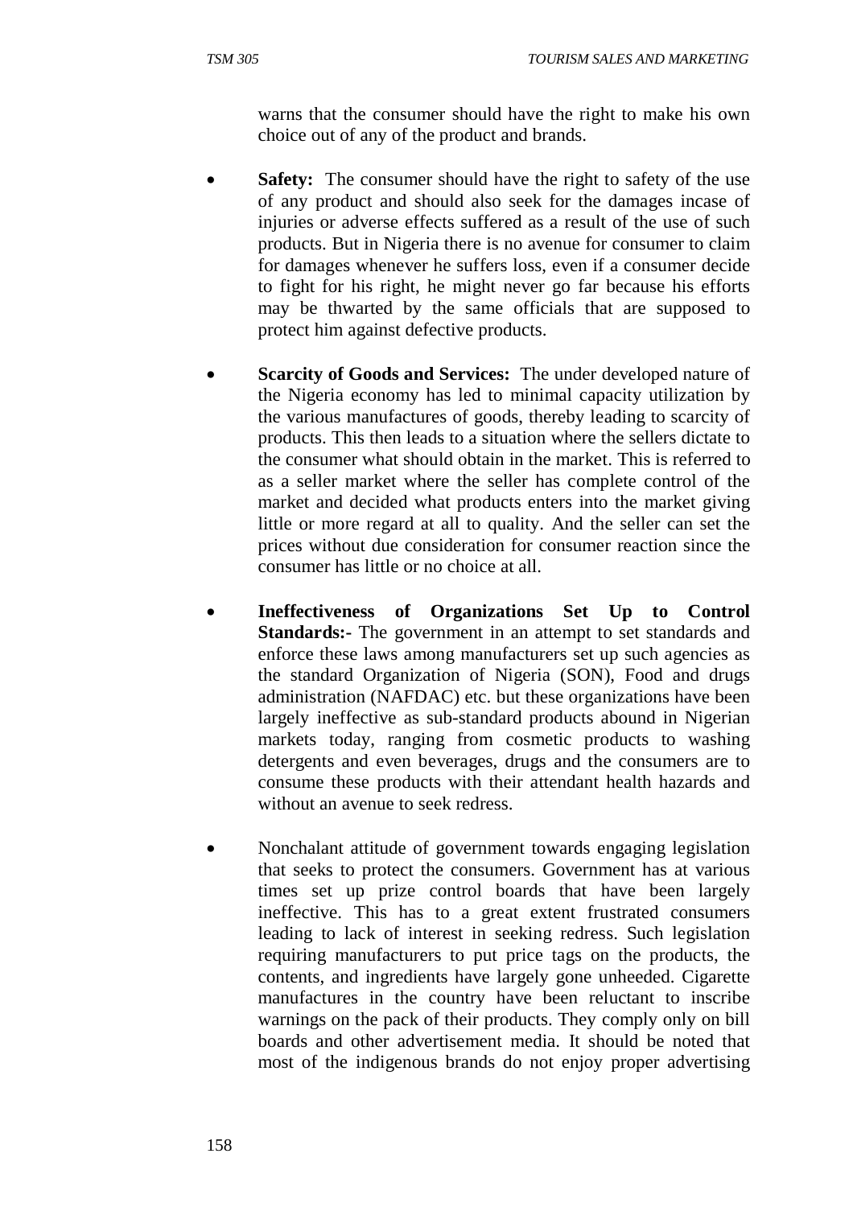warns that the consumer should have the right to make his own choice out of any of the product and brands.

- **Safety:** The consumer should have the right to safety of the use of any product and should also seek for the damages incase of injuries or adverse effects suffered as a result of the use of such products. But in Nigeria there is no avenue for consumer to claim for damages whenever he suffers loss, even if a consumer decide to fight for his right, he might never go far because his efforts may be thwarted by the same officials that are supposed to protect him against defective products.

- **Scarcity of Goods and Services:** The under developed nature of the Nigeria economy has led to minimal capacity utilization by the various manufactures of goods, thereby leading to scarcity of products. This then leads to a situation where the sellers dictate to the consumer what should obtain in the market. This is referred to as a seller market where the seller has complete control of the market and decided what products enters into the market giving little or more regard at all to quality. And the seller can set the prices without due consideration for consumer reaction since the consumer has little or no choice at all.

- **Ineffectiveness of Organizations Set Up to Control Standards:-** The government in an attempt to set standards and enforce these laws among manufacturers set up such agencies as the standard Organization of Nigeria (SON), Food and drugs administration (NAFDAC) etc. but these organizations have been largely ineffective as sub-standard products abound in Nigerian markets today, ranging from cosmetic products to washing detergents and even beverages, drugs and the consumers are to consume these products with their attendant health hazards and without an avenue to seek redress.

- Nonchalant attitude of government towards engaging legislation that seeks to protect the consumers. Government has at various times set up prize control boards that have been largely ineffective. This has to a great extent frustrated consumers leading to lack of interest in seeking redress. Such legislation requiring manufacturers to put price tags on the products, the contents, and ingredients have largely gone unheeded. Cigarette manufactures in the country have been reluctant to inscribe warnings on the pack of their products. They comply only on bill boards and other advertisement media. It should be noted that most of the indigenous brands do not enjoy proper advertising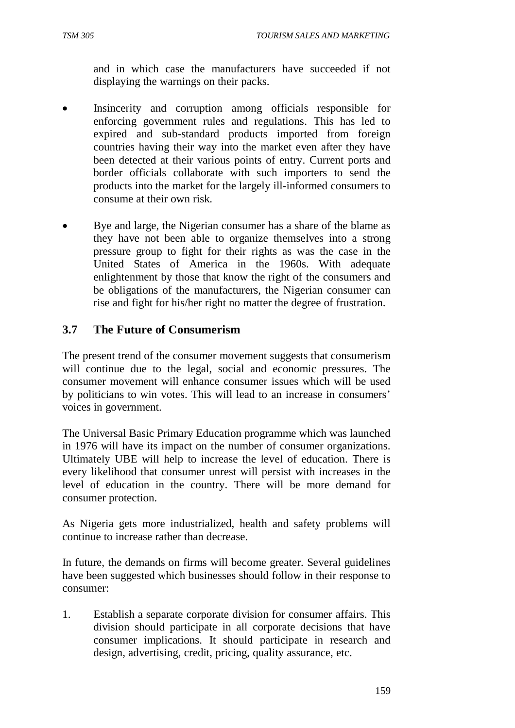and in which case the manufacturers have succeeded if not displaying the warnings on their packs.

- Insincerity and corruption among officials responsible for enforcing government rules and regulations. This has led to expired and sub-standard products imported from foreign countries having their way into the market even after they have been detected at their various points of entry. Current ports and border officials collaborate with such importers to send the products into the market for the largely ill-informed consumers to consume at their own risk.

- Bye and large, the Nigerian consumer has a share of the blame as they have not been able to organize themselves into a strong pressure group to fight for their rights as was the case in the United States of America in the 1960s. With adequate enlightenment by those that know the right of the consumers and be obligations of the manufacturers, the Nigerian consumer can rise and fight for his/her right no matter the degree of frustration.

## 3.7 The Future of Consumerism

The present trend of the consumer movement suggests that consumerism will continue due to the legal, social and economic pressures. The consumer movement will enhance consumer issues which will be used by politicians to win votes. This will lead to an increase in consumers' voices in government.

The Universal Basic Primary Education programme which was launched in 1976 will have its impact on the number of consumer organizations. Ultimately UBE will help to increase the level of education. There is every likelihood that consumer unrest will persist with increases in the level of education in the country. There will be more demand for consumer protection.

As Nigeria gets more industrialized, health and safety problems will continue to increase rather than decrease.

In future, the demands on firms will become greater. Several guidelines have been suggested which businesses should follow in their response to consumer:

1. Establish a separate corporate division for consumer affairs. This division should participate in all corporate decisions that have consumer implications. It should participate in research and design, advertising, credit, pricing, quality assurance, etc.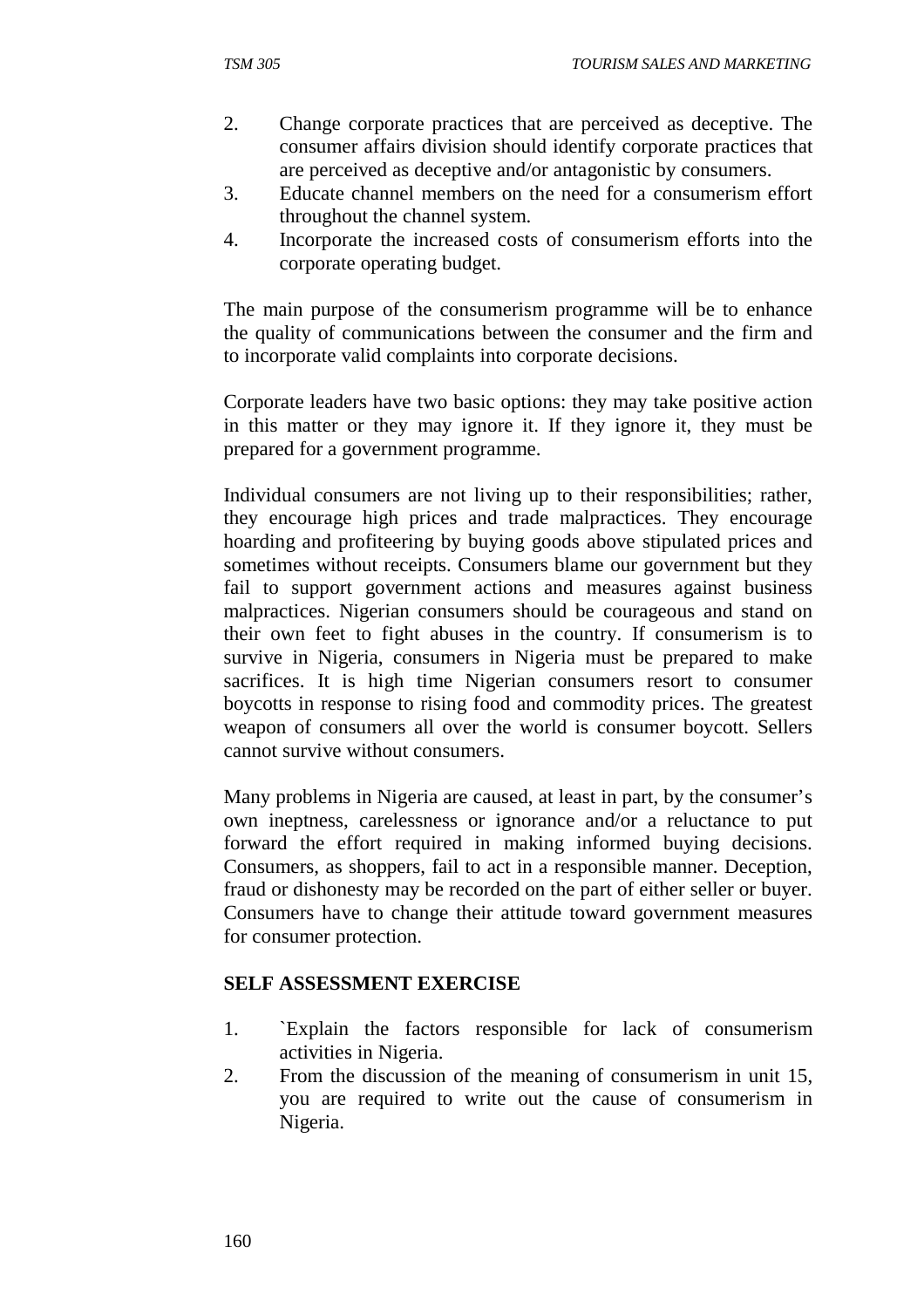2. Change corporate practices that are perceived as deceptive. The consumer affairs division should identify corporate practices that are perceived as deceptive and/or antagonistic by consumers.
3. Educate channel members on the need for a consumerism effort throughout the channel system.
4. Incorporate the increased costs of consumerism efforts into the corporate operating budget.

The main purpose of the consumerism programme will be to enhance the quality of communications between the consumer and the firm and to incorporate valid complaints into corporate decisions.

Corporate leaders have two basic options: they may take positive action in this matter or they may ignore it. If they ignore it, they must be prepared for a government programme.

Individual consumers are not living up to their responsibilities; rather, they encourage high prices and trade malpractices. They encourage hoarding and profiteering by buying goods above stipulated prices and sometimes without receipts. Consumers blame our government but they fail to support government actions and measures against business malpractices. Nigerian consumers should be courageous and stand on their own feet to fight abuses in the country. If consumerism is to survive in Nigeria, consumers in Nigeria must be prepared to make sacrifices. It is high time Nigerian consumers resort to consumer boycotts in response to rising food and commodity prices. The greatest weapon of consumers all over the world is consumer boycott. Sellers cannot survive without consumers.

Many problems in Nigeria are caused, at least in part, by the consumer's own ineptness, carelessness or ignorance and/or a reluctance to put forward the effort required in making informed buying decisions. Consumers, as shoppers, fail to act in a responsible manner. Deception, fraud or dishonesty may be recorded on the part of either seller or buyer. Consumers have to change their attitude toward government measures for consumer protection.

**SELF ASSESSMENT EXERCISE**

1. `Explain the factors responsible for lack of consumerism activities in Nigeria.
2. From the discussion of the meaning of consumerism in unit 15, you are required to write out the cause of consumerism in Nigeria.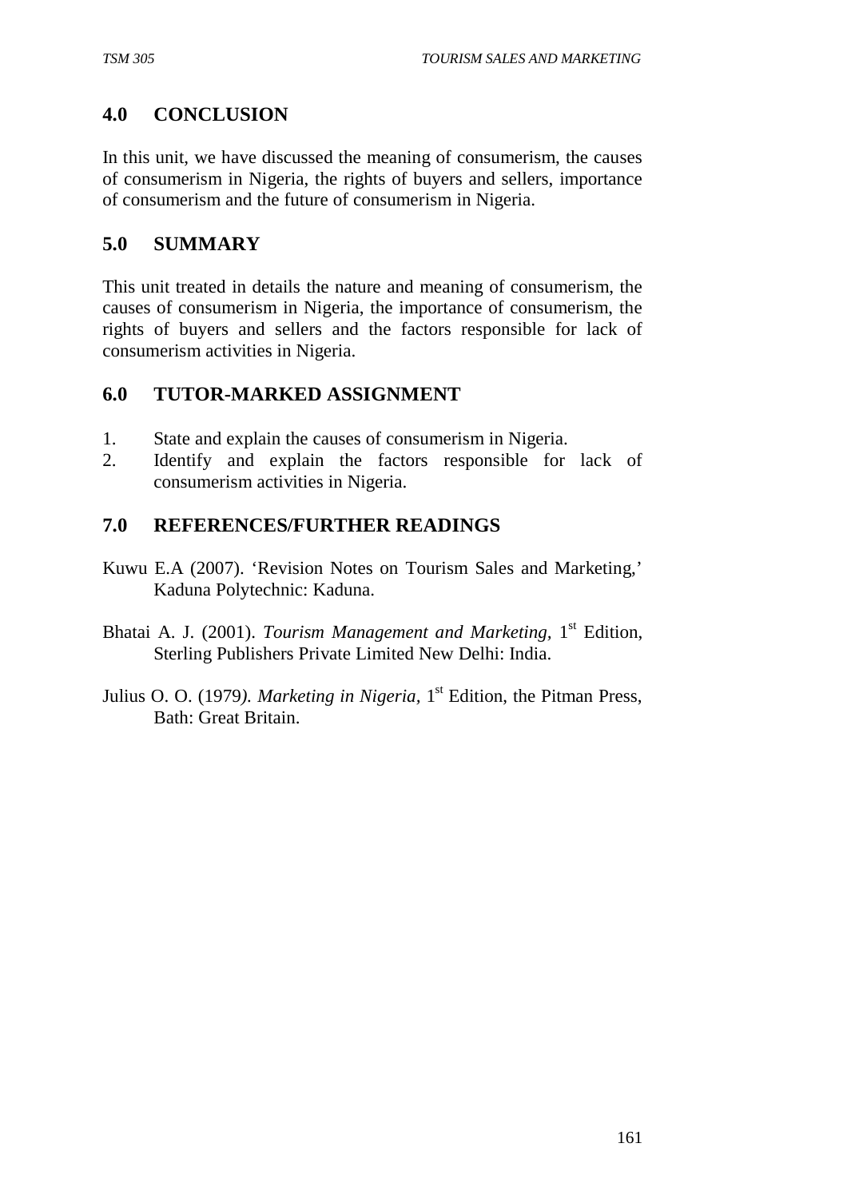## 4.0 CONCLUSION

In this unit, we have discussed the meaning of consumerism, the causes of consumerism in Nigeria, the rights of buyers and sellers, importance of consumerism and the future of consumerism in Nigeria.

## 5.0 SUMMARY

This unit treated in details the nature and meaning of consumerism, the causes of consumerism in Nigeria, the importance of consumerism, the rights of buyers and sellers and the factors responsible for lack of consumerism activities in Nigeria.

## 6.0 TUTOR-MARKED ASSIGNMENT

1. State and explain the causes of consumerism in Nigeria.
2. Identify and explain the factors responsible for lack of consumerism activities in Nigeria.

## 7.0 REFERENCES/FURTHER READINGS

Kuwu E.A (2007). 'Revision Notes on Tourism Sales and Marketing,' Kaduna Polytechnic: Kaduna.

Bhatai A. J. (2001). *Tourism Management and Marketing*, 1st Edition, Sterling Publishers Private Limited New Delhi: India.

Julius O. O. (1979*). Marketing in Nigeria*, 1st Edition, the Pitman Press, Bath: Great Britain.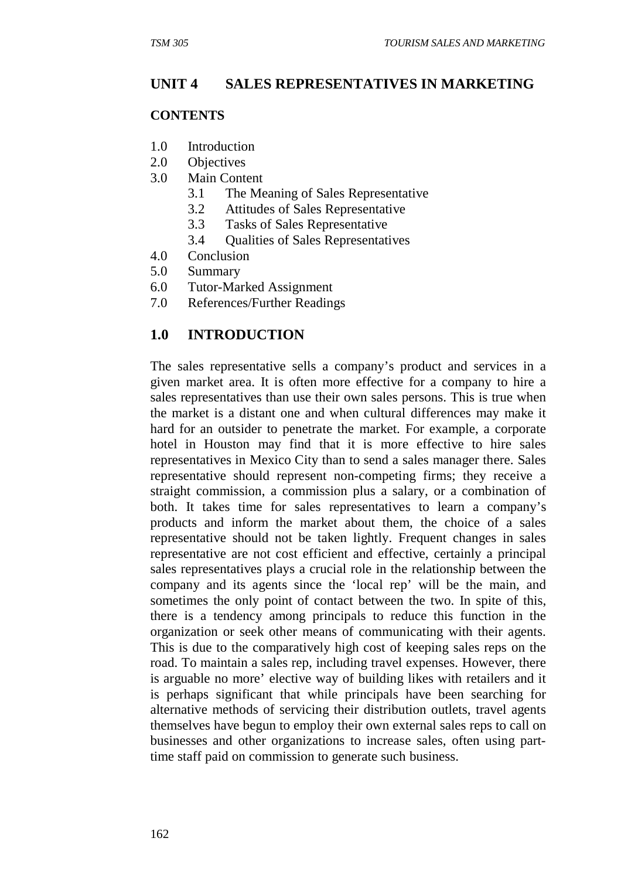## UNIT 4 SALES REPRESENTATIVES IN MARKETING

**CONTENTS**

1.0 Introduction
2.0 Objectives
3.0 Main Content
    3.1 The Meaning of Sales Representative
    3.2 Attitudes of Sales Representative
    3.3 Tasks of Sales Representative
    3.4 Qualities of Sales Representatives
4.0 Conclusion
5.0 Summary
6.0 Tutor-Marked Assignment
7.0 References/Further Readings

## 1.0 INTRODUCTION

The sales representative sells a company's product and services in a given market area. It is often more effective for a company to hire a sales representatives than use their own sales persons. This is true when the market is a distant one and when cultural differences may make it hard for an outsider to penetrate the market. For example, a corporate hotel in Houston may find that it is more effective to hire sales representatives in Mexico City than to send a sales manager there. Sales representative should represent non-competing firms; they receive a straight commission, a commission plus a salary, or a combination of both. It takes time for sales representatives to learn a company's products and inform the market about them, the choice of a sales representative should not be taken lightly. Frequent changes in sales representative are not cost efficient and effective, certainly a principal sales representatives plays a crucial role in the relationship between the company and its agents since the 'local rep' will be the main, and sometimes the only point of contact between the two. In spite of this, there is a tendency among principals to reduce this function in the organization or seek other means of communicating with their agents. This is due to the comparatively high cost of keeping sales reps on the road. To maintain a sales rep, including travel expenses. However, there is arguable no more' elective way of building likes with retailers and it is perhaps significant that while principals have been searching for alternative methods of servicing their distribution outlets, travel agents themselves have begun to employ their own external sales reps to call on businesses and other organizations to increase sales, often using part-time staff paid on commission to generate such business.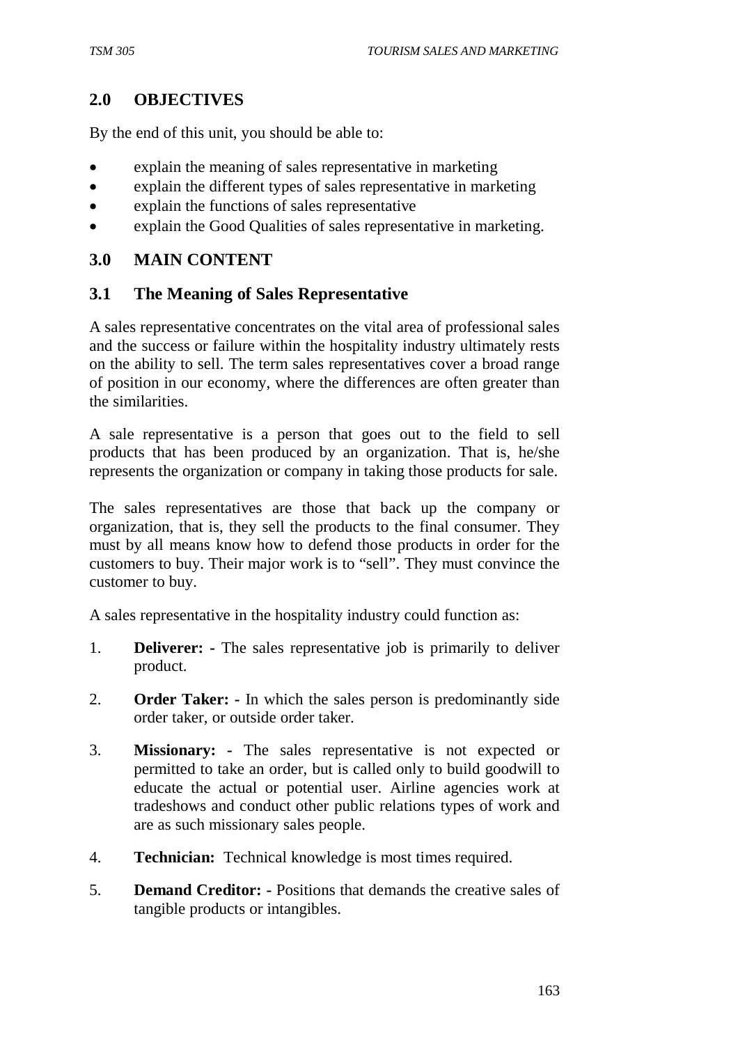## 2.0 OBJECTIVES

By the end of this unit, you should be able to:

- explain the meaning of sales representative in marketing
- explain the different types of sales representative in marketing
- explain the functions of sales representative
- explain the Good Qualities of sales representative in marketing.

## 3.0 MAIN CONTENT

### 3.1 The Meaning of Sales Representative

A sales representative concentrates on the vital area of professional sales and the success or failure within the hospitality industry ultimately rests on the ability to sell. The term sales representatives cover a broad range of position in our economy, where the differences are often greater than the similarities.

A sale representative is a person that goes out to the field to sell products that has been produced by an organization. That is, he/she represents the organization or company in taking those products for sale.

The sales representatives are those that back up the company or organization, that is, they sell the products to the final consumer. They must by all means know how to defend those products in order for the customers to buy. Their major work is to "sell". They must convince the customer to buy.

A sales representative in the hospitality industry could function as:

1. **Deliverer: -** The sales representative job is primarily to deliver product.

2. **Order Taker: -** In which the sales person is predominantly side order taker, or outside order taker.

3. **Missionary: -** The sales representative is not expected or permitted to take an order, but is called only to build goodwill to educate the actual or potential user. Airline agencies work at tradeshows and conduct other public relations types of work and are as such missionary sales people.

4. **Technician:** Technical knowledge is most times required.

5. **Demand Creditor: -** Positions that demands the creative sales of tangible products or intangibles.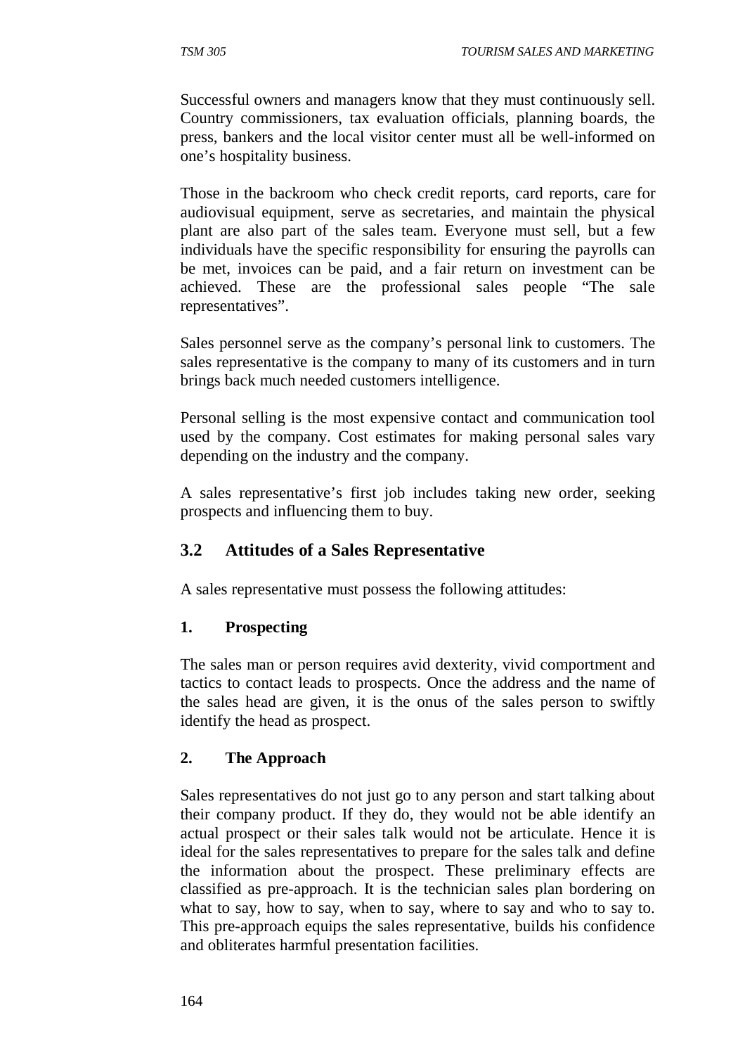Successful owners and managers know that they must continuously sell. Country commissioners, tax evaluation officials, planning boards, the press, bankers and the local visitor center must all be well-informed on one's hospitality business.

Those in the backroom who check credit reports, card reports, care for audiovisual equipment, serve as secretaries, and maintain the physical plant are also part of the sales team. Everyone must sell, but a few individuals have the specific responsibility for ensuring the payrolls can be met, invoices can be paid, and a fair return on investment can be achieved. These are the professional sales people "The sale representatives".

Sales personnel serve as the company's personal link to customers. The sales representative is the company to many of its customers and in turn brings back much needed customers intelligence.

Personal selling is the most expensive contact and communication tool used by the company. Cost estimates for making personal sales vary depending on the industry and the company.

A sales representative's first job includes taking new order, seeking prospects and influencing them to buy.

## 3.2 Attitudes of a Sales Representative

A sales representative must possess the following attitudes:

### 1. Prospecting

The sales man or person requires avid dexterity, vivid comportment and tactics to contact leads to prospects. Once the address and the name of the sales head are given, it is the onus of the sales person to swiftly identify the head as prospect.

### 2. The Approach

Sales representatives do not just go to any person and start talking about their company product. If they do, they would not be able identify an actual prospect or their sales talk would not be articulate. Hence it is ideal for the sales representatives to prepare for the sales talk and define the information about the prospect. These preliminary effects are classified as pre-approach. It is the technician sales plan bordering on what to say, how to say, when to say, where to say and who to say to. This pre-approach equips the sales representative, builds his confidence and obliterates harmful presentation facilities.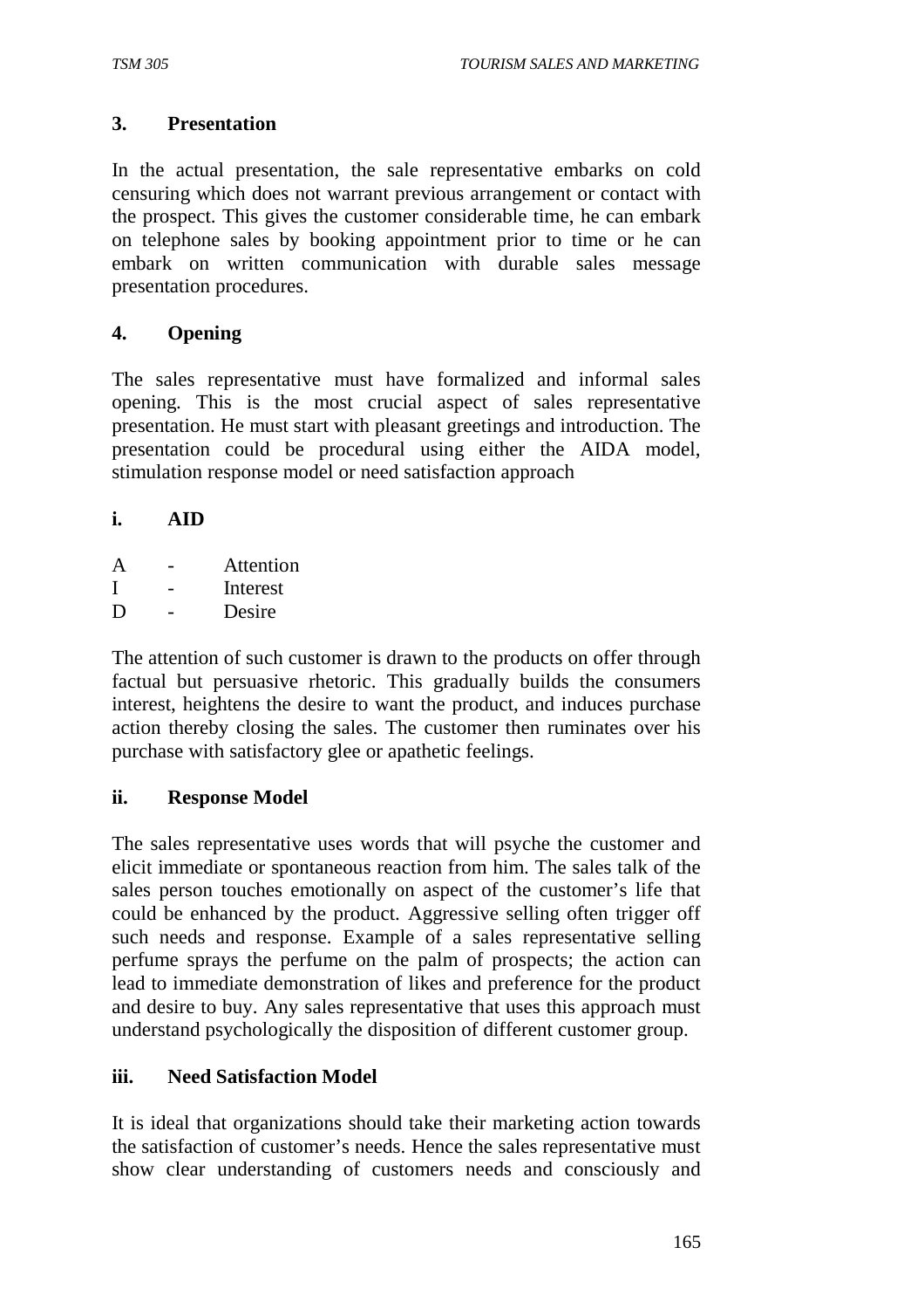### 3. Presentation

In the actual presentation, the sale representative embarks on cold censuring which does not warrant previous arrangement or contact with the prospect. This gives the customer considerable time, he can embark on telephone sales by booking appointment prior to time or he can embark on written communication with durable sales message presentation procedures.

### 4. Opening

The sales representative must have formalized and informal sales opening. This is the most crucial aspect of sales representative presentation. He must start with pleasant greetings and introduction. The presentation could be procedural using either the AIDA model, stimulation response model or need satisfaction approach

#### i. AID

A - Attention
I - Interest
D - Desire

The attention of such customer is drawn to the products on offer through factual but persuasive rhetoric. This gradually builds the consumers interest, heightens the desire to want the product, and induces purchase action thereby closing the sales. The customer then ruminates over his purchase with satisfactory glee or apathetic feelings.

#### ii. Response Model

The sales representative uses words that will psyche the customer and elicit immediate or spontaneous reaction from him. The sales talk of the sales person touches emotionally on aspect of the customer's life that could be enhanced by the product. Aggressive selling often trigger off such needs and response. Example of a sales representative selling perfume sprays the perfume on the palm of prospects; the action can lead to immediate demonstration of likes and preference for the product and desire to buy. Any sales representative that uses this approach must understand psychologically the disposition of different customer group.

#### iii. Need Satisfaction Model

It is ideal that organizations should take their marketing action towards the satisfaction of customer's needs. Hence the sales representative must show clear understanding of customers needs and consciously and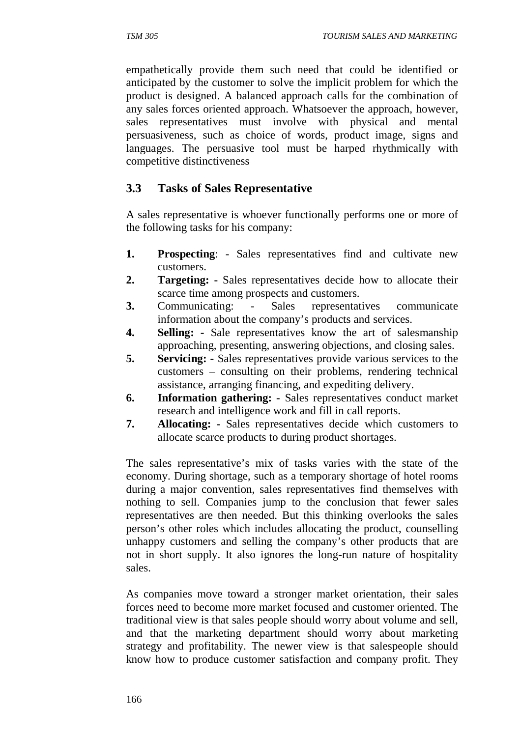empathetically provide them such need that could be identified or anticipated by the customer to solve the implicit problem for which the product is designed. A balanced approach calls for the combination of any sales forces oriented approach. Whatsoever the approach, however, sales representatives must involve with physical and mental persuasiveness, such as choice of words, product image, signs and languages. The persuasive tool must be harped rhythmically with competitive distinctiveness

### 3.3 Tasks of Sales Representative

A sales representative is whoever functionally performs one or more of the following tasks for his company:

1. **Prospecting**: - Sales representatives find and cultivate new customers.
2. **Targeting: -** Sales representatives decide how to allocate their scarce time among prospects and customers.
3. Communicating: - Sales representatives communicate information about the company's products and services.
4. **Selling: -** Sale representatives know the art of salesmanship approaching, presenting, answering objections, and closing sales.
5. **Servicing: -** Sales representatives provide various services to the customers – consulting on their problems, rendering technical assistance, arranging financing, and expediting delivery.
6. **Information gathering: -** Sales representatives conduct market research and intelligence work and fill in call reports.
7. **Allocating: -** Sales representatives decide which customers to allocate scarce products to during product shortages.

The sales representative's mix of tasks varies with the state of the economy. During shortage, such as a temporary shortage of hotel rooms during a major convention, sales representatives find themselves with nothing to sell. Companies jump to the conclusion that fewer sales representatives are then needed. But this thinking overlooks the sales person's other roles which includes allocating the product, counselling unhappy customers and selling the company's other products that are not in short supply. It also ignores the long-run nature of hospitality sales.

As companies move toward a stronger market orientation, their sales forces need to become more market focused and customer oriented. The traditional view is that sales people should worry about volume and sell, and that the marketing department should worry about marketing strategy and profitability. The newer view is that salespeople should know how to produce customer satisfaction and company profit. They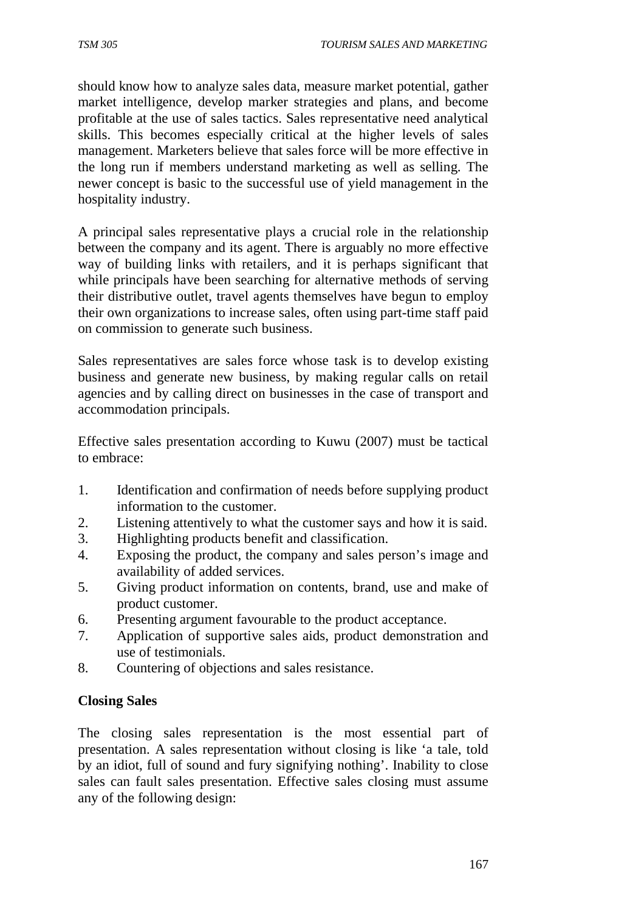should know how to analyze sales data, measure market potential, gather market intelligence, develop marker strategies and plans, and become profitable at the use of sales tactics. Sales representative need analytical skills. This becomes especially critical at the higher levels of sales management. Marketers believe that sales force will be more effective in the long run if members understand marketing as well as selling. The newer concept is basic to the successful use of yield management in the hospitality industry.

A principal sales representative plays a crucial role in the relationship between the company and its agent. There is arguably no more effective way of building links with retailers, and it is perhaps significant that while principals have been searching for alternative methods of serving their distributive outlet, travel agents themselves have begun to employ their own organizations to increase sales, often using part-time staff paid on commission to generate such business.

Sales representatives are sales force whose task is to develop existing business and generate new business, by making regular calls on retail agencies and by calling direct on businesses in the case of transport and accommodation principals.

Effective sales presentation according to Kuwu (2007) must be tactical to embrace:

1. Identification and confirmation of needs before supplying product information to the customer.
2. Listening attentively to what the customer says and how it is said.
3. Highlighting products benefit and classification.
4. Exposing the product, the company and sales person's image and availability of added services.
5. Giving product information on contents, brand, use and make of product customer.
6. Presenting argument favourable to the product acceptance.
7. Application of supportive sales aids, product demonstration and use of testimonials.
8. Countering of objections and sales resistance.

**Closing Sales**

The closing sales representation is the most essential part of presentation. A sales representation without closing is like 'a tale, told by an idiot, full of sound and fury signifying nothing'. Inability to close sales can fault sales presentation. Effective sales closing must assume any of the following design: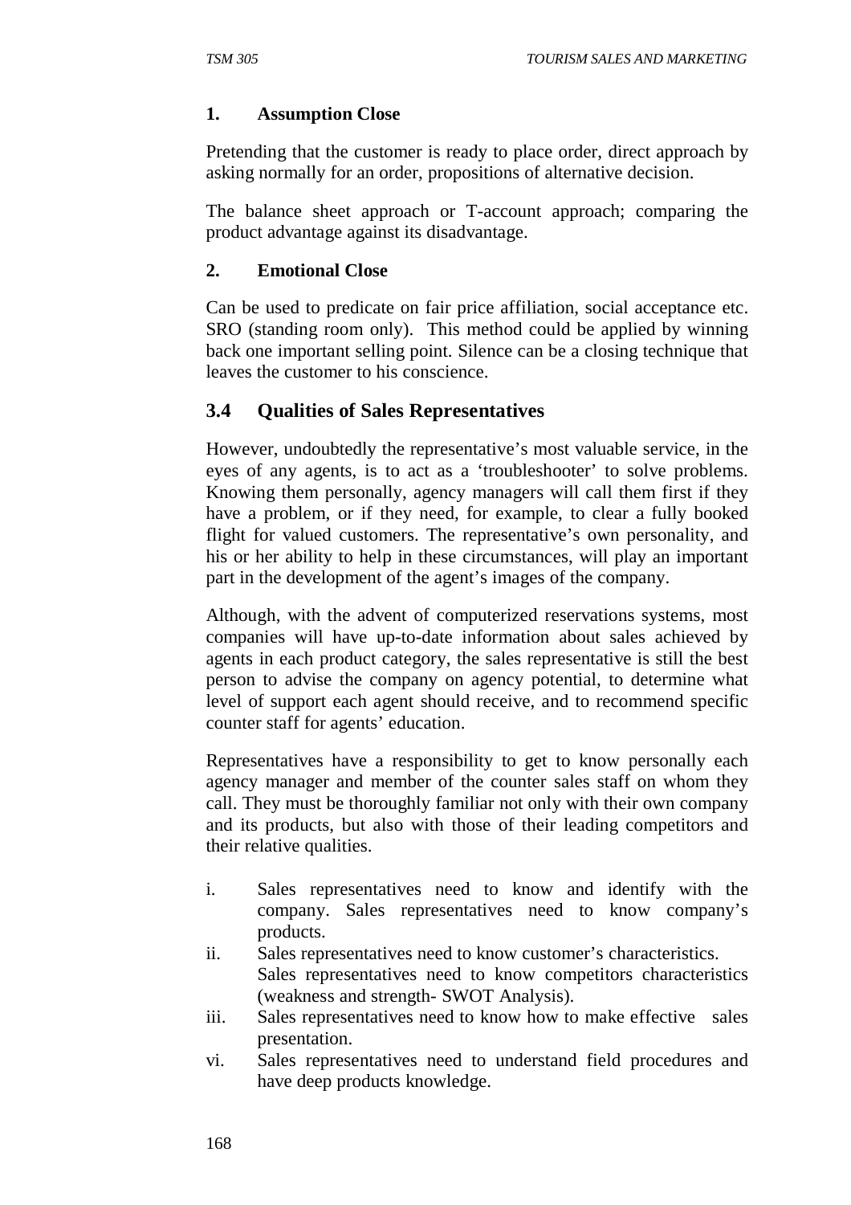**1. Assumption Close**

Pretending that the customer is ready to place order, direct approach by asking normally for an order, propositions of alternative decision.

The balance sheet approach or T-account approach; comparing the product advantage against its disadvantage.

**2. Emotional Close**

Can be used to predicate on fair price affiliation, social acceptance etc. SRO (standing room only). This method could be applied by winning back one important selling point. Silence can be a closing technique that leaves the customer to his conscience.

## 3.4 Qualities of Sales Representatives

However, undoubtedly the representative's most valuable service, in the eyes of any agents, is to act as a 'troubleshooter' to solve problems. Knowing them personally, agency managers will call them first if they have a problem, or if they need, for example, to clear a fully booked flight for valued customers. The representative's own personality, and his or her ability to help in these circumstances, will play an important part in the development of the agent's images of the company.

Although, with the advent of computerized reservations systems, most companies will have up-to-date information about sales achieved by agents in each product category, the sales representative is still the best person to advise the company on agency potential, to determine what level of support each agent should receive, and to recommend specific counter staff for agents' education.

Representatives have a responsibility to get to know personally each agency manager and member of the counter sales staff on whom they call. They must be thoroughly familiar not only with their own company and its products, but also with those of their leading competitors and their relative qualities.

i. Sales representatives need to know and identify with the company. Sales representatives need to know company's products.
ii. Sales representatives need to know customer's characteristics. Sales representatives need to know competitors characteristics (weakness and strength- SWOT Analysis).
iii. Sales representatives need to know how to make effective sales presentation.
vi. Sales representatives need to understand field procedures and have deep products knowledge.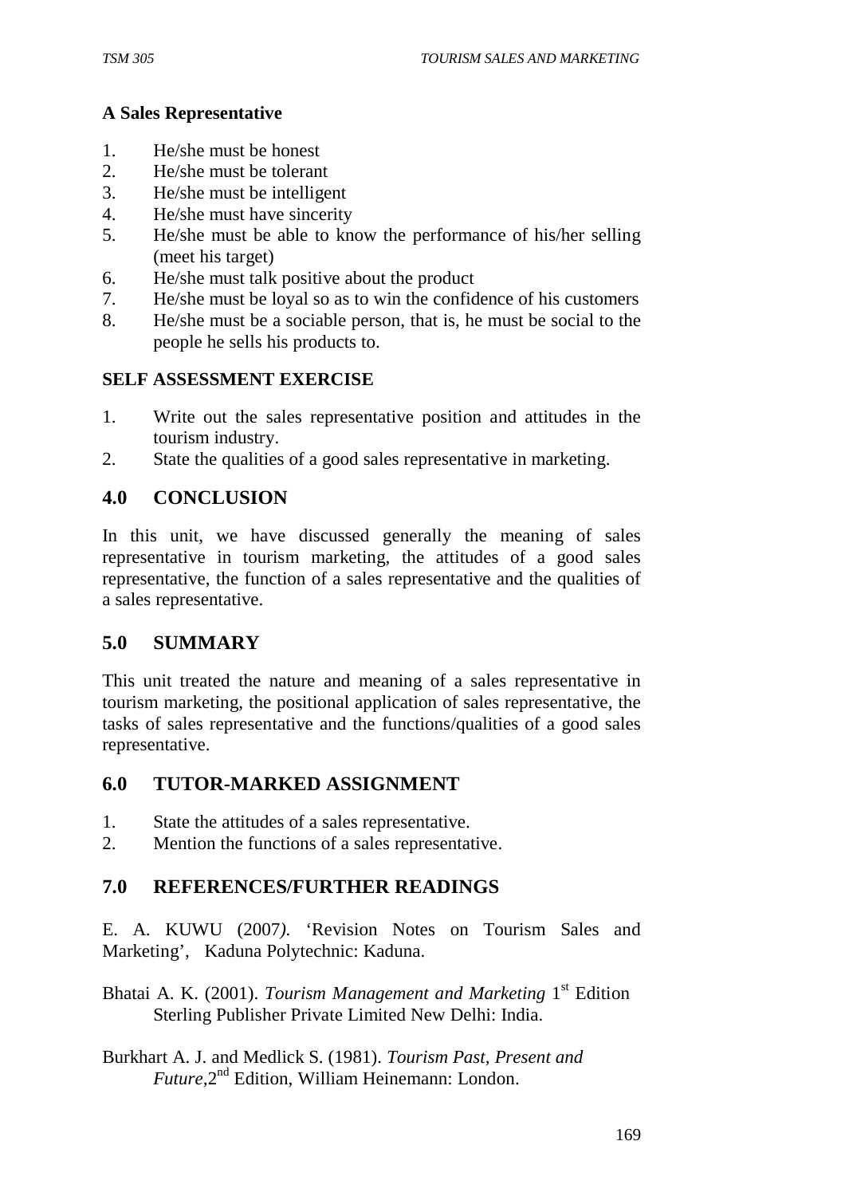**A Sales Representative**

1. He/she must be honest
2. He/she must be tolerant
3. He/she must be intelligent
4. He/she must have sincerity
5. He/she must be able to know the performance of his/her selling (meet his target)
6. He/she must talk positive about the product
7. He/she must be loyal so as to win the confidence of his customers
8. He/she must be a sociable person, that is, he must be social to the people he sells his products to.

**SELF ASSESSMENT EXERCISE**

1. Write out the sales representative position and attitudes in the tourism industry.
2. State the qualities of a good sales representative in marketing.

## 4.0 CONCLUSION

In this unit, we have discussed generally the meaning of sales representative in tourism marketing, the attitudes of a good sales representative, the function of a sales representative and the qualities of a sales representative.

## 5.0 SUMMARY

This unit treated the nature and meaning of a sales representative in tourism marketing, the positional application of sales representative, the tasks of sales representative and the functions/qualities of a good sales representative.

## 6.0 TUTOR-MARKED ASSIGNMENT

1. State the attitudes of a sales representative.
2. Mention the functions of a sales representative.

## 7.0 REFERENCES/FURTHER READINGS

E. A. KUWU (2007). 'Revision Notes on Tourism Sales and Marketing', Kaduna Polytechnic: Kaduna.

Bhatai A. K. (2001). *Tourism Management and Marketing* 1st Edition Sterling Publisher Private Limited New Delhi: India.

Burkhart A. J. and Medlick S. (1981). *Tourism Past, Present and Future*,2nd Edition, William Heinemann: London.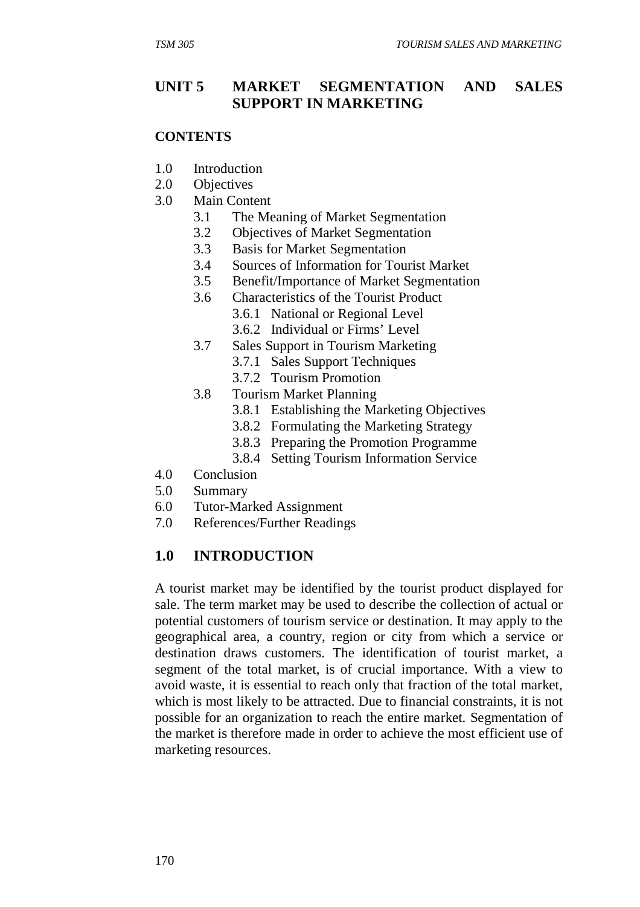## UNIT 5 MARKET SEGMENTATION AND SALES SUPPORT IN MARKETING

**CONTENTS**

1.0 Introduction
2.0 Objectives
3.0 Main Content
  3.1 The Meaning of Market Segmentation
  3.2 Objectives of Market Segmentation
  3.3 Basis for Market Segmentation
  3.4 Sources of Information for Tourist Market
  3.5 Benefit/Importance of Market Segmentation
  3.6 Characteristics of the Tourist Product
    3.6.1 National or Regional Level
    3.6.2 Individual or Firms' Level
  3.7 Sales Support in Tourism Marketing
    3.7.1 Sales Support Techniques
    3.7.2 Tourism Promotion
  3.8 Tourism Market Planning
    3.8.1 Establishing the Marketing Objectives
    3.8.2 Formulating the Marketing Strategy
    3.8.3 Preparing the Promotion Programme
    3.8.4 Setting Tourism Information Service
4.0 Conclusion
5.0 Summary
6.0 Tutor-Marked Assignment
7.0 References/Further Readings

## 1.0 INTRODUCTION

A tourist market may be identified by the tourist product displayed for sale. The term market may be used to describe the collection of actual or potential customers of tourism service or destination. It may apply to the geographical area, a country, region or city from which a service or destination draws customers. The identification of tourist market, a segment of the total market, is of crucial importance. With a view to avoid waste, it is essential to reach only that fraction of the total market, which is most likely to be attracted. Due to financial constraints, it is not possible for an organization to reach the entire market. Segmentation of the market is therefore made in order to achieve the most efficient use of marketing resources.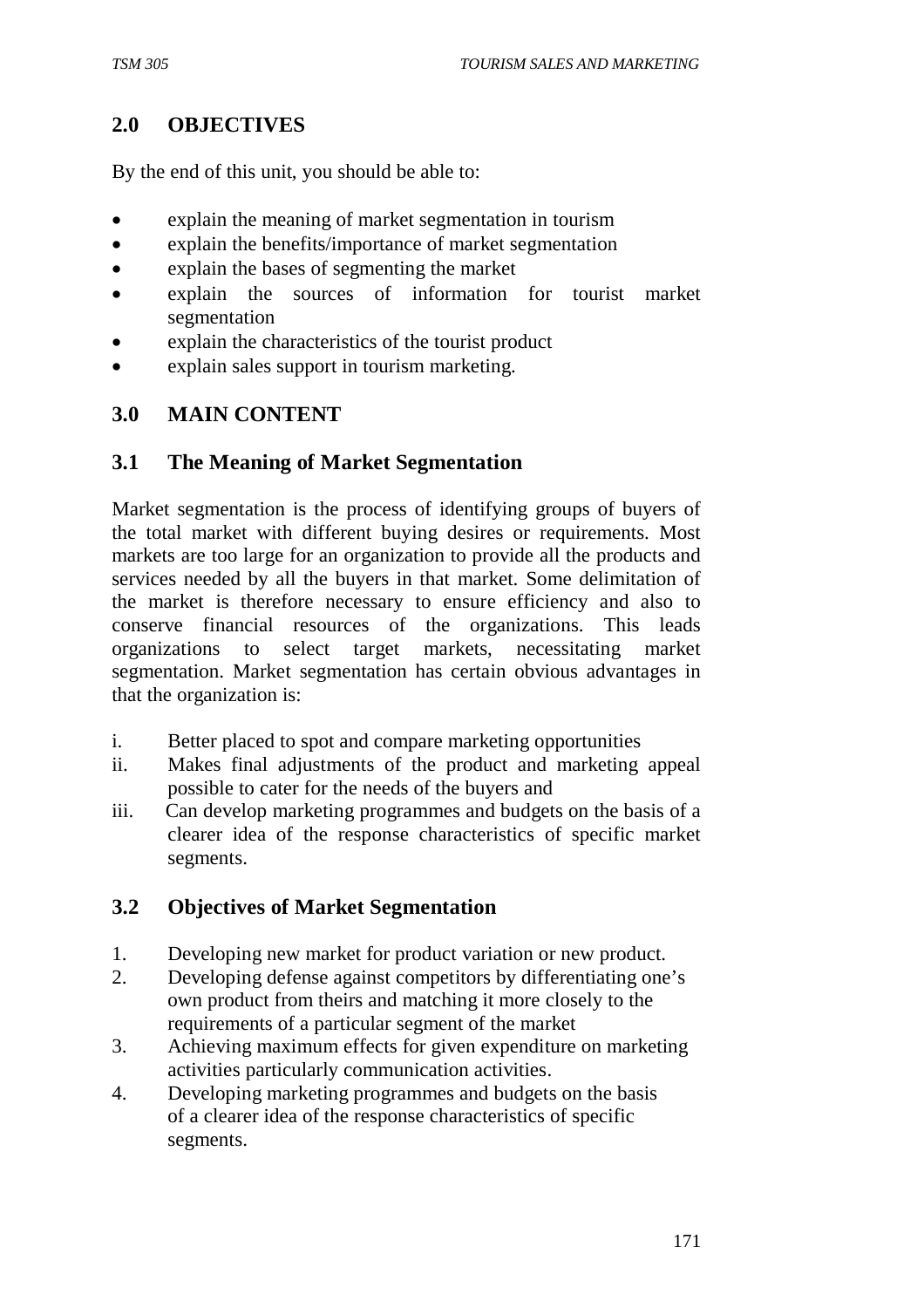## 2.0 OBJECTIVES

By the end of this unit, you should be able to:

- explain the meaning of market segmentation in tourism
- explain the benefits/importance of market segmentation
- explain the bases of segmenting the market
- explain the sources of information for tourist market segmentation
- explain the characteristics of the tourist product
- explain sales support in tourism marketing.

## 3.0 MAIN CONTENT

### 3.1 The Meaning of Market Segmentation

Market segmentation is the process of identifying groups of buyers of the total market with different buying desires or requirements. Most markets are too large for an organization to provide all the products and services needed by all the buyers in that market. Some delimitation of the market is therefore necessary to ensure efficiency and also to conserve financial resources of the organizations. This leads organizations to select target markets, necessitating market segmentation. Market segmentation has certain obvious advantages in that the organization is:

i. Better placed to spot and compare marketing opportunities
ii. Makes final adjustments of the product and marketing appeal possible to cater for the needs of the buyers and
iii. Can develop marketing programmes and budgets on the basis of a clearer idea of the response characteristics of specific market segments.

### 3.2 Objectives of Market Segmentation

1. Developing new market for product variation or new product.
2. Developing defense against competitors by differentiating one's own product from theirs and matching it more closely to the requirements of a particular segment of the market
3. Achieving maximum effects for given expenditure on marketing activities particularly communication activities.
4. Developing marketing programmes and budgets on the basis of a clearer idea of the response characteristics of specific segments.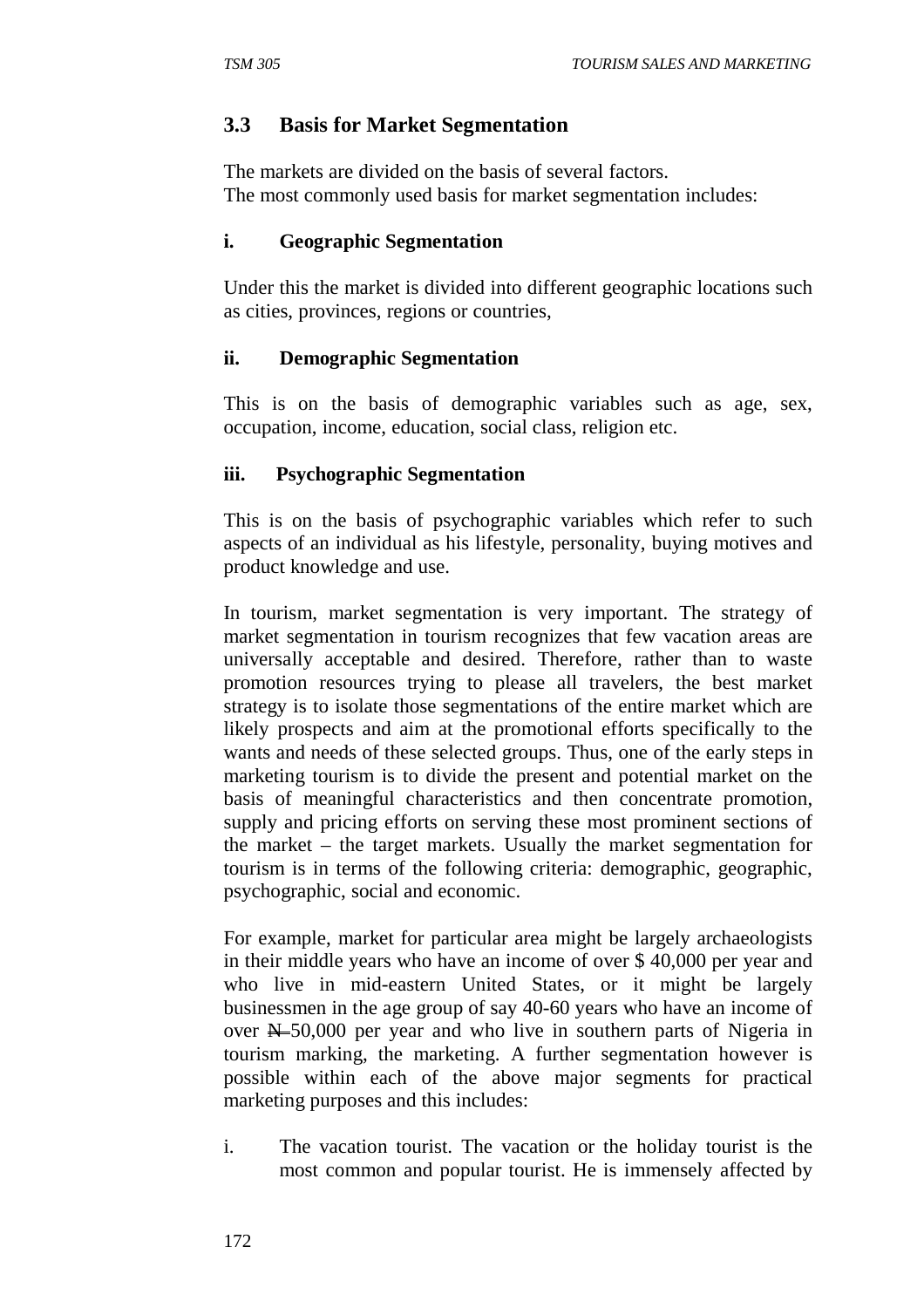## 3.3 Basis for Market Segmentation

The markets are divided on the basis of several factors.
The most commonly used basis for market segmentation includes:

**i. Geographic Segmentation**

Under this the market is divided into different geographic locations such as cities, provinces, regions or countries,

**ii. Demographic Segmentation**

This is on the basis of demographic variables such as age, sex, occupation, income, education, social class, religion etc.

**iii. Psychographic Segmentation**

This is on the basis of psychographic variables which refer to such aspects of an individual as his lifestyle, personality, buying motives and product knowledge and use.

In tourism, market segmentation is very important. The strategy of market segmentation in tourism recognizes that few vacation areas are universally acceptable and desired. Therefore, rather than to waste promotion resources trying to please all travelers, the best market strategy is to isolate those segmentations of the entire market which are likely prospects and aim at the promotional efforts specifically to the wants and needs of these selected groups. Thus, one of the early steps in marketing tourism is to divide the present and potential market on the basis of meaningful characteristics and then concentrate promotion, supply and pricing efforts on serving these most prominent sections of the market – the target markets. Usually the market segmentation for tourism is in terms of the following criteria: demographic, geographic, psychographic, social and economic.

For example, market for particular area might be largely archaeologists in their middle years who have an income of over $ 40,000 per year and who live in mid-eastern United States, or it might be largely businessmen in the age group of say 40-60 years who have an income of over ₦ 50,000 per year and who live in southern parts of Nigeria in tourism marking, the marketing. A further segmentation however is possible within each of the above major segments for practical marketing purposes and this includes:

i. The vacation tourist. The vacation or the holiday tourist is the most common and popular tourist. He is immensely affected by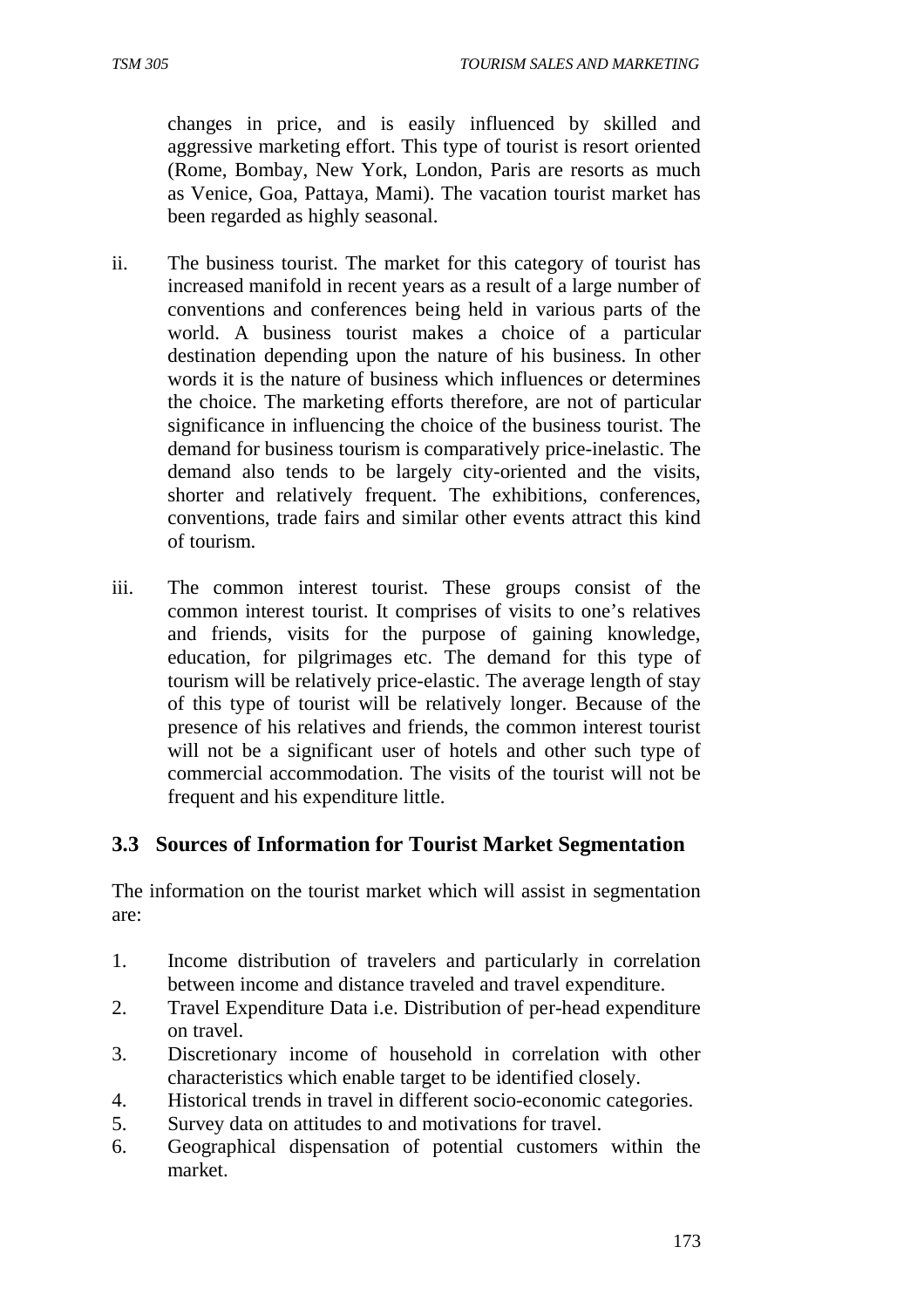changes in price, and is easily influenced by skilled and aggressive marketing effort. This type of tourist is resort oriented (Rome, Bombay, New York, London, Paris are resorts as much as Venice, Goa, Pattaya, Mami). The vacation tourist market has been regarded as highly seasonal.

ii. The business tourist. The market for this category of tourist has increased manifold in recent years as a result of a large number of conventions and conferences being held in various parts of the world. A business tourist makes a choice of a particular destination depending upon the nature of his business. In other words it is the nature of business which influences or determines the choice. The marketing efforts therefore, are not of particular significance in influencing the choice of the business tourist. The demand for business tourism is comparatively price-inelastic. The demand also tends to be largely city-oriented and the visits, shorter and relatively frequent. The exhibitions, conferences, conventions, trade fairs and similar other events attract this kind of tourism.

iii. The common interest tourist. These groups consist of the common interest tourist. It comprises of visits to one's relatives and friends, visits for the purpose of gaining knowledge, education, for pilgrimages etc. The demand for this type of tourism will be relatively price-elastic. The average length of stay of this type of tourist will be relatively longer. Because of the presence of his relatives and friends, the common interest tourist will not be a significant user of hotels and other such type of commercial accommodation. The visits of the tourist will not be frequent and his expenditure little.

### 3.3 Sources of Information for Tourist Market Segmentation

The information on the tourist market which will assist in segmentation are:

1. Income distribution of travelers and particularly in correlation between income and distance traveled and travel expenditure.
2. Travel Expenditure Data i.e. Distribution of per-head expenditure on travel.
3. Discretionary income of household in correlation with other characteristics which enable target to be identified closely.
4. Historical trends in travel in different socio-economic categories.
5. Survey data on attitudes to and motivations for travel.
6. Geographical dispensation of potential customers within the market.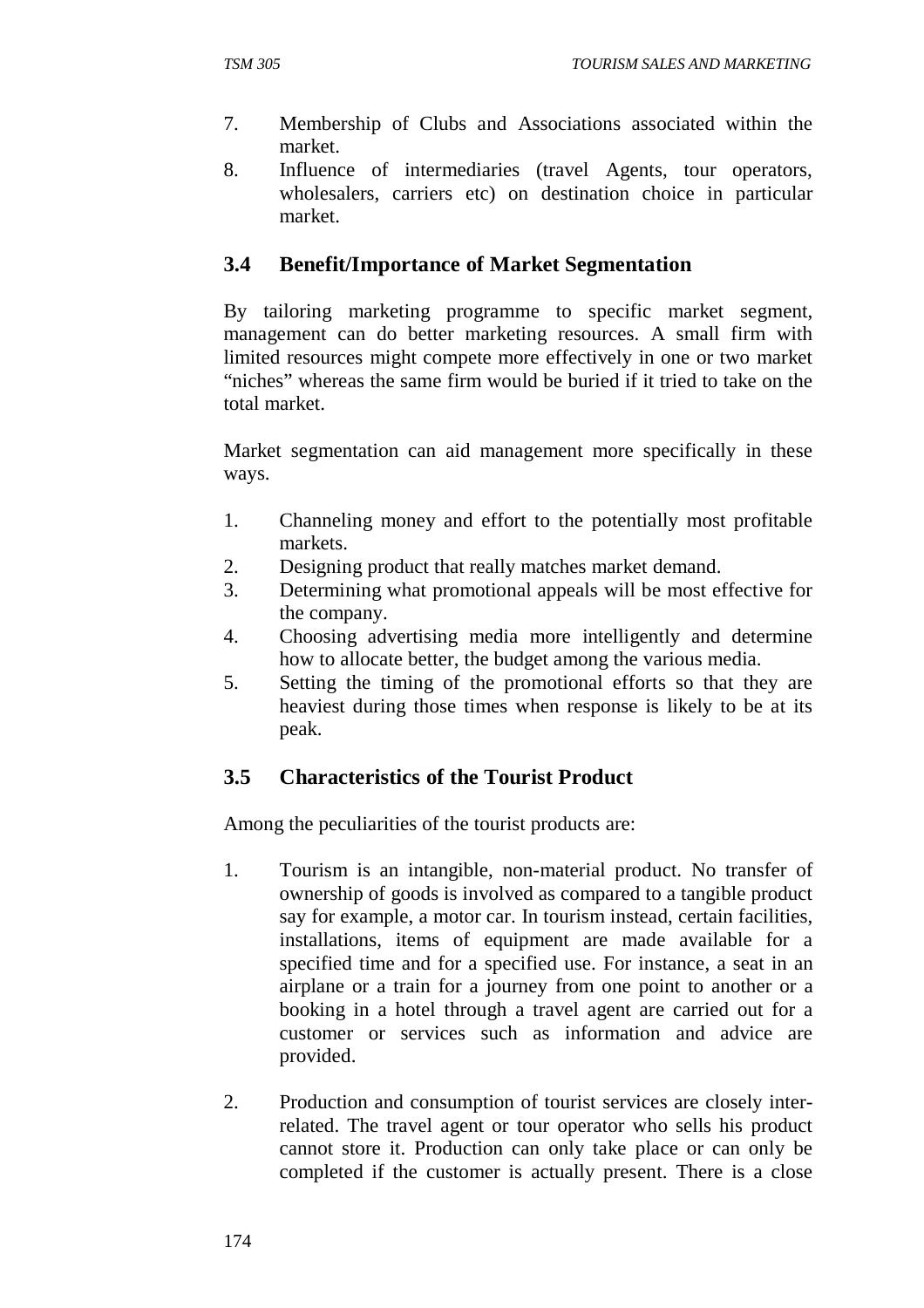7. Membership of Clubs and Associations associated within the market.
8. Influence of intermediaries (travel Agents, tour operators, wholesalers, carriers etc) on destination choice in particular market.

### 3.4 Benefit/Importance of Market Segmentation

By tailoring marketing programme to specific market segment, management can do better marketing resources. A small firm with limited resources might compete more effectively in one or two market "niches" whereas the same firm would be buried if it tried to take on the total market.

Market segmentation can aid management more specifically in these ways.

1. Channeling money and effort to the potentially most profitable markets.
2. Designing product that really matches market demand.
3. Determining what promotional appeals will be most effective for the company.
4. Choosing advertising media more intelligently and determine how to allocate better, the budget among the various media.
5. Setting the timing of the promotional efforts so that they are heaviest during those times when response is likely to be at its peak.

### 3.5 Characteristics of the Tourist Product

Among the peculiarities of the tourist products are:

1. Tourism is an intangible, non-material product. No transfer of ownership of goods is involved as compared to a tangible product say for example, a motor car. In tourism instead, certain facilities, installations, items of equipment are made available for a specified time and for a specified use. For instance, a seat in an airplane or a train for a journey from one point to another or a booking in a hotel through a travel agent are carried out for a customer or services such as information and advice are provided.

2. Production and consumption of tourist services are closely inter-related. The travel agent or tour operator who sells his product cannot store it. Production can only take place or can only be completed if the customer is actually present. There is a close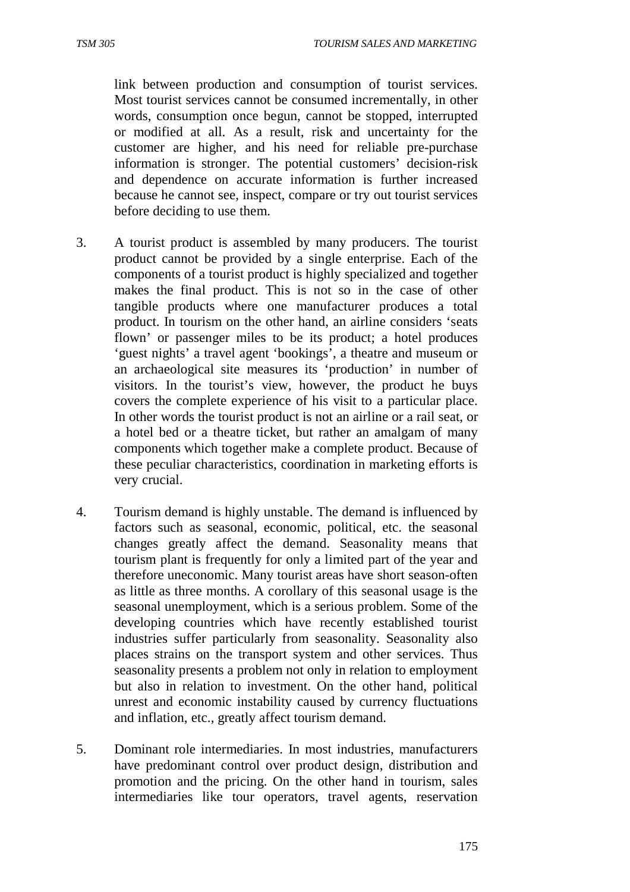link between production and consumption of tourist services. Most tourist services cannot be consumed incrementally, in other words, consumption once begun, cannot be stopped, interrupted or modified at all. As a result, risk and uncertainty for the customer are higher, and his need for reliable pre-purchase information is stronger. The potential customers' decision-risk and dependence on accurate information is further increased because he cannot see, inspect, compare or try out tourist services before deciding to use them.

3. A tourist product is assembled by many producers. The tourist product cannot be provided by a single enterprise. Each of the components of a tourist product is highly specialized and together makes the final product. This is not so in the case of other tangible products where one manufacturer produces a total product. In tourism on the other hand, an airline considers 'seats flown' or passenger miles to be its product; a hotel produces 'guest nights' a travel agent 'bookings', a theatre and museum or an archaeological site measures its 'production' in number of visitors. In the tourist's view, however, the product he buys covers the complete experience of his visit to a particular place. In other words the tourist product is not an airline or a rail seat, or a hotel bed or a theatre ticket, but rather an amalgam of many components which together make a complete product. Because of these peculiar characteristics, coordination in marketing efforts is very crucial.

4. Tourism demand is highly unstable. The demand is influenced by factors such as seasonal, economic, political, etc. the seasonal changes greatly affect the demand. Seasonality means that tourism plant is frequently for only a limited part of the year and therefore uneconomic. Many tourist areas have short season-often as little as three months. A corollary of this seasonal usage is the seasonal unemployment, which is a serious problem. Some of the developing countries which have recently established tourist industries suffer particularly from seasonality. Seasonality also places strains on the transport system and other services. Thus seasonality presents a problem not only in relation to employment but also in relation to investment. On the other hand, political unrest and economic instability caused by currency fluctuations and inflation, etc., greatly affect tourism demand.

5. Dominant role intermediaries. In most industries, manufacturers have predominant control over product design, distribution and promotion and the pricing. On the other hand in tourism, sales intermediaries like tour operators, travel agents, reservation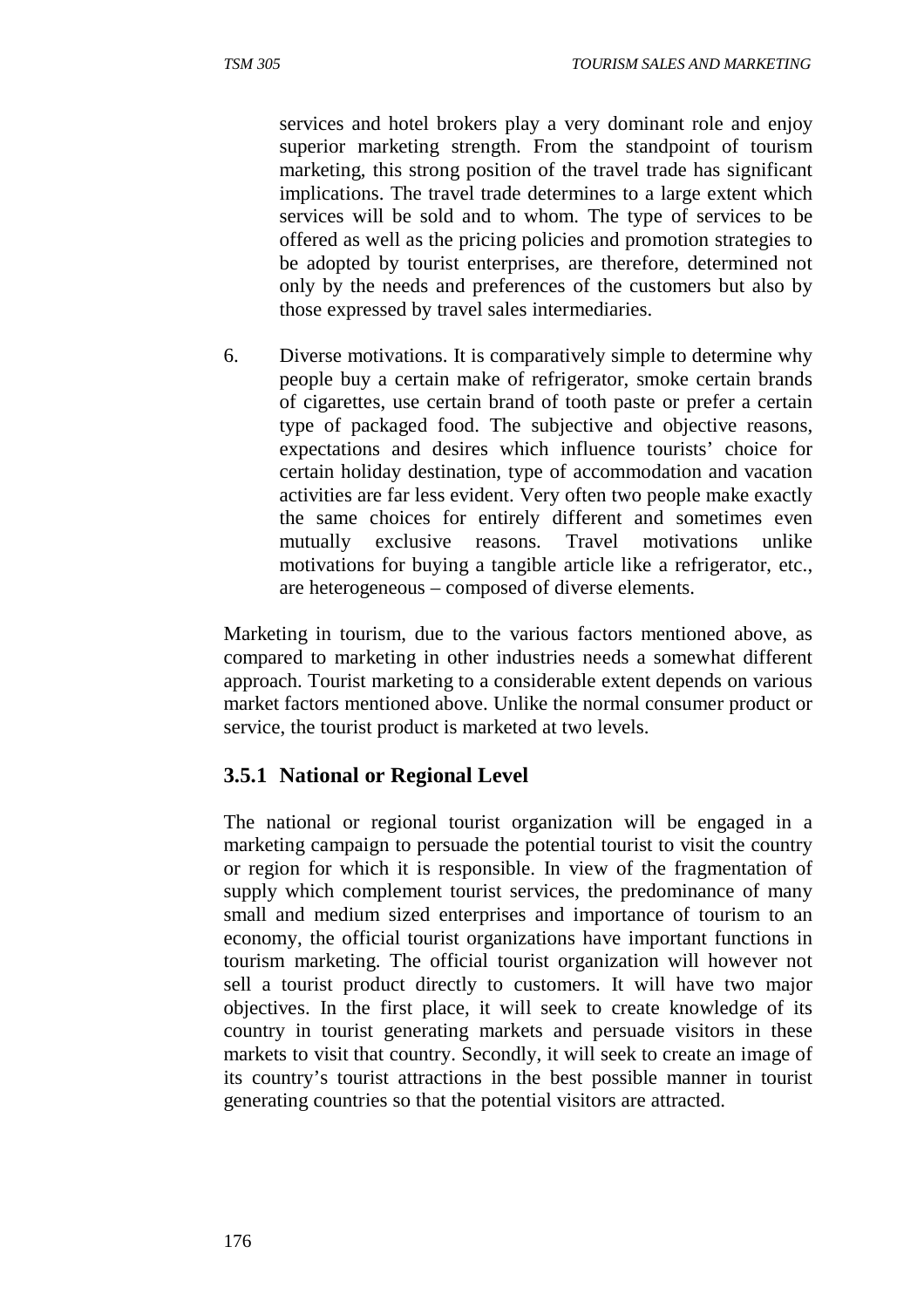services and hotel brokers play a very dominant role and enjoy superior marketing strength. From the standpoint of tourism marketing, this strong position of the travel trade has significant implications. The travel trade determines to a large extent which services will be sold and to whom. The type of services to be offered as well as the pricing policies and promotion strategies to be adopted by tourist enterprises, are therefore, determined not only by the needs and preferences of the customers but also by those expressed by travel sales intermediaries.

6. Diverse motivations. It is comparatively simple to determine why people buy a certain make of refrigerator, smoke certain brands of cigarettes, use certain brand of tooth paste or prefer a certain type of packaged food. The subjective and objective reasons, expectations and desires which influence tourists' choice for certain holiday destination, type of accommodation and vacation activities are far less evident. Very often two people make exactly the same choices for entirely different and sometimes even mutually exclusive reasons. Travel motivations unlike motivations for buying a tangible article like a refrigerator, etc., are heterogeneous – composed of diverse elements.

Marketing in tourism, due to the various factors mentioned above, as compared to marketing in other industries needs a somewhat different approach. Tourist marketing to a considerable extent depends on various market factors mentioned above. Unlike the normal consumer product or service, the tourist product is marketed at two levels.

### 3.5.1 National or Regional Level

The national or regional tourist organization will be engaged in a marketing campaign to persuade the potential tourist to visit the country or region for which it is responsible. In view of the fragmentation of supply which complement tourist services, the predominance of many small and medium sized enterprises and importance of tourism to an economy, the official tourist organizations have important functions in tourism marketing. The official tourist organization will however not sell a tourist product directly to customers. It will have two major objectives. In the first place, it will seek to create knowledge of its country in tourist generating markets and persuade visitors in these markets to visit that country. Secondly, it will seek to create an image of its country's tourist attractions in the best possible manner in tourist generating countries so that the potential visitors are attracted.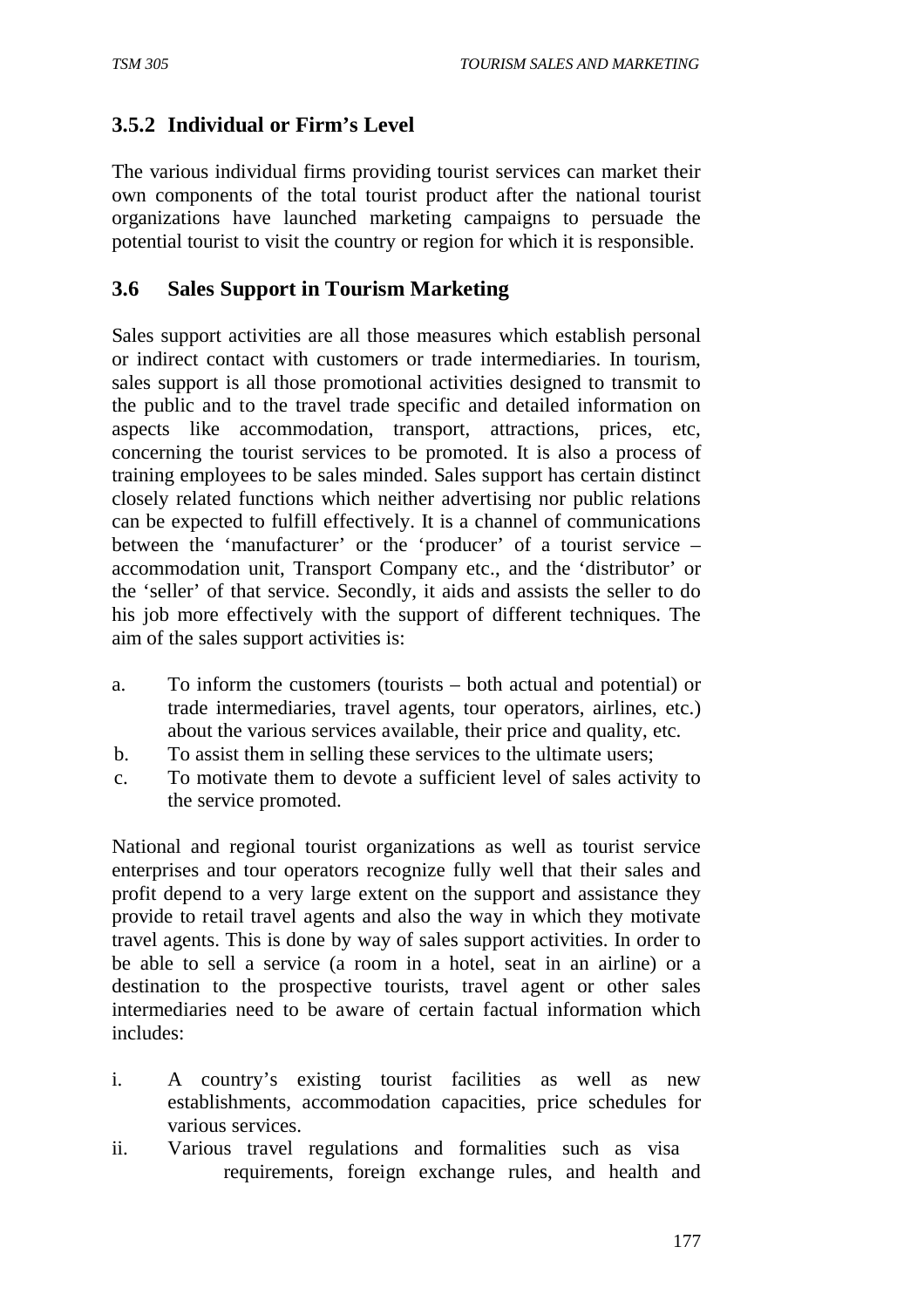### 3.5.2 Individual or Firm's Level

The various individual firms providing tourist services can market their own components of the total tourist product after the national tourist organizations have launched marketing campaigns to persuade the potential tourist to visit the country or region for which it is responsible.

## 3.6 Sales Support in Tourism Marketing

Sales support activities are all those measures which establish personal or indirect contact with customers or trade intermediaries. In tourism, sales support is all those promotional activities designed to transmit to the public and to the travel trade specific and detailed information on aspects like accommodation, transport, attractions, prices, etc, concerning the tourist services to be promoted. It is also a process of training employees to be sales minded. Sales support has certain distinct closely related functions which neither advertising nor public relations can be expected to fulfill effectively. It is a channel of communications between the 'manufacturer' or the 'producer' of a tourist service – accommodation unit, Transport Company etc., and the 'distributor' or the 'seller' of that service. Secondly, it aids and assists the seller to do his job more effectively with the support of different techniques. The aim of the sales support activities is:

a. To inform the customers (tourists – both actual and potential) or trade intermediaries, travel agents, tour operators, airlines, etc.) about the various services available, their price and quality, etc.
b. To assist them in selling these services to the ultimate users;
c. To motivate them to devote a sufficient level of sales activity to the service promoted.

National and regional tourist organizations as well as tourist service enterprises and tour operators recognize fully well that their sales and profit depend to a very large extent on the support and assistance they provide to retail travel agents and also the way in which they motivate travel agents. This is done by way of sales support activities. In order to be able to sell a service (a room in a hotel, seat in an airline) or a destination to the prospective tourists, travel agent or other sales intermediaries need to be aware of certain factual information which includes:

i. A country's existing tourist facilities as well as new establishments, accommodation capacities, price schedules for various services.
ii. Various travel regulations and formalities such as visa requirements, foreign exchange rules, and health and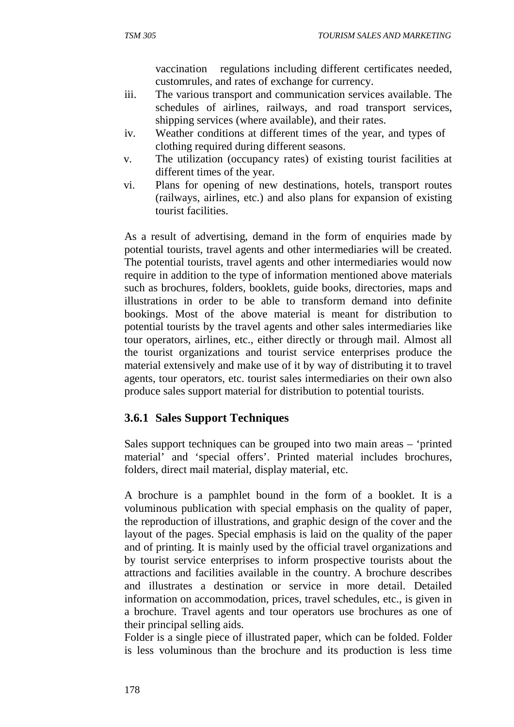vaccination regulations including different certificates needed, customrules, and rates of exchange for currency.

iii. The various transport and communication services available. The schedules of airlines, railways, and road transport services, shipping services (where available), and their rates.

iv. Weather conditions at different times of the year, and types of clothing required during different seasons.

v. The utilization (occupancy rates) of existing tourist facilities at different times of the year.

vi. Plans for opening of new destinations, hotels, transport routes (railways, airlines, etc.) and also plans for expansion of existing tourist facilities.

As a result of advertising, demand in the form of enquiries made by potential tourists, travel agents and other intermediaries will be created. The potential tourists, travel agents and other intermediaries would now require in addition to the type of information mentioned above materials such as brochures, folders, booklets, guide books, directories, maps and illustrations in order to be able to transform demand into definite bookings. Most of the above material is meant for distribution to potential tourists by the travel agents and other sales intermediaries like tour operators, airlines, etc., either directly or through mail. Almost all the tourist organizations and tourist service enterprises produce the material extensively and make use of it by way of distributing it to travel agents, tour operators, etc. tourist sales intermediaries on their own also produce sales support material for distribution to potential tourists.

### 3.6.1 Sales Support Techniques

Sales support techniques can be grouped into two main areas – 'printed material' and 'special offers'. Printed material includes brochures, folders, direct mail material, display material, etc.

A brochure is a pamphlet bound in the form of a booklet. It is a voluminous publication with special emphasis on the quality of paper, the reproduction of illustrations, and graphic design of the cover and the layout of the pages. Special emphasis is laid on the quality of the paper and of printing. It is mainly used by the official travel organizations and by tourist service enterprises to inform prospective tourists about the attractions and facilities available in the country. A brochure describes and illustrates a destination or service in more detail. Detailed information on accommodation, prices, travel schedules, etc., is given in a brochure. Travel agents and tour operators use brochures as one of their principal selling aids.

Folder is a single piece of illustrated paper, which can be folded. Folder is less voluminous than the brochure and its production is less time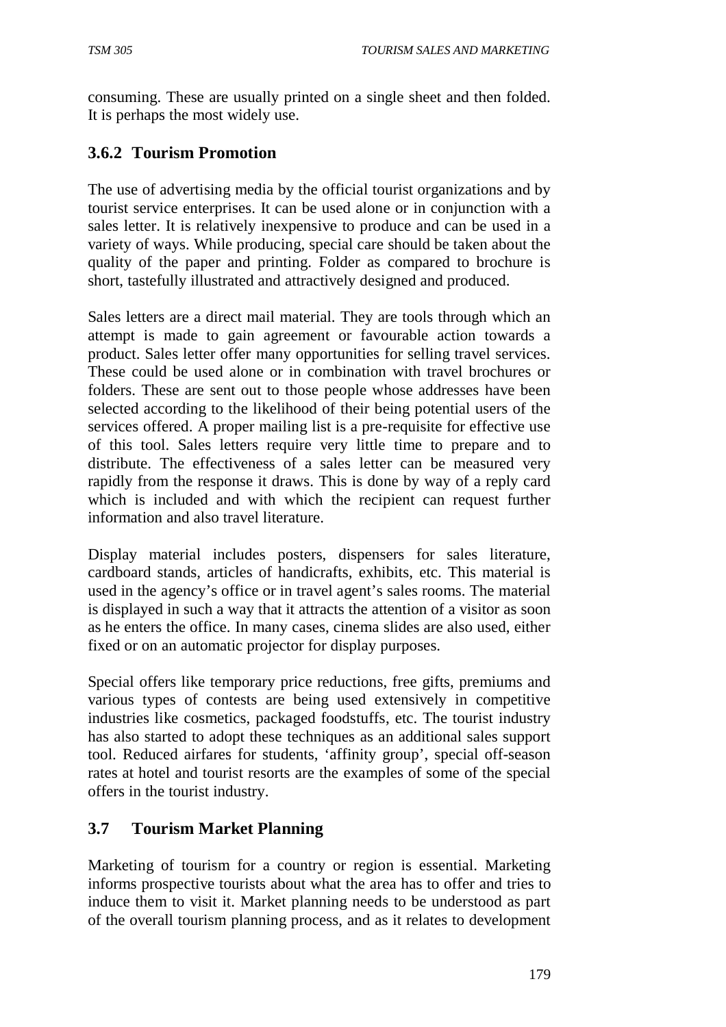consuming. These are usually printed on a single sheet and then folded. It is perhaps the most widely use.

### 3.6.2 Tourism Promotion

The use of advertising media by the official tourist organizations and by tourist service enterprises. It can be used alone or in conjunction with a sales letter. It is relatively inexpensive to produce and can be used in a variety of ways. While producing, special care should be taken about the quality of the paper and printing. Folder as compared to brochure is short, tastefully illustrated and attractively designed and produced.

Sales letters are a direct mail material. They are tools through which an attempt is made to gain agreement or favourable action towards a product. Sales letter offer many opportunities for selling travel services. These could be used alone or in combination with travel brochures or folders. These are sent out to those people whose addresses have been selected according to the likelihood of their being potential users of the services offered. A proper mailing list is a pre-requisite for effective use of this tool. Sales letters require very little time to prepare and to distribute. The effectiveness of a sales letter can be measured very rapidly from the response it draws. This is done by way of a reply card which is included and with which the recipient can request further information and also travel literature.

Display material includes posters, dispensers for sales literature, cardboard stands, articles of handicrafts, exhibits, etc. This material is used in the agency's office or in travel agent's sales rooms. The material is displayed in such a way that it attracts the attention of a visitor as soon as he enters the office. In many cases, cinema slides are also used, either fixed or on an automatic projector for display purposes.

Special offers like temporary price reductions, free gifts, premiums and various types of contests are being used extensively in competitive industries like cosmetics, packaged foodstuffs, etc. The tourist industry has also started to adopt these techniques as an additional sales support tool. Reduced airfares for students, 'affinity group', special off-season rates at hotel and tourist resorts are the examples of some of the special offers in the tourist industry.

## 3.7 Tourism Market Planning

Marketing of tourism for a country or region is essential. Marketing informs prospective tourists about what the area has to offer and tries to induce them to visit it. Market planning needs to be understood as part of the overall tourism planning process, and as it relates to development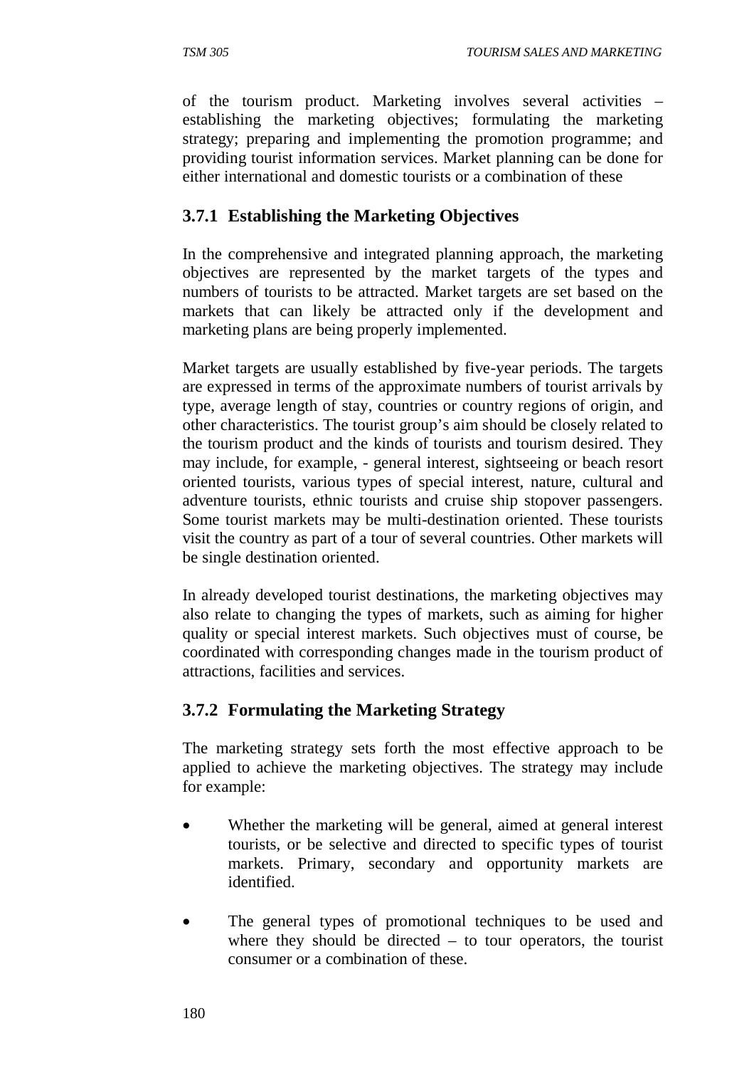of the tourism product. Marketing involves several activities – establishing the marketing objectives; formulating the marketing strategy; preparing and implementing the promotion programme; and providing tourist information services. Market planning can be done for either international and domestic tourists or a combination of these

### 3.7.1 Establishing the Marketing Objectives

In the comprehensive and integrated planning approach, the marketing objectives are represented by the market targets of the types and numbers of tourists to be attracted. Market targets are set based on the markets that can likely be attracted only if the development and marketing plans are being properly implemented.

Market targets are usually established by five-year periods. The targets are expressed in terms of the approximate numbers of tourist arrivals by type, average length of stay, countries or country regions of origin, and other characteristics. The tourist group's aim should be closely related to the tourism product and the kinds of tourists and tourism desired. They may include, for example, - general interest, sightseeing or beach resort oriented tourists, various types of special interest, nature, cultural and adventure tourists, ethnic tourists and cruise ship stopover passengers. Some tourist markets may be multi-destination oriented. These tourists visit the country as part of a tour of several countries. Other markets will be single destination oriented.

In already developed tourist destinations, the marketing objectives may also relate to changing the types of markets, such as aiming for higher quality or special interest markets. Such objectives must of course, be coordinated with corresponding changes made in the tourism product of attractions, facilities and services.

### 3.7.2 Formulating the Marketing Strategy

The marketing strategy sets forth the most effective approach to be applied to achieve the marketing objectives. The strategy may include for example:

- Whether the marketing will be general, aimed at general interest tourists, or be selective and directed to specific types of tourist markets. Primary, secondary and opportunity markets are identified.
- The general types of promotional techniques to be used and where they should be directed – to tour operators, the tourist consumer or a combination of these.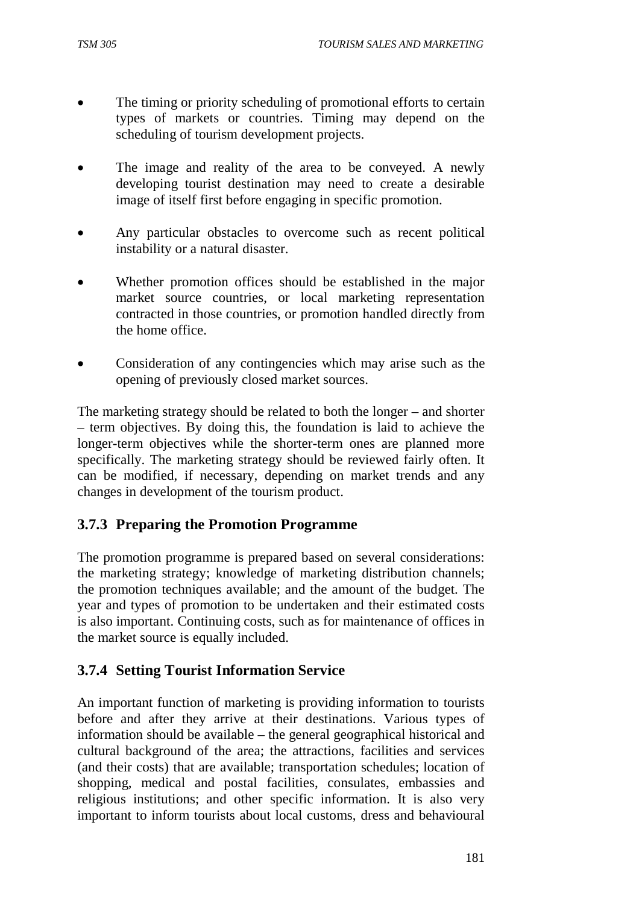- The timing or priority scheduling of promotional efforts to certain types of markets or countries. Timing may depend on the scheduling of tourism development projects.

- The image and reality of the area to be conveyed. A newly developing tourist destination may need to create a desirable image of itself first before engaging in specific promotion.

- Any particular obstacles to overcome such as recent political instability or a natural disaster.

- Whether promotion offices should be established in the major market source countries, or local marketing representation contracted in those countries, or promotion handled directly from the home office.

- Consideration of any contingencies which may arise such as the opening of previously closed market sources.

The marketing strategy should be related to both the longer – and shorter – term objectives. By doing this, the foundation is laid to achieve the longer-term objectives while the shorter-term ones are planned more specifically. The marketing strategy should be reviewed fairly often. It can be modified, if necessary, depending on market trends and any changes in development of the tourism product.

### 3.7.3 Preparing the Promotion Programme

The promotion programme is prepared based on several considerations: the marketing strategy; knowledge of marketing distribution channels; the promotion techniques available; and the amount of the budget. The year and types of promotion to be undertaken and their estimated costs is also important. Continuing costs, such as for maintenance of offices in the market source is equally included.

### 3.7.4 Setting Tourist Information Service

An important function of marketing is providing information to tourists before and after they arrive at their destinations. Various types of information should be available – the general geographical historical and cultural background of the area; the attractions, facilities and services (and their costs) that are available; transportation schedules; location of shopping, medical and postal facilities, consulates, embassies and religious institutions; and other specific information. It is also very important to inform tourists about local customs, dress and behavioural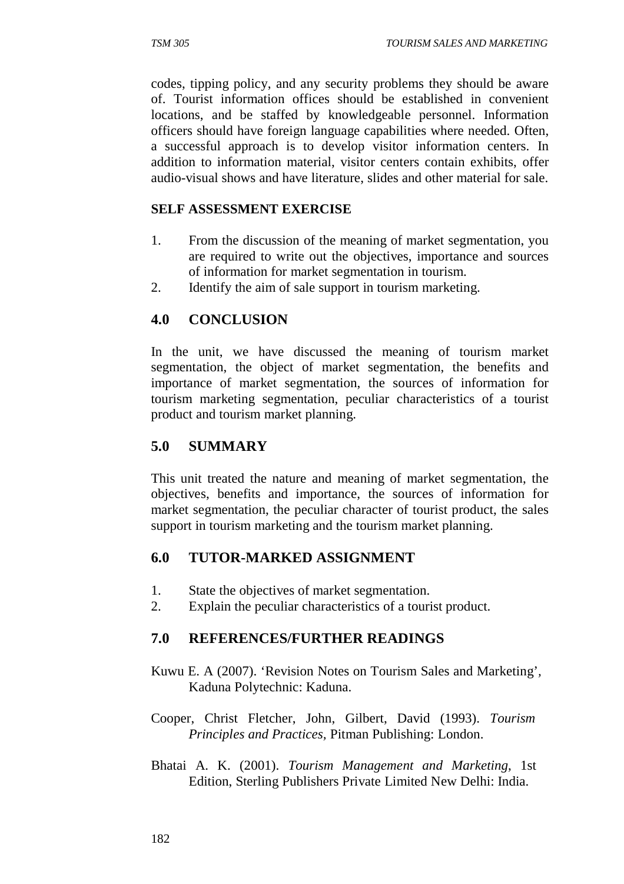codes, tipping policy, and any security problems they should be aware of. Tourist information offices should be established in convenient locations, and be staffed by knowledgeable personnel. Information officers should have foreign language capabilities where needed. Often, a successful approach is to develop visitor information centers. In addition to information material, visitor centers contain exhibits, offer audio-visual shows and have literature, slides and other material for sale.

**SELF ASSESSMENT EXERCISE**

1. From the discussion of the meaning of market segmentation, you are required to write out the objectives, importance and sources of information for market segmentation in tourism.
2. Identify the aim of sale support in tourism marketing.

## 4.0 CONCLUSION

In the unit, we have discussed the meaning of tourism market segmentation, the object of market segmentation, the benefits and importance of market segmentation, the sources of information for tourism marketing segmentation, peculiar characteristics of a tourist product and tourism market planning.

## 5.0 SUMMARY

This unit treated the nature and meaning of market segmentation, the objectives, benefits and importance, the sources of information for market segmentation, the peculiar character of tourist product, the sales support in tourism marketing and the tourism market planning.

## 6.0 TUTOR-MARKED ASSIGNMENT

1. State the objectives of market segmentation.
2. Explain the peculiar characteristics of a tourist product.

## 7.0 REFERENCES/FURTHER READINGS

Kuwu E. A (2007). 'Revision Notes on Tourism Sales and Marketing', Kaduna Polytechnic: Kaduna.

Cooper, Christ Fletcher, John, Gilbert, David (1993). *Tourism Principles and Practices,* Pitman Publishing: London.

Bhatai A. K. (2001). *Tourism Management and Marketing*, 1st Edition, Sterling Publishers Private Limited New Delhi: India.